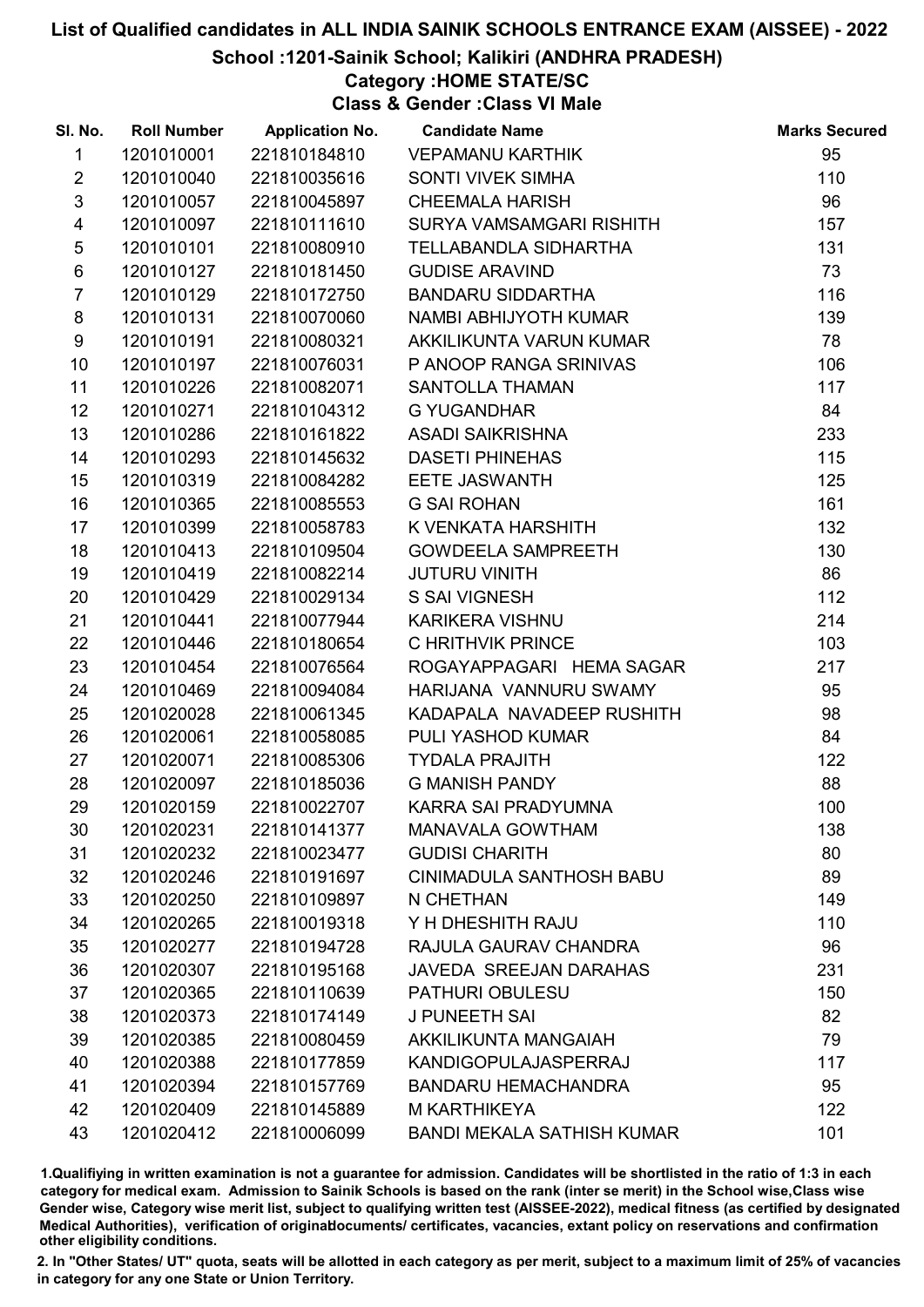# List of Qualified candidates in ALL INDIA SAINIK SCHOOLS ENTRANCE EXAM (AISSEE) - 2022

## School :1201-Sainik School; Kalikiri (ANDHRA PRADESH)

### Category :HOME STATE/SC

### Class & Gender :Class VI Male

| Sl. No. | Roll Number | Application No. | Candidate Name | Marks Secured |
|---|---|---|---|---|
| 1 | 1201010001 | 221810184810 | VEPAMANU KARTHIK | 95 |
| 2 | 1201010040 | 221810035616 | SONTI VIVEK SIMHA | 110 |
| 3 | 1201010057 | 221810045897 | CHEEMALA HARISH | 96 |
| 4 | 1201010097 | 221810111610 | SURYA VAMSAMGARI RISHITH | 157 |
| 5 | 1201010101 | 221810080910 | TELLABANDLA SIDHARTHA | 131 |
| 6 | 1201010127 | 221810181450 | GUDISE ARAVIND | 73 |
| 7 | 1201010129 | 221810172750 | BANDARU SIDDARTHA | 116 |
| 8 | 1201010131 | 221810070060 | NAMBI ABHIJYOTH KUMAR | 139 |
| 9 | 1201010191 | 221810080321 | AKKILIKUNTA VARUN KUMAR | 78 |
| 10 | 1201010197 | 221810076031 | P ANOOP RANGA SRINIVAS | 106 |
| 11 | 1201010226 | 221810082071 | SANTOLLA THAMAN | 117 |
| 12 | 1201010271 | 221810104312 | G YUGANDHAR | 84 |
| 13 | 1201010286 | 221810161822 | ASADI SAIKRISHNA | 233 |
| 14 | 1201010293 | 221810145632 | DASETI PHINEHAS | 115 |
| 15 | 1201010319 | 221810084282 | EETE JASWANTH | 125 |
| 16 | 1201010365 | 221810085553 | G SAI ROHAN | 161 |
| 17 | 1201010399 | 221810058783 | K VENKATA HARSHITH | 132 |
| 18 | 1201010413 | 221810109504 | GOWDEELA SAMPREETH | 130 |
| 19 | 1201010419 | 221810082214 | JUTURU VINITH | 86 |
| 20 | 1201010429 | 221810029134 | S SAI VIGNESH | 112 |
| 21 | 1201010441 | 221810077944 | KARIKERA VISHNU | 214 |
| 22 | 1201010446 | 221810180654 | C HRITHVIK PRINCE | 103 |
| 23 | 1201010454 | 221810076564 | ROGAYAPPAGARI HEMA SAGAR | 217 |
| 24 | 1201010469 | 221810094084 | HARIJANA VANNURU SWAMY | 95 |
| 25 | 1201020028 | 221810061345 | KADAPALA NAVADEEP RUSHITH | 98 |
| 26 | 1201020061 | 221810058085 | PULI YASHOD KUMAR | 84 |
| 27 | 1201020071 | 221810085306 | TYDALA PRAJITH | 122 |
| 28 | 1201020097 | 221810185036 | G MANISH PANDY | 88 |
| 29 | 1201020159 | 221810022707 | KARRA SAI PRADYUMNA | 100 |
| 30 | 1201020231 | 221810141377 | MANAVALA GOWTHAM | 138 |
| 31 | 1201020232 | 221810023477 | GUDISI CHARITH | 80 |
| 32 | 1201020246 | 221810191697 | CINIMADULA SANTHOSH BABU | 89 |
| 33 | 1201020250 | 221810109897 | N CHETHAN | 149 |
| 34 | 1201020265 | 221810019318 | Y H DHESHITH RAJU | 110 |
| 35 | 1201020277 | 221810194728 | RAJULA GAURAV CHANDRA | 96 |
| 36 | 1201020307 | 221810195168 | JAVEDA SREEJAN DARAHAS | 231 |
| 37 | 1201020365 | 221810110639 | PATHURI OBULESU | 150 |
| 38 | 1201020373 | 221810174149 | J PUNEETH SAI | 82 |
| 39 | 1201020385 | 221810080459 | AKKILIKUNTA MANGAIAH | 79 |
| 40 | 1201020388 | 221810177859 | KANDIGOPULAJASPERRAJ | 117 |
| 41 | 1201020394 | 221810157769 | BANDARU HEMACHANDRA | 95 |
| 42 | 1201020409 | 221810145889 | M KARTHIKEYA | 122 |
| 43 | 1201020412 | 221810006099 | BANDI MEKALA SATHISH KUMAR | 101 |

1.Qualifying in written examination is not a guarantee for admission. Candidates will be shortlisted in the ratio of 1:3 in each category for medical exam. Admission to Sainik Schools is based on the rank (inter se merit) in the School wise,Class wise Gender wise, Category wise merit list, subject to qualifying written test (AISSEE-2022), medical fitness (as certified by designated Medical Authorities), verification of originaldocuments/ certificates, vacancies, extant policy on reservations and confirmation other eligibility conditions.

2. In "Other States/ UT" quota, seats will be allotted in each category as per merit, subject to a maximum limit of 25% of vacancies in category for any one State or Union Territory.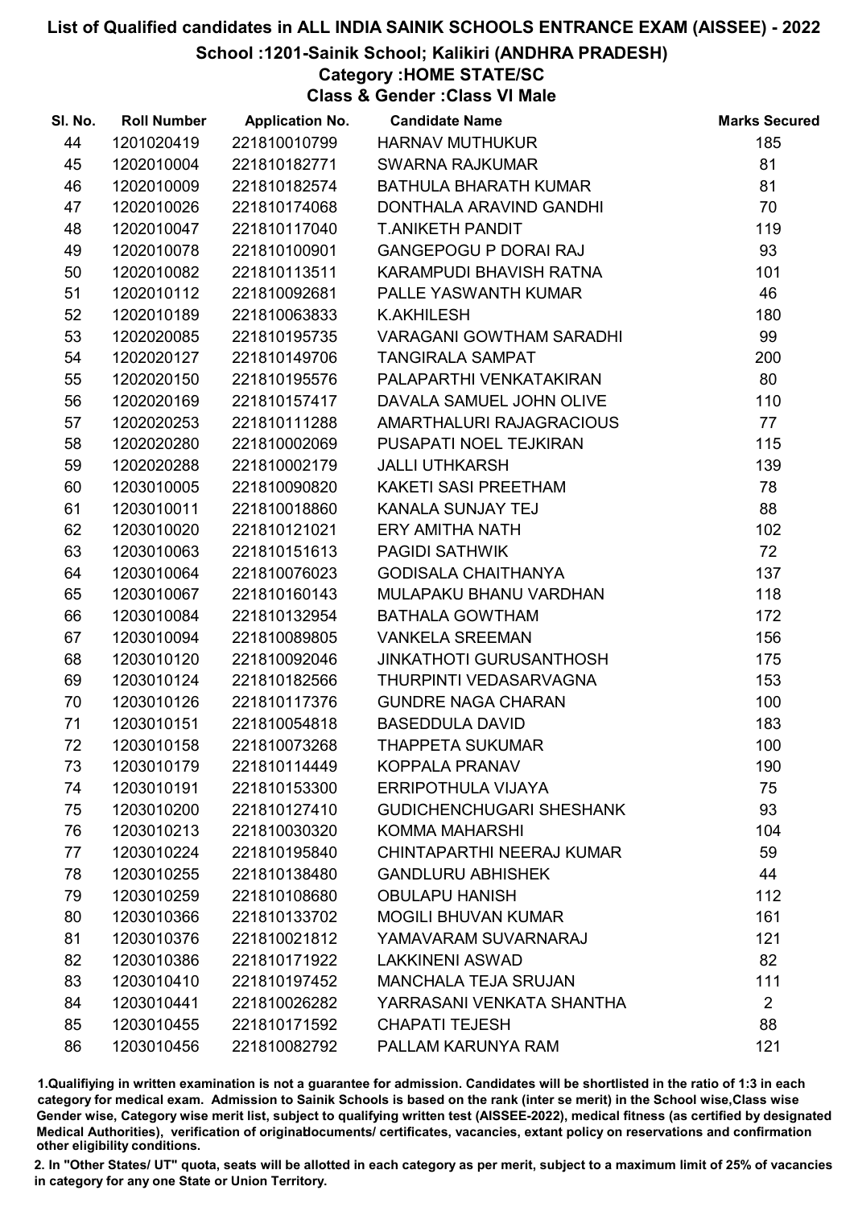# List of Qualified candidates in ALL INDIA SAINIK SCHOOLS ENTRANCE EXAM (AISSEE) - 2022

## School :1201-Sainik School; Kalikiri (ANDHRA PRADESH)

### Category :HOME STATE/SC

### Class & Gender :Class VI Male

| Sl. No. | Roll Number | Application No. | Candidate Name | Marks Secured |
|---|---|---|---|---|
| 44 | 1201020419 | 221810010799 | HARNAV MUTHUKUR | 185 |
| 45 | 1202010004 | 221810182771 | SWARNA RAJKUMAR | 81 |
| 46 | 1202010009 | 221810182574 | BATHULA BHARATH KUMAR | 81 |
| 47 | 1202010026 | 221810174068 | DONTHALA ARAVIND GANDHI | 70 |
| 48 | 1202010047 | 221810117040 | T.ANIKETH PANDIT | 119 |
| 49 | 1202010078 | 221810100901 | GANGEPOGU P DORAI RAJ | 93 |
| 50 | 1202010082 | 221810113511 | KARAMPUDI BHAVISH RATNA | 101 |
| 51 | 1202010112 | 221810092681 | PALLE YASWANTH KUMAR | 46 |
| 52 | 1202010189 | 221810063833 | K.AKHILESH | 180 |
| 53 | 1202020085 | 221810195735 | VARAGANI GOWTHAM SARADHI | 99 |
| 54 | 1202020127 | 221810149706 | TANGIRALA SAMPAT | 200 |
| 55 | 1202020150 | 221810195576 | PALAPARTHI VENKATAKIRAN | 80 |
| 56 | 1202020169 | 221810157417 | DAVALA SAMUEL JOHN OLIVE | 110 |
| 57 | 1202020253 | 221810111288 | AMARTHALURI RAJAGRACIOUS | 77 |
| 58 | 1202020280 | 221810002069 | PUSAPATI NOEL TEJKIRAN | 115 |
| 59 | 1202020288 | 221810002179 | JALLI UTHKARSH | 139 |
| 60 | 1203010005 | 221810090820 | KAKETI SASI PREETHAM | 78 |
| 61 | 1203010011 | 221810018860 | KANALA SUNJAY TEJ | 88 |
| 62 | 1203010020 | 221810121021 | ERY AMITHA NATH | 102 |
| 63 | 1203010063 | 221810151613 | PAGIDI SATHWIK | 72 |
| 64 | 1203010064 | 221810076023 | GODISALA CHAITHANYA | 137 |
| 65 | 1203010067 | 221810160143 | MULAPAKU BHANU VARDHAN | 118 |
| 66 | 1203010084 | 221810132954 | BATHALA GOWTHAM | 172 |
| 67 | 1203010094 | 221810089805 | VANKELA SREEMAN | 156 |
| 68 | 1203010120 | 221810092046 | JINKATHOTI GURUSANTHOSH | 175 |
| 69 | 1203010124 | 221810182566 | THURPINTI VEDASARVAGNA | 153 |
| 70 | 1203010126 | 221810117376 | GUNDRE NAGA CHARAN | 100 |
| 71 | 1203010151 | 221810054818 | BASEDDULA DAVID | 183 |
| 72 | 1203010158 | 221810073268 | THAPPETA SUKUMAR | 100 |
| 73 | 1203010179 | 221810114449 | KOPPALA PRANAV | 190 |
| 74 | 1203010191 | 221810153300 | ERRIPOTHULA VIJAYA | 75 |
| 75 | 1203010200 | 221810127410 | GUDICHENCHUGARI SHESHANK | 93 |
| 76 | 1203010213 | 221810030320 | KOMMA MAHARSHI | 104 |
| 77 | 1203010224 | 221810195840 | CHINTAPARTHI NEERAJ KUMAR | 59 |
| 78 | 1203010255 | 221810138480 | GANDLURU ABHISHEK | 44 |
| 79 | 1203010259 | 221810108680 | OBULAPU HANISH | 112 |
| 80 | 1203010366 | 221810133702 | MOGILI BHUVAN KUMAR | 161 |
| 81 | 1203010376 | 221810021812 | YAMAVARAM SUVARNARAJ | 121 |
| 82 | 1203010386 | 221810171922 | LAKKINENI ASWAD | 82 |
| 83 | 1203010410 | 221810197452 | MANCHALA TEJA SRUJAN | 111 |
| 84 | 1203010441 | 221810026282 | YARRASANI VENKATA SHANTHA | 2 |
| 85 | 1203010455 | 221810171592 | CHAPATI TEJESH | 88 |
| 86 | 1203010456 | 221810082792 | PALLAM KARUNYA RAM | 121 |

1.Qualifiying in written examination is not a guarantee for admission. Candidates will be shortlisted in the ratio of 1:3 in each category for medical exam. Admission to Sainik Schools is based on the rank (inter se merit) in the School wise,Class wise Gender wise, Category wise merit list, subject to qualifying written test (AISSEE-2022), medical fitness (as certified by designated Medical Authorities), verification of originablocuments/ certificates, vacancies, extant policy on reservations and confirmation other eligibility conditions.

2. In "Other States/ UT" quota, seats will be allotted in each category as per merit, subject to a maximum limit of 25% of vacancies in category for any one State or Union Territory.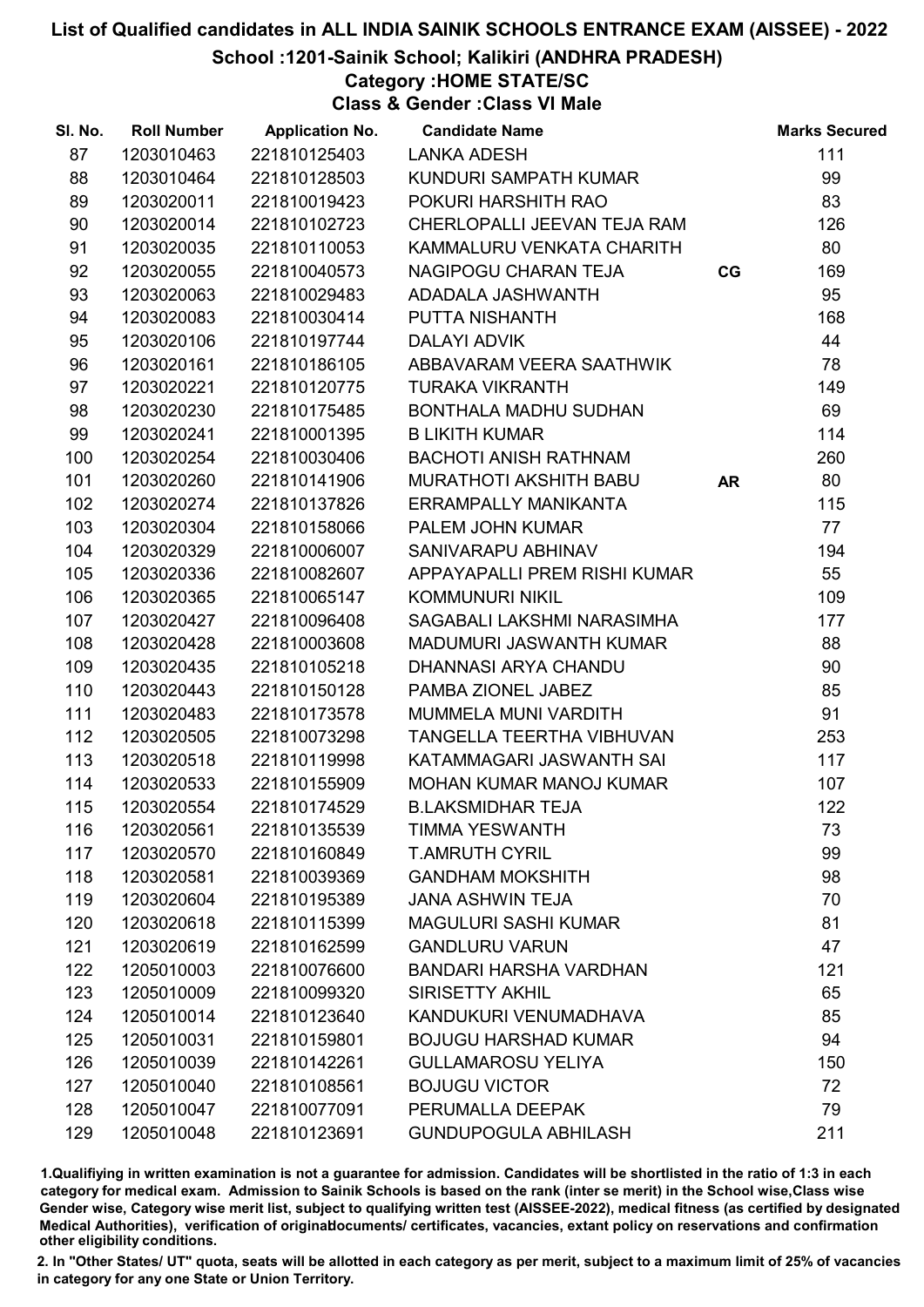# List of Qualified candidates in ALL INDIA SAINIK SCHOOLS ENTRANCE EXAM (AISSEE) - 2022

## School :1201-Sainik School; Kalikiri (ANDHRA PRADESH)

### Category :HOME STATE/SC

### Class & Gender :Class VI Male

| Sl. No. | Roll Number | Application No. | Candidate Name | | Marks Secured |
|---|---|---|---|---|---|
| 87 | 1203010463 | 221810125403 | LANKA ADESH | | 111 |
| 88 | 1203010464 | 221810128503 | KUNDURI SAMPATH KUMAR | | 99 |
| 89 | 1203020011 | 221810019423 | POKURI HARSHITH RAO | | 83 |
| 90 | 1203020014 | 221810102723 | CHERLOPALLI JEEVAN TEJA RAM | | 126 |
| 91 | 1203020035 | 221810110053 | KAMMALURU VENKATA CHARITH | | 80 |
| 92 | 1203020055 | 221810040573 | NAGIPOGU CHARAN TEJA | CG | 169 |
| 93 | 1203020063 | 221810029483 | ADADALA JASHWANTH | | 95 |
| 94 | 1203020083 | 221810030414 | PUTTA NISHANTH | | 168 |
| 95 | 1203020106 | 221810197744 | DALAYI ADVIK | | 44 |
| 96 | 1203020161 | 221810186105 | ABBAVARAM VEERA SAATHWIK | | 78 |
| 97 | 1203020221 | 221810120775 | TURAKA VIKRANTH | | 149 |
| 98 | 1203020230 | 221810175485 | BONTHALA MADHU SUDHAN | | 69 |
| 99 | 1203020241 | 221810001395 | B LIKITH KUMAR | | 114 |
| 100 | 1203020254 | 221810030406 | BACHOTI ANISH RATHNAM | | 260 |
| 101 | 1203020260 | 221810141906 | MURATHOTI AKSHITH BABU | AR | 80 |
| 102 | 1203020274 | 221810137826 | ERRAMPALLY MANIKANTA | | 115 |
| 103 | 1203020304 | 221810158066 | PALEM JOHN KUMAR | | 77 |
| 104 | 1203020329 | 221810006007 | SANIVARAPU ABHINAV | | 194 |
| 105 | 1203020336 | 221810082607 | APPAYAPALLI PREM RISHI KUMAR | | 55 |
| 106 | 1203020365 | 221810065147 | KOMMUNURI NIKIL | | 109 |
| 107 | 1203020427 | 221810096408 | SAGABALI LAKSHMI NARASIMHA | | 177 |
| 108 | 1203020428 | 221810003608 | MADUMURI JASWANTH KUMAR | | 88 |
| 109 | 1203020435 | 221810105218 | DHANNASI ARYA CHANDU | | 90 |
| 110 | 1203020443 | 221810150128 | PAMBA ZIONEL JABEZ | | 85 |
| 111 | 1203020483 | 221810173578 | MUMMELA MUNI VARDITH | | 91 |
| 112 | 1203020505 | 221810073298 | TANGELLA TEERTHA VIBHUVAN | | 253 |
| 113 | 1203020518 | 221810119998 | KATAMMAGARI JASWANTH SAI | | 117 |
| 114 | 1203020533 | 221810155909 | MOHAN KUMAR MANOJ KUMAR | | 107 |
| 115 | 1203020554 | 221810174529 | B.LAKSMIDHAR TEJA | | 122 |
| 116 | 1203020561 | 221810135539 | TIMMA YESWANTH | | 73 |
| 117 | 1203020570 | 221810160849 | T.AMRUTH CYRIL | | 99 |
| 118 | 1203020581 | 221810039369 | GANDHAM MOKSHITH | | 98 |
| 119 | 1203020604 | 221810195389 | JANA ASHWIN TEJA | | 70 |
| 120 | 1203020618 | 221810115399 | MAGULURI SASHI KUMAR | | 81 |
| 121 | 1203020619 | 221810162599 | GANDLURU VARUN | | 47 |
| 122 | 1205010003 | 221810076600 | BANDARI HARSHA VARDHAN | | 121 |
| 123 | 1205010009 | 221810099320 | SIRISETTY AKHIL | | 65 |
| 124 | 1205010014 | 221810123640 | KANDUKURI VENUMADHAVA | | 85 |
| 125 | 1205010031 | 221810159801 | BOJUGU HARSHAD KUMAR | | 94 |
| 126 | 1205010039 | 221810142261 | GULLAMAROSU YELIYA | | 150 |
| 127 | 1205010040 | 221810108561 | BOJUGU VICTOR | | 72 |
| 128 | 1205010047 | 221810077091 | PERUMALLA DEEPAK | | 79 |
| 129 | 1205010048 | 221810123691 | GUNDUPOGULA ABHILASH | | 211 |

1.Qualifying in written examination is not a guarantee for admission. Candidates will be shortlisted in the ratio of 1:3 in each category for medical exam. Admission to Sainik Schools is based on the rank (inter se merit) in the School wise,Class wise Gender wise, Category wise merit list, subject to qualifying written test (AISSEE-2022), medical fitness (as certified by designated Medical Authorities), verification of originaldocuments/ certificates, vacancies, extant policy on reservations and confirmation other eligibility conditions.

2. In "Other States/ UT" quota, seats will be allotted in each category as per merit, subject to a maximum limit of 25% of vacancies in category for any one State or Union Territory.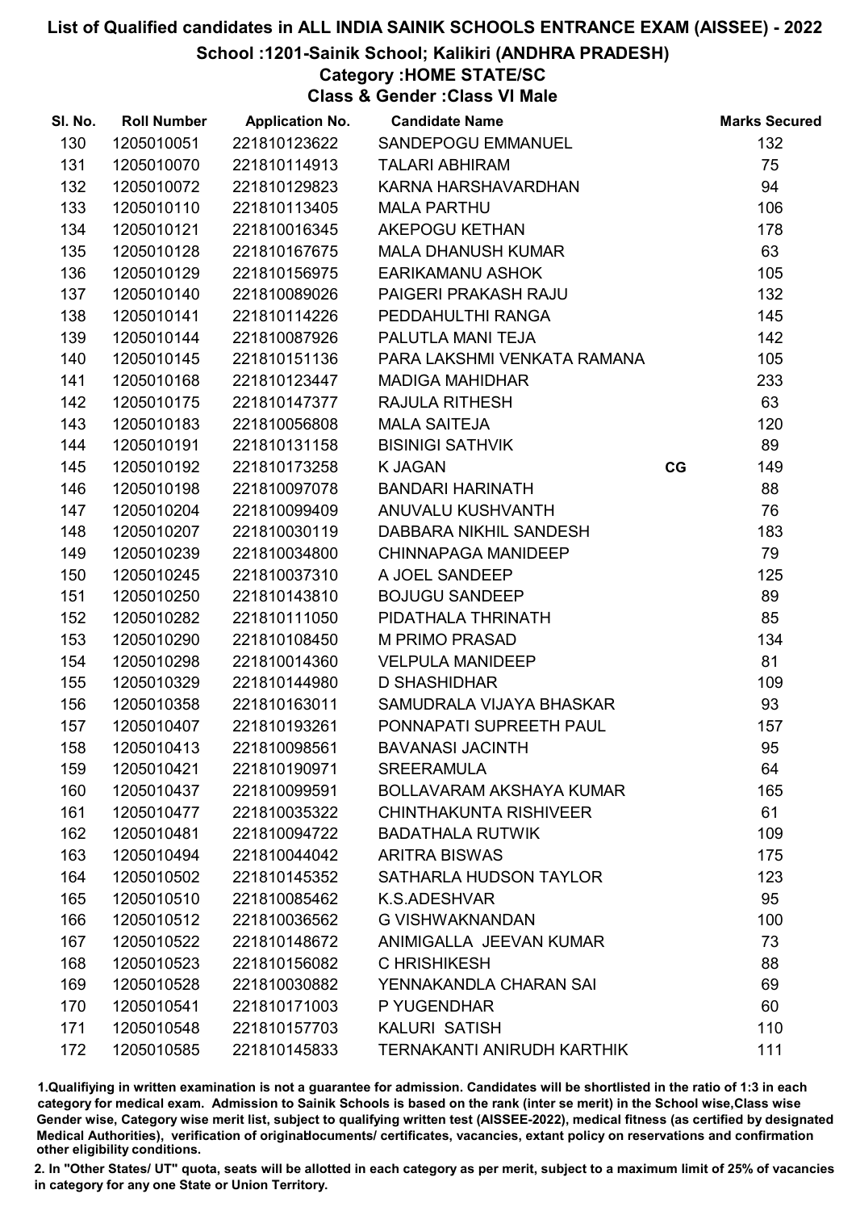# List of Qualified candidates in ALL INDIA SAINIK SCHOOLS ENTRANCE EXAM (AISSEE) - 2022

## School :1201-Sainik School; Kalikiri (ANDHRA PRADESH)

### Category :HOME STATE/SC

### Class & Gender :Class VI Male

| Sl. No. | Roll Number | Application No. | Candidate Name | | Marks Secured |
|---|---|---|---|---|---|
| 130 | 1205010051 | 221810123622 | SANDEPOGU EMMANUEL | | 132 |
| 131 | 1205010070 | 221810114913 | TALARI ABHIRAM | | 75 |
| 132 | 1205010072 | 221810129823 | KARNA HARSHAVARDHAN | | 94 |
| 133 | 1205010110 | 221810113405 | MALA PARTHU | | 106 |
| 134 | 1205010121 | 221810016345 | AKEPOGU KETHAN | | 178 |
| 135 | 1205010128 | 221810167675 | MALA DHANUSH KUMAR | | 63 |
| 136 | 1205010129 | 221810156975 | EARIKAMANU ASHOK | | 105 |
| 137 | 1205010140 | 221810089026 | PAIGERI PRAKASH RAJU | | 132 |
| 138 | 1205010141 | 221810114226 | PEDDAHULTHI RANGA | | 145 |
| 139 | 1205010144 | 221810087926 | PALUTLA MANI TEJA | | 142 |
| 140 | 1205010145 | 221810151136 | PARA LAKSHMI VENKATA RAMANA | | 105 |
| 141 | 1205010168 | 221810123447 | MADIGA MAHIDHAR | | 233 |
| 142 | 1205010175 | 221810147377 | RAJULA RITHESH | | 63 |
| 143 | 1205010183 | 221810056808 | MALA SAITEJA | | 120 |
| 144 | 1205010191 | 221810131158 | BISINIGI SATHVIK | | 89 |
| 145 | 1205010192 | 221810173258 | K JAGAN | CG | 149 |
| 146 | 1205010198 | 221810097078 | BANDARI HARINATH | | 88 |
| 147 | 1205010204 | 221810099409 | ANUVALU KUSHVANTH | | 76 |
| 148 | 1205010207 | 221810030119 | DABBARA NIKHIL SANDESH | | 183 |
| 149 | 1205010239 | 221810034800 | CHINNAPAGA MANIDEEP | | 79 |
| 150 | 1205010245 | 221810037310 | A JOEL SANDEEP | | 125 |
| 151 | 1205010250 | 221810143810 | BOJUGU SANDEEP | | 89 |
| 152 | 1205010282 | 221810111050 | PIDATHALA THRINATH | | 85 |
| 153 | 1205010290 | 221810108450 | M PRIMO PRASAD | | 134 |
| 154 | 1205010298 | 221810014360 | VELPULA MANIDEEP | | 81 |
| 155 | 1205010329 | 221810144980 | D SHASHIDHAR | | 109 |
| 156 | 1205010358 | 221810163011 | SAMUDRALA VIJAYA BHASKAR | | 93 |
| 157 | 1205010407 | 221810193261 | PONNAPATI SUPREETH PAUL | | 157 |
| 158 | 1205010413 | 221810098561 | BAVANASI JACINTH | | 95 |
| 159 | 1205010421 | 221810190971 | SREERAMULA | | 64 |
| 160 | 1205010437 | 221810099591 | BOLLAVARAM AKSHAYA KUMAR | | 165 |
| 161 | 1205010477 | 221810035322 | CHINTHAKUNTA RISHIVEER | | 61 |
| 162 | 1205010481 | 221810094722 | BADATHALA RUTWIK | | 109 |
| 163 | 1205010494 | 221810044042 | ARITRA BISWAS | | 175 |
| 164 | 1205010502 | 221810145352 | SATHARLA HUDSON TAYLOR | | 123 |
| 165 | 1205010510 | 221810085462 | K.S.ADESHVAR | | 95 |
| 166 | 1205010512 | 221810036562 | G VISHWAKNANDAN | | 100 |
| 167 | 1205010522 | 221810148672 | ANIMIGALLA JEEVAN KUMAR | | 73 |
| 168 | 1205010523 | 221810156082 | C HRISHIKESH | | 88 |
| 169 | 1205010528 | 221810030882 | YENNAKANDLA CHARAN SAI | | 69 |
| 170 | 1205010541 | 221810171003 | P YUGENDHAR | | 60 |
| 171 | 1205010548 | 221810157703 | KALURI SATISH | | 110 |
| 172 | 1205010585 | 221810145833 | TERNAKANTI ANIRUDH KARTHIK | | 111 |

1.Qualifying in written examination is not a guarantee for admission. Candidates will be shortlisted in the ratio of 1:3 in each category for medical exam. Admission to Sainik Schools is based on the rank (inter se merit) in the School wise,Class wise Gender wise, Category wise merit list, subject to qualifying written test (AISSEE-2022), medical fitness (as certified by designated Medical Authorities), verification of originaldocuments/ certificates, vacancies, extant policy on reservations and confirmation other eligibility conditions.

2. In "Other States/ UT" quota, seats will be allotted in each category as per merit, subject to a maximum limit of 25% of vacancies in category for any one State or Union Territory.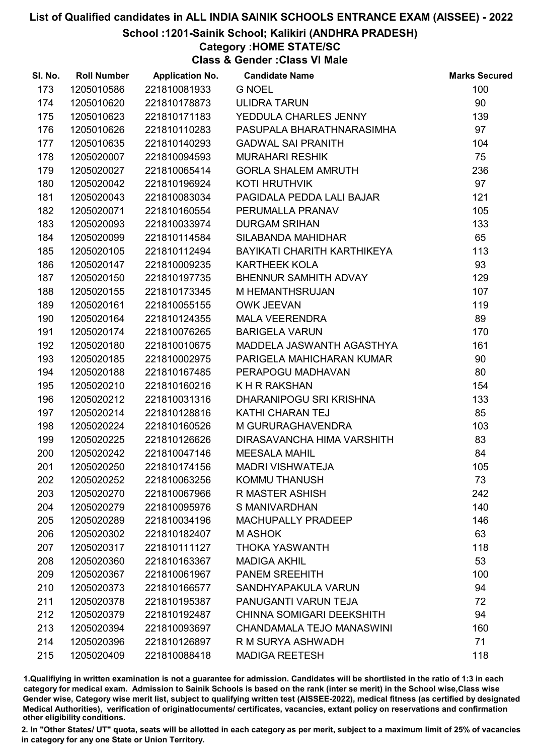# List of Qualified candidates in ALL INDIA SAINIK SCHOOLS ENTRANCE EXAM (AISSEE) - 2022

## School :1201-Sainik School; Kalikiri (ANDHRA PRADESH)

### Category :HOME STATE/SC

### Class & Gender :Class VI Male

| Sl. No. | Roll Number | Application No. | Candidate Name | Marks Secured |
|---|---|---|---|---|
| 173 | 1205010586 | 221810081933 | G NOEL | 100 |
| 174 | 1205010620 | 221810178873 | ULIDRA TARUN | 90 |
| 175 | 1205010623 | 221810171183 | YEDDULA CHARLES JENNY | 139 |
| 176 | 1205010626 | 221810110283 | PASUPALA BHARATHNARASIMHA | 97 |
| 177 | 1205010635 | 221810140293 | GADWAL SAI PRANITH | 104 |
| 178 | 1205020007 | 221810094593 | MURAHARI RESHIK | 75 |
| 179 | 1205020027 | 221810065414 | GORLA SHALEM AMRUTH | 236 |
| 180 | 1205020042 | 221810196924 | KOTI HRUTHVIK | 97 |
| 181 | 1205020043 | 221810083034 | PAGIDALA PEDDA LALI BAJAR | 121 |
| 182 | 1205020071 | 221810160554 | PERUMALLA PRANAV | 105 |
| 183 | 1205020093 | 221810033974 | DURGAM SRIHAN | 133 |
| 184 | 1205020099 | 221810114584 | SILABANDA MAHIDHAR | 65 |
| 185 | 1205020105 | 221810112494 | BAYIKATI CHARITH KARTHIKEYA | 113 |
| 186 | 1205020147 | 221810009235 | KARTHEEK KOLA | 93 |
| 187 | 1205020150 | 221810197735 | BHENNUR SAMHITH ADVAY | 129 |
| 188 | 1205020155 | 221810173345 | M HEMANTHSRUJAN | 107 |
| 189 | 1205020161 | 221810055155 | OWK JEEVAN | 119 |
| 190 | 1205020164 | 221810124355 | MALA VEERENDRA | 89 |
| 191 | 1205020174 | 221810076265 | BARIGELA VARUN | 170 |
| 192 | 1205020180 | 221810010675 | MADDELA JASWANTH AGASTHYA | 161 |
| 193 | 1205020185 | 221810002975 | PARIGELA MAHICHARAN KUMAR | 90 |
| 194 | 1205020188 | 221810167485 | PERAPOGU MADHAVAN | 80 |
| 195 | 1205020210 | 221810160216 | K H R RAKSHAN | 154 |
| 196 | 1205020212 | 221810031316 | DHARANIPOGU SRI KRISHNA | 133 |
| 197 | 1205020214 | 221810128816 | KATHI CHARAN TEJ | 85 |
| 198 | 1205020224 | 221810160526 | M GURURAGHAVENDRA | 103 |
| 199 | 1205020225 | 221810126626 | DIRASAVANCHA HIMA VARSHITH | 83 |
| 200 | 1205020242 | 221810047146 | MEESALA MAHIL | 84 |
| 201 | 1205020250 | 221810174156 | MADRI VISHWATEJA | 105 |
| 202 | 1205020252 | 221810063256 | KOMMU THANUSH | 73 |
| 203 | 1205020270 | 221810067966 | R MASTER ASHISH | 242 |
| 204 | 1205020279 | 221810095976 | S MANIVARDHAN | 140 |
| 205 | 1205020289 | 221810034196 | MACHUPALLY PRADEEP | 146 |
| 206 | 1205020302 | 221810182407 | M ASHOK | 63 |
| 207 | 1205020317 | 221810111127 | THOKA YASWANTH | 118 |
| 208 | 1205020360 | 221810163367 | MADIGA AKHIL | 53 |
| 209 | 1205020367 | 221810061967 | PANEM SREEHITH | 100 |
| 210 | 1205020373 | 221810166577 | SANDHYAPAKULA VARUN | 94 |
| 211 | 1205020378 | 221810195387 | PANUGANTI VARUN TEJA | 72 |
| 212 | 1205020379 | 221810192487 | CHINNA SOMIGARI DEEKSHITH | 94 |
| 213 | 1205020394 | 221810093697 | CHANDAMALA TEJO MANASWINI | 160 |
| 214 | 1205020396 | 221810126897 | R M SURYA ASHWADH | 71 |
| 215 | 1205020409 | 221810088418 | MADIGA REETESH | 118 |

1.Qualifiying in written examination is not a guarantee for admission. Candidates will be shortlisted in the ratio of 1:3 in each category for medical exam. Admission to Sainik Schools is based on the rank (inter se merit) in the School wise,Class wise Gender wise, Category wise merit list, subject to qualifying written test (AISSEE-2022), medical fitness (as certified by designated Medical Authorities), verification of originaldocuments/ certificates, vacancies, extant policy on reservations and confirmation other eligibility conditions.

2. In "Other States/ UT" quota, seats will be allotted in each category as per merit, subject to a maximum limit of 25% of vacancies in category for any one State or Union Territory.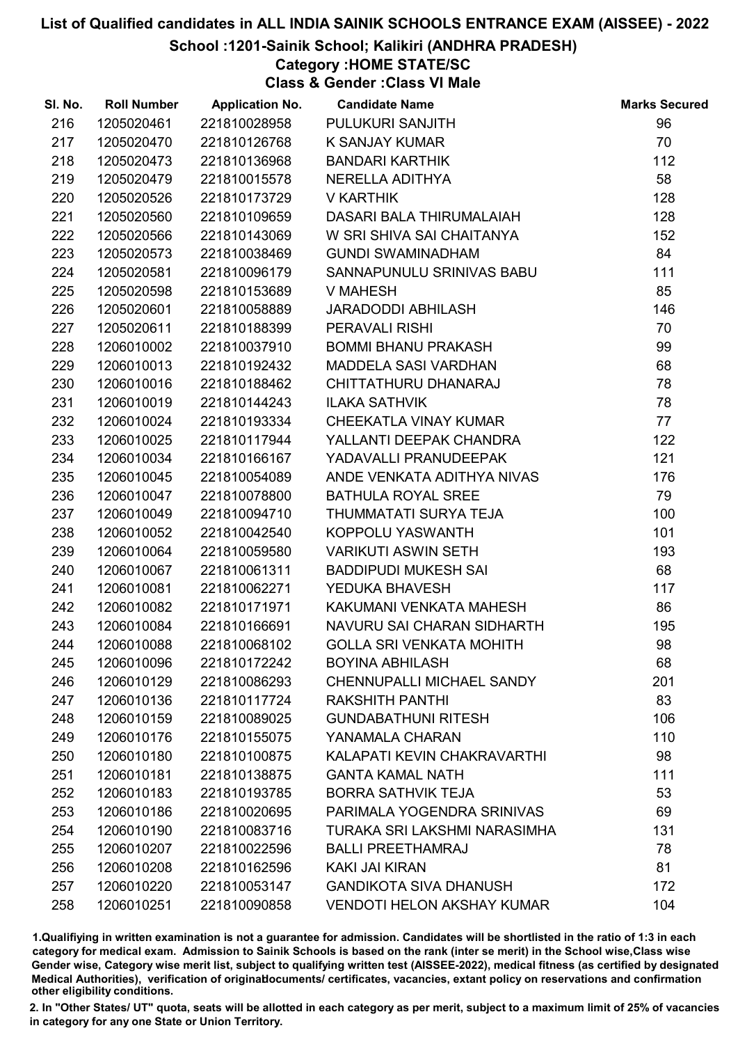# List of Qualified candidates in ALL INDIA SAINIK SCHOOLS ENTRANCE EXAM (AISSEE) - 2022

## School :1201-Sainik School; Kalikiri (ANDHRA PRADESH)

### Category :HOME STATE/SC

### Class & Gender :Class VI Male

| Sl. No. | Roll Number | Application No. | Candidate Name | Marks Secured |
|---|---|---|---|---|
| 216 | 1205020461 | 221810028958 | PULUKURI SANJITH | 96 |
| 217 | 1205020470 | 221810126768 | K SANJAY KUMAR | 70 |
| 218 | 1205020473 | 221810136968 | BANDARI KARTHIK | 112 |
| 219 | 1205020479 | 221810015578 | NERELLA ADITHYA | 58 |
| 220 | 1205020526 | 221810173729 | V KARTHIK | 128 |
| 221 | 1205020560 | 221810109659 | DASARI BALA THIRUMALAIAH | 128 |
| 222 | 1205020566 | 221810143069 | W SRI SHIVA SAI CHAITANYA | 152 |
| 223 | 1205020573 | 221810038469 | GUNDI SWAMINADHAM | 84 |
| 224 | 1205020581 | 221810096179 | SANNAPUNULU SRINIVAS BABU | 111 |
| 225 | 1205020598 | 221810153689 | V MAHESH | 85 |
| 226 | 1205020601 | 221810058889 | JARADODDI ABHILASH | 146 |
| 227 | 1205020611 | 221810188399 | PERAVALI RISHI | 70 |
| 228 | 1206010002 | 221810037910 | BOMMI BHANU PRAKASH | 99 |
| 229 | 1206010013 | 221810192432 | MADDELA SASI VARDHAN | 68 |
| 230 | 1206010016 | 221810188462 | CHITTATHURU DHANARAJ | 78 |
| 231 | 1206010019 | 221810144243 | ILAKA SATHVIK | 78 |
| 232 | 1206010024 | 221810193334 | CHEEKATLA VINAY KUMAR | 77 |
| 233 | 1206010025 | 221810117944 | YALLANTI DEEPAK CHANDRA | 122 |
| 234 | 1206010034 | 221810166167 | YADAVALLI PRANUDEEPAK | 121 |
| 235 | 1206010045 | 221810054089 | ANDE VENKATA ADITHYA NIVAS | 176 |
| 236 | 1206010047 | 221810078800 | BATHULA ROYAL SREE | 79 |
| 237 | 1206010049 | 221810094710 | THUMMATATI SURYA TEJA | 100 |
| 238 | 1206010052 | 221810042540 | KOPPOLU YASWANTH | 101 |
| 239 | 1206010064 | 221810059580 | VARIKUTI ASWIN SETH | 193 |
| 240 | 1206010067 | 221810061311 | BADDIPUDI MUKESH SAI | 68 |
| 241 | 1206010081 | 221810062271 | YEDUKA BHAVESH | 117 |
| 242 | 1206010082 | 221810171971 | KAKUMANI VENKATA MAHESH | 86 |
| 243 | 1206010084 | 221810166691 | NAVURU SAI CHARAN SIDHARTH | 195 |
| 244 | 1206010088 | 221810068102 | GOLLA SRI VENKATA MOHITH | 98 |
| 245 | 1206010096 | 221810172242 | BOYINA ABHILASH | 68 |
| 246 | 1206010129 | 221810086293 | CHENNUPALLI MICHAEL SANDY | 201 |
| 247 | 1206010136 | 221810117724 | RAKSHITH PANTHI | 83 |
| 248 | 1206010159 | 221810089025 | GUNDABATHUNI RITESH | 106 |
| 249 | 1206010176 | 221810155075 | YANAMALA CHARAN | 110 |
| 250 | 1206010180 | 221810100875 | KALAPATI KEVIN CHAKRAVARTHI | 98 |
| 251 | 1206010181 | 221810138875 | GANTA KAMAL NATH | 111 |
| 252 | 1206010183 | 221810193785 | BORRA SATHVIK TEJA | 53 |
| 253 | 1206010186 | 221810020695 | PARIMALA YOGENDRA SRINIVAS | 69 |
| 254 | 1206010190 | 221810083716 | TURAKA SRI LAKSHMI NARASIMHA | 131 |
| 255 | 1206010207 | 221810022596 | BALLI PREETHAMRAJ | 78 |
| 256 | 1206010208 | 221810162596 | KAKI JAI KIRAN | 81 |
| 257 | 1206010220 | 221810053147 | GANDIKOTA SIVA DHANUSH | 172 |
| 258 | 1206010251 | 221810090858 | VENDOTI HELON AKSHAY KUMAR | 104 |

1.Qualifying in written examination is not a guarantee for admission. Candidates will be shortlisted in the ratio of 1:3 in each category for medical exam. Admission to Sainik Schools is based on the rank (inter se merit) in the School wise,Class wise Gender wise, Category wise merit list, subject to qualifying written test (AISSEE-2022), medical fitness (as certified by designated Medical Authorities), verification of originaldocuments/ certificates, vacancies, extant policy on reservations and confirmation other eligibility conditions.

2. In "Other States/ UT" quota, seats will be allotted in each category as per merit, subject to a maximum limit of 25% of vacancies in category for any one State or Union Territory.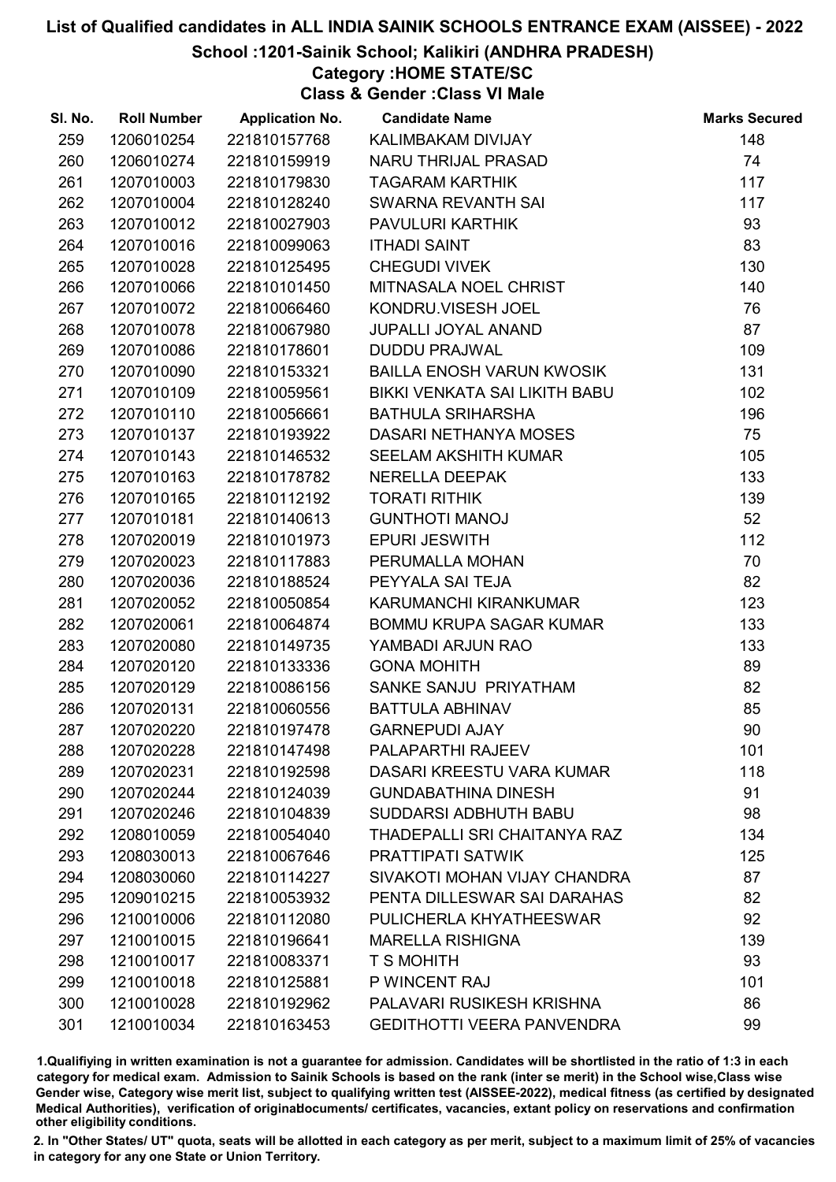# List of Qualified candidates in ALL INDIA SAINIK SCHOOLS ENTRANCE EXAM (AISSEE) - 2022

## School :1201-Sainik School; Kalikiri (ANDHRA PRADESH)

### Category :HOME STATE/SC

### Class & Gender :Class VI Male

| Sl. No. | Roll Number | Application No. | Candidate Name | Marks Secured |
|---|---|---|---|---|
| 259 | 1206010254 | 221810157768 | KALIMBAKAM DIVIJAY | 148 |
| 260 | 1206010274 | 221810159919 | NARU THRIJAL PRASAD | 74 |
| 261 | 1207010003 | 221810179830 | TAGARAM KARTHIK | 117 |
| 262 | 1207010004 | 221810128240 | SWARNA REVANTH SAI | 117 |
| 263 | 1207010012 | 221810027903 | PAVULURI KARTHIK | 93 |
| 264 | 1207010016 | 221810099063 | ITHADI SAINT | 83 |
| 265 | 1207010028 | 221810125495 | CHEGUDI VIVEK | 130 |
| 266 | 1207010066 | 221810101450 | MITNASALA NOEL CHRIST | 140 |
| 267 | 1207010072 | 221810066460 | KONDRU.VISESH JOEL | 76 |
| 268 | 1207010078 | 221810067980 | JUPALLI JOYAL ANAND | 87 |
| 269 | 1207010086 | 221810178601 | DUDDU PRAJWAL | 109 |
| 270 | 1207010090 | 221810153321 | BAILLA ENOSH VARUN KWOSIK | 131 |
| 271 | 1207010109 | 221810059561 | BIKKI VENKATA SAI LIKITH BABU | 102 |
| 272 | 1207010110 | 221810056661 | BATHULA SRIHARSHA | 196 |
| 273 | 1207010137 | 221810193922 | DASARI NETHANYA MOSES | 75 |
| 274 | 1207010143 | 221810146532 | SEELAM AKSHITH KUMAR | 105 |
| 275 | 1207010163 | 221810178782 | NERELLA DEEPAK | 133 |
| 276 | 1207010165 | 221810112192 | TORATI RITHIK | 139 |
| 277 | 1207010181 | 221810140613 | GUNTHOTI MANOJ | 52 |
| 278 | 1207020019 | 221810101973 | EPURI JESWITH | 112 |
| 279 | 1207020023 | 221810117883 | PERUMALLA MOHAN | 70 |
| 280 | 1207020036 | 221810188524 | PEYYALA SAI TEJA | 82 |
| 281 | 1207020052 | 221810050854 | KARUMANCHI KIRANKUMAR | 123 |
| 282 | 1207020061 | 221810064874 | BOMMU KRUPA SAGAR KUMAR | 133 |
| 283 | 1207020080 | 221810149735 | YAMBADI ARJUN RAO | 133 |
| 284 | 1207020120 | 221810133336 | GONA MOHITH | 89 |
| 285 | 1207020129 | 221810086156 | SANKE SANJU PRIYATHAM | 82 |
| 286 | 1207020131 | 221810060556 | BATTULA ABHINAV | 85 |
| 287 | 1207020220 | 221810197478 | GARNEPUDI AJAY | 90 |
| 288 | 1207020228 | 221810147498 | PALAPARTHI RAJEEV | 101 |
| 289 | 1207020231 | 221810192598 | DASARI KREESTU VARA KUMAR | 118 |
| 290 | 1207020244 | 221810124039 | GUNDABATHINA DINESH | 91 |
| 291 | 1207020246 | 221810104839 | SUDDARSI ADBHUTH BABU | 98 |
| 292 | 1208010059 | 221810054040 | THADEPALLI SRI CHAITANYA RAZ | 134 |
| 293 | 1208030013 | 221810067646 | PRATTIPATI SATWIK | 125 |
| 294 | 1208030060 | 221810114227 | SIVAKOTI MOHAN VIJAY CHANDRA | 87 |
| 295 | 1209010215 | 221810053932 | PENTA DILLESWAR SAI DARAHAS | 82 |
| 296 | 1210010006 | 221810112080 | PULICHERLA KHYATHEESWAR | 92 |
| 297 | 1210010015 | 221810196641 | MARELLA RISHIGNA | 139 |
| 298 | 1210010017 | 221810083371 | T S MOHITH | 93 |
| 299 | 1210010018 | 221810125881 | P WINCENT RAJ | 101 |
| 300 | 1210010028 | 221810192962 | PALAVARI RUSIKESH KRISHNA | 86 |
| 301 | 1210010034 | 221810163453 | GEDITHOTTI VEERA PANVENDRA | 99 |

1.Qualifying in written examination is not a guarantee for admission. Candidates will be shortlisted in the ratio of 1:3 in each category for medical exam. Admission to Sainik Schools is based on the rank (inter se merit) in the School wise,Class wise Gender wise, Category wise merit list, subject to qualifying written test (AISSEE-2022), medical fitness (as certified by designated Medical Authorities), verification of originaldocuments/ certificates, vacancies, extant policy on reservations and confirmation other eligibility conditions.

2. In "Other States/ UT" quota, seats will be allotted in each category as per merit, subject to a maximum limit of 25% of vacancies in category for any one State or Union Territory.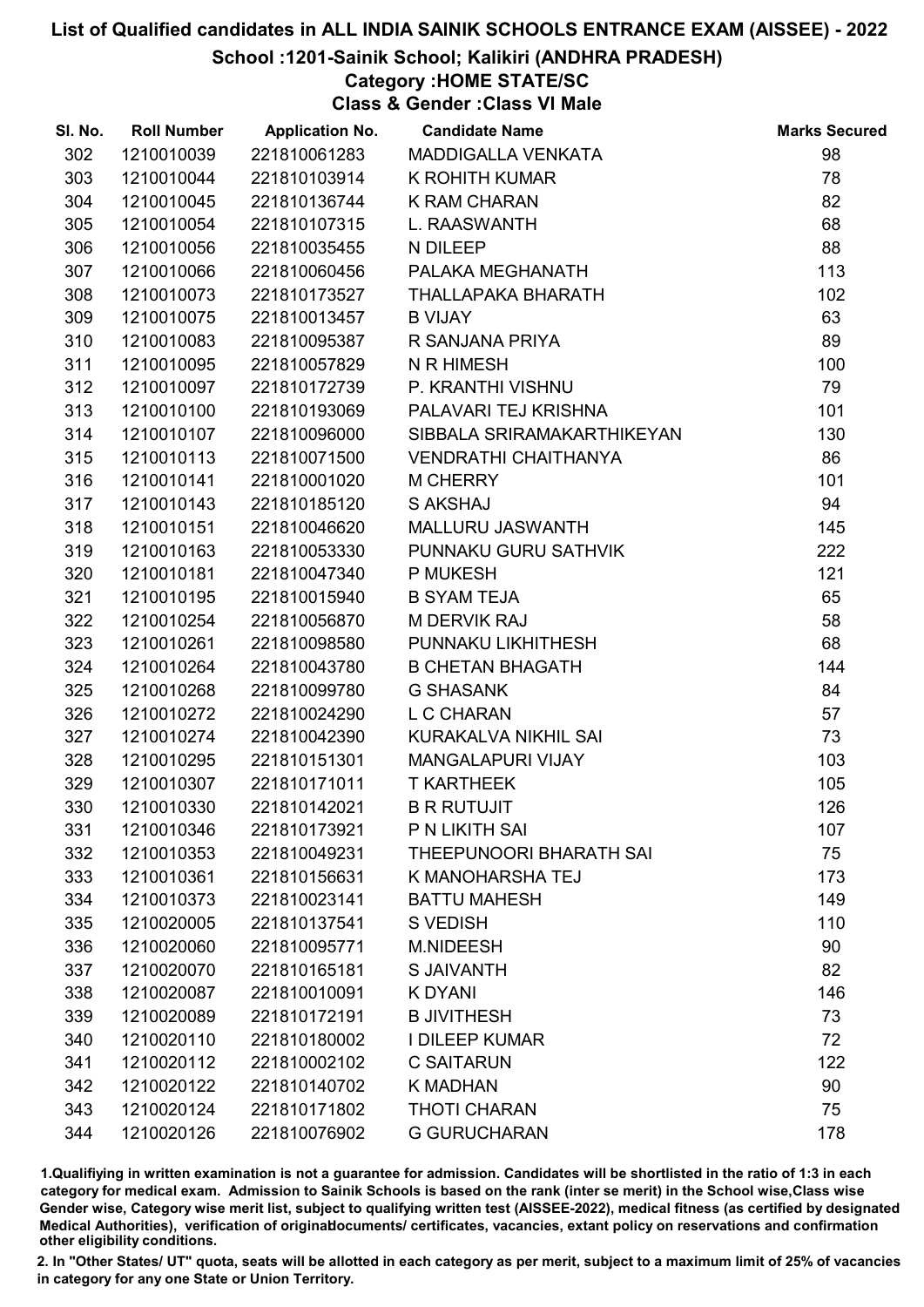# List of Qualified candidates in ALL INDIA SAINIK SCHOOLS ENTRANCE EXAM (AISSEE) - 2022

## School :1201-Sainik School; Kalikiri (ANDHRA PRADESH)

### Category :HOME STATE/SC

### Class & Gender :Class VI Male

| Sl. No. | Roll Number | Application No. | Candidate Name | Marks Secured |
|---|---|---|---|---|
| 302 | 1210010039 | 221810061283 | MADDIGALLA VENKATA | 98 |
| 303 | 1210010044 | 221810103914 | K ROHITH KUMAR | 78 |
| 304 | 1210010045 | 221810136744 | K RAM CHARAN | 82 |
| 305 | 1210010054 | 221810107315 | L. RAASWANTH | 68 |
| 306 | 1210010056 | 221810035455 | N DILEEP | 88 |
| 307 | 1210010066 | 221810060456 | PALAKA MEGHANATH | 113 |
| 308 | 1210010073 | 221810173527 | THALLAPAKA BHARATH | 102 |
| 309 | 1210010075 | 221810013457 | B VIJAY | 63 |
| 310 | 1210010083 | 221810095387 | R SANJANA PRIYA | 89 |
| 311 | 1210010095 | 221810057829 | N R HIMESH | 100 |
| 312 | 1210010097 | 221810172739 | P. KRANTHI VISHNU | 79 |
| 313 | 1210010100 | 221810193069 | PALAVARI TEJ KRISHNA | 101 |
| 314 | 1210010107 | 221810096000 | SIBBALA SRIRAMAKARTHIKEYAN | 130 |
| 315 | 1210010113 | 221810071500 | VENDRATHI CHAITHANYA | 86 |
| 316 | 1210010141 | 221810001020 | M CHERRY | 101 |
| 317 | 1210010143 | 221810185120 | S AKSHAJ | 94 |
| 318 | 1210010151 | 221810046620 | MALLURU JASWANTH | 145 |
| 319 | 1210010163 | 221810053330 | PUNNAKU GURU SATHVIK | 222 |
| 320 | 1210010181 | 221810047340 | P MUKESH | 121 |
| 321 | 1210010195 | 221810015940 | B SYAM TEJA | 65 |
| 322 | 1210010254 | 221810056870 | M DERVIK RAJ | 58 |
| 323 | 1210010261 | 221810098580 | PUNNAKU LIKHITHESH | 68 |
| 324 | 1210010264 | 221810043780 | B CHETAN BHAGATH | 144 |
| 325 | 1210010268 | 221810099780 | G SHASANK | 84 |
| 326 | 1210010272 | 221810024290 | L C CHARAN | 57 |
| 327 | 1210010274 | 221810042390 | KURAKALVA NIKHIL SAI | 73 |
| 328 | 1210010295 | 221810151301 | MANGALAPURI VIJAY | 103 |
| 329 | 1210010307 | 221810171011 | T KARTHEEK | 105 |
| 330 | 1210010330 | 221810142021 | B R RUTUJIT | 126 |
| 331 | 1210010346 | 221810173921 | P N LIKITH SAI | 107 |
| 332 | 1210010353 | 221810049231 | THEEPUNOORI BHARATH SAI | 75 |
| 333 | 1210010361 | 221810156631 | K MANOHARSHA TEJ | 173 |
| 334 | 1210010373 | 221810023141 | BATTU MAHESH | 149 |
| 335 | 1210020005 | 221810137541 | S VEDISH | 110 |
| 336 | 1210020060 | 221810095771 | M.NIDEESH | 90 |
| 337 | 1210020070 | 221810165181 | S JAIVANTH | 82 |
| 338 | 1210020087 | 221810010091 | K DYANI | 146 |
| 339 | 1210020089 | 221810172191 | B JIVITHESH | 73 |
| 340 | 1210020110 | 221810180002 | I DILEEP KUMAR | 72 |
| 341 | 1210020112 | 221810002102 | C SAITARUN | 122 |
| 342 | 1210020122 | 221810140702 | K MADHAN | 90 |
| 343 | 1210020124 | 221810171802 | THOTI CHARAN | 75 |
| 344 | 1210020126 | 221810076902 | G GURUCHARAN | 178 |

1.Qualifying in written examination is not a guarantee for admission. Candidates will be shortlisted in the ratio of 1:3 in each category for medical exam. Admission to Sainik Schools is based on the rank (inter se merit) in the School wise,Class wise Gender wise, Category wise merit list, subject to qualifying written test (AISSEE-2022), medical fitness (as certified by designated Medical Authorities), verification of originaldocuments/ certificates, vacancies, extant policy on reservations and confirmation other eligibility conditions.

2. In "Other States/ UT" quota, seats will be allotted in each category as per merit, subject to a maximum limit of 25% of vacancies in category for any one State or Union Territory.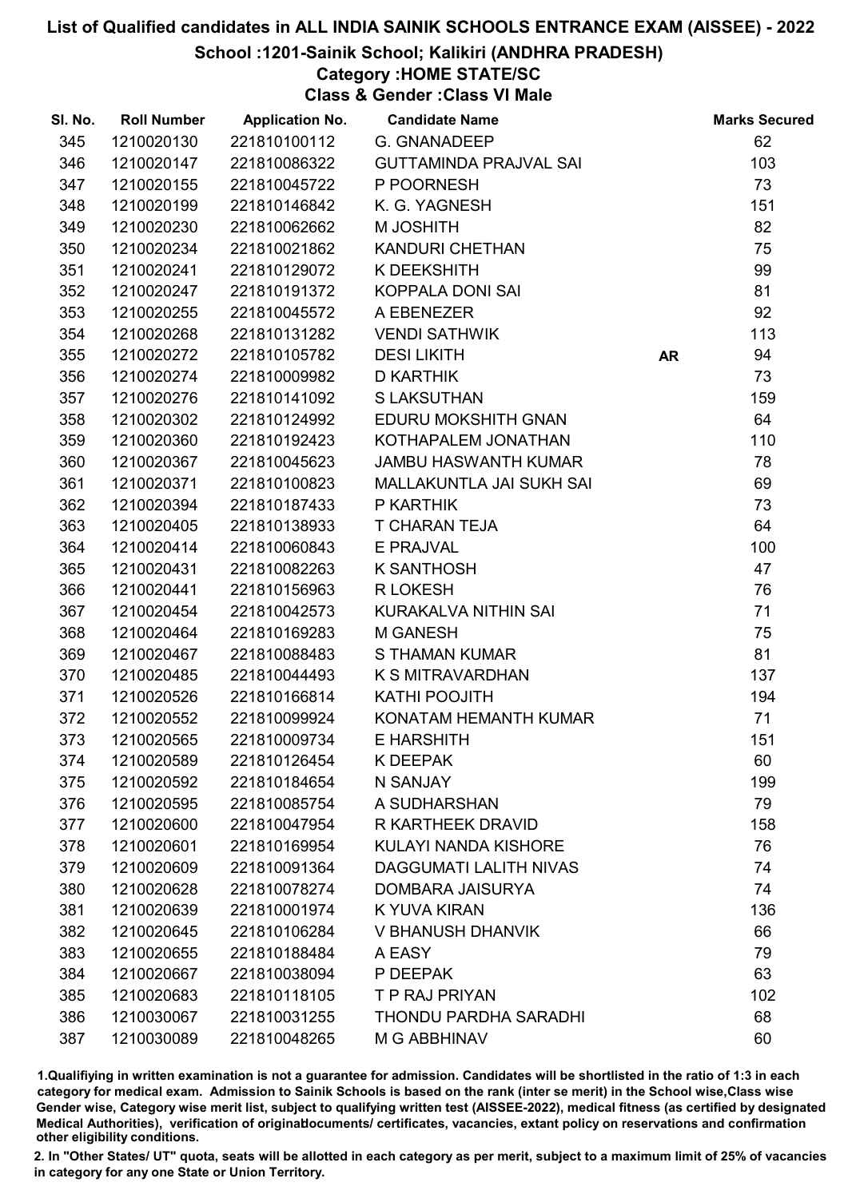# List of Qualified candidates in ALL INDIA SAINIK SCHOOLS ENTRANCE EXAM (AISSEE) - 2022

## School :1201-Sainik School; Kalikiri (ANDHRA PRADESH)

### Category :HOME STATE/SC

### Class & Gender :Class VI Male

| Sl. No. | Roll Number | Application No. | Candidate Name | | Marks Secured |
|---|---|---|---|---|---|
| 345 | 1210020130 | 221810100112 | G. GNANADEEP | | 62 |
| 346 | 1210020147 | 221810086322 | GUTTAMINDA PRAJVAL SAI | | 103 |
| 347 | 1210020155 | 221810045722 | P POORNESH | | 73 |
| 348 | 1210020199 | 221810146842 | K. G. YAGNESH | | 151 |
| 349 | 1210020230 | 221810062662 | M JOSHITH | | 82 |
| 350 | 1210020234 | 221810021862 | KANDURI CHETHAN | | 75 |
| 351 | 1210020241 | 221810129072 | K DEEKSHITH | | 99 |
| 352 | 1210020247 | 221810191372 | KOPPALA DONI SAI | | 81 |
| 353 | 1210020255 | 221810045572 | A EBENEZER | | 92 |
| 354 | 1210020268 | 221810131282 | VENDI SATHWIK | | 113 |
| 355 | 1210020272 | 221810105782 | DESI LIKITH | AR | 94 |
| 356 | 1210020274 | 221810009982 | D KARTHIK | | 73 |
| 357 | 1210020276 | 221810141092 | S LAKSUTHAN | | 159 |
| 358 | 1210020302 | 221810124992 | EDURU MOKSHITH GNAN | | 64 |
| 359 | 1210020360 | 221810192423 | KOTHAPALEM JONATHAN | | 110 |
| 360 | 1210020367 | 221810045623 | JAMBU HASWANTH KUMAR | | 78 |
| 361 | 1210020371 | 221810100823 | MALLAKUNTLA JAI SUKH SAI | | 69 |
| 362 | 1210020394 | 221810187433 | P KARTHIK | | 73 |
| 363 | 1210020405 | 221810138933 | T CHARAN TEJA | | 64 |
| 364 | 1210020414 | 221810060843 | E PRAJVAL | | 100 |
| 365 | 1210020431 | 221810082263 | K SANTHOSH | | 47 |
| 366 | 1210020441 | 221810156963 | R LOKESH | | 76 |
| 367 | 1210020454 | 221810042573 | KURAKALVA NITHIN SAI | | 71 |
| 368 | 1210020464 | 221810169283 | M GANESH | | 75 |
| 369 | 1210020467 | 221810088483 | S THAMAN KUMAR | | 81 |
| 370 | 1210020485 | 221810044493 | K S MITRAVARDHAN | | 137 |
| 371 | 1210020526 | 221810166814 | KATHI POOJITH | | 194 |
| 372 | 1210020552 | 221810099924 | KONATAM HEMANTH KUMAR | | 71 |
| 373 | 1210020565 | 221810009734 | E HARSHITH | | 151 |
| 374 | 1210020589 | 221810126454 | K DEEPAK | | 60 |
| 375 | 1210020592 | 221810184654 | N SANJAY | | 199 |
| 376 | 1210020595 | 221810085754 | A SUDHARSHAN | | 79 |
| 377 | 1210020600 | 221810047954 | R KARTHEEK DRAVID | | 158 |
| 378 | 1210020601 | 221810169954 | KULAYI NANDA KISHORE | | 76 |
| 379 | 1210020609 | 221810091364 | DAGGUMATI LALITH NIVAS | | 74 |
| 380 | 1210020628 | 221810078274 | DOMBARA JAISURYA | | 74 |
| 381 | 1210020639 | 221810001974 | K YUVA KIRAN | | 136 |
| 382 | 1210020645 | 221810106284 | V BHANUSH DHANVIK | | 66 |
| 383 | 1210020655 | 221810188484 | A EASY | | 79 |
| 384 | 1210020667 | 221810038094 | P DEEPAK | | 63 |
| 385 | 1210020683 | 221810118105 | T P RAJ PRIYAN | | 102 |
| 386 | 1210030067 | 221810031255 | THONDU PARDHA SARADHI | | 68 |
| 387 | 1210030089 | 221810048265 | M G ABBHINAV | | 60 |

1.Qualifying in written examination is not a guarantee for admission. Candidates will be shortlisted in the ratio of 1:3 in each category for medical exam. Admission to Sainik Schools is based on the rank (inter se merit) in the School wise,Class wise Gender wise, Category wise merit list, subject to qualifying written test (AISSEE-2022), medical fitness (as certified by designated Medical Authorities), verification of originaldocuments/ certificates, vacancies, extant policy on reservations and confirmation other eligibility conditions.

2. In "Other States/ UT" quota, seats will be allotted in each category as per merit, subject to a maximum limit of 25% of vacancies in category for any one State or Union Territory.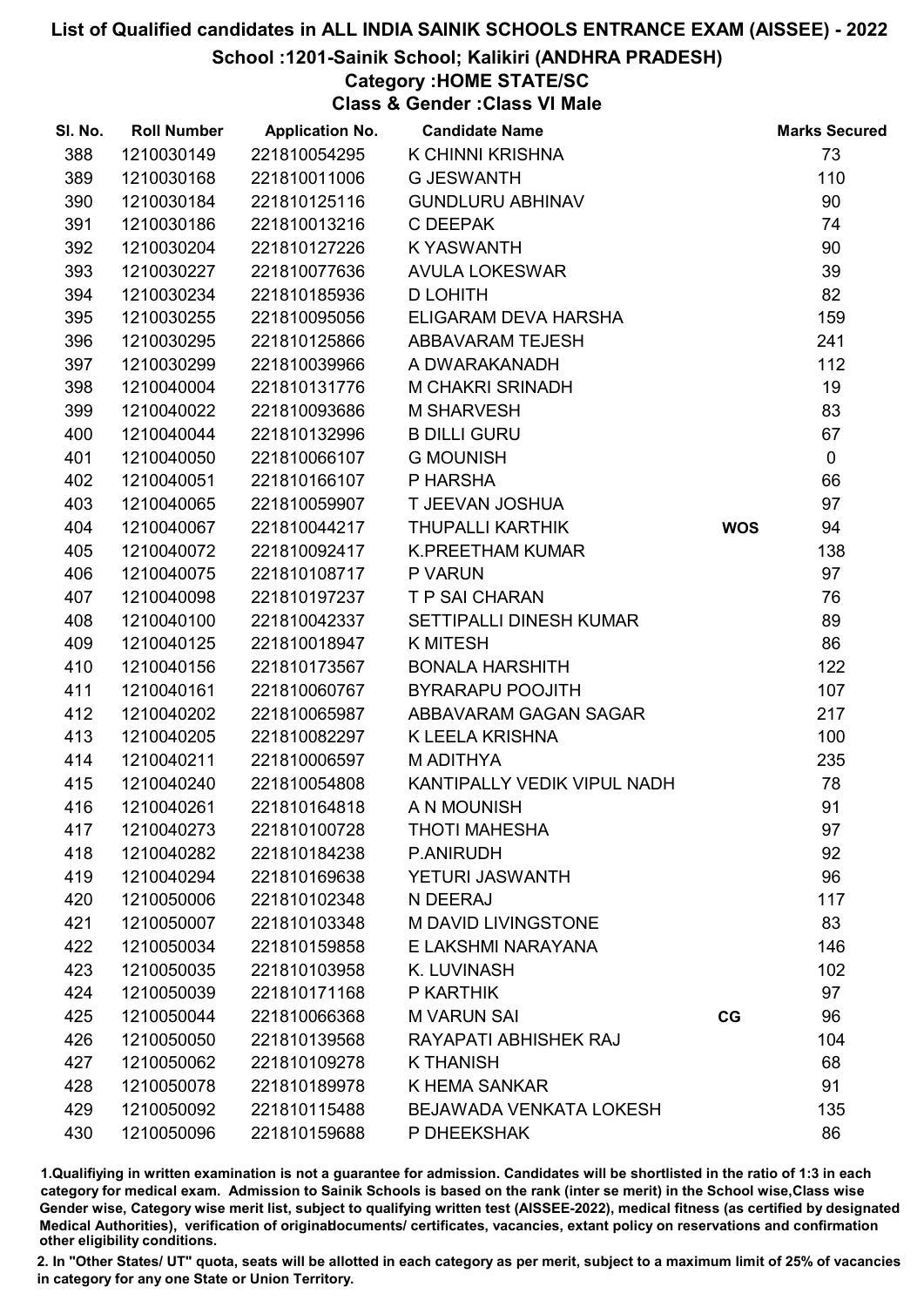# List of Qualified candidates in ALL INDIA SAINIK SCHOOLS ENTRANCE EXAM (AISSEE) - 2022

## School :1201-Sainik School; Kalikiri (ANDHRA PRADESH)

### Category :HOME STATE/SC

### Class & Gender :Class VI Male

| Sl. No. | Roll Number | Application No. | Candidate Name | | Marks Secured |
|---|---|---|---|---|---|
| 388 | 1210030149 | 221810054295 | K CHINNI KRISHNA | | 73 |
| 389 | 1210030168 | 221810011006 | G JESWANTH | | 110 |
| 390 | 1210030184 | 221810125116 | GUNDLURU ABHINAV | | 90 |
| 391 | 1210030186 | 221810013216 | C DEEPAK | | 74 |
| 392 | 1210030204 | 221810127226 | K YASWANTH | | 90 |
| 393 | 1210030227 | 221810077636 | AVULA LOKESWAR | | 39 |
| 394 | 1210030234 | 221810185936 | D LOHITH | | 82 |
| 395 | 1210030255 | 221810095056 | ELIGARAM DEVA HARSHA | | 159 |
| 396 | 1210030295 | 221810125866 | ABBAVARAM TEJESH | | 241 |
| 397 | 1210030299 | 221810039966 | A DWARAKANADH | | 112 |
| 398 | 1210040004 | 221810131776 | M CHAKRI SRINADH | | 19 |
| 399 | 1210040022 | 221810093686 | M SHARVESH | | 83 |
| 400 | 1210040044 | 221810132996 | B DILLI GURU | | 67 |
| 401 | 1210040050 | 221810066107 | G MOUNISH | | 0 |
| 402 | 1210040051 | 221810166107 | P HARSHA | | 66 |
| 403 | 1210040065 | 221810059907 | T JEEVAN JOSHUA | | 97 |
| 404 | 1210040067 | 221810044217 | THUPALLI KARTHIK | **WOS** | 94 |
| 405 | 1210040072 | 221810092417 | K.PREETHAM KUMAR | | 138 |
| 406 | 1210040075 | 221810108717 | P VARUN | | 97 |
| 407 | 1210040098 | 221810197237 | T P SAI CHARAN | | 76 |
| 408 | 1210040100 | 221810042337 | SETTIPALLI DINESH KUMAR | | 89 |
| 409 | 1210040125 | 221810018947 | K MITESH | | 86 |
| 410 | 1210040156 | 221810173567 | BONALA HARSHITH | | 122 |
| 411 | 1210040161 | 221810060767 | BYRARAPU POOJITH | | 107 |
| 412 | 1210040202 | 221810065987 | ABBAVARAM GAGAN SAGAR | | 217 |
| 413 | 1210040205 | 221810082297 | K LEELA KRISHNA | | 100 |
| 414 | 1210040211 | 221810006597 | M ADITHYA | | 235 |
| 415 | 1210040240 | 221810054808 | KANTIPALLY VEDIK VIPUL NADH | | 78 |
| 416 | 1210040261 | 221810164818 | A N MOUNISH | | 91 |
| 417 | 1210040273 | 221810100728 | THOTI MAHESHA | | 97 |
| 418 | 1210040282 | 221810184238 | P.ANIRUDH | | 92 |
| 419 | 1210040294 | 221810169638 | YETURI JASWANTH | | 96 |
| 420 | 1210050006 | 221810102348 | N DEERAJ | | 117 |
| 421 | 1210050007 | 221810103348 | M DAVID LIVINGSTONE | | 83 |
| 422 | 1210050034 | 221810159858 | E LAKSHMI NARAYANA | | 146 |
| 423 | 1210050035 | 221810103958 | K. LUVINASH | | 102 |
| 424 | 1210050039 | 221810171168 | P KARTHIK | | 97 |
| 425 | 1210050044 | 221810066368 | M VARUN SAI | **CG** | 96 |
| 426 | 1210050050 | 221810139568 | RAYAPATI ABHISHEK RAJ | | 104 |
| 427 | 1210050062 | 221810109278 | K THANISH | | 68 |
| 428 | 1210050078 | 221810189978 | K HEMA SANKAR | | 91 |
| 429 | 1210050092 | 221810115488 | BEJAWADA VENKATA LOKESH | | 135 |
| 430 | 1210050096 | 221810159688 | P DHEEKSHAK | | 86 |

1.Qualifying in written examination is not a guarantee for admission. Candidates will be shortlisted in the ratio of 1:3 in each category for medical exam. Admission to Sainik Schools is based on the rank (inter se merit) in the School wise,Class wise Gender wise, Category wise merit list, subject to qualifying written test (AISSEE-2022), medical fitness (as certified by designated Medical Authorities), verification of originaldocuments/ certificates, vacancies, extant policy on reservations and confirmation other eligibility conditions.

2. In "Other States/ UT" quota, seats will be allotted in each category as per merit, subject to a maximum limit of 25% of vacancies in category for any one State or Union Territory.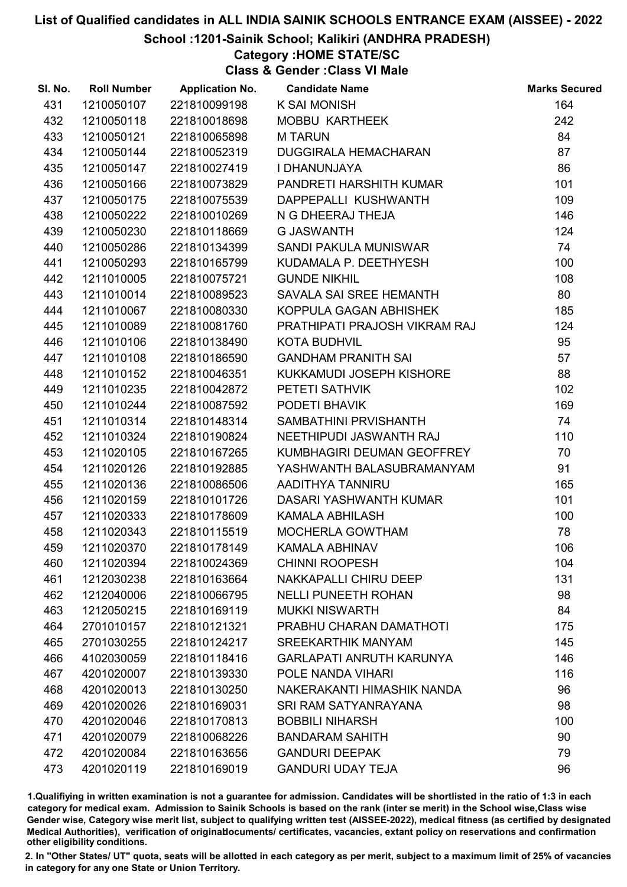# List of Qualified candidates in ALL INDIA SAINIK SCHOOLS ENTRANCE EXAM (AISSEE) - 2022

## School :1201-Sainik School; Kalikiri (ANDHRA PRADESH)

### Category :HOME STATE/SC

### Class & Gender :Class VI Male

| Sl. No. | Roll Number | Application No. | Candidate Name | Marks Secured |
|---|---|---|---|---|
| 431 | 1210050107 | 221810099198 | K SAI MONISH | 164 |
| 432 | 1210050118 | 221810018698 | MOBBU KARTHEEK | 242 |
| 433 | 1210050121 | 221810065898 | M TARUN | 84 |
| 434 | 1210050144 | 221810052319 | DUGGIRALA HEMACHARAN | 87 |
| 435 | 1210050147 | 221810027419 | I DHANUNJAYA | 86 |
| 436 | 1210050166 | 221810073829 | PANDRETI HARSHITH KUMAR | 101 |
| 437 | 1210050175 | 221810075539 | DAPPEPALLI KUSHWANTH | 109 |
| 438 | 1210050222 | 221810010269 | N G DHEERAJ THEJA | 146 |
| 439 | 1210050230 | 221810118669 | G JASWANTH | 124 |
| 440 | 1210050286 | 221810134399 | SANDI PAKULA MUNISWAR | 74 |
| 441 | 1210050293 | 221810165799 | KUDAMALA P. DEETHYESH | 100 |
| 442 | 1211010005 | 221810075721 | GUNDE NIKHIL | 108 |
| 443 | 1211010014 | 221810089523 | SAVALA SAI SREE HEMANTH | 80 |
| 444 | 1211010067 | 221810080330 | KOPPULA GAGAN ABHISHEK | 185 |
| 445 | 1211010089 | 221810081760 | PRATHIPATI PRAJOSH VIKRAM RAJ | 124 |
| 446 | 1211010106 | 221810138490 | KOTA BUDHVIL | 95 |
| 447 | 1211010108 | 221810186590 | GANDHAM PRANITH SAI | 57 |
| 448 | 1211010152 | 221810046351 | KUKKAMUDI JOSEPH KISHORE | 88 |
| 449 | 1211010235 | 221810042872 | PETETI SATHVIK | 102 |
| 450 | 1211010244 | 221810087592 | PODETI BHAVIK | 169 |
| 451 | 1211010314 | 221810148314 | SAMBATHINI PRVISHANTH | 74 |
| 452 | 1211010324 | 221810190824 | NEETHIPUDI JASWANTH RAJ | 110 |
| 453 | 1211020105 | 221810167265 | KUMBHAGIRI DEUMAN GEOFFREY | 70 |
| 454 | 1211020126 | 221810192885 | YASHWANTH BALASUBRAMANYAM | 91 |
| 455 | 1211020136 | 221810086506 | AADITHYA TANNIRU | 165 |
| 456 | 1211020159 | 221810101726 | DASARI YASHWANTH KUMAR | 101 |
| 457 | 1211020333 | 221810178609 | KAMALA ABHILASH | 100 |
| 458 | 1211020343 | 221810115519 | MOCHERLA GOWTHAM | 78 |
| 459 | 1211020370 | 221810178149 | KAMALA ABHINAV | 106 |
| 460 | 1211020394 | 221810024369 | CHINNI ROOPESH | 104 |
| 461 | 1212030238 | 221810163664 | NAKKAPALLI CHIRU DEEP | 131 |
| 462 | 1212040006 | 221810066795 | NELLI PUNEETH ROHAN | 98 |
| 463 | 1212050215 | 221810169119 | MUKKI NISWARTH | 84 |
| 464 | 2701010157 | 221810121321 | PRABHU CHARAN DAMATHOTI | 175 |
| 465 | 2701030255 | 221810124217 | SREEKARTHIK MANYAM | 145 |
| 466 | 4102030059 | 221810118416 | GARLAPATI ANRUTH KARUNYA | 146 |
| 467 | 4201020007 | 221810139330 | POLE NANDA VIHARI | 116 |
| 468 | 4201020013 | 221810130250 | NAKERAKANTI HIMASHIK NANDA | 96 |
| 469 | 4201020026 | 221810169031 | SRI RAM SATYANRAYANA | 98 |
| 470 | 4201020046 | 221810170813 | BOBBILI NIHARSH | 100 |
| 471 | 4201020079 | 221810068226 | BANDARAM SAHITH | 90 |
| 472 | 4201020084 | 221810163656 | GANDURI DEEPAK | 79 |
| 473 | 4201020119 | 221810169019 | GANDURI UDAY TEJA | 96 |

1.Qualifiying in written examination is not a guarantee for admission. Candidates will be shortlisted in the ratio of 1:3 in each category for medical exam. Admission to Sainik Schools is based on the rank (inter se merit) in the School wise,Class wise Gender wise, Category wise merit list, subject to qualifying written test (AISSEE-2022), medical fitness (as certified by designated Medical Authorities), verification of originaldocuments/ certificates, vacancies, extant policy on reservations and confirmation other eligibility conditions.

2. In "Other States/ UT" quota, seats will be allotted in each category as per merit, subject to a maximum limit of 25% of vacancies in category for any one State or Union Territory.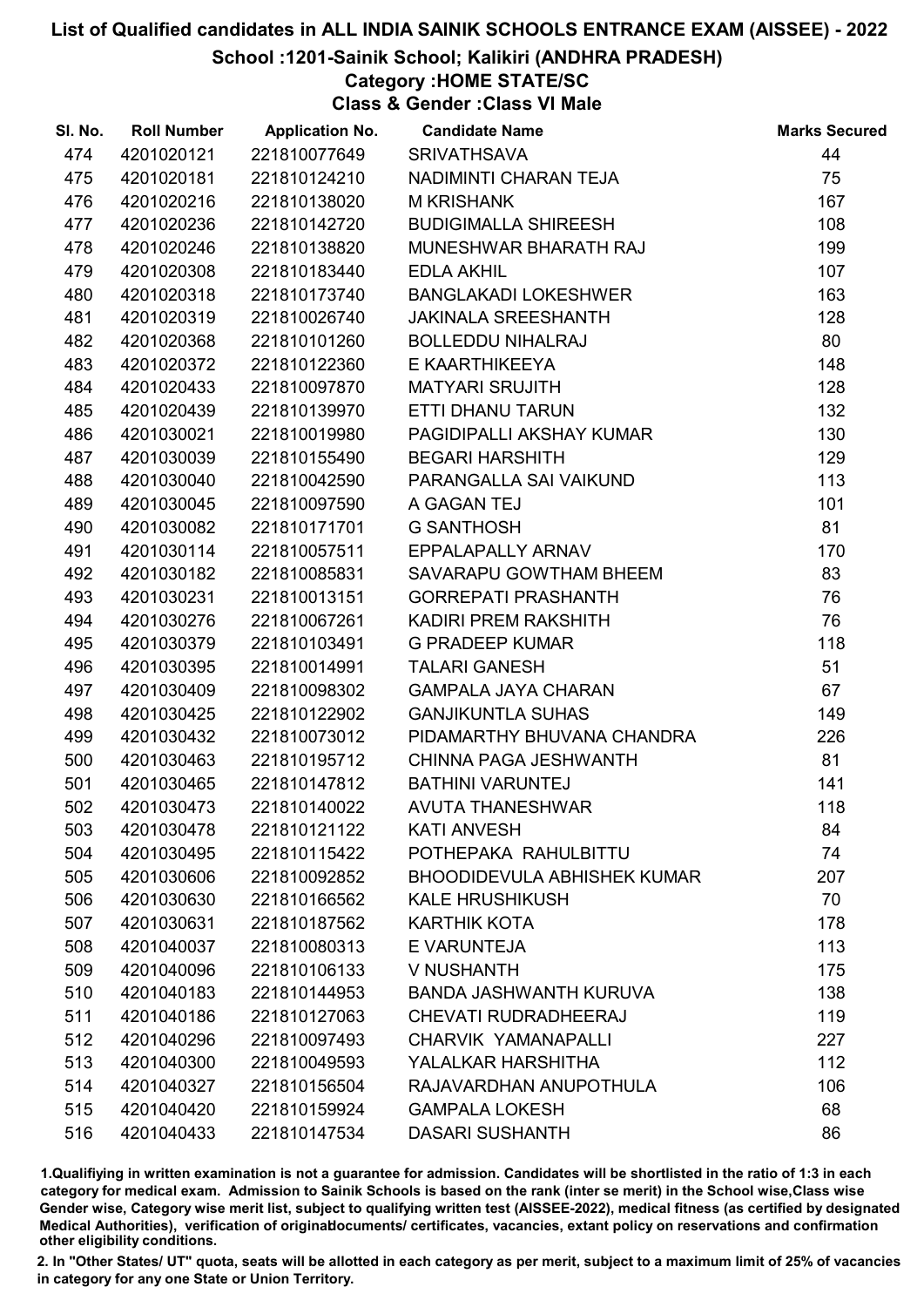# List of Qualified candidates in ALL INDIA SAINIK SCHOOLS ENTRANCE EXAM (AISSEE) - 2022

## School :1201-Sainik School; Kalikiri (ANDHRA PRADESH)

### Category :HOME STATE/SC

### Class & Gender :Class VI Male

| Sl. No. | Roll Number | Application No. | Candidate Name | Marks Secured |
|---|---|---|---|---|
| 474 | 4201020121 | 221810077649 | SRIVATHSAVA | 44 |
| 475 | 4201020181 | 221810124210 | NADIMINTI CHARAN TEJA | 75 |
| 476 | 4201020216 | 221810138020 | M KRISHANK | 167 |
| 477 | 4201020236 | 221810142720 | BUDIGIMALLA SHIREESH | 108 |
| 478 | 4201020246 | 221810138820 | MUNESHWAR BHARATH RAJ | 199 |
| 479 | 4201020308 | 221810183440 | EDLA AKHIL | 107 |
| 480 | 4201020318 | 221810173740 | BANGLAKADI LOKESHWER | 163 |
| 481 | 4201020319 | 221810026740 | JAKINALA SREESHANTH | 128 |
| 482 | 4201020368 | 221810101260 | BOLLEDDU NIHALRAJ | 80 |
| 483 | 4201020372 | 221810122360 | E KAARTHIKEEYA | 148 |
| 484 | 4201020433 | 221810097870 | MATYARI SRUJITH | 128 |
| 485 | 4201020439 | 221810139970 | ETTI DHANU TARUN | 132 |
| 486 | 4201030021 | 221810019980 | PAGIDIPALLI AKSHAY KUMAR | 130 |
| 487 | 4201030039 | 221810155490 | BEGARI HARSHITH | 129 |
| 488 | 4201030040 | 221810042590 | PARANGALLA SAI VAIKUND | 113 |
| 489 | 4201030045 | 221810097590 | A GAGAN TEJ | 101 |
| 490 | 4201030082 | 221810171701 | G SANTHOSH | 81 |
| 491 | 4201030114 | 221810057511 | EPPALAPALLY ARNAV | 170 |
| 492 | 4201030182 | 221810085831 | SAVARAPU GOWTHAM BHEEM | 83 |
| 493 | 4201030231 | 221810013151 | GORREPATI PRASHANTH | 76 |
| 494 | 4201030276 | 221810067261 | KADIRI PREM RAKSHITH | 76 |
| 495 | 4201030379 | 221810103491 | G PRADEEP KUMAR | 118 |
| 496 | 4201030395 | 221810014991 | TALARI GANESH | 51 |
| 497 | 4201030409 | 221810098302 | GAMPALA JAYA CHARAN | 67 |
| 498 | 4201030425 | 221810122902 | GANJIKUNTLA SUHAS | 149 |
| 499 | 4201030432 | 221810073012 | PIDAMARTHY BHUVANA CHANDRA | 226 |
| 500 | 4201030463 | 221810195712 | CHINNA PAGA JESHWANTH | 81 |
| 501 | 4201030465 | 221810147812 | BATHINI VARUNTEJ | 141 |
| 502 | 4201030473 | 221810140022 | AVUTA THANESHWAR | 118 |
| 503 | 4201030478 | 221810121122 | KATI ANVESH | 84 |
| 504 | 4201030495 | 221810115422 | POTHEPAKA RAHULBITTU | 74 |
| 505 | 4201030606 | 221810092852 | BHOODIDEVULA ABHISHEK KUMAR | 207 |
| 506 | 4201030630 | 221810166562 | KALE HRUSHIKUSH | 70 |
| 507 | 4201030631 | 221810187562 | KARTHIK KOTA | 178 |
| 508 | 4201040037 | 221810080313 | E VARUNTEJA | 113 |
| 509 | 4201040096 | 221810106133 | V NUSHANTH | 175 |
| 510 | 4201040183 | 221810144953 | BANDA JASHWANTH KURUVA | 138 |
| 511 | 4201040186 | 221810127063 | CHEVATI RUDRADHEERAJ | 119 |
| 512 | 4201040296 | 221810097493 | CHARVIK YAMANAPALLI | 227 |
| 513 | 4201040300 | 221810049593 | YALALKAR HARSHITHA | 112 |
| 514 | 4201040327 | 221810156504 | RAJAVARDHAN ANUPOTHULA | 106 |
| 515 | 4201040420 | 221810159924 | GAMPALA LOKESH | 68 |
| 516 | 4201040433 | 221810147534 | DASARI SUSHANTH | 86 |

1.Qualifiying in written examination is not a guarantee for admission. Candidates will be shortlisted in the ratio of 1:3 in each category for medical exam. Admission to Sainik Schools is based on the rank (inter se merit) in the School wise,Class wise Gender wise, Category wise merit list, subject to qualifying written test (AISSEE-2022), medical fitness (as certified by designated Medical Authorities), verification of originaldocuments/ certificates, vacancies, extant policy on reservations and confirmation other eligibility conditions.

2. In "Other States/ UT" quota, seats will be allotted in each category as per merit, subject to a maximum limit of 25% of vacancies in category for any one State or Union Territory.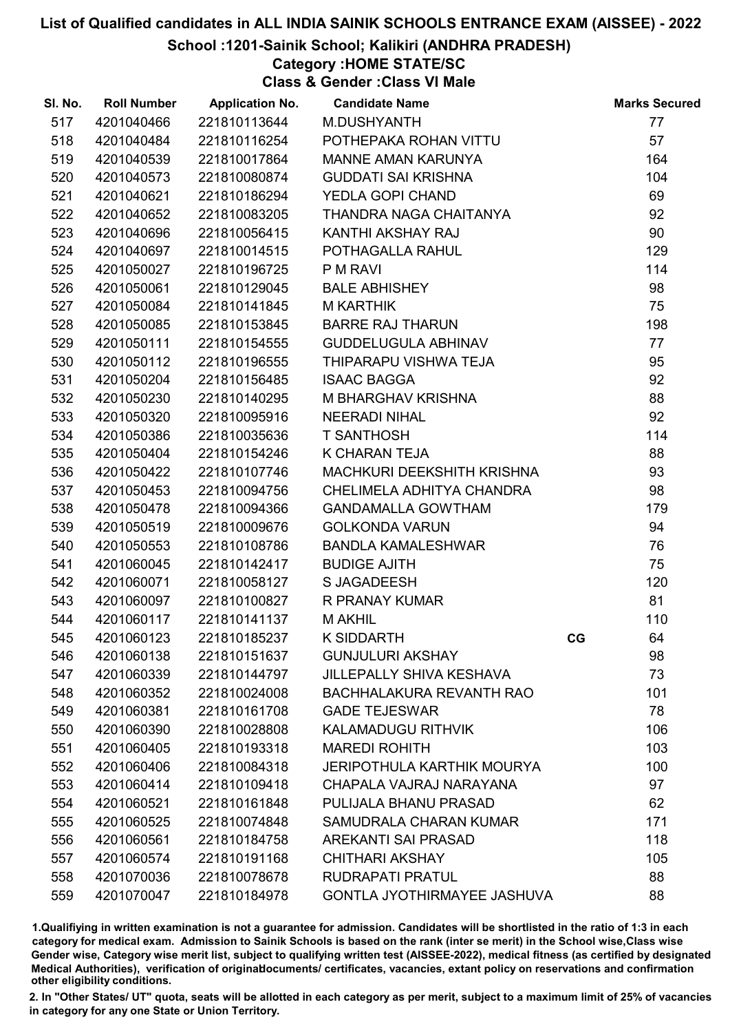# List of Qualified candidates in ALL INDIA SAINIK SCHOOLS ENTRANCE EXAM (AISSEE) - 2022

## School :1201-Sainik School; Kalikiri (ANDHRA PRADESH)

### Category :HOME STATE/SC

### Class & Gender :Class VI Male

| Sl. No. | Roll Number | Application No. | Candidate Name | | Marks Secured |
|---|---|---|---|---|---|
| 517 | 4201040466 | 221810113644 | M.DUSHYANTH | | 77 |
| 518 | 4201040484 | 221810116254 | POTHEPAKA ROHAN VITTU | | 57 |
| 519 | 4201040539 | 221810017864 | MANNE AMAN KARUNYA | | 164 |
| 520 | 4201040573 | 221810080874 | GUDDATI SAI KRISHNA | | 104 |
| 521 | 4201040621 | 221810186294 | YEDLA GOPI CHAND | | 69 |
| 522 | 4201040652 | 221810083205 | THANDRA NAGA CHAITANYA | | 92 |
| 523 | 4201040696 | 221810056415 | KANTHI AKSHAY RAJ | | 90 |
| 524 | 4201040697 | 221810014515 | POTHAGALLA RAHUL | | 129 |
| 525 | 4201050027 | 221810196725 | P M RAVI | | 114 |
| 526 | 4201050061 | 221810129045 | BALE ABHISHEY | | 98 |
| 527 | 4201050084 | 221810141845 | M KARTHIK | | 75 |
| 528 | 4201050085 | 221810153845 | BARRE RAJ THARUN | | 198 |
| 529 | 4201050111 | 221810154555 | GUDDELUGULA ABHINAV | | 77 |
| 530 | 4201050112 | 221810196555 | THIPARAPU VISHWA TEJA | | 95 |
| 531 | 4201050204 | 221810156485 | ISAAC BAGGA | | 92 |
| 532 | 4201050230 | 221810140295 | M BHARGHAV KRISHNA | | 88 |
| 533 | 4201050320 | 221810095916 | NEERADI NIHAL | | 92 |
| 534 | 4201050386 | 221810035636 | T SANTHOSH | | 114 |
| 535 | 4201050404 | 221810154246 | K CHARAN TEJA | | 88 |
| 536 | 4201050422 | 221810107746 | MACHKURI DEEKSHITH KRISHNA | | 93 |
| 537 | 4201050453 | 221810094756 | CHELIMELA ADHITYA CHANDRA | | 98 |
| 538 | 4201050478 | 221810094366 | GANDAMALLA GOWTHAM | | 179 |
| 539 | 4201050519 | 221810009676 | GOLKONDA VARUN | | 94 |
| 540 | 4201050553 | 221810108786 | BANDLA KAMALESHWAR | | 76 |
| 541 | 4201060045 | 221810142417 | BUDIGE AJITH | | 75 |
| 542 | 4201060071 | 221810058127 | S JAGADEESH | | 120 |
| 543 | 4201060097 | 221810100827 | R PRANAY KUMAR | | 81 |
| 544 | 4201060117 | 221810141137 | M AKHIL | | 110 |
| 545 | 4201060123 | 221810185237 | K SIDDARTH | CG | 64 |
| 546 | 4201060138 | 221810151637 | GUNJULURI AKSHAY | | 98 |
| 547 | 4201060339 | 221810144797 | JILLEPALLY SHIVA KESHAVA | | 73 |
| 548 | 4201060352 | 221810024008 | BACHHALAKURA REVANTH RAO | | 101 |
| 549 | 4201060381 | 221810161708 | GADE TEJESWAR | | 78 |
| 550 | 4201060390 | 221810028808 | KALAMADUGU RITHVIK | | 106 |
| 551 | 4201060405 | 221810193318 | MAREDI ROHITH | | 103 |
| 552 | 4201060406 | 221810084318 | JERIPOTHULA KARTHIK MOURYA | | 100 |
| 553 | 4201060414 | 221810109418 | CHAPALA VAJRAJ NARAYANA | | 97 |
| 554 | 4201060521 | 221810161848 | PULIJALA BHANU PRASAD | | 62 |
| 555 | 4201060525 | 221810074848 | SAMUDRALA CHARAN KUMAR | | 171 |
| 556 | 4201060561 | 221810184758 | AREKANTI SAI PRASAD | | 118 |
| 557 | 4201060574 | 221810191168 | CHITHARI AKSHAY | | 105 |
| 558 | 4201070036 | 221810078678 | RUDRAPATI PRATUL | | 88 |
| 559 | 4201070047 | 221810184978 | GONTLA JYOTHIRMAYEE JASHUVA | | 88 |

1.Qualifiying in written examination is not a guarantee for admission. Candidates will be shortlisted in the ratio of 1:3 in each category for medical exam. Admission to Sainik Schools is based on the rank (inter se merit) in the School wise,Class wise Gender wise, Category wise merit list, subject to qualifying written test (AISSEE-2022), medical fitness (as certified by designated Medical Authorities), verification of originaldocuments/ certificates, vacancies, extant policy on reservations and confirmation other eligibility conditions.

2. In "Other States/ UT" quota, seats will be allotted in each category as per merit, subject to a maximum limit of 25% of vacancies in category for any one State or Union Territory.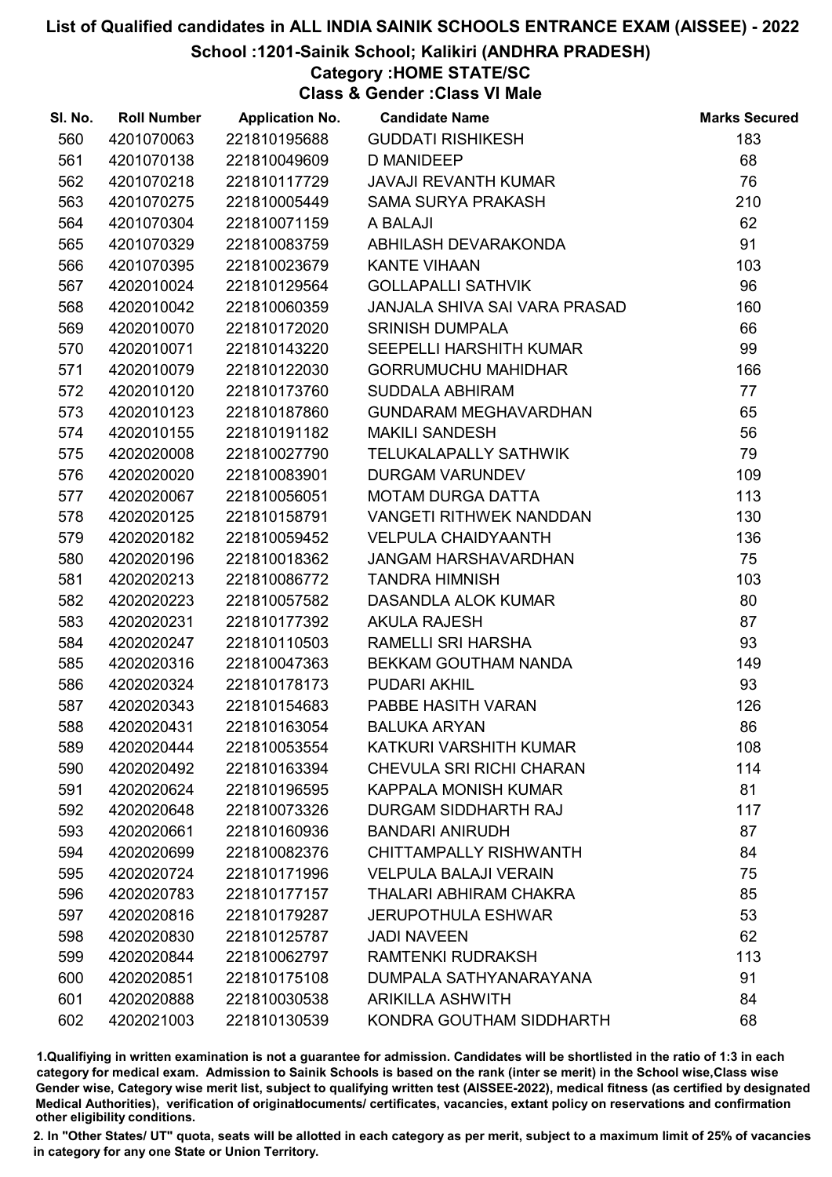# List of Qualified candidates in ALL INDIA SAINIK SCHOOLS ENTRANCE EXAM (AISSEE) - 2022

## School :1201-Sainik School; Kalikiri (ANDHRA PRADESH)

### Category :HOME STATE/SC

### Class & Gender :Class VI Male

| Sl. No. | Roll Number | Application No. | Candidate Name | Marks Secured |
|---|---|---|---|---|
| 560 | 4201070063 | 221810195688 | GUDDATI RISHIKESH | 183 |
| 561 | 4201070138 | 221810049609 | D MANIDEEP | 68 |
| 562 | 4201070218 | 221810117729 | JAVAJI REVANTH KUMAR | 76 |
| 563 | 4201070275 | 221810005449 | SAMA SURYA PRAKASH | 210 |
| 564 | 4201070304 | 221810071159 | A BALAJI | 62 |
| 565 | 4201070329 | 221810083759 | ABHILASH DEVARAKONDA | 91 |
| 566 | 4201070395 | 221810023679 | KANTE VIHAAN | 103 |
| 567 | 4202010024 | 221810129564 | GOLLAPALLI SATHVIK | 96 |
| 568 | 4202010042 | 221810060359 | JANJALA SHIVA SAI VARA PRASAD | 160 |
| 569 | 4202010070 | 221810172020 | SRINISH DUMPALA | 66 |
| 570 | 4202010071 | 221810143220 | SEEPELLI HARSHITH KUMAR | 99 |
| 571 | 4202010079 | 221810122030 | GORRUMUCHU MAHIDHAR | 166 |
| 572 | 4202010120 | 221810173760 | SUDDALA ABHIRAM | 77 |
| 573 | 4202010123 | 221810187860 | GUNDARAM MEGHAVARDHAN | 65 |
| 574 | 4202010155 | 221810191182 | MAKILI SANDESH | 56 |
| 575 | 4202020008 | 221810027790 | TELUKALAPALLY SATHWIK | 79 |
| 576 | 4202020020 | 221810083901 | DURGAM VARUNDEV | 109 |
| 577 | 4202020067 | 221810056051 | MOTAM DURGA DATTA | 113 |
| 578 | 4202020125 | 221810158791 | VANGETI RITHWEK NANDDAN | 130 |
| 579 | 4202020182 | 221810059452 | VELPULA CHAIDYAANTH | 136 |
| 580 | 4202020196 | 221810018362 | JANGAM HARSHAVARDHAN | 75 |
| 581 | 4202020213 | 221810086772 | TANDRA HIMNISH | 103 |
| 582 | 4202020223 | 221810057582 | DASANDLA ALOK KUMAR | 80 |
| 583 | 4202020231 | 221810177392 | AKULA RAJESH | 87 |
| 584 | 4202020247 | 221810110503 | RAMELLI SRI HARSHA | 93 |
| 585 | 4202020316 | 221810047363 | BEKKAM GOUTHAM NANDA | 149 |
| 586 | 4202020324 | 221810178173 | PUDARI AKHIL | 93 |
| 587 | 4202020343 | 221810154683 | PABBE HASITH VARAN | 126 |
| 588 | 4202020431 | 221810163054 | BALUKA ARYAN | 86 |
| 589 | 4202020444 | 221810053554 | KATKURI VARSHITH KUMAR | 108 |
| 590 | 4202020492 | 221810163394 | CHEVULA SRI RICHI CHARAN | 114 |
| 591 | 4202020624 | 221810196595 | KAPPALA MONISH KUMAR | 81 |
| 592 | 4202020648 | 221810073326 | DURGAM SIDDHARTH RAJ | 117 |
| 593 | 4202020661 | 221810160936 | BANDARI ANIRUDH | 87 |
| 594 | 4202020699 | 221810082376 | CHITTAMPALLY RISHWANTH | 84 |
| 595 | 4202020724 | 221810171996 | VELPULA BALAJI VERAIN | 75 |
| 596 | 4202020783 | 221810177157 | THALARI ABHIRAM CHAKRA | 85 |
| 597 | 4202020816 | 221810179287 | JERUPOTHULA ESHWAR | 53 |
| 598 | 4202020830 | 221810125787 | JADI NAVEEN | 62 |
| 599 | 4202020844 | 221810062797 | RAMTENKI RUDRAKSH | 113 |
| 600 | 4202020851 | 221810175108 | DUMPALA SATHYANARAYANA | 91 |
| 601 | 4202020888 | 221810030538 | ARIKILLA ASHWITH | 84 |
| 602 | 4202021003 | 221810130539 | KONDRA GOUTHAM SIDDHARTH | 68 |

1.Qualifying in written examination is not a guarantee for admission. Candidates will be shortlisted in the ratio of 1:3 in each category for medical exam. Admission to Sainik Schools is based on the rank (inter se merit) in the School wise,Class wise Gender wise, Category wise merit list, subject to qualifying written test (AISSEE-2022), medical fitness (as certified by designated Medical Authorities), verification of originaldocuments/ certificates, vacancies, extant policy on reservations and confirmation other eligibility conditions.

2. In "Other States/ UT" quota, seats will be allotted in each category as per merit, subject to a maximum limit of 25% of vacancies in category for any one State or Union Territory.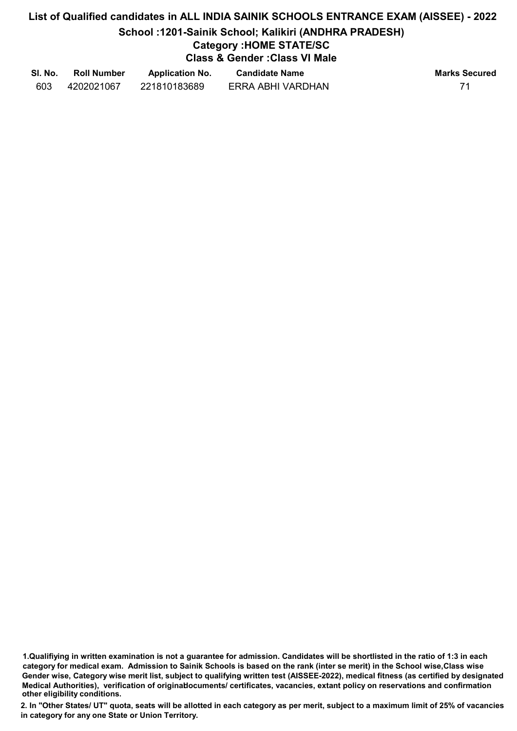# List of Qualified candidates in ALL INDIA SAINIK SCHOOLS ENTRANCE EXAM (AISSEE) - 2022

## School :1201-Sainik School; Kalikiri (ANDHRA PRADESH)

### Category :HOME STATE/SC

### Class & Gender :Class VI Male

| Sl. No. | Roll Number | Application No. | Candidate Name | Marks Secured |
|---|---|---|---|---|
| 603 | 4202021067 | 221810183689 | ERRA ABHI VARDHAN | 71 |

**1.Qualifiying in written examination is not a guarantee for admission. Candidates will be shortlisted in the ratio of 1:3 in each category for medical exam. Admission to Sainik Schools is based on the rank (inter se merit) in the School wise,Class wise Gender wise, Category wise merit list, subject to qualifying written test (AISSEE-2022), medical fitness (as certified by designated Medical Authorities), verification of originaldocuments/ certificates, vacancies, extant policy on reservations and confirmation other eligibility conditions.**

**2. In "Other States/ UT" quota, seats will be allotted in each category as per merit, subject to a maximum limit of 25% of vacancies in category for any one State or Union Territory.**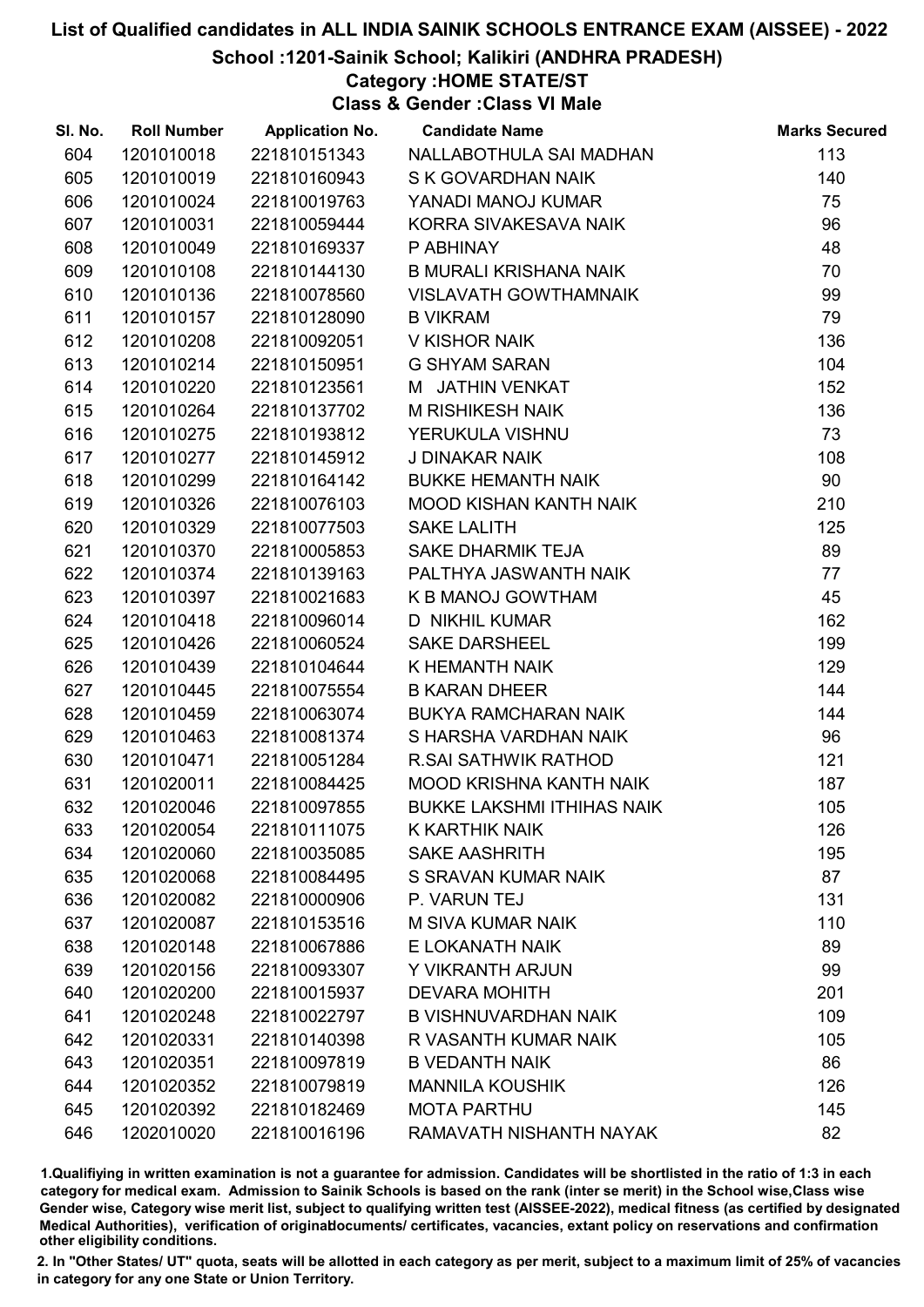# List of Qualified candidates in ALL INDIA SAINIK SCHOOLS ENTRANCE EXAM (AISSEE) - 2022

## School :1201-Sainik School; Kalikiri (ANDHRA PRADESH)

### Category :HOME STATE/ST

### Class & Gender :Class VI Male

| Sl. No. | Roll Number | Application No. | Candidate Name | Marks Secured |
|---|---|---|---|---|
| 604 | 1201010018 | 221810151343 | NALLABOTHULA SAI MADHAN | 113 |
| 605 | 1201010019 | 221810160943 | S K GOVARDHAN NAIK | 140 |
| 606 | 1201010024 | 221810019763 | YANADI MANOJ KUMAR | 75 |
| 607 | 1201010031 | 221810059444 | KORRA SIVAKESAVA NAIK | 96 |
| 608 | 1201010049 | 221810169337 | P ABHINAY | 48 |
| 609 | 1201010108 | 221810144130 | B MURALI KRISHANA NAIK | 70 |
| 610 | 1201010136 | 221810078560 | VISLAVATH GOWTHAMNAIK | 99 |
| 611 | 1201010157 | 221810128090 | B VIKRAM | 79 |
| 612 | 1201010208 | 221810092051 | V KISHOR NAIK | 136 |
| 613 | 1201010214 | 221810150951 | G SHYAM SARAN | 104 |
| 614 | 1201010220 | 221810123561 | M JATHIN VENKAT | 152 |
| 615 | 1201010264 | 221810137702 | M RISHIKESH NAIK | 136 |
| 616 | 1201010275 | 221810193812 | YERUKULA VISHNU | 73 |
| 617 | 1201010277 | 221810145912 | J DINAKAR NAIK | 108 |
| 618 | 1201010299 | 221810164142 | BUKKE HEMANTH NAIK | 90 |
| 619 | 1201010326 | 221810076103 | MOOD KISHAN KANTH NAIK | 210 |
| 620 | 1201010329 | 221810077503 | SAKE LALITH | 125 |
| 621 | 1201010370 | 221810005853 | SAKE DHARMIK TEJA | 89 |
| 622 | 1201010374 | 221810139163 | PALTHYA JASWANTH NAIK | 77 |
| 623 | 1201010397 | 221810021683 | K B MANOJ GOWTHAM | 45 |
| 624 | 1201010418 | 221810096014 | D NIKHIL KUMAR | 162 |
| 625 | 1201010426 | 221810060524 | SAKE DARSHEEL | 199 |
| 626 | 1201010439 | 221810104644 | K HEMANTH NAIK | 129 |
| 627 | 1201010445 | 221810075554 | B KARAN DHEER | 144 |
| 628 | 1201010459 | 221810063074 | BUKYA RAMCHARAN NAIK | 144 |
| 629 | 1201010463 | 221810081374 | S HARSHA VARDHAN NAIK | 96 |
| 630 | 1201010471 | 221810051284 | R.SAI SATHWIK RATHOD | 121 |
| 631 | 1201020011 | 221810084425 | MOOD KRISHNA KANTH NAIK | 187 |
| 632 | 1201020046 | 221810097855 | BUKKE LAKSHMI ITHIHAS NAIK | 105 |
| 633 | 1201020054 | 221810111075 | K KARTHIK NAIK | 126 |
| 634 | 1201020060 | 221810035085 | SAKE AASHRITH | 195 |
| 635 | 1201020068 | 221810084495 | S SRAVAN KUMAR NAIK | 87 |
| 636 | 1201020082 | 221810000906 | P. VARUN TEJ | 131 |
| 637 | 1201020087 | 221810153516 | M SIVA KUMAR NAIK | 110 |
| 638 | 1201020148 | 221810067886 | E LOKANATH NAIK | 89 |
| 639 | 1201020156 | 221810093307 | Y VIKRANTH ARJUN | 99 |
| 640 | 1201020200 | 221810015937 | DEVARA MOHITH | 201 |
| 641 | 1201020248 | 221810022797 | B VISHNUVARDHAN NAIK | 109 |
| 642 | 1201020331 | 221810140398 | R VASANTH KUMAR NAIK | 105 |
| 643 | 1201020351 | 221810097819 | B VEDANTH NAIK | 86 |
| 644 | 1201020352 | 221810079819 | MANNILA KOUSHIK | 126 |
| 645 | 1201020392 | 221810182469 | MOTA PARTHU | 145 |
| 646 | 1202010020 | 221810016196 | RAMAVATH NISHANTH NAYAK | 82 |

1.Qualifying in written examination is not a guarantee for admission. Candidates will be shortlisted in the ratio of 1:3 in each category for medical exam. Admission to Sainik Schools is based on the rank (inter se merit) in the School wise,Class wise Gender wise, Category wise merit list, subject to qualifying written test (AISSEE-2022), medical fitness (as certified by designated Medical Authorities), verification of originaldocuments/ certificates, vacancies, extant policy on reservations and confirmation other eligibility conditions.

2. In "Other States/ UT" quota, seats will be allotted in each category as per merit, subject to a maximum limit of 25% of vacancies in category for any one State or Union Territory.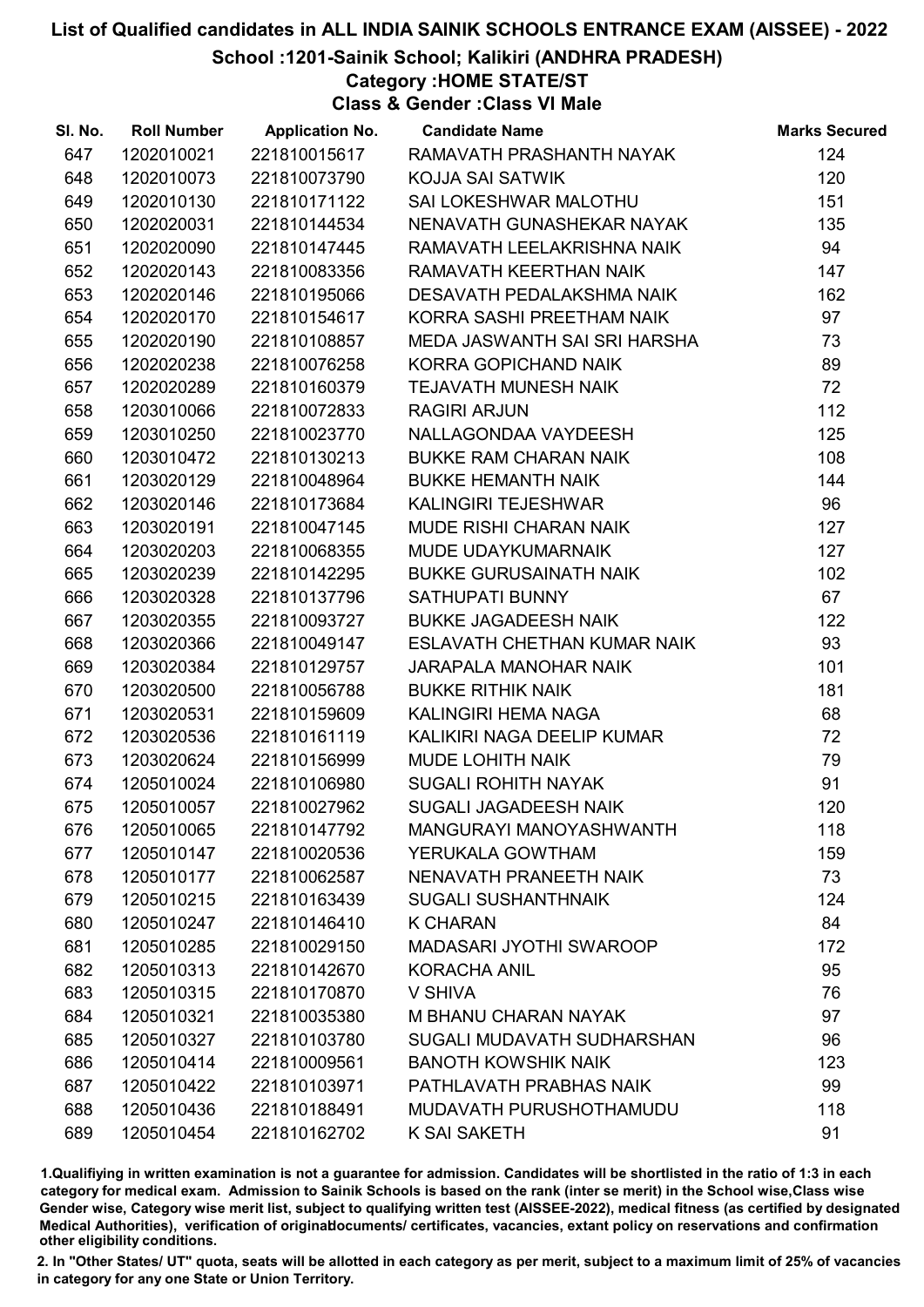# List of Qualified candidates in ALL INDIA SAINIK SCHOOLS ENTRANCE EXAM (AISSEE) - 2022

## School :1201-Sainik School; Kalikiri (ANDHRA PRADESH)

### Category :HOME STATE/ST

### Class & Gender :Class VI Male

| Sl. No. | Roll Number | Application No. | Candidate Name | Marks Secured |
|---|---|---|---|---|
| 647 | 1202010021 | 221810015617 | RAMAVATH PRASHANTH NAYAK | 124 |
| 648 | 1202010073 | 221810073790 | KOJJA SAI SATWIK | 120 |
| 649 | 1202010130 | 221810171122 | SAI LOKESHWAR MALOTHU | 151 |
| 650 | 1202020031 | 221810144534 | NENAVATH GUNASHEKAR NAYAK | 135 |
| 651 | 1202020090 | 221810147445 | RAMAVATH LEELAKRISHNA NAIK | 94 |
| 652 | 1202020143 | 221810083356 | RAMAVATH KEERTHAN NAIK | 147 |
| 653 | 1202020146 | 221810195066 | DESAVATH PEDALAKSHMA NAIK | 162 |
| 654 | 1202020170 | 221810154617 | KORRA SASHI PREETHAM NAIK | 97 |
| 655 | 1202020190 | 221810108857 | MEDA JASWANTH SAI SRI HARSHA | 73 |
| 656 | 1202020238 | 221810076258 | KORRA GOPICHAND NAIK | 89 |
| 657 | 1202020289 | 221810160379 | TEJAVATH MUNESH NAIK | 72 |
| 658 | 1203010066 | 221810072833 | RAGIRI ARJUN | 112 |
| 659 | 1203010250 | 221810023770 | NALLAGONDAA VAYDEESH | 125 |
| 660 | 1203010472 | 221810130213 | BUKKE RAM CHARAN NAIK | 108 |
| 661 | 1203020129 | 221810048964 | BUKKE HEMANTH NAIK | 144 |
| 662 | 1203020146 | 221810173684 | KALINGIRI TEJESHWAR | 96 |
| 663 | 1203020191 | 221810047145 | MUDE RISHI CHARAN NAIK | 127 |
| 664 | 1203020203 | 221810068355 | MUDE UDAYKUMARNAIK | 127 |
| 665 | 1203020239 | 221810142295 | BUKKE GURUSAINATH NAIK | 102 |
| 666 | 1203020328 | 221810137796 | SATHUPATI BUNNY | 67 |
| 667 | 1203020355 | 221810093727 | BUKKE JAGADEESH NAIK | 122 |
| 668 | 1203020366 | 221810049147 | ESLAVATH CHETHAN KUMAR NAIK | 93 |
| 669 | 1203020384 | 221810129757 | JARAPALA MANOHAR NAIK | 101 |
| 670 | 1203020500 | 221810056788 | BUKKE RITHIK NAIK | 181 |
| 671 | 1203020531 | 221810159609 | KALINGIRI HEMA NAGA | 68 |
| 672 | 1203020536 | 221810161119 | KALIKIRI NAGA DEELIP KUMAR | 72 |
| 673 | 1203020624 | 221810156999 | MUDE LOHITH NAIK | 79 |
| 674 | 1205010024 | 221810106980 | SUGALI ROHITH NAYAK | 91 |
| 675 | 1205010057 | 221810027962 | SUGALI JAGADEESH NAIK | 120 |
| 676 | 1205010065 | 221810147792 | MANGURAYI MANOYASHWANTH | 118 |
| 677 | 1205010147 | 221810020536 | YERUKALA GOWTHAM | 159 |
| 678 | 1205010177 | 221810062587 | NENAVATH PRANEETH NAIK | 73 |
| 679 | 1205010215 | 221810163439 | SUGALI SUSHANTHNAIK | 124 |
| 680 | 1205010247 | 221810146410 | K CHARAN | 84 |
| 681 | 1205010285 | 221810029150 | MADASARI JYOTHI SWAROOP | 172 |
| 682 | 1205010313 | 221810142670 | KORACHA ANIL | 95 |
| 683 | 1205010315 | 221810170870 | V SHIVA | 76 |
| 684 | 1205010321 | 221810035380 | M BHANU CHARAN NAYAK | 97 |
| 685 | 1205010327 | 221810103780 | SUGALI MUDAVATH SUDHARSHAN | 96 |
| 686 | 1205010414 | 221810009561 | BANOTH KOWSHIK NAIK | 123 |
| 687 | 1205010422 | 221810103971 | PATHLAVATH PRABHAS NAIK | 99 |
| 688 | 1205010436 | 221810188491 | MUDAVATH PURUSHOTHAMUDU | 118 |
| 689 | 1205010454 | 221810162702 | K SAI SAKETH | 91 |

1.Qualifying in written examination is not a guarantee for admission. Candidates will be shortlisted in the ratio of 1:3 in each category for medical exam. Admission to Sainik Schools is based on the rank (inter se merit) in the School wise,Class wise Gender wise, Category wise merit list, subject to qualifying written test (AISSEE-2022), medical fitness (as certified by designated Medical Authorities), verification of originaldocuments/ certificates, vacancies, extant policy on reservations and confirmation other eligibility conditions.

2. In "Other States/ UT" quota, seats will be allotted in each category as per merit, subject to a maximum limit of 25% of vacancies in category for any one State or Union Territory.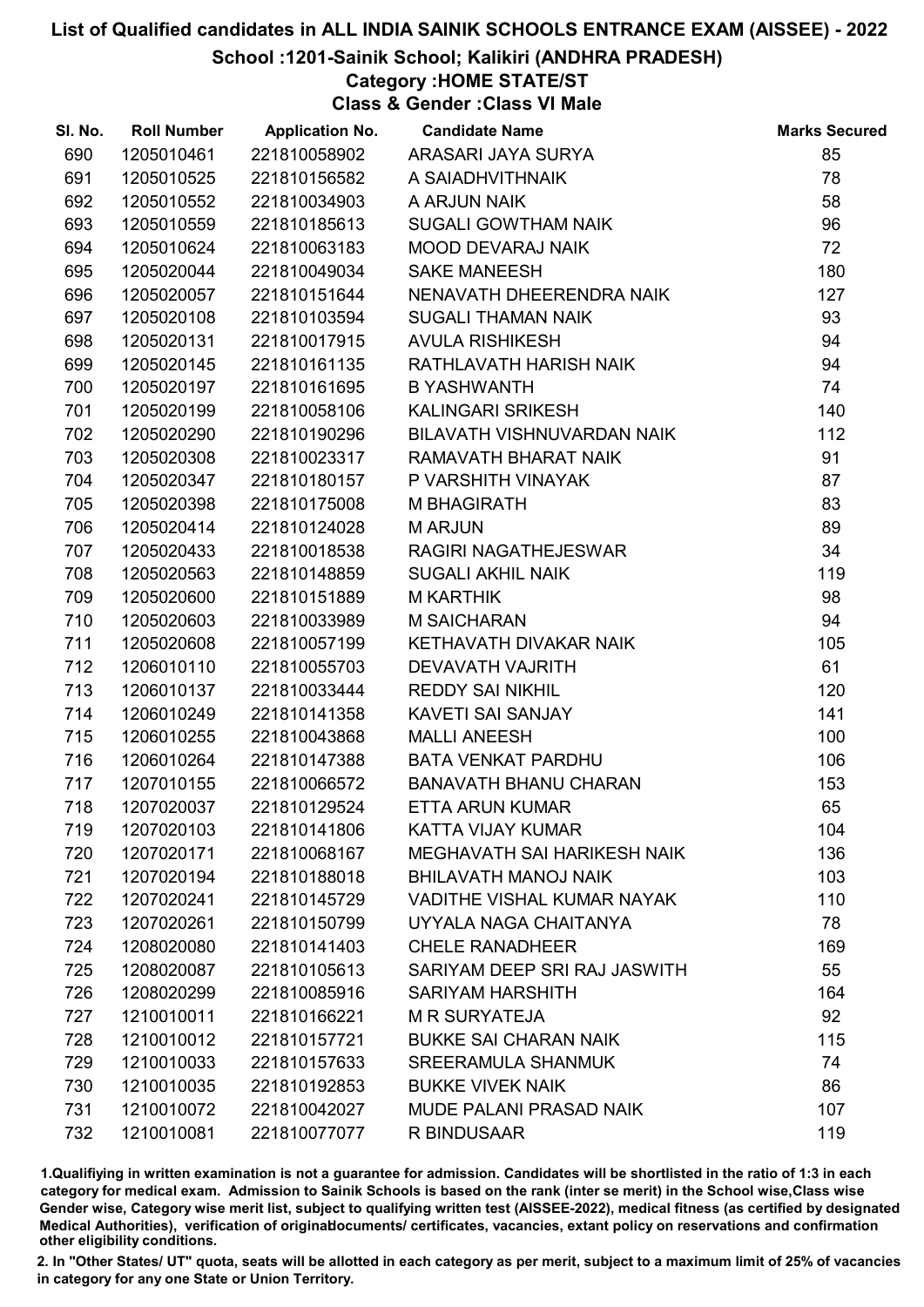# List of Qualified candidates in ALL INDIA SAINIK SCHOOLS ENTRANCE EXAM (AISSEE) - 2022

## School :1201-Sainik School; Kalikiri (ANDHRA PRADESH)

### Category :HOME STATE/ST

### Class & Gender :Class VI Male

| Sl. No. | Roll Number | Application No. | Candidate Name | Marks Secured |
|---|---|---|---|---|
| 690 | 1205010461 | 221810058902 | ARASARI JAYA SURYA | 85 |
| 691 | 1205010525 | 221810156582 | A SAIADHVITHNAIK | 78 |
| 692 | 1205010552 | 221810034903 | A ARJUN NAIK | 58 |
| 693 | 1205010559 | 221810185613 | SUGALI GOWTHAM NAIK | 96 |
| 694 | 1205010624 | 221810063183 | MOOD DEVARAJ NAIK | 72 |
| 695 | 1205020044 | 221810049034 | SAKE MANEESH | 180 |
| 696 | 1205020057 | 221810151644 | NENAVATH DHEERENDRA NAIK | 127 |
| 697 | 1205020108 | 221810103594 | SUGALI THAMAN NAIK | 93 |
| 698 | 1205020131 | 221810017915 | AVULA RISHIKESH | 94 |
| 699 | 1205020145 | 221810161135 | RATHLAVATH HARISH NAIK | 94 |
| 700 | 1205020197 | 221810161695 | B YASHWANTH | 74 |
| 701 | 1205020199 | 221810058106 | KALINGARI SRIKESH | 140 |
| 702 | 1205020290 | 221810190296 | BILAVATH VISHNUVARDAN NAIK | 112 |
| 703 | 1205020308 | 221810023317 | RAMAVATH BHARAT NAIK | 91 |
| 704 | 1205020347 | 221810180157 | P VARSHITH VINAYAK | 87 |
| 705 | 1205020398 | 221810175008 | M BHAGIRATH | 83 |
| 706 | 1205020414 | 221810124028 | M ARJUN | 89 |
| 707 | 1205020433 | 221810018538 | RAGIRI NAGATHEJESWAR | 34 |
| 708 | 1205020563 | 221810148859 | SUGALI AKHIL NAIK | 119 |
| 709 | 1205020600 | 221810151889 | M KARTHIK | 98 |
| 710 | 1205020603 | 221810033989 | M SAICHARAN | 94 |
| 711 | 1205020608 | 221810057199 | KETHAVATH DIVAKAR NAIK | 105 |
| 712 | 1206010110 | 221810055703 | DEVAVATH VAJRITH | 61 |
| 713 | 1206010137 | 221810033444 | REDDY SAI NIKHIL | 120 |
| 714 | 1206010249 | 221810141358 | KAVETI SAI SANJAY | 141 |
| 715 | 1206010255 | 221810043868 | MALLI ANEESH | 100 |
| 716 | 1206010264 | 221810147388 | BATA VENKAT PARDHU | 106 |
| 717 | 1207010155 | 221810066572 | BANAVATH BHANU CHARAN | 153 |
| 718 | 1207020037 | 221810129524 | ETTA ARUN KUMAR | 65 |
| 719 | 1207020103 | 221810141806 | KATTA VIJAY KUMAR | 104 |
| 720 | 1207020171 | 221810068167 | MEGHAVATH SAI HARIKESH NAIK | 136 |
| 721 | 1207020194 | 221810188018 | BHILAVATH MANOJ NAIK | 103 |
| 722 | 1207020241 | 221810145729 | VADITHE VISHAL KUMAR NAYAK | 110 |
| 723 | 1207020261 | 221810150799 | UYYALA NAGA CHAITANYA | 78 |
| 724 | 1208020080 | 221810141403 | CHELE RANADHEER | 169 |
| 725 | 1208020087 | 221810105613 | SARIYAM DEEP SRI RAJ JASWITH | 55 |
| 726 | 1208020299 | 221810085916 | SARIYAM HARSHITH | 164 |
| 727 | 1210010011 | 221810166221 | M R SURYATEJA | 92 |
| 728 | 1210010012 | 221810157721 | BUKKE SAI CHARAN NAIK | 115 |
| 729 | 1210010033 | 221810157633 | SREERAMULA SHANMUK | 74 |
| 730 | 1210010035 | 221810192853 | BUKKE VIVEK NAIK | 86 |
| 731 | 1210010072 | 221810042027 | MUDE PALANI PRASAD NAIK | 107 |
| 732 | 1210010081 | 221810077077 | R BINDUSAAR | 119 |

1.Qualifying in written examination is not a guarantee for admission. Candidates will be shortlisted in the ratio of 1:3 in each category for medical exam. Admission to Sainik Schools is based on the rank (inter se merit) in the School wise,Class wise Gender wise, Category wise merit list, subject to qualifying written test (AISSEE-2022), medical fitness (as certified by designated Medical Authorities), verification of originaldocuments/ certificates, vacancies, extant policy on reservations and confirmation other eligibility conditions.

2. In "Other States/ UT" quota, seats will be allotted in each category as per merit, subject to a maximum limit of 25% of vacancies in category for any one State or Union Territory.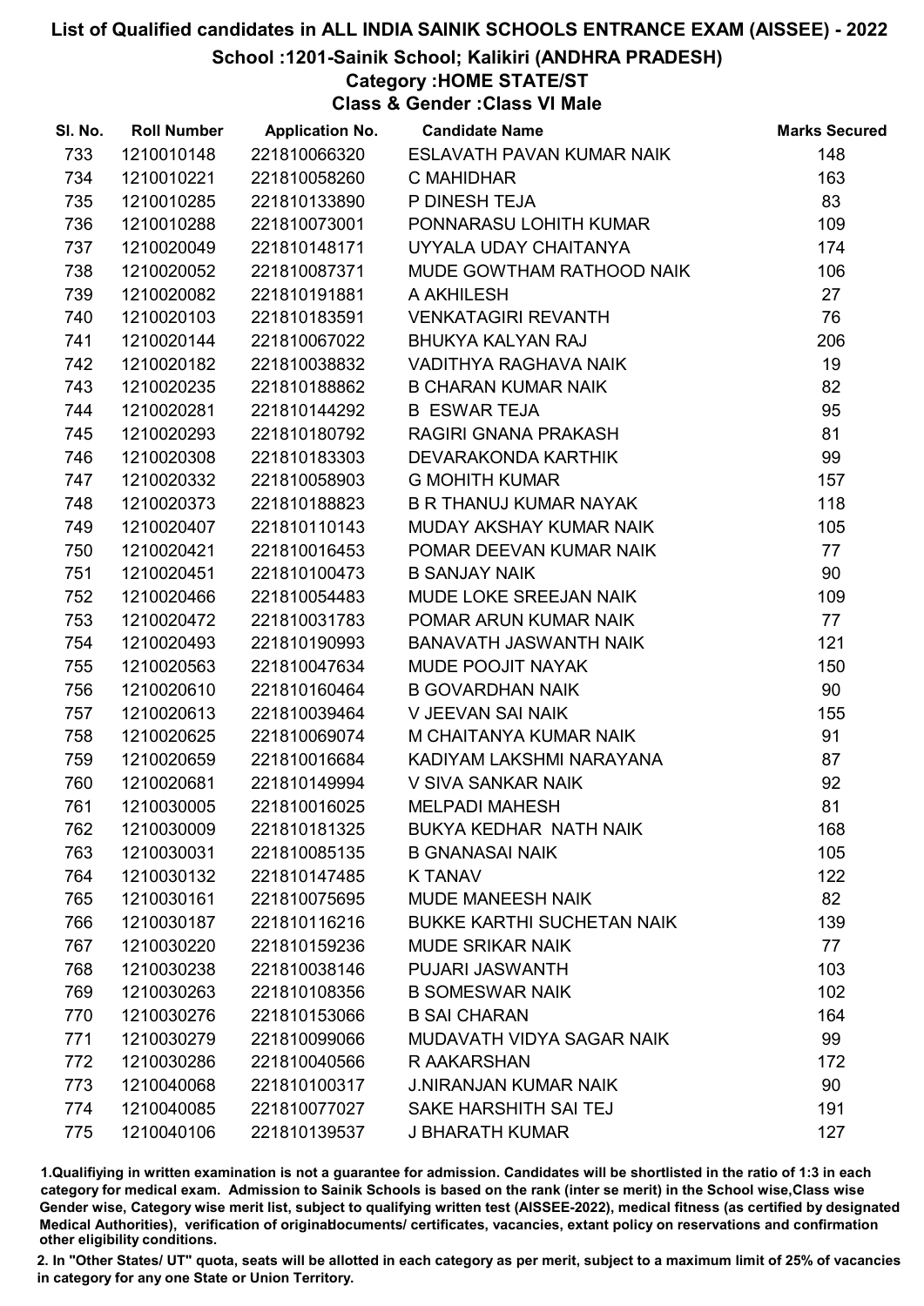# List of Qualified candidates in ALL INDIA SAINIK SCHOOLS ENTRANCE EXAM (AISSEE) - 2022

## School :1201-Sainik School; Kalikiri (ANDHRA PRADESH)

### Category :HOME STATE/ST

### Class & Gender :Class VI Male

| Sl. No. | Roll Number | Application No. | Candidate Name | Marks Secured |
|---|---|---|---|---|
| 733 | 1210010148 | 221810066320 | ESLAVATH PAVAN KUMAR NAIK | 148 |
| 734 | 1210010221 | 221810058260 | C MAHIDHAR | 163 |
| 735 | 1210010285 | 221810133890 | P DINESH TEJA | 83 |
| 736 | 1210010288 | 221810073001 | PONNARASU LOHITH KUMAR | 109 |
| 737 | 1210020049 | 221810148171 | UYYALA UDAY CHAITANYA | 174 |
| 738 | 1210020052 | 221810087371 | MUDE GOWTHAM RATHOOD NAIK | 106 |
| 739 | 1210020082 | 221810191881 | A AKHILESH | 27 |
| 740 | 1210020103 | 221810183591 | VENKATAGIRI REVANTH | 76 |
| 741 | 1210020144 | 221810067022 | BHUKYA KALYAN RAJ | 206 |
| 742 | 1210020182 | 221810038832 | VADITHYA RAGHAVA NAIK | 19 |
| 743 | 1210020235 | 221810188862 | B CHARAN KUMAR NAIK | 82 |
| 744 | 1210020281 | 221810144292 | B ESWAR TEJA | 95 |
| 745 | 1210020293 | 221810180792 | RAGIRI GNANA PRAKASH | 81 |
| 746 | 1210020308 | 221810183303 | DEVARAKONDA KARTHIK | 99 |
| 747 | 1210020332 | 221810058903 | G MOHITH KUMAR | 157 |
| 748 | 1210020373 | 221810188823 | B R THANUJ KUMAR NAYAK | 118 |
| 749 | 1210020407 | 221810110143 | MUDAY AKSHAY KUMAR NAIK | 105 |
| 750 | 1210020421 | 221810016453 | POMAR DEEVAN KUMAR NAIK | 77 |
| 751 | 1210020451 | 221810100473 | B SANJAY NAIK | 90 |
| 752 | 1210020466 | 221810054483 | MUDE LOKE SREEJAN NAIK | 109 |
| 753 | 1210020472 | 221810031783 | POMAR ARUN KUMAR NAIK | 77 |
| 754 | 1210020493 | 221810190993 | BANAVATH JASWANTH NAIK | 121 |
| 755 | 1210020563 | 221810047634 | MUDE POOJIT NAYAK | 150 |
| 756 | 1210020610 | 221810160464 | B GOVARDHAN NAIK | 90 |
| 757 | 1210020613 | 221810039464 | V JEEVAN SAI NAIK | 155 |
| 758 | 1210020625 | 221810069074 | M CHAITANYA KUMAR NAIK | 91 |
| 759 | 1210020659 | 221810016684 | KADIYAM LAKSHMI NARAYANA | 87 |
| 760 | 1210020681 | 221810149994 | V SIVA SANKAR NAIK | 92 |
| 761 | 1210030005 | 221810016025 | MELPADI MAHESH | 81 |
| 762 | 1210030009 | 221810181325 | BUKYA KEDHAR NATH NAIK | 168 |
| 763 | 1210030031 | 221810085135 | B GNANASAI NAIK | 105 |
| 764 | 1210030132 | 221810147485 | K TANAV | 122 |
| 765 | 1210030161 | 221810075695 | MUDE MANEESH NAIK | 82 |
| 766 | 1210030187 | 221810116216 | BUKKE KARTHI SUCHETAN NAIK | 139 |
| 767 | 1210030220 | 221810159236 | MUDE SRIKAR NAIK | 77 |
| 768 | 1210030238 | 221810038146 | PUJARI JASWANTH | 103 |
| 769 | 1210030263 | 221810108356 | B SOMESWAR NAIK | 102 |
| 770 | 1210030276 | 221810153066 | B SAI CHARAN | 164 |
| 771 | 1210030279 | 221810099066 | MUDAVATH VIDYA SAGAR NAIK | 99 |
| 772 | 1210030286 | 221810040566 | R AAKARSHAN | 172 |
| 773 | 1210040068 | 221810100317 | J.NIRANJAN KUMAR NAIK | 90 |
| 774 | 1210040085 | 221810077027 | SAKE HARSHITH SAI TEJ | 191 |
| 775 | 1210040106 | 221810139537 | J BHARATH KUMAR | 127 |

1.Qualifiying in written examination is not a guarantee for admission. Candidates will be shortlisted in the ratio of 1:3 in each category for medical exam. Admission to Sainik Schools is based on the rank (inter se merit) in the School wise,Class wise Gender wise, Category wise merit list, subject to qualifying written test (AISSEE-2022), medical fitness (as certified by designated Medical Authorities), verification of originaldocuments/ certificates, vacancies, extant policy on reservations and confirmation other eligibility conditions.

2. In "Other States/ UT" quota, seats will be allotted in each category as per merit, subject to a maximum limit of 25% of vacancies in category for any one State or Union Territory.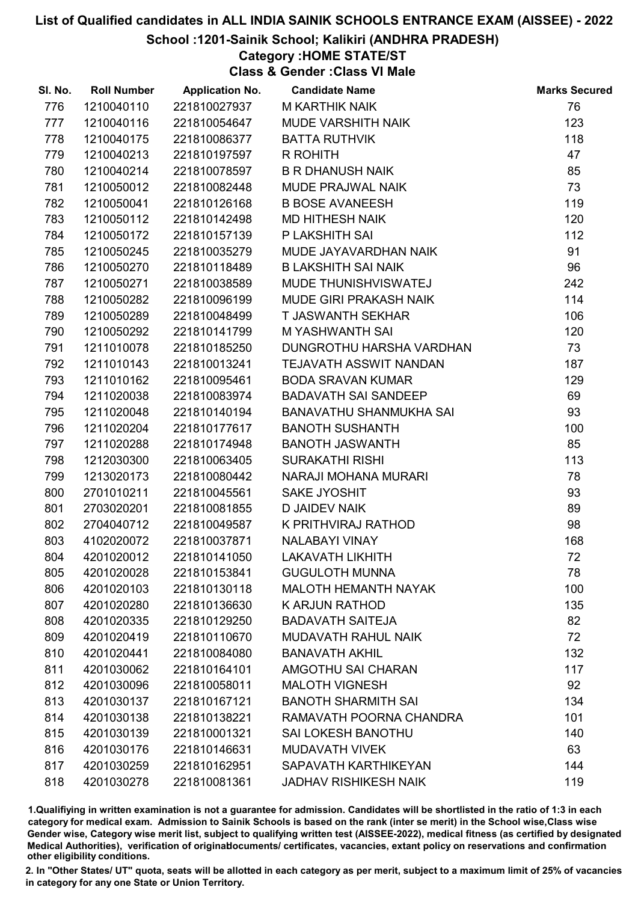# List of Qualified candidates in ALL INDIA SAINIK SCHOOLS ENTRANCE EXAM (AISSEE) - 2022

## School :1201-Sainik School; Kalikiri (ANDHRA PRADESH)

### Category :HOME STATE/ST

### Class & Gender :Class VI Male

| Sl. No. | Roll Number | Application No. | Candidate Name | Marks Secured |
|---|---|---|---|---|
| 776 | 1210040110 | 221810027937 | M KARTHIK NAIK | 76 |
| 777 | 1210040116 | 221810054647 | MUDE VARSHITH NAIK | 123 |
| 778 | 1210040175 | 221810086377 | BATTA RUTHVIK | 118 |
| 779 | 1210040213 | 221810197597 | R ROHITH | 47 |
| 780 | 1210040214 | 221810078597 | B R DHANUSH NAIK | 85 |
| 781 | 1210050012 | 221810082448 | MUDE PRAJWAL NAIK | 73 |
| 782 | 1210050041 | 221810126168 | B BOSE AVANEESH | 119 |
| 783 | 1210050112 | 221810142498 | MD HITHESH NAIK | 120 |
| 784 | 1210050172 | 221810157139 | P LAKSHITH SAI | 112 |
| 785 | 1210050245 | 221810035279 | MUDE JAYAVARDHAN NAIK | 91 |
| 786 | 1210050270 | 221810118489 | B LAKSHITH SAI NAIK | 96 |
| 787 | 1210050271 | 221810038589 | MUDE THUNISHVISWATEJ | 242 |
| 788 | 1210050282 | 221810096199 | MUDE GIRI PRAKASH NAIK | 114 |
| 789 | 1210050289 | 221810048499 | T JASWANTH SEKHAR | 106 |
| 790 | 1210050292 | 221810141799 | M YASHWANTH SAI | 120 |
| 791 | 1211010078 | 221810185250 | DUNGROTHU HARSHA VARDHAN | 73 |
| 792 | 1211010143 | 221810013241 | TEJAVATH ASSWIT NANDAN | 187 |
| 793 | 1211010162 | 221810095461 | BODA SRAVAN KUMAR | 129 |
| 794 | 1211020038 | 221810083974 | BADAVATH SAI SANDEEP | 69 |
| 795 | 1211020048 | 221810140194 | BANAVATHU SHANMUKHA SAI | 93 |
| 796 | 1211020204 | 221810177617 | BANOTH SUSHANTH | 100 |
| 797 | 1211020288 | 221810174948 | BANOTH JASWANTH | 85 |
| 798 | 1212030300 | 221810063405 | SURAKATHI RISHI | 113 |
| 799 | 1213020173 | 221810080442 | NARAJI MOHANA MURARI | 78 |
| 800 | 2701010211 | 221810045561 | SAKE JYOSHIT | 93 |
| 801 | 2703020201 | 221810081855 | D JAIDEV NAIK | 89 |
| 802 | 2704040712 | 221810049587 | K PRITHVIRAJ RATHOD | 98 |
| 803 | 4102020072 | 221810037871 | NALABAYI VINAY | 168 |
| 804 | 4201020012 | 221810141050 | LAKAVATH LIKHITH | 72 |
| 805 | 4201020028 | 221810153841 | GUGULOTH MUNNA | 78 |
| 806 | 4201020103 | 221810130118 | MALOTH HEMANTH NAYAK | 100 |
| 807 | 4201020280 | 221810136630 | K ARJUN RATHOD | 135 |
| 808 | 4201020335 | 221810129250 | BADAVATH SAITEJA | 82 |
| 809 | 4201020419 | 221810110670 | MUDAVATH RAHUL NAIK | 72 |
| 810 | 4201020441 | 221810084080 | BANAVATH AKHIL | 132 |
| 811 | 4201030062 | 221810164101 | AMGOTHU SAI CHARAN | 117 |
| 812 | 4201030096 | 221810058011 | MALOTH VIGNESH | 92 |
| 813 | 4201030137 | 221810167121 | BANOTH SHARMITH SAI | 134 |
| 814 | 4201030138 | 221810138221 | RAMAVATH POORNA CHANDRA | 101 |
| 815 | 4201030139 | 221810001321 | SAI LOKESH BANOTHU | 140 |
| 816 | 4201030176 | 221810146631 | MUDAVATH VIVEK | 63 |
| 817 | 4201030259 | 221810162951 | SAPAVATH KARTHIKEYAN | 144 |
| 818 | 4201030278 | 221810081361 | JADHAV RISHIKESH NAIK | 119 |

1.Qualifiying in written examination is not a guarantee for admission. Candidates will be shortlisted in the ratio of 1:3 in each category for medical exam. Admission to Sainik Schools is based on the rank (inter se merit) in the School wise,Class wise Gender wise, Category wise merit list, subject to qualifying written test (AISSEE-2022), medical fitness (as certified by designated Medical Authorities), verification of originaldocuments/ certificates, vacancies, extant policy on reservations and confirmation other eligibility conditions.

2. In "Other States/ UT" quota, seats will be allotted in each category as per merit, subject to a maximum limit of 25% of vacancies in category for any one State or Union Territory.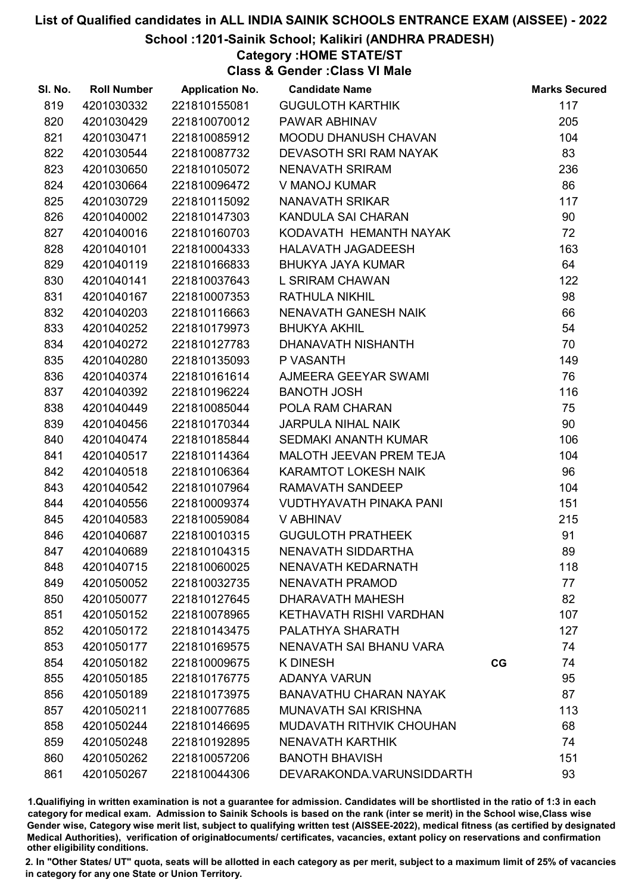# List of Qualified candidates in ALL INDIA SAINIK SCHOOLS ENTRANCE EXAM (AISSEE) - 2022

## School :1201-Sainik School; Kalikiri (ANDHRA PRADESH)

### Category :HOME STATE/ST

### Class & Gender :Class VI Male

| Sl. No. | Roll Number | Application No. | Candidate Name | | Marks Secured |
|---|---|---|---|---|---|
| 819 | 4201030332 | 221810155081 | GUGULOTH KARTHIK | | 117 |
| 820 | 4201030429 | 221810070012 | PAWAR ABHINAV | | 205 |
| 821 | 4201030471 | 221810085912 | MOODU DHANUSH CHAVAN | | 104 |
| 822 | 4201030544 | 221810087732 | DEVASOTH SRI RAM NAYAK | | 83 |
| 823 | 4201030650 | 221810105072 | NENAVATH SRIRAM | | 236 |
| 824 | 4201030664 | 221810096472 | V MANOJ KUMAR | | 86 |
| 825 | 4201030729 | 221810115092 | NANAVATH SRIKAR | | 117 |
| 826 | 4201040002 | 221810147303 | KANDULA SAI CHARAN | | 90 |
| 827 | 4201040016 | 221810160703 | KODAVATH HEMANTH NAYAK | | 72 |
| 828 | 4201040101 | 221810004333 | HALAVATH JAGADEESH | | 163 |
| 829 | 4201040119 | 221810166833 | BHUKYA JAYA KUMAR | | 64 |
| 830 | 4201040141 | 221810037643 | L SRIRAM CHAWAN | | 122 |
| 831 | 4201040167 | 221810007353 | RATHULA NIKHIL | | 98 |
| 832 | 4201040203 | 221810116663 | NENAVATH GANESH NAIK | | 66 |
| 833 | 4201040252 | 221810179973 | BHUKYA AKHIL | | 54 |
| 834 | 4201040272 | 221810127783 | DHANAVATH NISHANTH | | 70 |
| 835 | 4201040280 | 221810135093 | P VASANTH | | 149 |
| 836 | 4201040374 | 221810161614 | AJMEERA GEEYAR SWAMI | | 76 |
| 837 | 4201040392 | 221810196224 | BANOTH JOSH | | 116 |
| 838 | 4201040449 | 221810085044 | POLA RAM CHARAN | | 75 |
| 839 | 4201040456 | 221810170344 | JARPULA NIHAL NAIK | | 90 |
| 840 | 4201040474 | 221810185844 | SEDMAKI ANANTH KUMAR | | 106 |
| 841 | 4201040517 | 221810114364 | MALOTH JEEVAN PREM TEJA | | 104 |
| 842 | 4201040518 | 221810106364 | KARAMTOT LOKESH NAIK | | 96 |
| 843 | 4201040542 | 221810107964 | RAMAVATH SANDEEP | | 104 |
| 844 | 4201040556 | 221810009374 | VUDTHYAVATH PINAKA PANI | | 151 |
| 845 | 4201040583 | 221810059084 | V ABHINAV | | 215 |
| 846 | 4201040687 | 221810010315 | GUGULOTH PRATHEEK | | 91 |
| 847 | 4201040689 | 221810104315 | NENAVATH SIDDARTHA | | 89 |
| 848 | 4201040715 | 221810060025 | NENAVATH KEDARNATH | | 118 |
| 849 | 4201050052 | 221810032735 | NENAVATH PRAMOD | | 77 |
| 850 | 4201050077 | 221810127645 | DHARAVATH MAHESH | | 82 |
| 851 | 4201050152 | 221810078965 | KETHAVATH RISHI VARDHAN | | 107 |
| 852 | 4201050172 | 221810143475 | PALATHYA SHARATH | | 127 |
| 853 | 4201050177 | 221810169575 | NENAVATH SAI BHANU VARA | | 74 |
| 854 | 4201050182 | 221810009675 | K DINESH | CG | 74 |
| 855 | 4201050185 | 221810176775 | ADANYA VARUN | | 95 |
| 856 | 4201050189 | 221810173975 | BANAVATHU CHARAN NAYAK | | 87 |
| 857 | 4201050211 | 221810077685 | MUNAVATH SAI KRISHNA | | 113 |
| 858 | 4201050244 | 221810146695 | MUDAVATH RITHVIK CHOUHAN | | 68 |
| 859 | 4201050248 | 221810192895 | NENAVATH KARTHIK | | 74 |
| 860 | 4201050262 | 221810057206 | BANOTH BHAVISH | | 151 |
| 861 | 4201050267 | 221810044306 | DEVARAKONDA.VARUNSIDDARTH | | 93 |

1.Qualifying in written examination is not a guarantee for admission. Candidates will be shortlisted in the ratio of 1:3 in each category for medical exam. Admission to Sainik Schools is based on the rank (inter se merit) in the School wise,Class wise Gender wise, Category wise merit list, subject to qualifying written test (AISSEE-2022), medical fitness (as certified by designated Medical Authorities), verification of originaldocuments/ certificates, vacancies, extant policy on reservations and confirmation other eligibility conditions.

2. In "Other States/ UT" quota, seats will be allotted in each category as per merit, subject to a maximum limit of 25% of vacancies in category for any one State or Union Territory.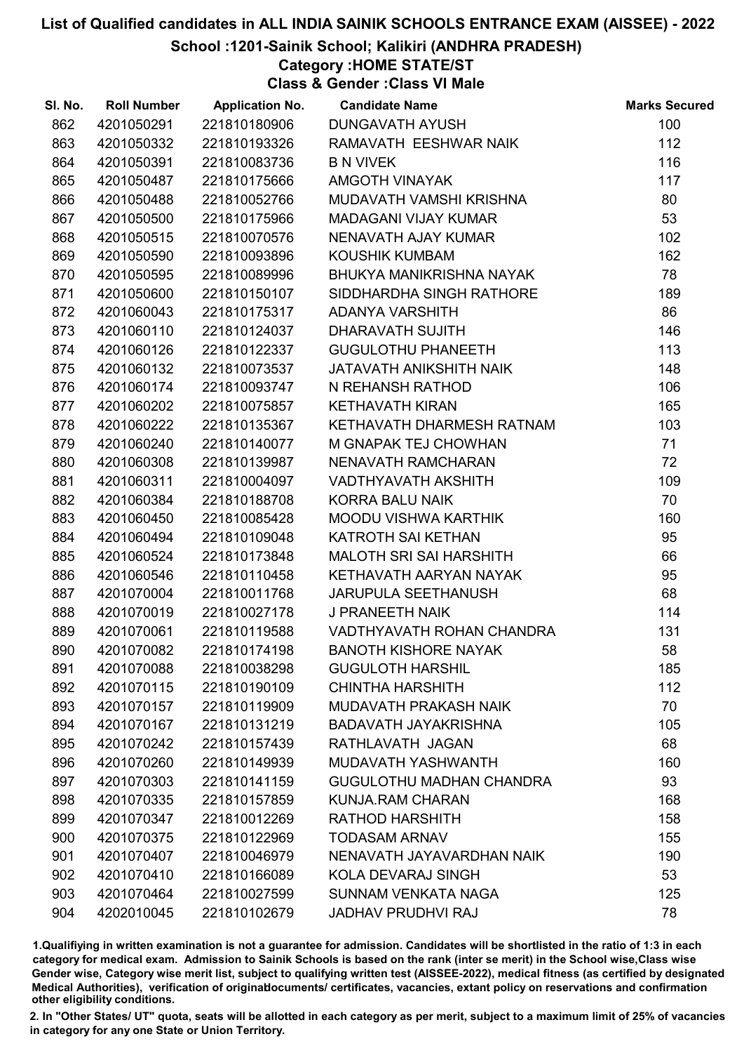# List of Qualified candidates in ALL INDIA SAINIK SCHOOLS ENTRANCE EXAM (AISSEE) - 2022

## School :1201-Sainik School; Kalikiri (ANDHRA PRADESH)

### Category :HOME STATE/ST

### Class & Gender :Class VI Male

| Sl. No. | Roll Number | Application No. | Candidate Name | Marks Secured |
|---|---|---|---|---|
| 862 | 4201050291 | 221810180906 | DUNGAVATH AYUSH | 100 |
| 863 | 4201050332 | 221810193326 | RAMAVATH EESHWAR NAIK | 112 |
| 864 | 4201050391 | 221810083736 | B N VIVEK | 116 |
| 865 | 4201050487 | 221810175666 | AMGOTH VINAYAK | 117 |
| 866 | 4201050488 | 221810052766 | MUDAVATH VAMSHI KRISHNA | 80 |
| 867 | 4201050500 | 221810175966 | MADAGANI VIJAY KUMAR | 53 |
| 868 | 4201050515 | 221810070576 | NENAVATH AJAY KUMAR | 102 |
| 869 | 4201050590 | 221810093896 | KOUSHIK KUMBAM | 162 |
| 870 | 4201050595 | 221810089996 | BHUKYA MANIKRISHNA NAYAK | 78 |
| 871 | 4201050600 | 221810150107 | SIDDHARDHA SINGH RATHORE | 189 |
| 872 | 4201060043 | 221810175317 | ADANYA VARSHITH | 86 |
| 873 | 4201060110 | 221810124037 | DHARAVATH SUJITH | 146 |
| 874 | 4201060126 | 221810122337 | GUGULOTHU PHANEETH | 113 |
| 875 | 4201060132 | 221810073537 | JATAVATH ANIKSHITH NAIK | 148 |
| 876 | 4201060174 | 221810093747 | N REHANSH RATHOD | 106 |
| 877 | 4201060202 | 221810075857 | KETHAVATH KIRAN | 165 |
| 878 | 4201060222 | 221810135367 | KETHAVATH DHARMESH RATNAM | 103 |
| 879 | 4201060240 | 221810140077 | M GNAPAK TEJ CHOWHAN | 71 |
| 880 | 4201060308 | 221810139987 | NENAVATH RAMCHARAN | 72 |
| 881 | 4201060311 | 221810004097 | VADTHYAVATH AKSHITH | 109 |
| 882 | 4201060384 | 221810188708 | KORRA BALU NAIK | 70 |
| 883 | 4201060450 | 221810085428 | MOODU VISHWA KARTHIK | 160 |
| 884 | 4201060494 | 221810109048 | KATROTH SAI KETHAN | 95 |
| 885 | 4201060524 | 221810173848 | MALOTH SRI SAI HARSHITH | 66 |
| 886 | 4201060546 | 221810110458 | KETHAVATH AARYAN NAYAK | 95 |
| 887 | 4201070004 | 221810011768 | JARUPULA SEETHANUSH | 68 |
| 888 | 4201070019 | 221810027178 | J PRANEETH NAIK | 114 |
| 889 | 4201070061 | 221810119588 | VADTHYAVATH ROHAN CHANDRA | 131 |
| 890 | 4201070082 | 221810174198 | BANOTH KISHORE NAYAK | 58 |
| 891 | 4201070088 | 221810038298 | GUGULOTH HARSHIL | 185 |
| 892 | 4201070115 | 221810190109 | CHINTHA HARSHITH | 112 |
| 893 | 4201070157 | 221810119909 | MUDAVATH PRAKASH NAIK | 70 |
| 894 | 4201070167 | 221810131219 | BADAVATH JAYAKRISHNA | 105 |
| 895 | 4201070242 | 221810157439 | RATHLAVATH JAGAN | 68 |
| 896 | 4201070260 | 221810149939 | MUDAVATH YASHWANTH | 160 |
| 897 | 4201070303 | 221810141159 | GUGULOTHU MADHAN CHANDRA | 93 |
| 898 | 4201070335 | 221810157859 | KUNJA.RAM CHARAN | 168 |
| 899 | 4201070347 | 221810012269 | RATHOD HARSHITH | 158 |
| 900 | 4201070375 | 221810122969 | TODASAM ARNAV | 155 |
| 901 | 4201070407 | 221810046979 | NENAVATH JAYAVARDHAN NAIK | 190 |
| 902 | 4201070410 | 221810166089 | KOLA DEVARAJ SINGH | 53 |
| 903 | 4201070464 | 221810027599 | SUNNAM VENKATA NAGA | 125 |
| 904 | 4202010045 | 221810102679 | JADHAV PRUDHVI RAJ | 78 |

1.Qualifiying in written examination is not a guarantee for admission. Candidates will be shortlisted in the ratio of 1:3 in each category for medical exam. Admission to Sainik Schools is based on the rank (inter se merit) in the School wise,Class wise Gender wise, Category wise merit list, subject to qualifying written test (AISSEE-2022), medical fitness (as certified by designated Medical Authorities), verification of originaldocuments/ certificates, vacancies, extant policy on reservations and confirmation other eligibility conditions.

2. In "Other States/ UT" quota, seats will be allotted in each category as per merit, subject to a maximum limit of 25% of vacancies in category for any one State or Union Territory.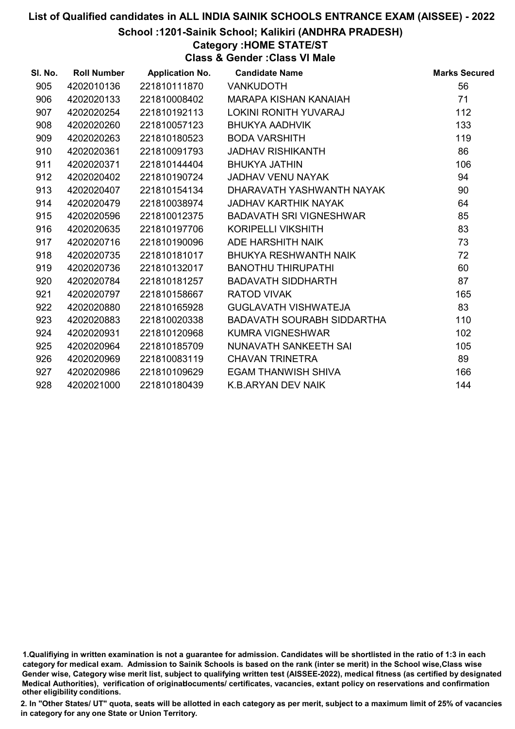# List of Qualified candidates in ALL INDIA SAINIK SCHOOLS ENTRANCE EXAM (AISSEE) - 2022

## School :1201-Sainik School; Kalikiri (ANDHRA PRADESH)

### Category :HOME STATE/ST

### Class & Gender :Class VI Male

| Sl. No. | Roll Number | Application No. | Candidate Name | Marks Secured |
|---|---|---|---|---|
| 905 | 4202010136 | 221810111870 | VANKUDOTH | 56 |
| 906 | 4202020133 | 221810008402 | MARAPA KISHAN KANAIAH | 71 |
| 907 | 4202020254 | 221810192113 | LOKINI RONITH YUVARAJ | 112 |
| 908 | 4202020260 | 221810057123 | BHUKYA AADHVIK | 133 |
| 909 | 4202020263 | 221810180523 | BODA VARSHITH | 119 |
| 910 | 4202020361 | 221810091793 | JADHAV RISHIKANTH | 86 |
| 911 | 4202020371 | 221810144404 | BHUKYA JATHIN | 106 |
| 912 | 4202020402 | 221810190724 | JADHAV VENU NAYAK | 94 |
| 913 | 4202020407 | 221810154134 | DHARAVATH YASHWANTH NAYAK | 90 |
| 914 | 4202020479 | 221810038974 | JADHAV KARTHIK NAYAK | 64 |
| 915 | 4202020596 | 221810012375 | BADAVATH SRI VIGNESHWAR | 85 |
| 916 | 4202020635 | 221810197706 | KORIPELLI VIKSHITH | 83 |
| 917 | 4202020716 | 221810190096 | ADE HARSHITH NAIK | 73 |
| 918 | 4202020735 | 221810181017 | BHUKYA RESHWANTH NAIK | 72 |
| 919 | 4202020736 | 221810132017 | BANOTHU THIRUPATHI | 60 |
| 920 | 4202020784 | 221810181257 | BADAVATH SIDDHARTH | 87 |
| 921 | 4202020797 | 221810158667 | RATOD VIVAK | 165 |
| 922 | 4202020880 | 221810165928 | GUGLAVATH VISHWATEJA | 83 |
| 923 | 4202020883 | 221810020338 | BADAVATH SOURABH SIDDARTHA | 110 |
| 924 | 4202020931 | 221810120968 | KUMRA VIGNESHWAR | 102 |
| 925 | 4202020964 | 221810185709 | NUNAVATH SANKEETH SAI | 105 |
| 926 | 4202020969 | 221810083119 | CHAVAN TRINETRA | 89 |
| 927 | 4202020986 | 221810109629 | EGAM THANWISH SHIVA | 166 |
| 928 | 4202021000 | 221810180439 | K.B.ARYAN DEV NAIK | 144 |

1.Qualifiying in written examination is not a guarantee for admission. Candidates will be shortlisted in the ratio of 1:3 in each category for medical exam. Admission to Sainik Schools is based on the rank (inter se merit) in the School wise,Class wise Gender wise, Category wise merit list, subject to qualifying written test (AISSEE-2022), medical fitness (as certified by designated Medical Authorities), verification of originaldocuments/ certificates, vacancies, extant policy on reservations and confirmation other eligibility conditions.

2. In "Other States/ UT" quota, seats will be allotted in each category as per merit, subject to a maximum limit of 25% of vacancies in category for any one State or Union Territory.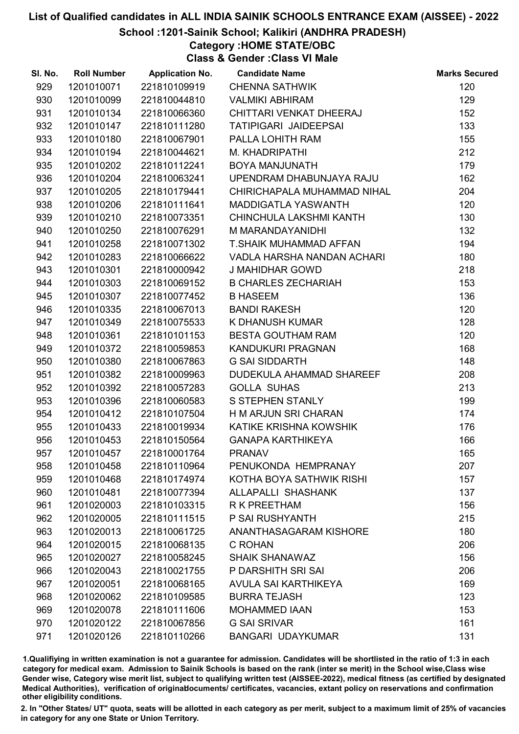# List of Qualified candidates in ALL INDIA SAINIK SCHOOLS ENTRANCE EXAM (AISSEE) - 2022

## School :1201-Sainik School; Kalikiri (ANDHRA PRADESH)

### Category :HOME STATE/OBC

### Class & Gender :Class VI Male

| Sl. No. | Roll Number | Application No. | Candidate Name | Marks Secured |
|---|---|---|---|---|
| 929 | 1201010071 | 221810109919 | CHENNA SATHWIK | 120 |
| 930 | 1201010099 | 221810044810 | VALMIKI ABHIRAM | 129 |
| 931 | 1201010134 | 221810066360 | CHITTARI VENKAT DHEERAJ | 152 |
| 932 | 1201010147 | 221810111280 | TATIPIGARI JAIDEEPSAI | 133 |
| 933 | 1201010180 | 221810067901 | PALLA LOHITH RAM | 155 |
| 934 | 1201010194 | 221810044621 | M. KHADRIPATHI | 212 |
| 935 | 1201010202 | 221810112241 | BOYA MANJUNATH | 179 |
| 936 | 1201010204 | 221810063241 | UPENDRAM DHABUNJAYA RAJU | 162 |
| 937 | 1201010205 | 221810179441 | CHIRICHAPALA MUHAMMAD NIHAL | 204 |
| 938 | 1201010206 | 221810111641 | MADDIGATLA YASWANTH | 120 |
| 939 | 1201010210 | 221810073351 | CHINCHULA LAKSHMI KANTH | 130 |
| 940 | 1201010250 | 221810076291 | M MARANDAYANIDHI | 132 |
| 941 | 1201010258 | 221810071302 | T.SHAIK MUHAMMAD AFFAN | 194 |
| 942 | 1201010283 | 221810066622 | VADLA HARSHA NANDAN ACHARI | 180 |
| 943 | 1201010301 | 221810000942 | J MAHIDHAR GOWD | 218 |
| 944 | 1201010303 | 221810069152 | B CHARLES ZECHARIAH | 153 |
| 945 | 1201010307 | 221810077452 | B HASEEM | 136 |
| 946 | 1201010335 | 221810067013 | BANDI RAKESH | 120 |
| 947 | 1201010349 | 221810075533 | K DHANUSH KUMAR | 128 |
| 948 | 1201010361 | 221810101153 | BESTA GOUTHAM RAM | 120 |
| 949 | 1201010372 | 221810059853 | KANDUKURI PRAGNAN | 168 |
| 950 | 1201010380 | 221810067863 | G SAI SIDDARTH | 148 |
| 951 | 1201010382 | 221810009963 | DUDEKULA AHAMMAD SHAREEF | 208 |
| 952 | 1201010392 | 221810057283 | GOLLA SUHAS | 213 |
| 953 | 1201010396 | 221810060583 | S STEPHEN STANLY | 199 |
| 954 | 1201010412 | 221810107504 | H M ARJUN SRI CHARAN | 174 |
| 955 | 1201010433 | 221810019934 | KATIKE KRISHNA KOWSHIK | 176 |
| 956 | 1201010453 | 221810150564 | GANAPA KARTHIKEYA | 166 |
| 957 | 1201010457 | 221810001764 | PRANAV | 165 |
| 958 | 1201010458 | 221810110964 | PENUKONDA HEMPRANAY | 207 |
| 959 | 1201010468 | 221810174974 | KOTHA BOYA SATHWIK RISHI | 157 |
| 960 | 1201010481 | 221810077394 | ALLAPALLI SHASHANK | 137 |
| 961 | 1201020003 | 221810103315 | R K PREETHAM | 156 |
| 962 | 1201020005 | 221810111515 | P SAI RUSHYANTH | 215 |
| 963 | 1201020013 | 221810061725 | ANANTHASAGARAM KISHORE | 180 |
| 964 | 1201020015 | 221810068135 | C ROHAN | 206 |
| 965 | 1201020027 | 221810058245 | SHAIK SHANAWAZ | 156 |
| 966 | 1201020043 | 221810021755 | P DARSHITH SRI SAI | 206 |
| 967 | 1201020051 | 221810068165 | AVULA SAI KARTHIKEYA | 169 |
| 968 | 1201020062 | 221810109585 | BURRA TEJASH | 123 |
| 969 | 1201020078 | 221810111606 | MOHAMMED IAAN | 153 |
| 970 | 1201020122 | 221810067856 | G SAI SRIVAR | 161 |
| 971 | 1201020126 | 221810110266 | BANGARI UDAYKUMAR | 131 |

1.Qualifiying in written examination is not a guarantee for admission. Candidates will be shortlisted in the ratio of 1:3 in each category for medical exam. Admission to Sainik Schools is based on the rank (inter se merit) in the School wise,Class wise Gender wise, Category wise merit list, subject to qualifying written test (AISSEE-2022), medical fitness (as certified by designated Medical Authorities), verification of originaldocuments/ certificates, vacancies, extant policy on reservations and confirmation other eligibility conditions.

2. In "Other States/ UT" quota, seats will be allotted in each category as per merit, subject to a maximum limit of 25% of vacancies in category for any one State or Union Territory.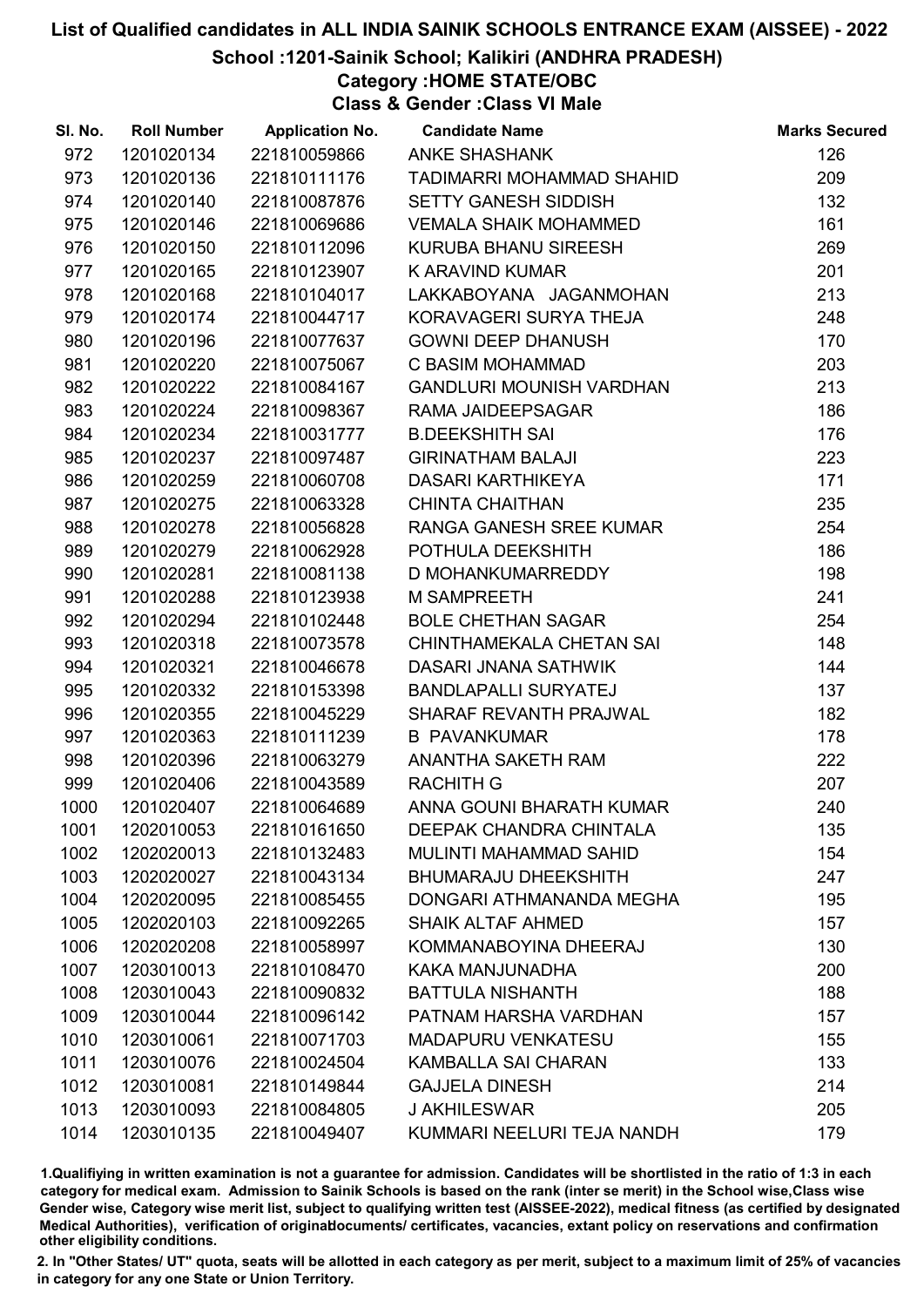# List of Qualified candidates in ALL INDIA SAINIK SCHOOLS ENTRANCE EXAM (AISSEE) - 2022

## School :1201-Sainik School; Kalikiri (ANDHRA PRADESH)

### Category :HOME STATE/OBC

### Class & Gender :Class VI Male

| Sl. No. | Roll Number | Application No. | Candidate Name | Marks Secured |
|---|---|---|---|---|
| 972 | 1201020134 | 221810059866 | ANKE SHASHANK | 126 |
| 973 | 1201020136 | 221810111176 | TADIMARRI MOHAMMAD SHAHID | 209 |
| 974 | 1201020140 | 221810087876 | SETTY GANESH SIDDISH | 132 |
| 975 | 1201020146 | 221810069686 | VEMALA SHAIK MOHAMMED | 161 |
| 976 | 1201020150 | 221810112096 | KURUBA BHANU SIREESH | 269 |
| 977 | 1201020165 | 221810123907 | K ARAVIND KUMAR | 201 |
| 978 | 1201020168 | 221810104017 | LAKKABOYANA JAGANMOHAN | 213 |
| 979 | 1201020174 | 221810044717 | KORAVAGERI SURYA THEJA | 248 |
| 980 | 1201020196 | 221810077637 | GOWNI DEEP DHANUSH | 170 |
| 981 | 1201020220 | 221810075067 | C BASIM MOHAMMAD | 203 |
| 982 | 1201020222 | 221810084167 | GANDLURI MOUNISH VARDHAN | 213 |
| 983 | 1201020224 | 221810098367 | RAMA JAIDEEPSAGAR | 186 |
| 984 | 1201020234 | 221810031777 | B.DEEKSHITH SAI | 176 |
| 985 | 1201020237 | 221810097487 | GIRINATHAM BALAJI | 223 |
| 986 | 1201020259 | 221810060708 | DASARI KARTHIKEYA | 171 |
| 987 | 1201020275 | 221810063328 | CHINTA CHAITHAN | 235 |
| 988 | 1201020278 | 221810056828 | RANGA GANESH SREE KUMAR | 254 |
| 989 | 1201020279 | 221810062928 | POTHULA DEEKSHITH | 186 |
| 990 | 1201020281 | 221810081138 | D MOHANKUMARREDDY | 198 |
| 991 | 1201020288 | 221810123938 | M SAMPREETH | 241 |
| 992 | 1201020294 | 221810102448 | BOLE CHETHAN SAGAR | 254 |
| 993 | 1201020318 | 221810073578 | CHINTHAMEKALA CHETAN SAI | 148 |
| 994 | 1201020321 | 221810046678 | DASARI JNANA SATHWIK | 144 |
| 995 | 1201020332 | 221810153398 | BANDLAPALLI SURYATEJ | 137 |
| 996 | 1201020355 | 221810045229 | SHARAF REVANTH PRAJWAL | 182 |
| 997 | 1201020363 | 221810111239 | B PAVANKUMAR | 178 |
| 998 | 1201020396 | 221810063279 | ANANTHA SAKETH RAM | 222 |
| 999 | 1201020406 | 221810043589 | RACHITH G | 207 |
| 1000 | 1201020407 | 221810064689 | ANNA GOUNI BHARATH KUMAR | 240 |
| 1001 | 1202010053 | 221810161650 | DEEPAK CHANDRA CHINTALA | 135 |
| 1002 | 1202020013 | 221810132483 | MULINTI MAHAMMAD SAHID | 154 |
| 1003 | 1202020027 | 221810043134 | BHUMARAJU DHEEKSHITH | 247 |
| 1004 | 1202020095 | 221810085455 | DONGARI ATHMANANDA MEGHA | 195 |
| 1005 | 1202020103 | 221810092265 | SHAIK ALTAF AHMED | 157 |
| 1006 | 1202020208 | 221810058997 | KOMMANABOYINA DHEERAJ | 130 |
| 1007 | 1203010013 | 221810108470 | KAKA MANJUNADHA | 200 |
| 1008 | 1203010043 | 221810090832 | BATTULA NISHANTH | 188 |
| 1009 | 1203010044 | 221810096142 | PATNAM HARSHA VARDHAN | 157 |
| 1010 | 1203010061 | 221810071703 | MADAPURU VENKATESU | 155 |
| 1011 | 1203010076 | 221810024504 | KAMBALLA SAI CHARAN | 133 |
| 1012 | 1203010081 | 221810149844 | GAJJELA DINESH | 214 |
| 1013 | 1203010093 | 221810084805 | J AKHILESWAR | 205 |
| 1014 | 1203010135 | 221810049407 | KUMMARI NEELURI TEJA NANDH | 179 |

1.Qualifying in written examination is not a guarantee for admission. Candidates will be shortlisted in the ratio of 1:3 in each category for medical exam. Admission to Sainik Schools is based on the rank (inter se merit) in the School wise,Class wise Gender wise, Category wise merit list, subject to qualifying written test (AISSEE-2022), medical fitness (as certified by designated Medical Authorities), verification of originaldocuments/ certificates, vacancies, extant policy on reservations and confirmation other eligibility conditions.

2. In "Other States/ UT" quota, seats will be allotted in each category as per merit, subject to a maximum limit of 25% of vacancies in category for any one State or Union Territory.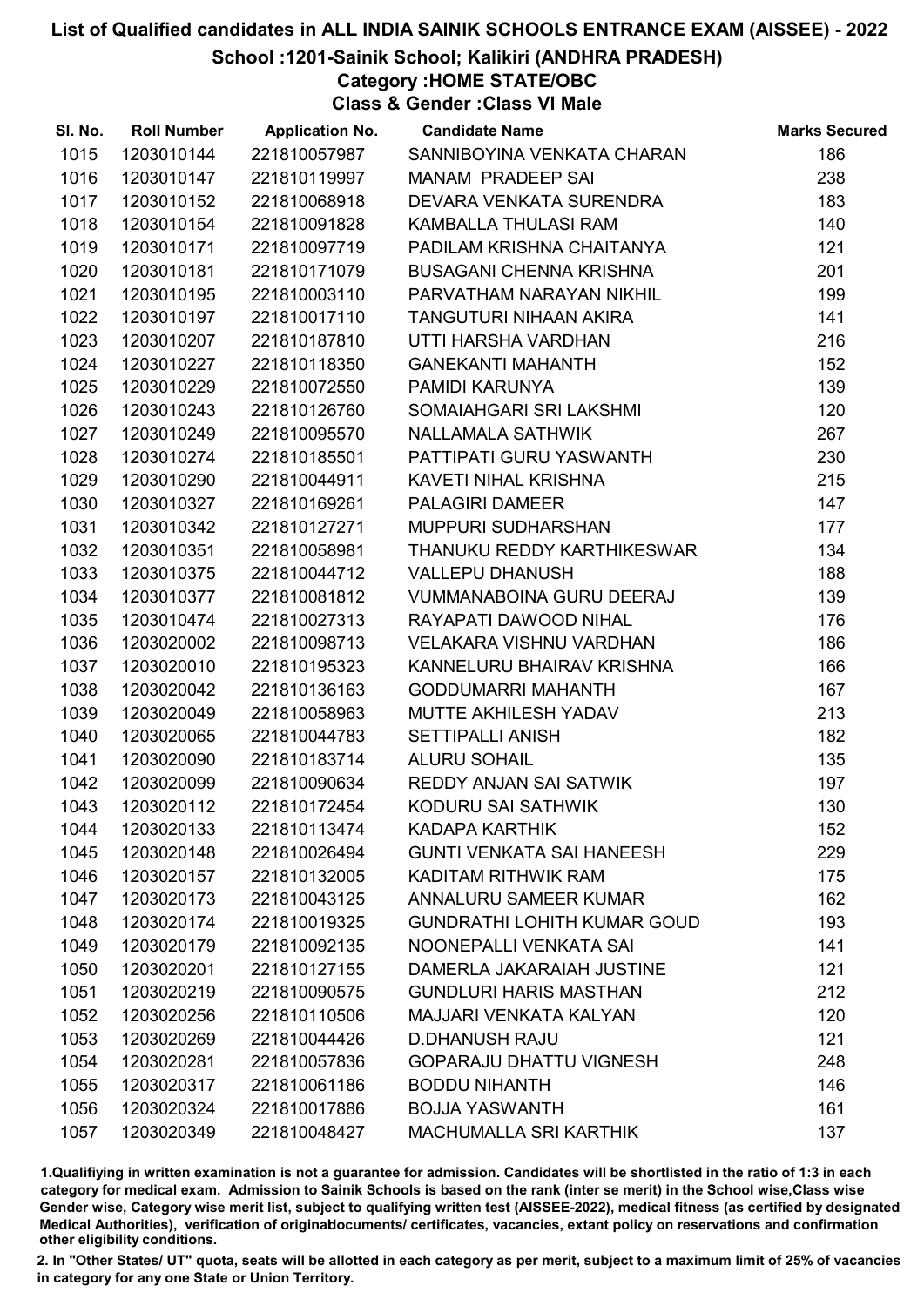# List of Qualified candidates in ALL INDIA SAINIK SCHOOLS ENTRANCE EXAM (AISSEE) - 2022

## School :1201-Sainik School; Kalikiri (ANDHRA PRADESH)

### Category :HOME STATE/OBC

### Class & Gender :Class VI Male

| Sl. No. | Roll Number | Application No. | Candidate Name | Marks Secured |
|---|---|---|---|---|
| 1015 | 1203010144 | 221810057987 | SANNIBOYINA VENKATA CHARAN | 186 |
| 1016 | 1203010147 | 221810119997 | MANAM PRADEEP SAI | 238 |
| 1017 | 1203010152 | 221810068918 | DEVARA VENKATA SURENDRA | 183 |
| 1018 | 1203010154 | 221810091828 | KAMBALLA THULASI RAM | 140 |
| 1019 | 1203010171 | 221810097719 | PADILAM KRISHNA CHAITANYA | 121 |
| 1020 | 1203010181 | 221810171079 | BUSAGANI CHENNA KRISHNA | 201 |
| 1021 | 1203010195 | 221810003110 | PARVATHAM NARAYAN NIKHIL | 199 |
| 1022 | 1203010197 | 221810017110 | TANGUTURI NIHAAN AKIRA | 141 |
| 1023 | 1203010207 | 221810187810 | UTTI HARSHA VARDHAN | 216 |
| 1024 | 1203010227 | 221810118350 | GANEKANTI MAHANTH | 152 |
| 1025 | 1203010229 | 221810072550 | PAMIDI KARUNYA | 139 |
| 1026 | 1203010243 | 221810126760 | SOMAIAHGARI SRI LAKSHMI | 120 |
| 1027 | 1203010249 | 221810095570 | NALLAMALA SATHWIK | 267 |
| 1028 | 1203010274 | 221810185501 | PATTIPATI GURU YASWANTH | 230 |
| 1029 | 1203010290 | 221810044911 | KAVETI NIHAL KRISHNA | 215 |
| 1030 | 1203010327 | 221810169261 | PALAGIRI DAMEER | 147 |
| 1031 | 1203010342 | 221810127271 | MUPPURI SUDHARSHAN | 177 |
| 1032 | 1203010351 | 221810058981 | THANUKU REDDY KARTHIKESWAR | 134 |
| 1033 | 1203010375 | 221810044712 | VALLEPU DHANUSH | 188 |
| 1034 | 1203010377 | 221810081812 | VUMMANABOINA GURU DEERAJ | 139 |
| 1035 | 1203010474 | 221810027313 | RAYAPATI DAWOOD NIHAL | 176 |
| 1036 | 1203020002 | 221810098713 | VELAKARA VISHNU VARDHAN | 186 |
| 1037 | 1203020010 | 221810195323 | KANNELURU BHAIRAV KRISHNA | 166 |
| 1038 | 1203020042 | 221810136163 | GODDUMARRI MAHANTH | 167 |
| 1039 | 1203020049 | 221810058963 | MUTTE AKHILESH YADAV | 213 |
| 1040 | 1203020065 | 221810044783 | SETTIPALLI ANISH | 182 |
| 1041 | 1203020090 | 221810183714 | ALURU SOHAIL | 135 |
| 1042 | 1203020099 | 221810090634 | REDDY ANJAN SAI SATWIK | 197 |
| 1043 | 1203020112 | 221810172454 | KODURU SAI SATHWIK | 130 |
| 1044 | 1203020133 | 221810113474 | KADAPA KARTHIK | 152 |
| 1045 | 1203020148 | 221810026494 | GUNTI VENKATA SAI HANEESH | 229 |
| 1046 | 1203020157 | 221810132005 | KADITAM RITHWIK RAM | 175 |
| 1047 | 1203020173 | 221810043125 | ANNALURU SAMEER KUMAR | 162 |
| 1048 | 1203020174 | 221810019325 | GUNDRATHI LOHITH KUMAR GOUD | 193 |
| 1049 | 1203020179 | 221810092135 | NOONEPALLI VENKATA SAI | 141 |
| 1050 | 1203020201 | 221810127155 | DAMERLA JAKARAIAH JUSTINE | 121 |
| 1051 | 1203020219 | 221810090575 | GUNDLURI HARIS MASTHAN | 212 |
| 1052 | 1203020256 | 221810110506 | MAJJARI VENKATA KALYAN | 120 |
| 1053 | 1203020269 | 221810044426 | D.DHANUSH RAJU | 121 |
| 1054 | 1203020281 | 221810057836 | GOPARAJU DHATTU VIGNESH | 248 |
| 1055 | 1203020317 | 221810061186 | BODDU NIHANTH | 146 |
| 1056 | 1203020324 | 221810017886 | BOJJA YASWANTH | 161 |
| 1057 | 1203020349 | 221810048427 | MACHUMALLA SRI KARTHIK | 137 |

1.Qualifiying in written examination is not a guarantee for admission. Candidates will be shortlisted in the ratio of 1:3 in each category for medical exam. Admission to Sainik Schools is based on the rank (inter se merit) in the School wise,Class wise Gender wise, Category wise merit list, subject to qualifying written test (AISSEE-2022), medical fitness (as certified by designated Medical Authorities), verification of originaldocuments/ certificates, vacancies, extant policy on reservations and confirmation other eligibility conditions.

2. In "Other States/ UT" quota, seats will be allotted in each category as per merit, subject to a maximum limit of 25% of vacancies in category for any one State or Union Territory.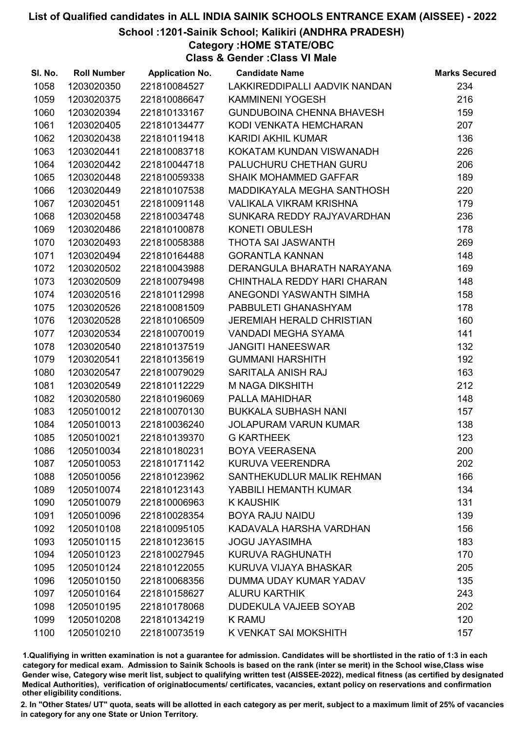# List of Qualified candidates in ALL INDIA SAINIK SCHOOLS ENTRANCE EXAM (AISSEE) - 2022

## School :1201-Sainik School; Kalikiri (ANDHRA PRADESH)

### Category :HOME STATE/OBC

### Class & Gender :Class VI Male

| Sl. No. | Roll Number | Application No. | Candidate Name | Marks Secured |
|---|---|---|---|---|
| 1058 | 1203020350 | 221810084527 | LAKKIREDDIPALLI AADVIK NANDAN | 234 |
| 1059 | 1203020375 | 221810086647 | KAMMINENI YOGESH | 216 |
| 1060 | 1203020394 | 221810133167 | GUNDUBOINA CHENNA BHAVESH | 159 |
| 1061 | 1203020405 | 221810134477 | KODI VENKATA HEMCHARAN | 207 |
| 1062 | 1203020438 | 221810119418 | KARIDI AKHIL KUMAR | 136 |
| 1063 | 1203020441 | 221810083718 | KOKATAM KUNDAN VISWANADH | 226 |
| 1064 | 1203020442 | 221810044718 | PALUCHURU CHETHAN GURU | 206 |
| 1065 | 1203020448 | 221810059338 | SHAIK MOHAMMED GAFFAR | 189 |
| 1066 | 1203020449 | 221810107538 | MADDIKAYALA MEGHA SANTHOSH | 220 |
| 1067 | 1203020451 | 221810091148 | VALIKALA VIKRAM KRISHNA | 179 |
| 1068 | 1203020458 | 221810034748 | SUNKARA REDDY RAJYAVARDHAN | 236 |
| 1069 | 1203020486 | 221810100878 | KONETI OBULESH | 178 |
| 1070 | 1203020493 | 221810058388 | THOTA SAI JASWANTH | 269 |
| 1071 | 1203020494 | 221810164488 | GORANTLA KANNAN | 148 |
| 1072 | 1203020502 | 221810043988 | DERANGULA BHARATH NARAYANA | 169 |
| 1073 | 1203020509 | 221810079498 | CHINTHALA REDDY HARI CHARAN | 148 |
| 1074 | 1203020516 | 221810112998 | ANEGONDI YASWANTH SIMHA | 158 |
| 1075 | 1203020526 | 221810081509 | PABBULETI GHANASHYAM | 178 |
| 1076 | 1203020528 | 221810106509 | JEREMIAH HERALD CHRISTIAN | 160 |
| 1077 | 1203020534 | 221810070019 | VANDADI MEGHA SYAMA | 141 |
| 1078 | 1203020540 | 221810137519 | JANGITI HANEESWAR | 132 |
| 1079 | 1203020541 | 221810135619 | GUMMANI HARSHITH | 192 |
| 1080 | 1203020547 | 221810079029 | SARITALA ANISH RAJ | 163 |
| 1081 | 1203020549 | 221810112229 | M NAGA DIKSHITH | 212 |
| 1082 | 1203020580 | 221810196069 | PALLA MAHIDHAR | 148 |
| 1083 | 1205010012 | 221810070130 | BUKKALA SUBHASH NANI | 157 |
| 1084 | 1205010013 | 221810036240 | JOLAPURAM VARUN KUMAR | 138 |
| 1085 | 1205010021 | 221810139370 | G KARTHEEK | 123 |
| 1086 | 1205010034 | 221810180231 | BOYA VEERASENA | 200 |
| 1087 | 1205010053 | 221810171142 | KURUVA VEERENDRA | 202 |
| 1088 | 1205010056 | 221810123962 | SANTHEKUDLUR MALIK REHMAN | 166 |
| 1089 | 1205010074 | 221810123143 | YABBILI HEMANTH KUMAR | 134 |
| 1090 | 1205010079 | 221810006963 | K KAUSHIK | 131 |
| 1091 | 1205010096 | 221810028354 | BOYA RAJU NAIDU | 139 |
| 1092 | 1205010108 | 221810095105 | KADAVALA HARSHA VARDHAN | 156 |
| 1093 | 1205010115 | 221810123615 | JOGU JAYASIMHA | 183 |
| 1094 | 1205010123 | 221810027945 | KURUVA RAGHUNATH | 170 |
| 1095 | 1205010124 | 221810122055 | KURUVA VIJAYA BHASKAR | 205 |
| 1096 | 1205010150 | 221810068356 | DUMMA UDAY KUMAR YADAV | 135 |
| 1097 | 1205010164 | 221810158627 | ALURU KARTHIK | 243 |
| 1098 | 1205010195 | 221810178068 | DUDEKULA VAJEEB SOYAB | 202 |
| 1099 | 1205010208 | 221810134219 | K RAMU | 120 |
| 1100 | 1205010210 | 221810073519 | K VENKAT SAI MOKSHITH | 157 |

1.Qualifiying in written examination is not a guarantee for admission. Candidates will be shortlisted in the ratio of 1:3 in each category for medical exam. Admission to Sainik Schools is based on the rank (inter se merit) in the School wise,Class wise Gender wise, Category wise merit list, subject to qualifying written test (AISSEE-2022), medical fitness (as certified by designated Medical Authorities), verification of originaldocuments/ certificates, vacancies, extant policy on reservations and confirmation other eligibility conditions.

2. In "Other States/ UT" quota, seats will be allotted in each category as per merit, subject to a maximum limit of 25% of vacancies in category for any one State or Union Territory.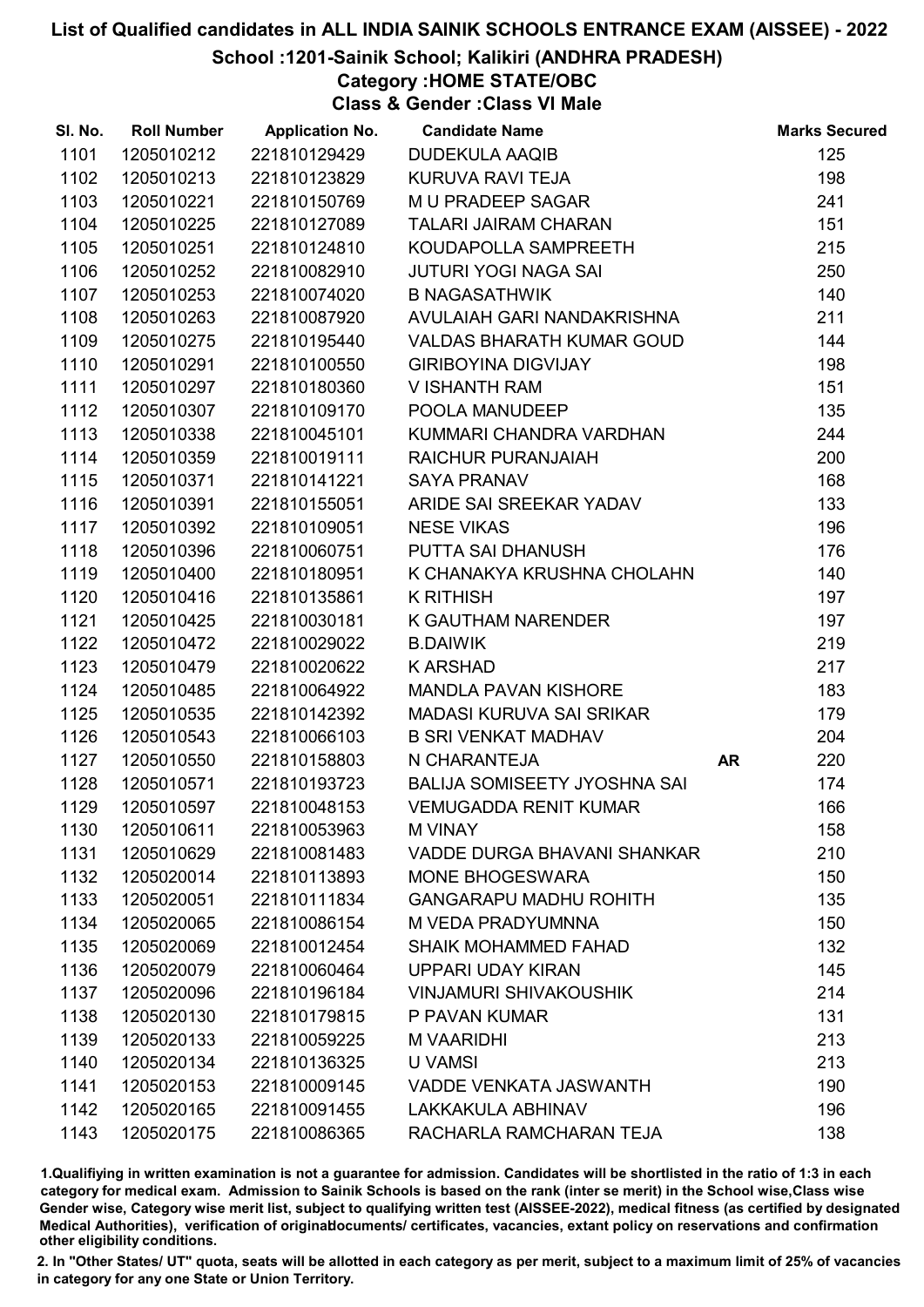# List of Qualified candidates in ALL INDIA SAINIK SCHOOLS ENTRANCE EXAM (AISSEE) - 2022

## School :1201-Sainik School; Kalikiri (ANDHRA PRADESH)

### Category :HOME STATE/OBC

### Class & Gender :Class VI Male

| Sl. No. | Roll Number | Application No. | Candidate Name | | Marks Secured |
|---|---|---|---|---|---|
| 1101 | 1205010212 | 221810129429 | DUDEKULA AAQIB | | 125 |
| 1102 | 1205010213 | 221810123829 | KURUVA RAVI TEJA | | 198 |
| 1103 | 1205010221 | 221810150769 | M U PRADEEP SAGAR | | 241 |
| 1104 | 1205010225 | 221810127089 | TALARI JAIRAM CHARAN | | 151 |
| 1105 | 1205010251 | 221810124810 | KOUDAPOLLA SAMPREETH | | 215 |
| 1106 | 1205010252 | 221810082910 | JUTURI YOGI NAGA SAI | | 250 |
| 1107 | 1205010253 | 221810074020 | B NAGASATHWIK | | 140 |
| 1108 | 1205010263 | 221810087920 | AVULAIAH GARI NANDAKRISHNA | | 211 |
| 1109 | 1205010275 | 221810195440 | VALDAS BHARATH KUMAR GOUD | | 144 |
| 1110 | 1205010291 | 221810100550 | GIRIBOYINA DIGVIJAY | | 198 |
| 1111 | 1205010297 | 221810180360 | V ISHANTH RAM | | 151 |
| 1112 | 1205010307 | 221810109170 | POOLA MANUDEEP | | 135 |
| 1113 | 1205010338 | 221810045101 | KUMMARI CHANDRA VARDHAN | | 244 |
| 1114 | 1205010359 | 221810019111 | RAICHUR PURANJAIAH | | 200 |
| 1115 | 1205010371 | 221810141221 | SAYA PRANAV | | 168 |
| 1116 | 1205010391 | 221810155051 | ARIDE SAI SREEKAR YADAV | | 133 |
| 1117 | 1205010392 | 221810109051 | NESE VIKAS | | 196 |
| 1118 | 1205010396 | 221810060751 | PUTTA SAI DHANUSH | | 176 |
| 1119 | 1205010400 | 221810180951 | K CHANAKYA KRUSHNA CHOLAHN | | 140 |
| 1120 | 1205010416 | 221810135861 | K RITHISH | | 197 |
| 1121 | 1205010425 | 221810030181 | K GAUTHAM NARENDER | | 197 |
| 1122 | 1205010472 | 221810029022 | B.DAIWIK | | 219 |
| 1123 | 1205010479 | 221810020622 | K ARSHAD | | 217 |
| 1124 | 1205010485 | 221810064922 | MANDLA PAVAN KISHORE | | 183 |
| 1125 | 1205010535 | 221810142392 | MADASI KURUVA SAI SRIKAR | | 179 |
| 1126 | 1205010543 | 221810066103 | B SRI VENKAT MADHAV | | 204 |
| 1127 | 1205010550 | 221810158803 | N CHARANTEJA | AR | 220 |
| 1128 | 1205010571 | 221810193723 | BALIJA SOMISEETY JYOSHNA SAI | | 174 |
| 1129 | 1205010597 | 221810048153 | VEMUGADDA RENIT KUMAR | | 166 |
| 1130 | 1205010611 | 221810053963 | M VINAY | | 158 |
| 1131 | 1205010629 | 221810081483 | VADDE DURGA BHAVANI SHANKAR | | 210 |
| 1132 | 1205020014 | 221810113893 | MONE BHOGESWARA | | 150 |
| 1133 | 1205020051 | 221810111834 | GANGARAPU MADHU ROHITH | | 135 |
| 1134 | 1205020065 | 221810086154 | M VEDA PRADYUMNNA | | 150 |
| 1135 | 1205020069 | 221810012454 | SHAIK MOHAMMED FAHAD | | 132 |
| 1136 | 1205020079 | 221810060464 | UPPARI UDAY KIRAN | | 145 |
| 1137 | 1205020096 | 221810196184 | VINJAMURI SHIVAKOUSHIK | | 214 |
| 1138 | 1205020130 | 221810179815 | P PAVAN KUMAR | | 131 |
| 1139 | 1205020133 | 221810059225 | M VAARIDHI | | 213 |
| 1140 | 1205020134 | 221810136325 | U VAMSI | | 213 |
| 1141 | 1205020153 | 221810009145 | VADDE VENKATA JASWANTH | | 190 |
| 1142 | 1205020165 | 221810091455 | LAKKAKULA ABHINAV | | 196 |
| 1143 | 1205020175 | 221810086365 | RACHARLA RAMCHARAN TEJA | | 138 |

1.Qualifiying in written examination is not a guarantee for admission. Candidates will be shortlisted in the ratio of 1:3 in each category for medical exam. Admission to Sainik Schools is based on the rank (inter se merit) in the School wise,Class wise Gender wise, Category wise merit list, subject to qualifying written test (AISSEE-2022), medical fitness (as certified by designated Medical Authorities), verification of originaldocuments/ certificates, vacancies, extant policy on reservations and confirmation other eligibility conditions.

2. In "Other States/ UT" quota, seats will be allotted in each category as per merit, subject to a maximum limit of 25% of vacancies in category for any one State or Union Territory.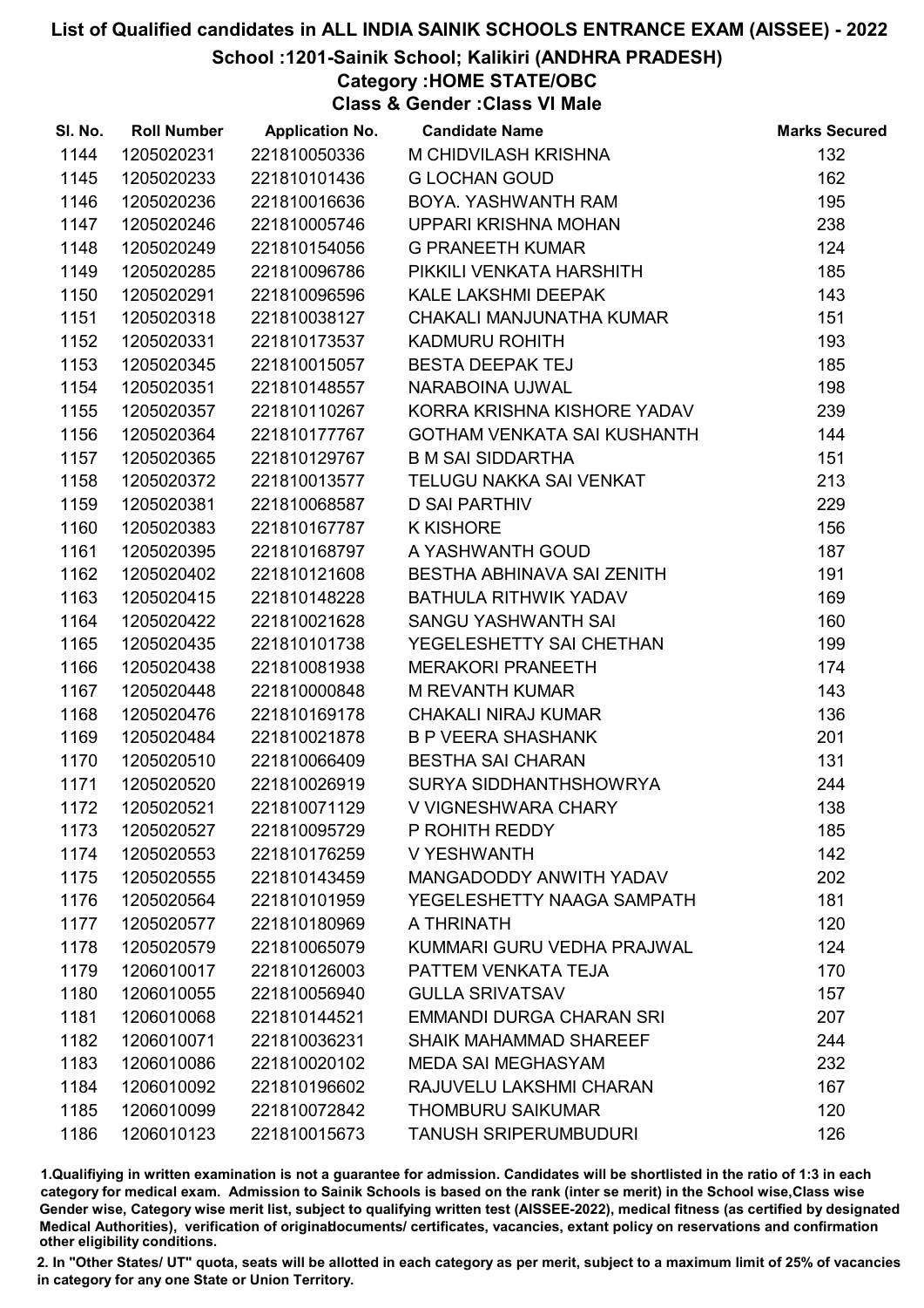# List of Qualified candidates in ALL INDIA SAINIK SCHOOLS ENTRANCE EXAM (AISSEE) - 2022

## School :1201-Sainik School; Kalikiri (ANDHRA PRADESH)

### Category :HOME STATE/OBC

### Class & Gender :Class VI Male

| Sl. No. | Roll Number | Application No. | Candidate Name | Marks Secured |
|---|---|---|---|---|
| 1144 | 1205020231 | 221810050336 | M CHIDVILASH KRISHNA | 132 |
| 1145 | 1205020233 | 221810101436 | G LOCHAN GOUD | 162 |
| 1146 | 1205020236 | 221810016636 | BOYA. YASHWANTH RAM | 195 |
| 1147 | 1205020246 | 221810005746 | UPPARI KRISHNA MOHAN | 238 |
| 1148 | 1205020249 | 221810154056 | G PRANEETH KUMAR | 124 |
| 1149 | 1205020285 | 221810096786 | PIKKILI VENKATA HARSHITH | 185 |
| 1150 | 1205020291 | 221810096596 | KALE LAKSHMI DEEPAK | 143 |
| 1151 | 1205020318 | 221810038127 | CHAKALI MANJUNATHA KUMAR | 151 |
| 1152 | 1205020331 | 221810173537 | KADMURU ROHITH | 193 |
| 1153 | 1205020345 | 221810015057 | BESTA DEEPAK TEJ | 185 |
| 1154 | 1205020351 | 221810148557 | NARABOINA UJWAL | 198 |
| 1155 | 1205020357 | 221810110267 | KORRA KRISHNA KISHORE YADAV | 239 |
| 1156 | 1205020364 | 221810177767 | GOTHAM VENKATA SAI KUSHANTH | 144 |
| 1157 | 1205020365 | 221810129767 | B M SAI SIDDARTHA | 151 |
| 1158 | 1205020372 | 221810013577 | TELUGU NAKKA SAI VENKAT | 213 |
| 1159 | 1205020381 | 221810068587 | D SAI PARTHIV | 229 |
| 1160 | 1205020383 | 221810167787 | K KISHORE | 156 |
| 1161 | 1205020395 | 221810168797 | A YASHWANTH GOUD | 187 |
| 1162 | 1205020402 | 221810121608 | BESTHA ABHINAVA SAI ZENITH | 191 |
| 1163 | 1205020415 | 221810148228 | BATHULA RITHWIK YADAV | 169 |
| 1164 | 1205020422 | 221810021628 | SANGU YASHWANTH SAI | 160 |
| 1165 | 1205020435 | 221810101738 | YEGELESHETTY SAI CHETHAN | 199 |
| 1166 | 1205020438 | 221810081938 | MERAKORI PRANEETH | 174 |
| 1167 | 1205020448 | 221810000848 | M REVANTH KUMAR | 143 |
| 1168 | 1205020476 | 221810169178 | CHAKALI NIRAJ KUMAR | 136 |
| 1169 | 1205020484 | 221810021878 | B P VEERA SHASHANK | 201 |
| 1170 | 1205020510 | 221810066409 | BESTHA SAI CHARAN | 131 |
| 1171 | 1205020520 | 221810026919 | SURYA SIDDHANTHSHOWRYA | 244 |
| 1172 | 1205020521 | 221810071129 | V VIGNESHWARA CHARY | 138 |
| 1173 | 1205020527 | 221810095729 | P ROHITH REDDY | 185 |
| 1174 | 1205020553 | 221810176259 | V YESHWANTH | 142 |
| 1175 | 1205020555 | 221810143459 | MANGADODDY ANWITH YADAV | 202 |
| 1176 | 1205020564 | 221810101959 | YEGELESHETTY NAAGA SAMPATH | 181 |
| 1177 | 1205020577 | 221810180969 | A THRINATH | 120 |
| 1178 | 1205020579 | 221810065079 | KUMMARI GURU VEDHA PRAJWAL | 124 |
| 1179 | 1206010017 | 221810126003 | PATTEM VENKATA TEJA | 170 |
| 1180 | 1206010055 | 221810056940 | GULLA SRIVATSAV | 157 |
| 1181 | 1206010068 | 221810144521 | EMMANDI DURGA CHARAN SRI | 207 |
| 1182 | 1206010071 | 221810036231 | SHAIK MAHAMMAD SHAREEF | 244 |
| 1183 | 1206010086 | 221810020102 | MEDA SAI MEGHASYAM | 232 |
| 1184 | 1206010092 | 221810196602 | RAJUVELU LAKSHMI CHARAN | 167 |
| 1185 | 1206010099 | 221810072842 | THOMBURU SAIKUMAR | 120 |
| 1186 | 1206010123 | 221810015673 | TANUSH SRIPERUMBUDURI | 126 |

1.Qualifiying in written examination is not a guarantee for admission. Candidates will be shortlisted in the ratio of 1:3 in each category for medical exam. Admission to Sainik Schools is based on the rank (inter se merit) in the School wise,Class wise Gender wise, Category wise merit list, subject to qualifying written test (AISSEE-2022), medical fitness (as certified by designated Medical Authorities), verification of originaldocuments/ certificates, vacancies, extant policy on reservations and confirmation other eligibility conditions.

2. In "Other States/ UT" quota, seats will be allotted in each category as per merit, subject to a maximum limit of 25% of vacancies in category for any one State or Union Territory.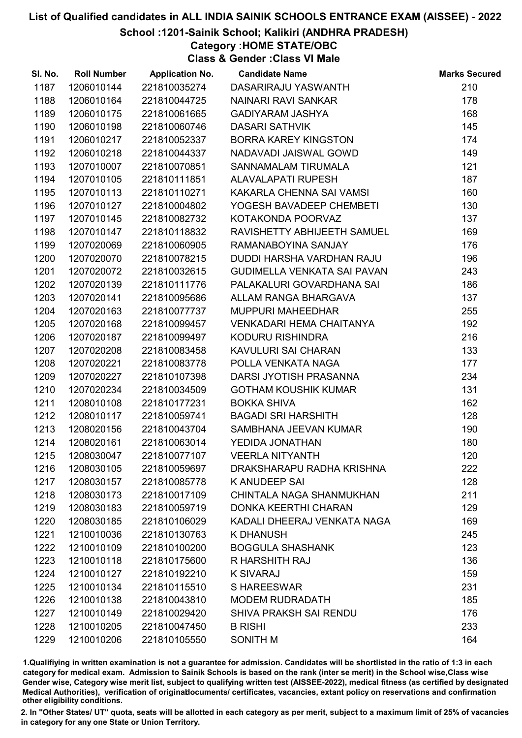# List of Qualified candidates in ALL INDIA SAINIK SCHOOLS ENTRANCE EXAM (AISSEE) - 2022

## School :1201-Sainik School; Kalikiri (ANDHRA PRADESH)

### Category :HOME STATE/OBC

### Class & Gender :Class VI Male

| Sl. No. | Roll Number | Application No. | Candidate Name | Marks Secured |
|---|---|---|---|---|
| 1187 | 1206010144 | 221810035274 | DASARIRAJU YASWANTH | 210 |
| 1188 | 1206010164 | 221810044725 | NAINARI RAVI SANKAR | 178 |
| 1189 | 1206010175 | 221810061665 | GADIYARAM JASHYA | 168 |
| 1190 | 1206010198 | 221810060746 | DASARI SATHVIK | 145 |
| 1191 | 1206010217 | 221810052337 | BORRA KAREY KINGSTON | 174 |
| 1192 | 1206010218 | 221810044337 | NADAVADI JAISWAL GOWD | 149 |
| 1193 | 1207010007 | 221810070851 | SANNAMALAM TIRUMALA | 121 |
| 1194 | 1207010105 | 221810111851 | ALAVALAPATI RUPESH | 187 |
| 1195 | 1207010113 | 221810110271 | KAKARLA CHENNA SAI VAMSI | 160 |
| 1196 | 1207010127 | 221810004802 | YOGESH BAVADEEP CHEMBETI | 130 |
| 1197 | 1207010145 | 221810082732 | KOTAKONDA POORVAZ | 137 |
| 1198 | 1207010147 | 221810118832 | RAVISHETTY ABHIJEETH SAMUEL | 169 |
| 1199 | 1207020069 | 221810060905 | RAMANABOYINA SANJAY | 176 |
| 1200 | 1207020070 | 221810078215 | DUDDI HARSHA VARDHAN RAJU | 196 |
| 1201 | 1207020072 | 221810032615 | GUDIMELLA VENKATA SAI PAVAN | 243 |
| 1202 | 1207020139 | 221810111776 | PALAKALURI GOVARDHANA SAI | 186 |
| 1203 | 1207020141 | 221810095686 | ALLAM RANGA BHARGAVA | 137 |
| 1204 | 1207020163 | 221810077737 | MUPPURI MAHEEDHAR | 255 |
| 1205 | 1207020168 | 221810099457 | VENKADARI HEMA CHAITANYA | 192 |
| 1206 | 1207020187 | 221810099497 | KODURU RISHINDRA | 216 |
| 1207 | 1207020208 | 221810083458 | KAVULURI SAI CHARAN | 133 |
| 1208 | 1207020221 | 221810083778 | POLLA VENKATA NAGA | 177 |
| 1209 | 1207020227 | 221810107398 | DARSI JYOTISH PRASANNA | 234 |
| 1210 | 1207020234 | 221810034509 | GOTHAM KOUSHIK KUMAR | 131 |
| 1211 | 1208010108 | 221810177231 | BOKKA SHIVA | 162 |
| 1212 | 1208010117 | 221810059741 | BAGADI SRI HARSHITH | 128 |
| 1213 | 1208020156 | 221810043704 | SAMBHANA JEEVAN KUMAR | 190 |
| 1214 | 1208020161 | 221810063014 | YEDIDA JONATHAN | 180 |
| 1215 | 1208030047 | 221810077107 | VEERLA NITYANTH | 120 |
| 1216 | 1208030105 | 221810059697 | DRAKSHARAPU RADHA KRISHNA | 222 |
| 1217 | 1208030157 | 221810085778 | K ANUDEEP SAI | 128 |
| 1218 | 1208030173 | 221810017109 | CHINTALA NAGA SHANMUKHAN | 211 |
| 1219 | 1208030183 | 221810059719 | DONKA KEERTHI CHARAN | 129 |
| 1220 | 1208030185 | 221810106029 | KADALI DHEERAJ VENKATA NAGA | 169 |
| 1221 | 1210010036 | 221810130763 | K DHANUSH | 245 |
| 1222 | 1210010109 | 221810100200 | BOGGULA SHASHANK | 123 |
| 1223 | 1210010118 | 221810175600 | R HARSHITH RAJ | 136 |
| 1224 | 1210010127 | 221810192210 | K SIVARAJ | 159 |
| 1225 | 1210010134 | 221810115510 | S HAREESWAR | 231 |
| 1226 | 1210010138 | 221810043810 | MODEM RUDRADATH | 185 |
| 1227 | 1210010149 | 221810029420 | SHIVA PRAKSH SAI RENDU | 176 |
| 1228 | 1210010205 | 221810047450 | B RISHI | 233 |
| 1229 | 1210010206 | 221810105550 | SONITH M | 164 |

1.Qualifiying in written examination is not a guarantee for admission. Candidates will be shortlisted in the ratio of 1:3 in each category for medical exam. Admission to Sainik Schools is based on the rank (inter se merit) in the School wise,Class wise Gender wise, Category wise merit list, subject to qualifying written test (AISSEE-2022), medical fitness (as certified by designated Medical Authorities), verification of originaldocuments/ certificates, vacancies, extant policy on reservations and confirmation other eligibility conditions.

2. In "Other States/ UT" quota, seats will be allotted in each category as per merit, subject to a maximum limit of 25% of vacancies in category for any one State or Union Territory.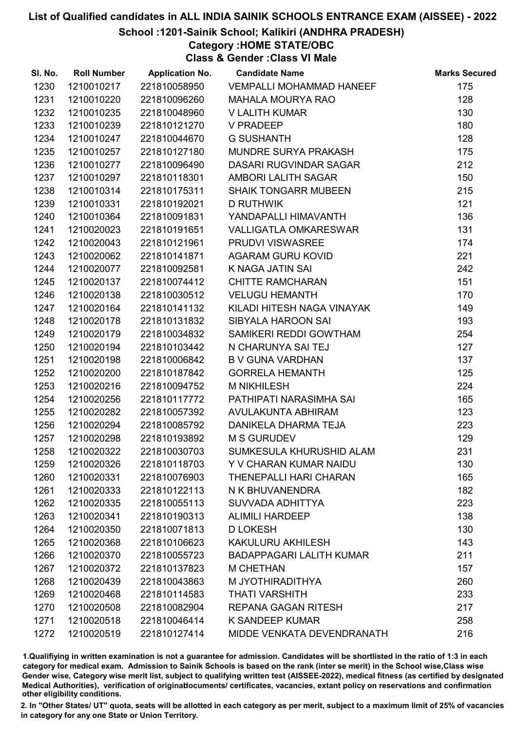# List of Qualified candidates in ALL INDIA SAINIK SCHOOLS ENTRANCE EXAM (AISSEE) - 2022

## School :1201-Sainik School; Kalikiri (ANDHRA PRADESH)

### Category :HOME STATE/OBC

### Class & Gender :Class VI Male

| Sl. No. | Roll Number | Application No. | Candidate Name | Marks Secured |
|---|---|---|---|---|
| 1230 | 1210010217 | 221810058950 | VEMPALLI MOHAMMAD HANEEF | 175 |
| 1231 | 1210010220 | 221810096260 | MAHALA MOURYA RAO | 128 |
| 1232 | 1210010235 | 221810048960 | V LALITH KUMAR | 130 |
| 1233 | 1210010239 | 221810121270 | V PRADEEP | 180 |
| 1234 | 1210010247 | 221810044670 | G SUSHANTH | 128 |
| 1235 | 1210010257 | 221810127180 | MUNDRE SURYA PRAKASH | 175 |
| 1236 | 1210010277 | 221810096490 | DASARI RUGVINDAR SAGAR | 212 |
| 1237 | 1210010297 | 221810118301 | AMBORI LALITH SAGAR | 150 |
| 1238 | 1210010314 | 221810175311 | SHAIK TONGARR MUBEEN | 215 |
| 1239 | 1210010331 | 221810192021 | D RUTHWIK | 121 |
| 1240 | 1210010364 | 221810091831 | YANDAPALLI HIMAVANTH | 136 |
| 1241 | 1210020023 | 221810191651 | VALLIGATLA OMKARESWAR | 131 |
| 1242 | 1210020043 | 221810121961 | PRUDVI VISWASREE | 174 |
| 1243 | 1210020062 | 221810141871 | AGARAM GURU KOVID | 221 |
| 1244 | 1210020077 | 221810092581 | K NAGA JATIN SAI | 242 |
| 1245 | 1210020137 | 221810074412 | CHITTE RAMCHARAN | 151 |
| 1246 | 1210020138 | 221810030512 | VELUGU HEMANTH | 170 |
| 1247 | 1210020164 | 221810141132 | KILADI HITESH NAGA VINAYAK | 149 |
| 1248 | 1210020178 | 221810131832 | SIBYALA HAROON SAI | 193 |
| 1249 | 1210020179 | 221810034832 | SAMIKERI REDDI GOWTHAM | 254 |
| 1250 | 1210020194 | 221810103442 | N CHARUNYA SAI TEJ | 127 |
| 1251 | 1210020198 | 221810006842 | B V GUNA VARDHAN | 137 |
| 1252 | 1210020200 | 221810187842 | GORRELA HEMANTH | 125 |
| 1253 | 1210020216 | 221810094752 | M NIKHILESH | 224 |
| 1254 | 1210020256 | 221810117772 | PATHIPATI NARASIMHA SAI | 165 |
| 1255 | 1210020282 | 221810057392 | AVULAKUNTA ABHIRAM | 123 |
| 1256 | 1210020294 | 221810085792 | DANIKELA DHARMA TEJA | 223 |
| 1257 | 1210020298 | 221810193892 | M S GURUDEV | 129 |
| 1258 | 1210020322 | 221810030703 | SUMKESULA KHURUSHID ALAM | 231 |
| 1259 | 1210020326 | 221810118703 | Y V CHARAN KUMAR NAIDU | 130 |
| 1260 | 1210020331 | 221810076903 | THENEPALLI HARI CHARAN | 165 |
| 1261 | 1210020333 | 221810122113 | N K BHUVANENDRA | 182 |
| 1262 | 1210020335 | 221810055113 | SUVVADA ADHITTYA | 223 |
| 1263 | 1210020341 | 221810190313 | ALIMILI HARDEEP | 138 |
| 1264 | 1210020350 | 221810071813 | D LOKESH | 130 |
| 1265 | 1210020368 | 221810106623 | KAKULURU AKHILESH | 143 |
| 1266 | 1210020370 | 221810055723 | BADAPPAGARI LALITH KUMAR | 211 |
| 1267 | 1210020372 | 221810137823 | M CHETHAN | 157 |
| 1268 | 1210020439 | 221810043863 | M JYOTHIRADITHYA | 260 |
| 1269 | 1210020468 | 221810114583 | THATI VARSHITH | 233 |
| 1270 | 1210020508 | 221810082904 | REPANA GAGAN RITESH | 217 |
| 1271 | 1210020518 | 221810046414 | K SANDEEP KUMAR | 258 |
| 1272 | 1210020519 | 221810127414 | MIDDE VENKATA DEVENDRANATH | 216 |

1.Qualifiying in written examination is not a guarantee for admission. Candidates will be shortlisted in the ratio of 1:3 in each category for medical exam. Admission to Sainik Schools is based on the rank (inter se merit) in the School wise,Class wise Gender wise, Category wise merit list, subject to qualifying written test (AISSEE-2022), medical fitness (as certified by designated Medical Authorities), verification of originaldocuments/ certificates, vacancies, extant policy on reservations and confirmation other eligibility conditions.

2. In "Other States/ UT" quota, seats will be allotted in each category as per merit, subject to a maximum limit of 25% of vacancies in category for any one State or Union Territory.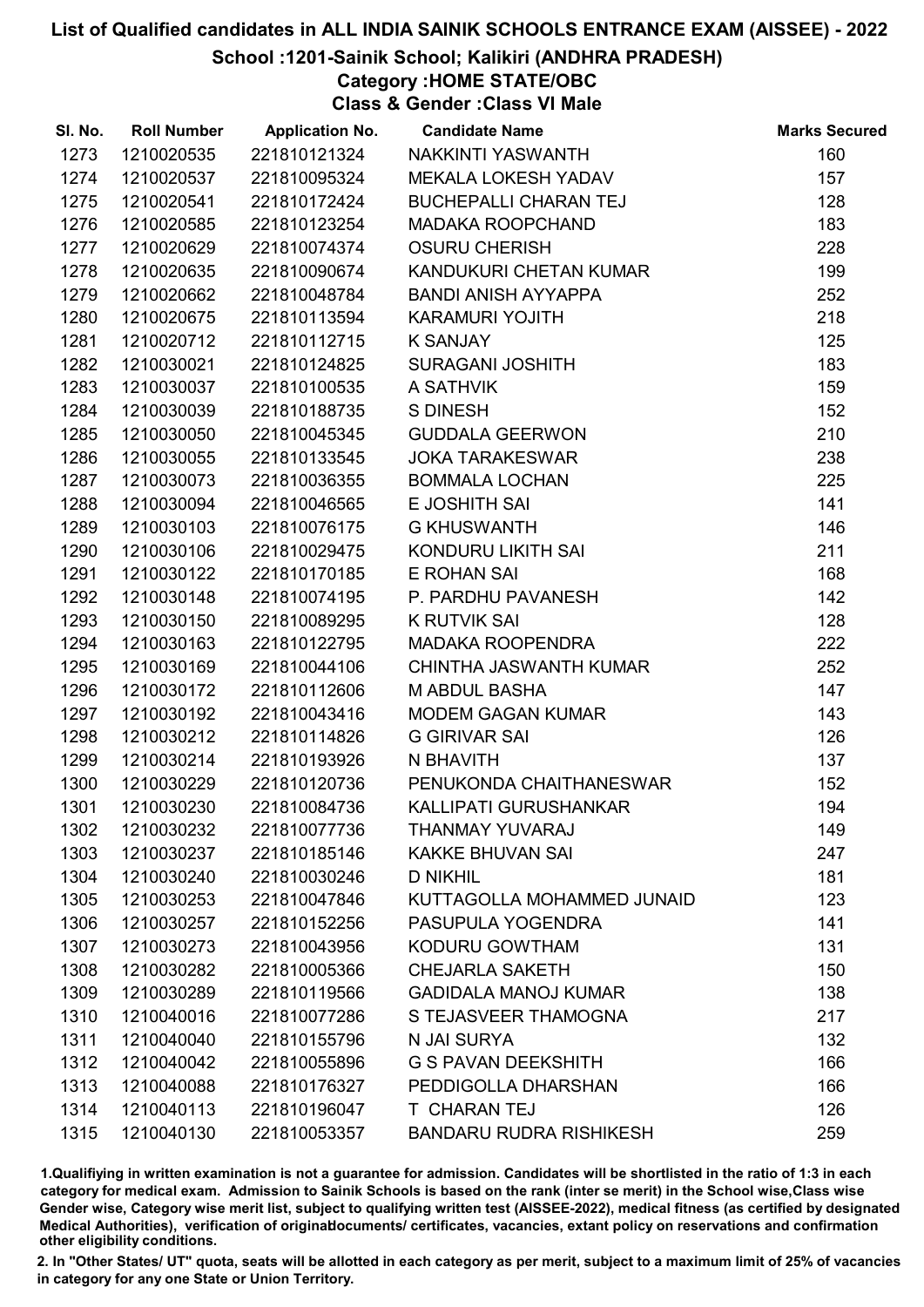# List of Qualified candidates in ALL INDIA SAINIK SCHOOLS ENTRANCE EXAM (AISSEE) - 2022

## School :1201-Sainik School; Kalikiri (ANDHRA PRADESH)

### Category :HOME STATE/OBC

### Class & Gender :Class VI Male

| Sl. No. | Roll Number | Application No. | Candidate Name | Marks Secured |
|---|---|---|---|---|
| 1273 | 1210020535 | 221810121324 | NAKKINTI YASWANTH | 160 |
| 1274 | 1210020537 | 221810095324 | MEKALA LOKESH YADAV | 157 |
| 1275 | 1210020541 | 221810172424 | BUCHEPALLI CHARAN TEJ | 128 |
| 1276 | 1210020585 | 221810123254 | MADAKA ROOPCHAND | 183 |
| 1277 | 1210020629 | 221810074374 | OSURU CHERISH | 228 |
| 1278 | 1210020635 | 221810090674 | KANDUKURI CHETAN KUMAR | 199 |
| 1279 | 1210020662 | 221810048784 | BANDI ANISH AYYAPPA | 252 |
| 1280 | 1210020675 | 221810113594 | KARAMURI YOJITH | 218 |
| 1281 | 1210020712 | 221810112715 | K SANJAY | 125 |
| 1282 | 1210030021 | 221810124825 | SURAGANI JOSHITH | 183 |
| 1283 | 1210030037 | 221810100535 | A SATHVIK | 159 |
| 1284 | 1210030039 | 221810188735 | S DINESH | 152 |
| 1285 | 1210030050 | 221810045345 | GUDDALA GEERWON | 210 |
| 1286 | 1210030055 | 221810133545 | JOKA TARAKESWAR | 238 |
| 1287 | 1210030073 | 221810036355 | BOMMALA LOCHAN | 225 |
| 1288 | 1210030094 | 221810046565 | E JOSHITH SAI | 141 |
| 1289 | 1210030103 | 221810076175 | G KHUSWANTH | 146 |
| 1290 | 1210030106 | 221810029475 | KONDURU LIKITH SAI | 211 |
| 1291 | 1210030122 | 221810170185 | E ROHAN SAI | 168 |
| 1292 | 1210030148 | 221810074195 | P. PARDHU PAVANESH | 142 |
| 1293 | 1210030150 | 221810089295 | K RUTVIK SAI | 128 |
| 1294 | 1210030163 | 221810122795 | MADAKA ROOPENDRA | 222 |
| 1295 | 1210030169 | 221810044106 | CHINTHA JASWANTH KUMAR | 252 |
| 1296 | 1210030172 | 221810112606 | M ABDUL BASHA | 147 |
| 1297 | 1210030192 | 221810043416 | MODEM GAGAN KUMAR | 143 |
| 1298 | 1210030212 | 221810114826 | G GIRIVAR SAI | 126 |
| 1299 | 1210030214 | 221810193926 | N BHAVITH | 137 |
| 1300 | 1210030229 | 221810120736 | PENUKONDA CHAITHANESWAR | 152 |
| 1301 | 1210030230 | 221810084736 | KALLIPATI GURUSHANKAR | 194 |
| 1302 | 1210030232 | 221810077736 | THANMAY YUVARAJ | 149 |
| 1303 | 1210030237 | 221810185146 | KAKKE BHUVAN SAI | 247 |
| 1304 | 1210030240 | 221810030246 | D NIKHIL | 181 |
| 1305 | 1210030253 | 221810047846 | KUTTAGOLLA MOHAMMED JUNAID | 123 |
| 1306 | 1210030257 | 221810152256 | PASUPULA YOGENDRA | 141 |
| 1307 | 1210030273 | 221810043956 | KODURU GOWTHAM | 131 |
| 1308 | 1210030282 | 221810005366 | CHEJARLA SAKETH | 150 |
| 1309 | 1210030289 | 221810119566 | GADIDALA MANOJ KUMAR | 138 |
| 1310 | 1210040016 | 221810077286 | S TEJASVEER THAMOGNA | 217 |
| 1311 | 1210040040 | 221810155796 | N JAI SURYA | 132 |
| 1312 | 1210040042 | 221810055896 | G S PAVAN DEEKSHITH | 166 |
| 1313 | 1210040088 | 221810176327 | PEDDIGOLLA DHARSHAN | 166 |
| 1314 | 1210040113 | 221810196047 | T CHARAN TEJ | 126 |
| 1315 | 1210040130 | 221810053357 | BANDARU RUDRA RISHIKESH | 259 |

1.Qualifying in written examination is not a guarantee for admission. Candidates will be shortlisted in the ratio of 1:3 in each category for medical exam. Admission to Sainik Schools is based on the rank (inter se merit) in the School wise,Class wise Gender wise, Category wise merit list, subject to qualifying written test (AISSEE-2022), medical fitness (as certified by designated Medical Authorities), verification of originaldocuments/ certificates, vacancies, extant policy on reservations and confirmation other eligibility conditions.

2. In "Other States/ UT" quota, seats will be allotted in each category as per merit, subject to a maximum limit of 25% of vacancies in category for any one State or Union Territory.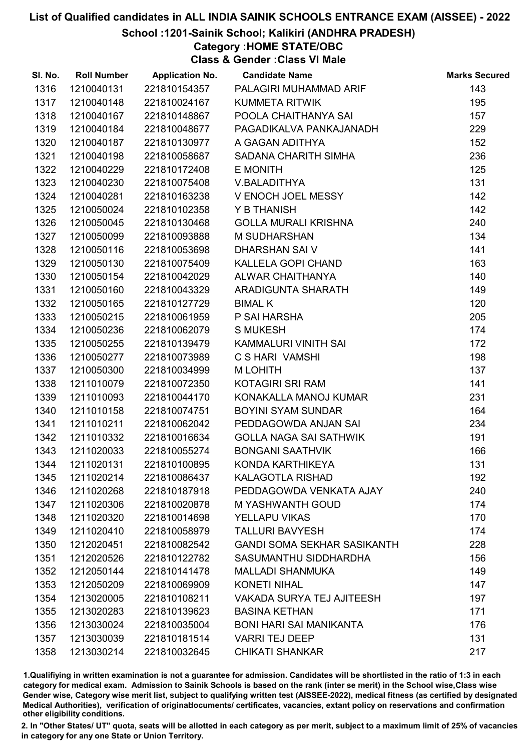# List of Qualified candidates in ALL INDIA SAINIK SCHOOLS ENTRANCE EXAM (AISSEE) - 2022

## School :1201-Sainik School; Kalikiri (ANDHRA PRADESH)

### Category :HOME STATE/OBC

### Class & Gender :Class VI Male

| Sl. No. | Roll Number | Application No. | Candidate Name | Marks Secured |
|---|---|---|---|---|
| 1316 | 1210040131 | 221810154357 | PALAGIRI MUHAMMAD ARIF | 143 |
| 1317 | 1210040148 | 221810024167 | KUMMETA RITWIK | 195 |
| 1318 | 1210040167 | 221810148867 | POOLA CHAITHANYA SAI | 157 |
| 1319 | 1210040184 | 221810048677 | PAGADIKALVA PANKAJANADH | 229 |
| 1320 | 1210040187 | 221810130977 | A GAGAN ADITHYA | 152 |
| 1321 | 1210040198 | 221810058687 | SADANA CHARITH SIMHA | 236 |
| 1322 | 1210040229 | 221810172408 | E MONITH | 125 |
| 1323 | 1210040230 | 221810075408 | V.BALADITHYA | 131 |
| 1324 | 1210040281 | 221810163238 | V ENOCH JOEL MESSY | 142 |
| 1325 | 1210050024 | 221810102358 | Y B THANISH | 142 |
| 1326 | 1210050045 | 221810130468 | GOLLA MURALI KRISHNA | 240 |
| 1327 | 1210050099 | 221810093888 | M SUDHARSHAN | 134 |
| 1328 | 1210050116 | 221810053698 | DHARSHAN SAI V | 141 |
| 1329 | 1210050130 | 221810075409 | KALLELA GOPI CHAND | 163 |
| 1330 | 1210050154 | 221810042029 | ALWAR CHAITHANYA | 140 |
| 1331 | 1210050160 | 221810043329 | ARADIGUNTA SHARATH | 149 |
| 1332 | 1210050165 | 221810127729 | BIMAL K | 120 |
| 1333 | 1210050215 | 221810061959 | P SAI HARSHA | 205 |
| 1334 | 1210050236 | 221810062079 | S MUKESH | 174 |
| 1335 | 1210050255 | 221810139479 | KAMMALURI VINITH SAI | 172 |
| 1336 | 1210050277 | 221810073989 | C S HARI VAMSHI | 198 |
| 1337 | 1210050300 | 221810034999 | M LOHITH | 137 |
| 1338 | 1211010079 | 221810072350 | KOTAGIRI SRI RAM | 141 |
| 1339 | 1211010093 | 221810044170 | KONAKALLA MANOJ KUMAR | 231 |
| 1340 | 1211010158 | 221810074751 | BOYINI SYAM SUNDAR | 164 |
| 1341 | 1211010211 | 221810062042 | PEDDAGOWDA ANJAN SAI | 234 |
| 1342 | 1211010332 | 221810016634 | GOLLA NAGA SAI SATHWIK | 191 |
| 1343 | 1211020033 | 221810055274 | BONGANI SAATHVIK | 166 |
| 1344 | 1211020131 | 221810100895 | KONDA KARTHIKEYA | 131 |
| 1345 | 1211020214 | 221810086437 | KALAGOTLA RISHAD | 192 |
| 1346 | 1211020268 | 221810187918 | PEDDAGOWDA VENKATA AJAY | 240 |
| 1347 | 1211020306 | 221810020878 | M YASHWANTH GOUD | 174 |
| 1348 | 1211020320 | 221810014698 | YELLAPU VIKAS | 170 |
| 1349 | 1211020410 | 221810058979 | TALLURI BAVYESH | 174 |
| 1350 | 1212020451 | 221810082542 | GANDI SOMA SEKHAR SASIKANTH | 228 |
| 1351 | 1212020526 | 221810122782 | SASUMANTHU SIDDHARDHA | 156 |
| 1352 | 1212050144 | 221810141478 | MALLADI SHANMUKA | 149 |
| 1353 | 1212050209 | 221810069909 | KONETI NIHAL | 147 |
| 1354 | 1213020005 | 221810108211 | VAKADA SURYA TEJ AJITEESH | 197 |
| 1355 | 1213020283 | 221810139623 | BASINA KETHAN | 171 |
| 1356 | 1213030024 | 221810035004 | BONI HARI SAI MANIKANTA | 176 |
| 1357 | 1213030039 | 221810181514 | VARRI TEJ DEEP | 131 |
| 1358 | 1213030214 | 221810032645 | CHIKATI SHANKAR | 217 |

1.Qualifiying in written examination is not a guarantee for admission. Candidates will be shortlisted in the ratio of 1:3 in each category for medical exam. Admission to Sainik Schools is based on the rank (inter se merit) in the School wise,Class wise Gender wise, Category wise merit list, subject to qualifying written test (AISSEE-2022), medical fitness (as certified by designated Medical Authorities), verification of originaldocuments/ certificates, vacancies, extant policy on reservations and confirmation other eligibility conditions.

2. In "Other States/ UT" quota, seats will be allotted in each category as per merit, subject to a maximum limit of 25% of vacancies in category for any one State or Union Territory.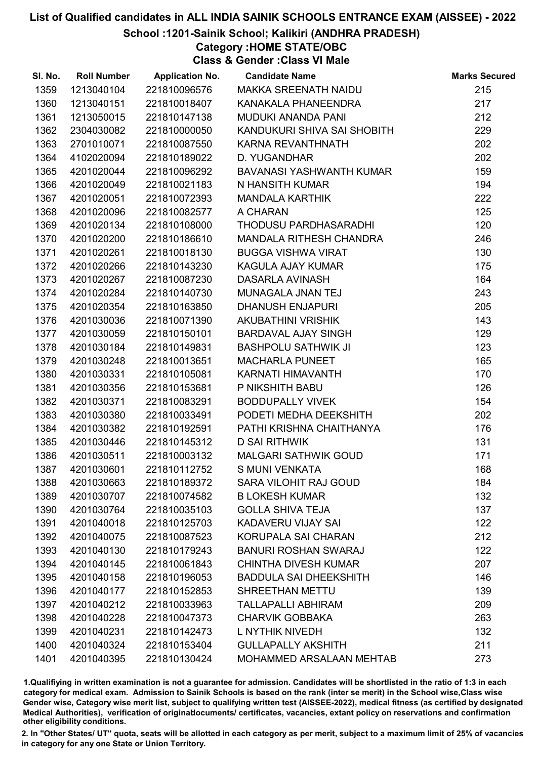# List of Qualified candidates in ALL INDIA SAINIK SCHOOLS ENTRANCE EXAM (AISSEE) - 2022

## School :1201-Sainik School; Kalikiri (ANDHRA PRADESH)

### Category :HOME STATE/OBC

### Class & Gender :Class VI Male

| Sl. No. | Roll Number | Application No. | Candidate Name | Marks Secured |
|---|---|---|---|---|
| 1359 | 1213040104 | 221810096576 | MAKKA SREENATH NAIDU | 215 |
| 1360 | 1213040151 | 221810018407 | KANAKALA PHANEENDRA | 217 |
| 1361 | 1213050015 | 221810147138 | MUDUKI ANANDA PANI | 212 |
| 1362 | 2304030082 | 221810000050 | KANDUKURI SHIVA SAI SHOBITH | 229 |
| 1363 | 2701010071 | 221810087550 | KARNA REVANTHNATH | 202 |
| 1364 | 4102020094 | 221810189022 | D. YUGANDHAR | 202 |
| 1365 | 4201020044 | 221810096292 | BAVANASI YASHWANTH KUMAR | 159 |
| 1366 | 4201020049 | 221810021183 | N HANSITH KUMAR | 194 |
| 1367 | 4201020051 | 221810072393 | MANDALA KARTHIK | 222 |
| 1368 | 4201020096 | 221810082577 | A CHARAN | 125 |
| 1369 | 4201020134 | 221810108000 | THODUSU PARDHASARADHI | 120 |
| 1370 | 4201020200 | 221810186610 | MANDALA RITHESH CHANDRA | 246 |
| 1371 | 4201020261 | 221810018130 | BUGGA VISHWA VIRAT | 130 |
| 1372 | 4201020266 | 221810143230 | KAGULA AJAY KUMAR | 175 |
| 1373 | 4201020267 | 221810087230 | DASARLA AVINASH | 164 |
| 1374 | 4201020284 | 221810140730 | MUNAGALA JNAN TEJ | 243 |
| 1375 | 4201020354 | 221810163850 | DHANUSH ENJAPURI | 205 |
| 1376 | 4201030036 | 221810071390 | AKUBATHINI VRISHIK | 143 |
| 1377 | 4201030059 | 221810150101 | BARDAVAL AJAY SINGH | 129 |
| 1378 | 4201030184 | 221810149831 | BASHPOLU SATHWIK JI | 123 |
| 1379 | 4201030248 | 221810013651 | MACHARLA PUNEET | 165 |
| 1380 | 4201030331 | 221810105081 | KARNATI HIMAVANTH | 170 |
| 1381 | 4201030356 | 221810153681 | P NIKSHITH BABU | 126 |
| 1382 | 4201030371 | 221810083291 | BODDUPALLY VIVEK | 154 |
| 1383 | 4201030380 | 221810033491 | PODETI MEDHA DEEKSHITH | 202 |
| 1384 | 4201030382 | 221810192591 | PATHI KRISHNA CHAITHANYA | 176 |
| 1385 | 4201030446 | 221810145312 | D SAI RITHWIK | 131 |
| 1386 | 4201030511 | 221810003132 | MALGARI SATHWIK GOUD | 171 |
| 1387 | 4201030601 | 221810112752 | S MUNI VENKATA | 168 |
| 1388 | 4201030663 | 221810189372 | SARA VILOHIT RAJ GOUD | 184 |
| 1389 | 4201030707 | 221810074582 | B LOKESH KUMAR | 132 |
| 1390 | 4201030764 | 221810035103 | GOLLA SHIVA TEJA | 137 |
| 1391 | 4201040018 | 221810125703 | KADAVERU VIJAY SAI | 122 |
| 1392 | 4201040075 | 221810087523 | KORUPALA SAI CHARAN | 212 |
| 1393 | 4201040130 | 221810179243 | BANURI ROSHAN SWARAJ | 122 |
| 1394 | 4201040145 | 221810061843 | CHINTHA DIVESH KUMAR | 207 |
| 1395 | 4201040158 | 221810196053 | BADDULA SAI DHEEKSHITH | 146 |
| 1396 | 4201040177 | 221810152853 | SHREETHAN METTU | 139 |
| 1397 | 4201040212 | 221810033963 | TALLAPALLI ABHIRAM | 209 |
| 1398 | 4201040228 | 221810047373 | CHARVIK GOBBAKA | 263 |
| 1399 | 4201040231 | 221810142473 | L NYTHIK NIVEDH | 132 |
| 1400 | 4201040324 | 221810153404 | GULLAPALLY AKSHITH | 211 |
| 1401 | 4201040395 | 221810130424 | MOHAMMED ARSALAAN MEHTAB | 273 |

1.Qualifiying in written examination is not a guarantee for admission. Candidates will be shortlisted in the ratio of 1:3 in each category for medical exam. Admission to Sainik Schools is based on the rank (inter se merit) in the School wise,Class wise Gender wise, Category wise merit list, subject to qualifying written test (AISSEE-2022), medical fitness (as certified by designated Medical Authorities), verification of originaldocuments/ certificates, vacancies, extant policy on reservations and confirmation other eligibility conditions.

2. In "Other States/ UT" quota, seats will be allotted in each category as per merit, subject to a maximum limit of 25% of vacancies in category for any one State or Union Territory.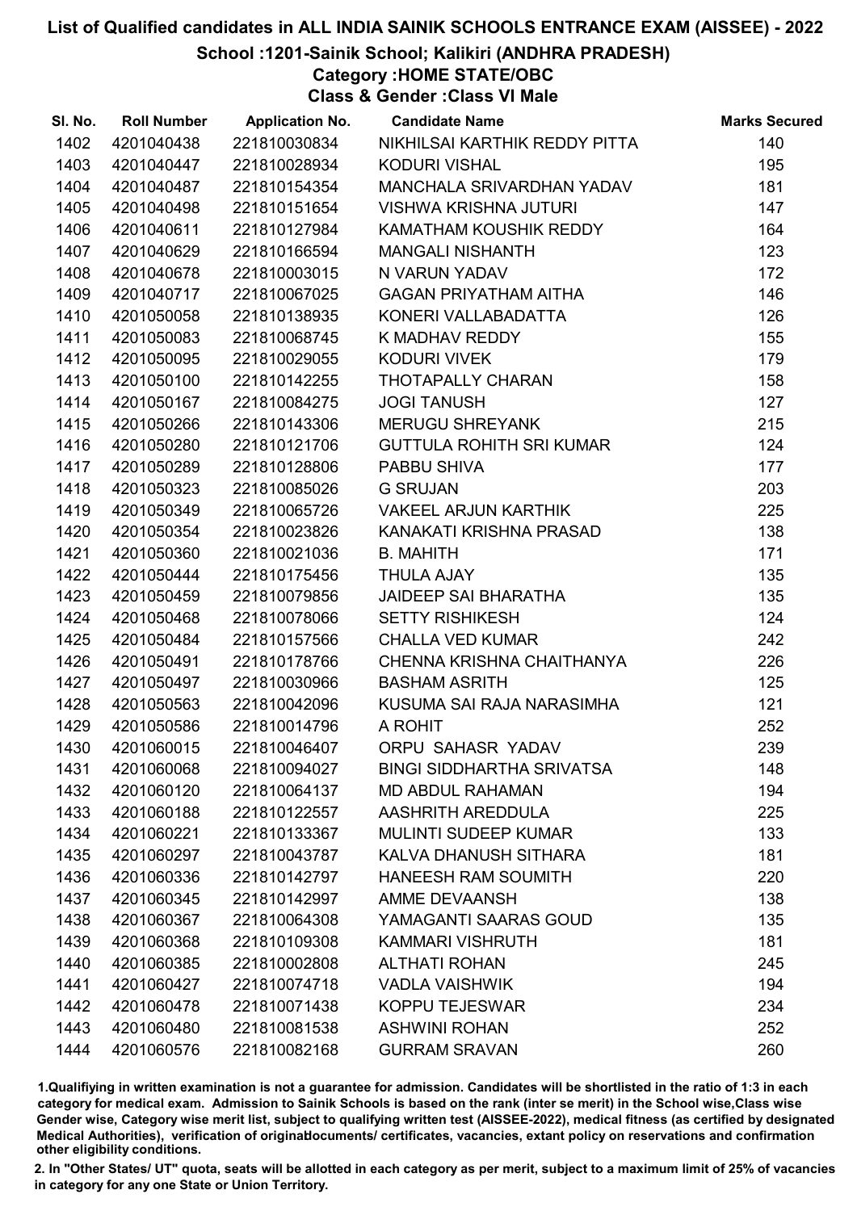# List of Qualified candidates in ALL INDIA SAINIK SCHOOLS ENTRANCE EXAM (AISSEE) - 2022

## School :1201-Sainik School; Kalikiri (ANDHRA PRADESH)

### Category :HOME STATE/OBC

### Class & Gender :Class VI Male

| Sl. No. | Roll Number | Application No. | Candidate Name | Marks Secured |
|---|---|---|---|---|
| 1402 | 4201040438 | 221810030834 | NIKHILSAI KARTHIK REDDY PITTA | 140 |
| 1403 | 4201040447 | 221810028934 | KODURI VISHAL | 195 |
| 1404 | 4201040487 | 221810154354 | MANCHALA SRIVARDHAN YADAV | 181 |
| 1405 | 4201040498 | 221810151654 | VISHWA KRISHNA JUTURI | 147 |
| 1406 | 4201040611 | 221810127984 | KAMATHAM KOUSHIK REDDY | 164 |
| 1407 | 4201040629 | 221810166594 | MANGALI NISHANTH | 123 |
| 1408 | 4201040678 | 221810003015 | N VARUN YADAV | 172 |
| 1409 | 4201040717 | 221810067025 | GAGAN PRIYATHAM AITHA | 146 |
| 1410 | 4201050058 | 221810138935 | KONERI VALLABADATTA | 126 |
| 1411 | 4201050083 | 221810068745 | K MADHAV REDDY | 155 |
| 1412 | 4201050095 | 221810029055 | KODURI VIVEK | 179 |
| 1413 | 4201050100 | 221810142255 | THOTAPALLY CHARAN | 158 |
| 1414 | 4201050167 | 221810084275 | JOGI TANUSH | 127 |
| 1415 | 4201050266 | 221810143306 | MERUGU SHREYANK | 215 |
| 1416 | 4201050280 | 221810121706 | GUTTULA ROHITH SRI KUMAR | 124 |
| 1417 | 4201050289 | 221810128806 | PABBU SHIVA | 177 |
| 1418 | 4201050323 | 221810085026 | G SRUJAN | 203 |
| 1419 | 4201050349 | 221810065726 | VAKEEL ARJUN KARTHIK | 225 |
| 1420 | 4201050354 | 221810023826 | KANAKATI KRISHNA PRASAD | 138 |
| 1421 | 4201050360 | 221810021036 | B. MAHITH | 171 |
| 1422 | 4201050444 | 221810175456 | THULA AJAY | 135 |
| 1423 | 4201050459 | 221810079856 | JAIDEEP SAI BHARATHA | 135 |
| 1424 | 4201050468 | 221810078066 | SETTY RISHIKESH | 124 |
| 1425 | 4201050484 | 221810157566 | CHALLA VED KUMAR | 242 |
| 1426 | 4201050491 | 221810178766 | CHENNA KRISHNA CHAITHANYA | 226 |
| 1427 | 4201050497 | 221810030966 | BASHAM ASRITH | 125 |
| 1428 | 4201050563 | 221810042096 | KUSUMA SAI RAJA NARASIMHA | 121 |
| 1429 | 4201050586 | 221810014796 | A ROHIT | 252 |
| 1430 | 4201060015 | 221810046407 | ORPU SAHASR YADAV | 239 |
| 1431 | 4201060068 | 221810094027 | BINGI SIDDHARTHA SRIVATSA | 148 |
| 1432 | 4201060120 | 221810064137 | MD ABDUL RAHAMAN | 194 |
| 1433 | 4201060188 | 221810122557 | AASHRITH AREDDULA | 225 |
| 1434 | 4201060221 | 221810133367 | MULINTI SUDEEP KUMAR | 133 |
| 1435 | 4201060297 | 221810043787 | KALVA DHANUSH SITHARA | 181 |
| 1436 | 4201060336 | 221810142797 | HANEESH RAM SOUMITH | 220 |
| 1437 | 4201060345 | 221810142997 | AMME DEVAANSH | 138 |
| 1438 | 4201060367 | 221810064308 | YAMAGANTI SAARAS GOUD | 135 |
| 1439 | 4201060368 | 221810109308 | KAMMARI VISHRUTH | 181 |
| 1440 | 4201060385 | 221810002808 | ALTHATI ROHAN | 245 |
| 1441 | 4201060427 | 221810074718 | VADLA VAISHWIK | 194 |
| 1442 | 4201060478 | 221810071438 | KOPPU TEJESWAR | 234 |
| 1443 | 4201060480 | 221810081538 | ASHWINI ROHAN | 252 |
| 1444 | 4201060576 | 221810082168 | GURRAM SRAVAN | 260 |

1.Qualifiying in written examination is not a guarantee for admission. Candidates will be shortlisted in the ratio of 1:3 in each category for medical exam. Admission to Sainik Schools is based on the rank (inter se merit) in the School wise,Class wise Gender wise, Category wise merit list, subject to qualifying written test (AISSEE-2022), medical fitness (as certified by designated Medical Authorities), verification of originaldocuments/ certificates, vacancies, extant policy on reservations and confirmation other eligibility conditions.

2. In "Other States/ UT" quota, seats will be allotted in each category as per merit, subject to a maximum limit of 25% of vacancies in category for any one State or Union Territory.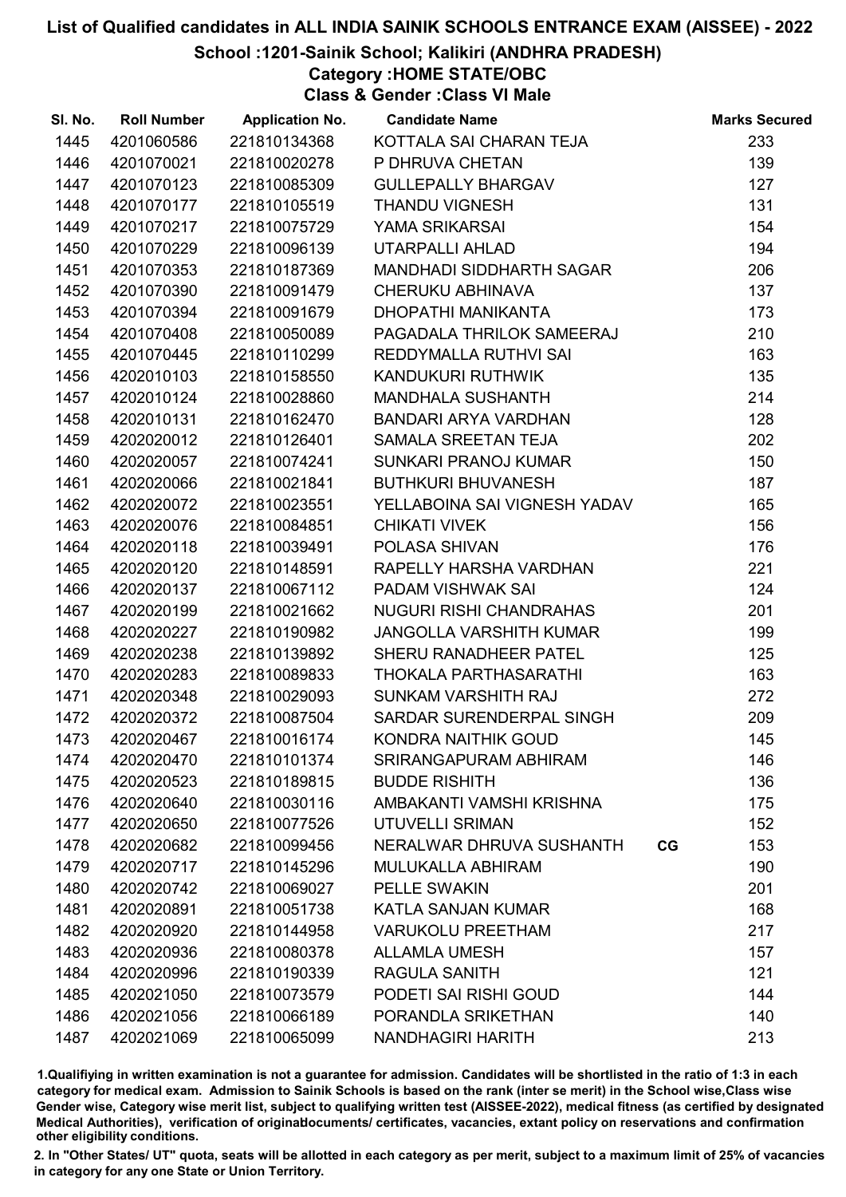# List of Qualified candidates in ALL INDIA SAINIK SCHOOLS ENTRANCE EXAM (AISSEE) - 2022

## School :1201-Sainik School; Kalikiri (ANDHRA PRADESH)

### Category :HOME STATE/OBC

### Class & Gender :Class VI Male

| Sl. No. | Roll Number | Application No. | Candidate Name | | Marks Secured |
|---|---|---|---|---|---|
| 1445 | 4201060586 | 221810134368 | KOTTALA SAI CHARAN TEJA | | 233 |
| 1446 | 4201070021 | 221810020278 | P DHRUVA CHETAN | | 139 |
| 1447 | 4201070123 | 221810085309 | GULLEPALLY BHARGAV | | 127 |
| 1448 | 4201070177 | 221810105519 | THANDU VIGNESH | | 131 |
| 1449 | 4201070217 | 221810075729 | YAMA SRIKARSAI | | 154 |
| 1450 | 4201070229 | 221810096139 | UTARPALLI AHLAD | | 194 |
| 1451 | 4201070353 | 221810187369 | MANDHADI SIDDHARTH SAGAR | | 206 |
| 1452 | 4201070390 | 221810091479 | CHERUKU ABHINAVA | | 137 |
| 1453 | 4201070394 | 221810091679 | DHOPATHI MANIKANTA | | 173 |
| 1454 | 4201070408 | 221810050089 | PAGADALA THRILOK SAMEERAJ | | 210 |
| 1455 | 4201070445 | 221810110299 | REDDYMALLA RUTHVI SAI | | 163 |
| 1456 | 4202010103 | 221810158550 | KANDUKURI RUTHWIK | | 135 |
| 1457 | 4202010124 | 221810028860 | MANDHALA SUSHANTH | | 214 |
| 1458 | 4202010131 | 221810162470 | BANDARI ARYA VARDHAN | | 128 |
| 1459 | 4202020012 | 221810126401 | SAMALA SREETAN TEJA | | 202 |
| 1460 | 4202020057 | 221810074241 | SUNKARI PRANOJ KUMAR | | 150 |
| 1461 | 4202020066 | 221810021841 | BUTHKURI BHUVANESH | | 187 |
| 1462 | 4202020072 | 221810023551 | YELLABOINA SAI VIGNESH YADAV | | 165 |
| 1463 | 4202020076 | 221810084851 | CHIKATI VIVEK | | 156 |
| 1464 | 4202020118 | 221810039491 | POLASA SHIVAN | | 176 |
| 1465 | 4202020120 | 221810148591 | RAPELLY HARSHA VARDHAN | | 221 |
| 1466 | 4202020137 | 221810067112 | PADAM VISHWAK SAI | | 124 |
| 1467 | 4202020199 | 221810021662 | NUGURI RISHI CHANDRAHAS | | 201 |
| 1468 | 4202020227 | 221810190982 | JANGOLLA VARSHITH KUMAR | | 199 |
| 1469 | 4202020238 | 221810139892 | SHERU RANADHEER PATEL | | 125 |
| 1470 | 4202020283 | 221810089833 | THOKALA PARTHASARATHI | | 163 |
| 1471 | 4202020348 | 221810029093 | SUNKAM VARSHITH RAJ | | 272 |
| 1472 | 4202020372 | 221810087504 | SARDAR SURENDERPAL SINGH | | 209 |
| 1473 | 4202020467 | 221810016174 | KONDRA NAITHIK GOUD | | 145 |
| 1474 | 4202020470 | 221810101374 | SRIRANGAPURAM ABHIRAM | | 146 |
| 1475 | 4202020523 | 221810189815 | BUDDE RISHITH | | 136 |
| 1476 | 4202020640 | 221810030116 | AMBAKANTI VAMSHI KRISHNA | | 175 |
| 1477 | 4202020650 | 221810077526 | UTUVELLI SRIMAN | | 152 |
| 1478 | 4202020682 | 221810099456 | NERALWAR DHRUVA SUSHANTH | CG | 153 |
| 1479 | 4202020717 | 221810145296 | MULUKALLA ABHIRAM | | 190 |
| 1480 | 4202020742 | 221810069027 | PELLE SWAKIN | | 201 |
| 1481 | 4202020891 | 221810051738 | KATLA SANJAN KUMAR | | 168 |
| 1482 | 4202020920 | 221810144958 | VARUKOLU PREETHAM | | 217 |
| 1483 | 4202020936 | 221810080378 | ALLAMLA UMESH | | 157 |
| 1484 | 4202020996 | 221810190339 | RAGULA SANITH | | 121 |
| 1485 | 4202021050 | 221810073579 | PODETI SAI RISHI GOUD | | 144 |
| 1486 | 4202021056 | 221810066189 | PORANDLA SRIKETHAN | | 140 |
| 1487 | 4202021069 | 221810065099 | NANDHAGIRI HARITH | | 213 |

1.Qualifiying in written examination is not a guarantee for admission. Candidates will be shortlisted in the ratio of 1:3 in each category for medical exam. Admission to Sainik Schools is based on the rank (inter se merit) in the School wise,Class wise Gender wise, Category wise merit list, subject to qualifying written test (AISSEE-2022), medical fitness (as certified by designated Medical Authorities), verification of originaldocuments/ certificates, vacancies, extant policy on reservations and confirmation other eligibility conditions.

2. In "Other States/ UT" quota, seats will be allotted in each category as per merit, subject to a maximum limit of 25% of vacancies in category for any one State or Union Territory.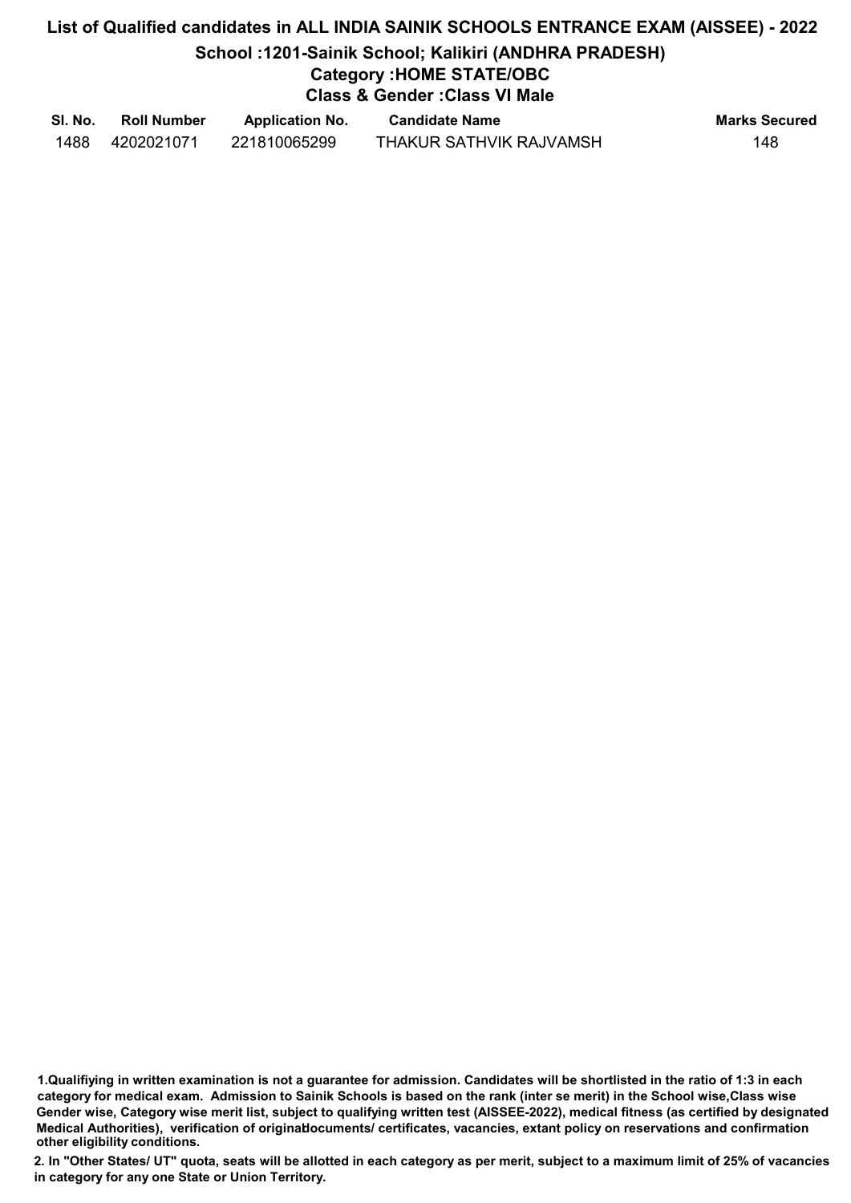# List of Qualified candidates in ALL INDIA SAINIK SCHOOLS ENTRANCE EXAM (AISSEE) - 2022

## School :1201-Sainik School; Kalikiri (ANDHRA PRADESH)

### Category :HOME STATE/OBC

### Class & Gender :Class VI Male

| Sl. No. | Roll Number | Application No. | Candidate Name | Marks Secured |
|---|---|---|---|---|
| 1488 | 4202021071 | 221810065299 | THAKUR SATHVIK RAJVAMSH | 148 |

**1.Qualifiying in written examination is not a guarantee for admission. Candidates will be shortlisted in the ratio of 1:3 in each category for medical exam. Admission to Sainik Schools is based on the rank (inter se merit) in the School wise,Class wise Gender wise, Category wise merit list, subject to qualifying written test (AISSEE-2022), medical fitness (as certified by designated Medical Authorities), verification of originaldocuments/ certificates, vacancies, extant policy on reservations and confirmation other eligibility conditions.**

**2. In "Other States/ UT" quota, seats will be allotted in each category as per merit, subject to a maximum limit of 25% of vacancies in category for any one State or Union Territory.**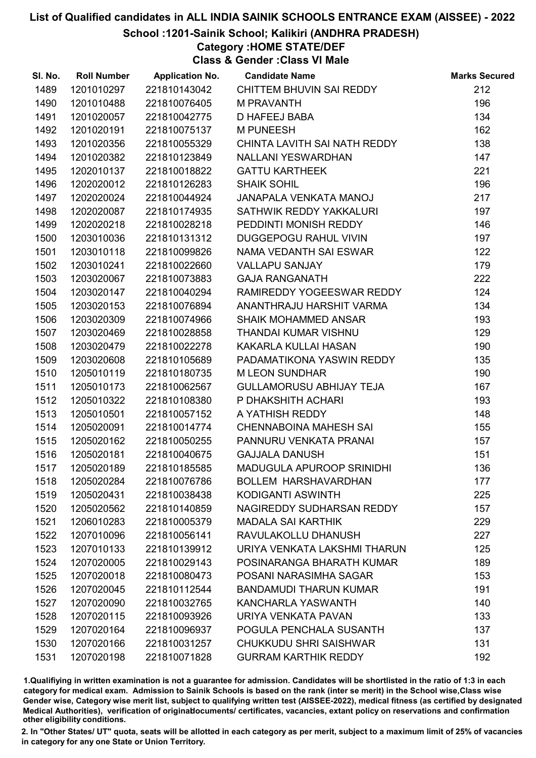# List of Qualified candidates in ALL INDIA SAINIK SCHOOLS ENTRANCE EXAM (AISSEE) - 2022

## School :1201-Sainik School; Kalikiri (ANDHRA PRADESH)

### Category :HOME STATE/DEF

### Class & Gender :Class VI Male

| Sl. No. | Roll Number | Application No. | Candidate Name | Marks Secured |
|---|---|---|---|---|
| 1489 | 1201010297 | 221810143042 | CHITTEM BHUVIN SAI REDDY | 212 |
| 1490 | 1201010488 | 221810076405 | M PRAVANTH | 196 |
| 1491 | 1201020057 | 221810042775 | D HAFEEJ BABA | 134 |
| 1492 | 1201020191 | 221810075137 | M PUNEESH | 162 |
| 1493 | 1201020356 | 221810055329 | CHINTA LAVITH SAI NATH REDDY | 138 |
| 1494 | 1201020382 | 221810123849 | NALLANI YESWARDHAN | 147 |
| 1495 | 1202010137 | 221810018822 | GATTU KARTHEEK | 221 |
| 1496 | 1202020012 | 221810126283 | SHAIK SOHIL | 196 |
| 1497 | 1202020024 | 221810044924 | JANAPALA VENKATA MANOJ | 217 |
| 1498 | 1202020087 | 221810174935 | SATHWIK REDDY YAKKALURI | 197 |
| 1499 | 1202020218 | 221810028218 | PEDDINTI MONISH REDDY | 146 |
| 1500 | 1203010036 | 221810131312 | DUGGEPOGU RAHUL VIVIN | 197 |
| 1501 | 1203010118 | 221810099826 | NAMA VEDANTH SAI ESWAR | 122 |
| 1502 | 1203010241 | 221810022660 | VALLAPU SANJAY | 179 |
| 1503 | 1203020067 | 221810073883 | GAJA RANGANATH | 222 |
| 1504 | 1203020147 | 221810040294 | RAMIREDDY YOGEESWAR REDDY | 124 |
| 1505 | 1203020153 | 221810076894 | ANANTHRAJU HARSHIT VARMA | 134 |
| 1506 | 1203020309 | 221810074966 | SHAIK MOHAMMED ANSAR | 193 |
| 1507 | 1203020469 | 221810028858 | THANDAI KUMAR VISHNU | 129 |
| 1508 | 1203020479 | 221810022278 | KAKARLA KULLAI HASAN | 190 |
| 1509 | 1203020608 | 221810105689 | PADAMATIKONA YASWIN REDDY | 135 |
| 1510 | 1205010119 | 221810180735 | M LEON SUNDHAR | 190 |
| 1511 | 1205010173 | 221810062567 | GULLAMORUSU ABHIJAY TEJA | 167 |
| 1512 | 1205010322 | 221810108380 | P DHAKSHITH ACHARI | 193 |
| 1513 | 1205010501 | 221810057152 | A YATHISH REDDY | 148 |
| 1514 | 1205020091 | 221810014774 | CHENNABOINA MAHESH SAI | 155 |
| 1515 | 1205020162 | 221810050255 | PANNURU VENKATA PRANAI | 157 |
| 1516 | 1205020181 | 221810040675 | GAJJALA DANUSH | 151 |
| 1517 | 1205020189 | 221810185585 | MADUGULA APUROOP SRINIDHI | 136 |
| 1518 | 1205020284 | 221810076786 | BOLLEM HARSHAVARDHAN | 177 |
| 1519 | 1205020431 | 221810038438 | KODIGANTI ASWINTH | 225 |
| 1520 | 1205020562 | 221810140859 | NAGIREDDY SUDHARSAN REDDY | 157 |
| 1521 | 1206010283 | 221810005379 | MADALA SAI KARTHIK | 229 |
| 1522 | 1207010096 | 221810056141 | RAVULAKOLLU DHANUSH | 227 |
| 1523 | 1207010133 | 221810139912 | URIYA VENKATA LAKSHMI THARUN | 125 |
| 1524 | 1207020005 | 221810029143 | POSINARANGA BHARATH KUMAR | 189 |
| 1525 | 1207020018 | 221810080473 | POSANI NARASIMHA SAGAR | 153 |
| 1526 | 1207020045 | 221810112544 | BANDAMUDI THARUN KUMAR | 191 |
| 1527 | 1207020090 | 221810032765 | KANCHARLA YASWANTH | 140 |
| 1528 | 1207020115 | 221810093926 | URIYA VENKATA PAVAN | 133 |
| 1529 | 1207020164 | 221810096937 | POGULA PENCHALA SUSANTH | 137 |
| 1530 | 1207020166 | 221810031257 | CHUKKUDU SHRI SAISHWAR | 131 |
| 1531 | 1207020198 | 221810071828 | GURRAM KARTHIK REDDY | 192 |

1.Qualifiying in written examination is not a guarantee for admission. Candidates will be shortlisted in the ratio of 1:3 in each category for medical exam. Admission to Sainik Schools is based on the rank (inter se merit) in the School wise,Class wise Gender wise, Category wise merit list, subject to qualifying written test (AISSEE-2022), medical fitness (as certified by designated Medical Authorities), verification of originaldocuments/ certificates, vacancies, extant policy on reservations and confirmation other eligibility conditions.

2. In "Other States/ UT" quota, seats will be allotted in each category as per merit, subject to a maximum limit of 25% of vacancies in category for any one State or Union Territory.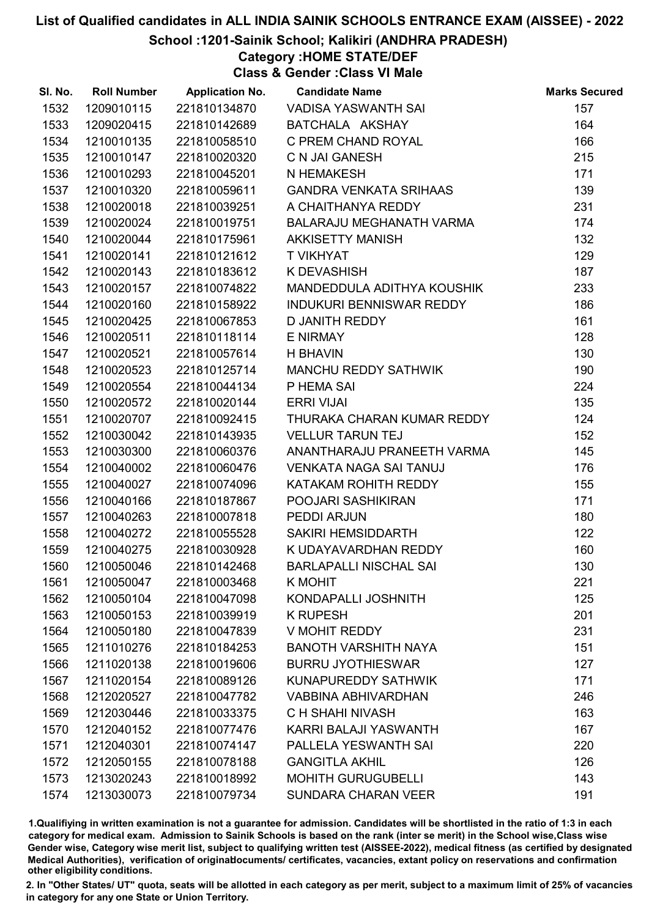# List of Qualified candidates in ALL INDIA SAINIK SCHOOLS ENTRANCE EXAM (AISSEE) - 2022

## School :1201-Sainik School; Kalikiri (ANDHRA PRADESH)

### Category :HOME STATE/DEF

### Class & Gender :Class VI Male

| Sl. No. | Roll Number | Application No. | Candidate Name | Marks Secured |
|---|---|---|---|---|
| 1532 | 1209010115 | 221810134870 | VADISA YASWANTH SAI | 157 |
| 1533 | 1209020415 | 221810142689 | BATCHALA AKSHAY | 164 |
| 1534 | 1210010135 | 221810058510 | C PREM CHAND ROYAL | 166 |
| 1535 | 1210010147 | 221810020320 | C N JAI GANESH | 215 |
| 1536 | 1210010293 | 221810045201 | N HEMAKESH | 171 |
| 1537 | 1210010320 | 221810059611 | GANDRA VENKATA SRIHAAS | 139 |
| 1538 | 1210020018 | 221810039251 | A CHAITHANYA REDDY | 231 |
| 1539 | 1210020024 | 221810019751 | BALARAJU MEGHANATH VARMA | 174 |
| 1540 | 1210020044 | 221810175961 | AKKISETTY MANISH | 132 |
| 1541 | 1210020141 | 221810121612 | T VIKHYAT | 129 |
| 1542 | 1210020143 | 221810183612 | K DEVASHISH | 187 |
| 1543 | 1210020157 | 221810074822 | MANDEDDULA ADITHYA KOUSHIK | 233 |
| 1544 | 1210020160 | 221810158922 | INDUKURI BENNISWAR REDDY | 186 |
| 1545 | 1210020425 | 221810067853 | D JANITH REDDY | 161 |
| 1546 | 1210020511 | 221810118114 | E NIRMAY | 128 |
| 1547 | 1210020521 | 221810057614 | H BHAVIN | 130 |
| 1548 | 1210020523 | 221810125714 | MANCHU REDDY SATHWIK | 190 |
| 1549 | 1210020554 | 221810044134 | P HEMA SAI | 224 |
| 1550 | 1210020572 | 221810020144 | ERRI VIJAI | 135 |
| 1551 | 1210020707 | 221810092415 | THURAKA CHARAN KUMAR REDDY | 124 |
| 1552 | 1210030042 | 221810143935 | VELLUR TARUN TEJ | 152 |
| 1553 | 1210030300 | 221810060376 | ANANTHARAJU PRANEETH VARMA | 145 |
| 1554 | 1210040002 | 221810060476 | VENKATA NAGA SAI TANUJ | 176 |
| 1555 | 1210040027 | 221810074096 | KATAKAM ROHITH REDDY | 155 |
| 1556 | 1210040166 | 221810187867 | POOJARI SASHIKIRAN | 171 |
| 1557 | 1210040263 | 221810007818 | PEDDI ARJUN | 180 |
| 1558 | 1210040272 | 221810055528 | SAKIRI HEMSIDDARTH | 122 |
| 1559 | 1210040275 | 221810030928 | K UDAYAVARDHAN REDDY | 160 |
| 1560 | 1210050046 | 221810142468 | BARLAPALLI NISCHAL SAI | 130 |
| 1561 | 1210050047 | 221810003468 | K MOHIT | 221 |
| 1562 | 1210050104 | 221810047098 | KONDAPALLI JOSHNITH | 125 |
| 1563 | 1210050153 | 221810039919 | K RUPESH | 201 |
| 1564 | 1210050180 | 221810047839 | V MOHIT REDDY | 231 |
| 1565 | 1211010276 | 221810184253 | BANOTH VARSHITH NAYA | 151 |
| 1566 | 1211020138 | 221810019606 | BURRU JYOTHIESWAR | 127 |
| 1567 | 1211020154 | 221810089126 | KUNAPUREDDY SATHWIK | 171 |
| 1568 | 1212020527 | 221810047782 | VABBINA ABHIVARDHAN | 246 |
| 1569 | 1212030446 | 221810033375 | C H SHAHI NIVASH | 163 |
| 1570 | 1212040152 | 221810077476 | KARRI BALAJI YASWANTH | 167 |
| 1571 | 1212040301 | 221810074147 | PALLELA YESWANTH SAI | 220 |
| 1572 | 1212050155 | 221810078188 | GANGITLA AKHIL | 126 |
| 1573 | 1213020243 | 221810018992 | MOHITH GURUGUBELLI | 143 |
| 1574 | 1213030073 | 221810079734 | SUNDARA CHARAN VEER | 191 |

1.Qualifiying in written examination is not a guarantee for admission. Candidates will be shortlisted in the ratio of 1:3 in each category for medical exam. Admission to Sainik Schools is based on the rank (inter se merit) in the School wise,Class wise Gender wise, Category wise merit list, subject to qualifying written test (AISSEE-2022), medical fitness (as certified by designated Medical Authorities), verification of originaldocuments/ certificates, vacancies, extant policy on reservations and confirmation other eligibility conditions.

2. In "Other States/ UT" quota, seats will be allotted in each category as per merit, subject to a maximum limit of 25% of vacancies in category for any one State or Union Territory.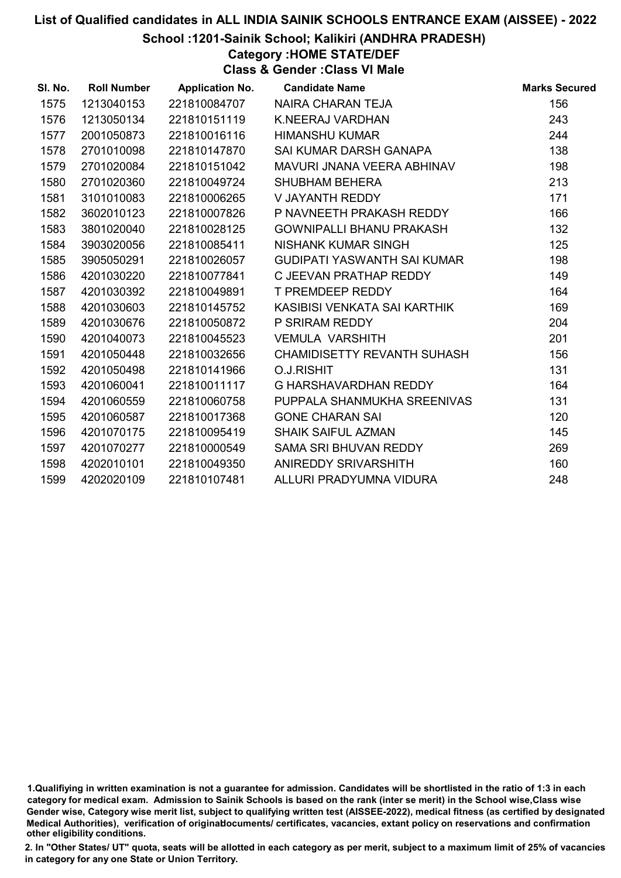# List of Qualified candidates in ALL INDIA SAINIK SCHOOLS ENTRANCE EXAM (AISSEE) - 2022

## School :1201-Sainik School; Kalikiri (ANDHRA PRADESH)

### Category :HOME STATE/DEF

### Class & Gender :Class VI Male

| Sl. No. | Roll Number | Application No. | Candidate Name | Marks Secured |
|---|---|---|---|---|
| 1575 | 1213040153 | 221810084707 | NAIRA CHARAN TEJA | 156 |
| 1576 | 1213050134 | 221810151119 | K.NEERAJ VARDHAN | 243 |
| 1577 | 2001050873 | 221810016116 | HIMANSHU KUMAR | 244 |
| 1578 | 2701010098 | 221810147870 | SAI KUMAR DARSH GANAPA | 138 |
| 1579 | 2701020084 | 221810151042 | MAVURI JNANA VEERA ABHINAV | 198 |
| 1580 | 2701020360 | 221810049724 | SHUBHAM BEHERA | 213 |
| 1581 | 3101010083 | 221810006265 | V JAYANTH REDDY | 171 |
| 1582 | 3602010123 | 221810007826 | P NAVNEETH PRAKASH REDDY | 166 |
| 1583 | 3801020040 | 221810028125 | GOWNIPALLI BHANU PRAKASH | 132 |
| 1584 | 3903020056 | 221810085411 | NISHANK KUMAR SINGH | 125 |
| 1585 | 3905050291 | 221810026057 | GUDIPATI YASWANTH SAI KUMAR | 198 |
| 1586 | 4201030220 | 221810077841 | C JEEVAN PRATHAP REDDY | 149 |
| 1587 | 4201030392 | 221810049891 | T PREMDEEP REDDY | 164 |
| 1588 | 4201030603 | 221810145752 | KASIBISI VENKATA SAI KARTHIK | 169 |
| 1589 | 4201030676 | 221810050872 | P SRIRAM REDDY | 204 |
| 1590 | 4201040073 | 221810045523 | VEMULA VARSHITH | 201 |
| 1591 | 4201050448 | 221810032656 | CHAMIDISETTY REVANTH SUHASH | 156 |
| 1592 | 4201050498 | 221810141966 | O.J.RISHIT | 131 |
| 1593 | 4201060041 | 221810011117 | G HARSHAVARDHAN REDDY | 164 |
| 1594 | 4201060559 | 221810060758 | PUPPALA SHANMUKHA SREENIVAS | 131 |
| 1595 | 4201060587 | 221810017368 | GONE CHARAN SAI | 120 |
| 1596 | 4201070175 | 221810095419 | SHAIK SAIFUL AZMAN | 145 |
| 1597 | 4201070277 | 221810000549 | SAMA SRI BHUVAN REDDY | 269 |
| 1598 | 4202010101 | 221810049350 | ANIREDDY SRIVARSHITH | 160 |
| 1599 | 4202020109 | 221810107481 | ALLURI PRADYUMNA VIDURA | 248 |

1.Qualifiying in written examination is not a guarantee for admission. Candidates will be shortlisted in the ratio of 1:3 in each category for medical exam. Admission to Sainik Schools is based on the rank (inter se merit) in the School wise,Class wise Gender wise, Category wise merit list, subject to qualifying written test (AISSEE-2022), medical fitness (as certified by designated Medical Authorities), verification of originaldocuments/ certificates, vacancies, extant policy on reservations and confirmation other eligibility conditions.

2. In "Other States/ UT" quota, seats will be allotted in each category as per merit, subject to a maximum limit of 25% of vacancies in category for any one State or Union Territory.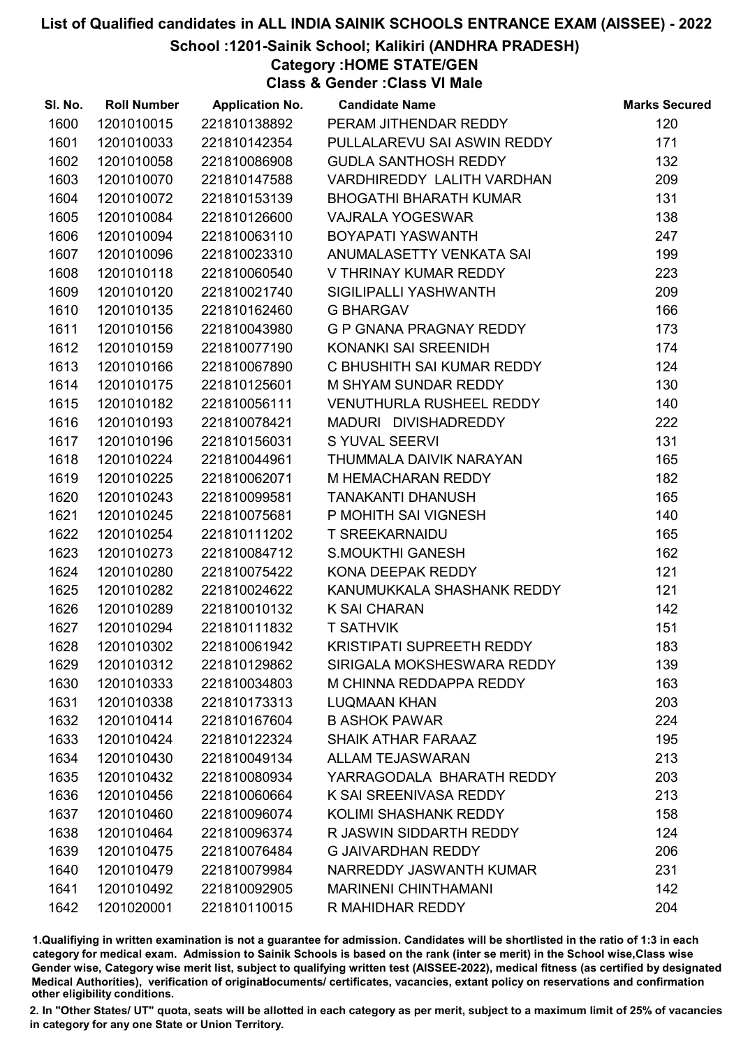# List of Qualified candidates in ALL INDIA SAINIK SCHOOLS ENTRANCE EXAM (AISSEE) - 2022

## School :1201-Sainik School; Kalikiri (ANDHRA PRADESH)

### Category :HOME STATE/GEN

### Class & Gender :Class VI Male

| Sl. No. | Roll Number | Application No. | Candidate Name | Marks Secured |
|---|---|---|---|---|
| 1600 | 1201010015 | 221810138892 | PERAM JITHENDAR REDDY | 120 |
| 1601 | 1201010033 | 221810142354 | PULLALAREVU SAI ASWIN REDDY | 171 |
| 1602 | 1201010058 | 221810086908 | GUDLA SANTHOSH REDDY | 132 |
| 1603 | 1201010070 | 221810147588 | VARDHIREDDY LALITH VARDHAN | 209 |
| 1604 | 1201010072 | 221810153139 | BHOGATHI BHARATH KUMAR | 131 |
| 1605 | 1201010084 | 221810126600 | VAJRALA YOGESWAR | 138 |
| 1606 | 1201010094 | 221810063110 | BOYAPATI YASWANTH | 247 |
| 1607 | 1201010096 | 221810023310 | ANUMALASETTY VENKATA SAI | 199 |
| 1608 | 1201010118 | 221810060540 | V THRINAY KUMAR REDDY | 223 |
| 1609 | 1201010120 | 221810021740 | SIGILIPALLI YASHWANTH | 209 |
| 1610 | 1201010135 | 221810162460 | G BHARGAV | 166 |
| 1611 | 1201010156 | 221810043980 | G P GNANA PRAGNAY REDDY | 173 |
| 1612 | 1201010159 | 221810077190 | KONANKI SAI SREENIDH | 174 |
| 1613 | 1201010166 | 221810067890 | C BHUSHITH SAI KUMAR REDDY | 124 |
| 1614 | 1201010175 | 221810125601 | M SHYAM SUNDAR REDDY | 130 |
| 1615 | 1201010182 | 221810056111 | VENUTHURLA RUSHEEL REDDY | 140 |
| 1616 | 1201010193 | 221810078421 | MADURI DIVISHADREDDY | 222 |
| 1617 | 1201010196 | 221810156031 | S YUVAL SEERVI | 131 |
| 1618 | 1201010224 | 221810044961 | THUMMALA DAIVIK NARAYAN | 165 |
| 1619 | 1201010225 | 221810062071 | M HEMACHARAN REDDY | 182 |
| 1620 | 1201010243 | 221810099581 | TANAKANTI DHANUSH | 165 |
| 1621 | 1201010245 | 221810075681 | P MOHITH SAI VIGNESH | 140 |
| 1622 | 1201010254 | 221810111202 | T SREEKARNAIDU | 165 |
| 1623 | 1201010273 | 221810084712 | S.MOUKTHI GANESH | 162 |
| 1624 | 1201010280 | 221810075422 | KONA DEEPAK REDDY | 121 |
| 1625 | 1201010282 | 221810024622 | KANUMUKKALA SHASHANK REDDY | 121 |
| 1626 | 1201010289 | 221810010132 | K SAI CHARAN | 142 |
| 1627 | 1201010294 | 221810111832 | T SATHVIK | 151 |
| 1628 | 1201010302 | 221810061942 | KRISTIPATI SUPREETH REDDY | 183 |
| 1629 | 1201010312 | 221810129862 | SIRIGALA MOKSHESWARA REDDY | 139 |
| 1630 | 1201010333 | 221810034803 | M CHINNA REDDAPPA REDDY | 163 |
| 1631 | 1201010338 | 221810173313 | LUQMAAN KHAN | 203 |
| 1632 | 1201010414 | 221810167604 | B ASHOK PAWAR | 224 |
| 1633 | 1201010424 | 221810122324 | SHAIK ATHAR FARAAZ | 195 |
| 1634 | 1201010430 | 221810049134 | ALLAM TEJASWARAN | 213 |
| 1635 | 1201010432 | 221810080934 | YARRAGODALA BHARATH REDDY | 203 |
| 1636 | 1201010456 | 221810060664 | K SAI SREENIVASA REDDY | 213 |
| 1637 | 1201010460 | 221810096074 | KOLIMI SHASHANK REDDY | 158 |
| 1638 | 1201010464 | 221810096374 | R JASWIN SIDDARTH REDDY | 124 |
| 1639 | 1201010475 | 221810076484 | G JAIVARDHAN REDDY | 206 |
| 1640 | 1201010479 | 221810079984 | NARREDDY JASWANTH KUMAR | 231 |
| 1641 | 1201010492 | 221810092905 | MARINENI CHINTHAMANI | 142 |
| 1642 | 1201020001 | 221810110015 | R MAHIDHAR REDDY | 204 |

1.Qualifiying in written examination is not a guarantee for admission. Candidates will be shortlisted in the ratio of 1:3 in each category for medical exam. Admission to Sainik Schools is based on the rank (inter se merit) in the School wise,Class wise Gender wise, Category wise merit list, subject to qualifying written test (AISSEE-2022), medical fitness (as certified by designated Medical Authorities), verification of originaldocuments/ certificates, vacancies, extant policy on reservations and confirmation other eligibility conditions.

2. In "Other States/ UT" quota, seats will be allotted in each category as per merit, subject to a maximum limit of 25% of vacancies in category for any one State or Union Territory.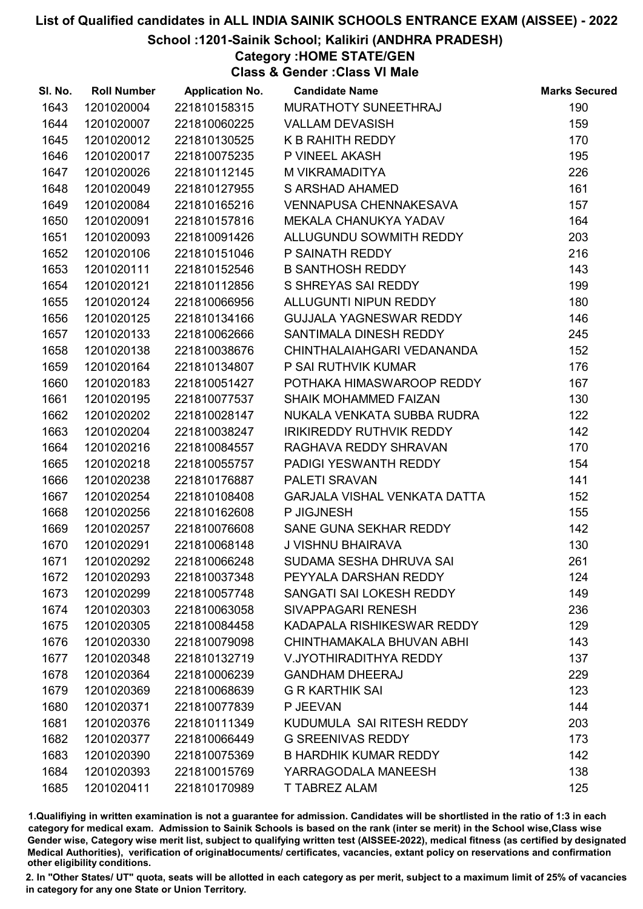# List of Qualified candidates in ALL INDIA SAINIK SCHOOLS ENTRANCE EXAM (AISSEE) - 2022

## School :1201-Sainik School; Kalikiri (ANDHRA PRADESH)

### Category :HOME STATE/GEN

### Class & Gender :Class VI Male

| Sl. No. | Roll Number | Application No. | Candidate Name | Marks Secured |
|---|---|---|---|---|
| 1643 | 1201020004 | 221810158315 | MURATHOTY SUNEETHRAJ | 190 |
| 1644 | 1201020007 | 221810060225 | VALLAM DEVASISH | 159 |
| 1645 | 1201020012 | 221810130525 | K B RAHITH REDDY | 170 |
| 1646 | 1201020017 | 221810075235 | P VINEEL AKASH | 195 |
| 1647 | 1201020026 | 221810112145 | M VIKRAMADITYA | 226 |
| 1648 | 1201020049 | 221810127955 | S ARSHAD AHAMED | 161 |
| 1649 | 1201020084 | 221810165216 | VENNAPUSA CHENNAKESAVA | 157 |
| 1650 | 1201020091 | 221810157816 | MEKALA CHANUKYA YADAV | 164 |
| 1651 | 1201020093 | 221810091426 | ALLUGUNDU SOWMITH REDDY | 203 |
| 1652 | 1201020106 | 221810151046 | P SAINATH REDDY | 216 |
| 1653 | 1201020111 | 221810152546 | B SANTHOSH REDDY | 143 |
| 1654 | 1201020121 | 221810112856 | S SHREYAS SAI REDDY | 199 |
| 1655 | 1201020124 | 221810066956 | ALLUGUNTI NIPUN REDDY | 180 |
| 1656 | 1201020125 | 221810134166 | GUJJALA YAGNESWAR REDDY | 146 |
| 1657 | 1201020133 | 221810062666 | SANTIMALA DINESH REDDY | 245 |
| 1658 | 1201020138 | 221810038676 | CHINTHALAIAHGARI VEDANANDA | 152 |
| 1659 | 1201020164 | 221810134807 | P SAI RUTHVIK KUMAR | 176 |
| 1660 | 1201020183 | 221810051427 | POTHAKA HIMASWAROOP REDDY | 167 |
| 1661 | 1201020195 | 221810077537 | SHAIK MOHAMMED FAIZAN | 130 |
| 1662 | 1201020202 | 221810028147 | NUKALA VENKATA SUBBA RUDRA | 122 |
| 1663 | 1201020204 | 221810038247 | IRIKIREDDY RUTHVIK REDDY | 142 |
| 1664 | 1201020216 | 221810084557 | RAGHAVA REDDY SHRAVAN | 170 |
| 1665 | 1201020218 | 221810055757 | PADIGI YESWANTH REDDY | 154 |
| 1666 | 1201020238 | 221810176887 | PALETI SRAVAN | 141 |
| 1667 | 1201020254 | 221810108408 | GARJALA VISHAL VENKATA DATTA | 152 |
| 1668 | 1201020256 | 221810162608 | P JIGJNESH | 155 |
| 1669 | 1201020257 | 221810076608 | SANE GUNA SEKHAR REDDY | 142 |
| 1670 | 1201020291 | 221810068148 | J VISHNU BHAIRAVA | 130 |
| 1671 | 1201020292 | 221810066248 | SUDAMA SESHA DHRUVA SAI | 261 |
| 1672 | 1201020293 | 221810037348 | PEYYALA DARSHAN REDDY | 124 |
| 1673 | 1201020299 | 221810057748 | SANGATI SAI LOKESH REDDY | 149 |
| 1674 | 1201020303 | 221810063058 | SIVAPPAGARI RENESH | 236 |
| 1675 | 1201020305 | 221810084458 | KADAPALA RISHIKESWAR REDDY | 129 |
| 1676 | 1201020330 | 221810079098 | CHINTHAMAKALA BHUVAN ABHI | 143 |
| 1677 | 1201020348 | 221810132719 | V.JYOTHIRADITHYA REDDY | 137 |
| 1678 | 1201020364 | 221810006239 | GANDHAM DHEERAJ | 229 |
| 1679 | 1201020369 | 221810068639 | G R KARTHIK SAI | 123 |
| 1680 | 1201020371 | 221810077839 | P JEEVAN | 144 |
| 1681 | 1201020376 | 221810111349 | KUDUMULA SAI RITESH REDDY | 203 |
| 1682 | 1201020377 | 221810066449 | G SREENIVAS REDDY | 173 |
| 1683 | 1201020390 | 221810075369 | B HARDHIK KUMAR REDDY | 142 |
| 1684 | 1201020393 | 221810015769 | YARRAGODALA MANEESH | 138 |
| 1685 | 1201020411 | 221810170989 | T TABREZ ALAM | 125 |

1.Qualifiying in written examination is not a guarantee for admission. Candidates will be shortlisted in the ratio of 1:3 in each category for medical exam. Admission to Sainik Schools is based on the rank (inter se merit) in the School wise,Class wise Gender wise, Category wise merit list, subject to qualifying written test (AISSEE-2022), medical fitness (as certified by designated Medical Authorities), verification of originaldocuments/ certificates, vacancies, extant policy on reservations and confirmation other eligibility conditions.

2. In "Other States/ UT" quota, seats will be allotted in each category as per merit, subject to a maximum limit of 25% of vacancies in category for any one State or Union Territory.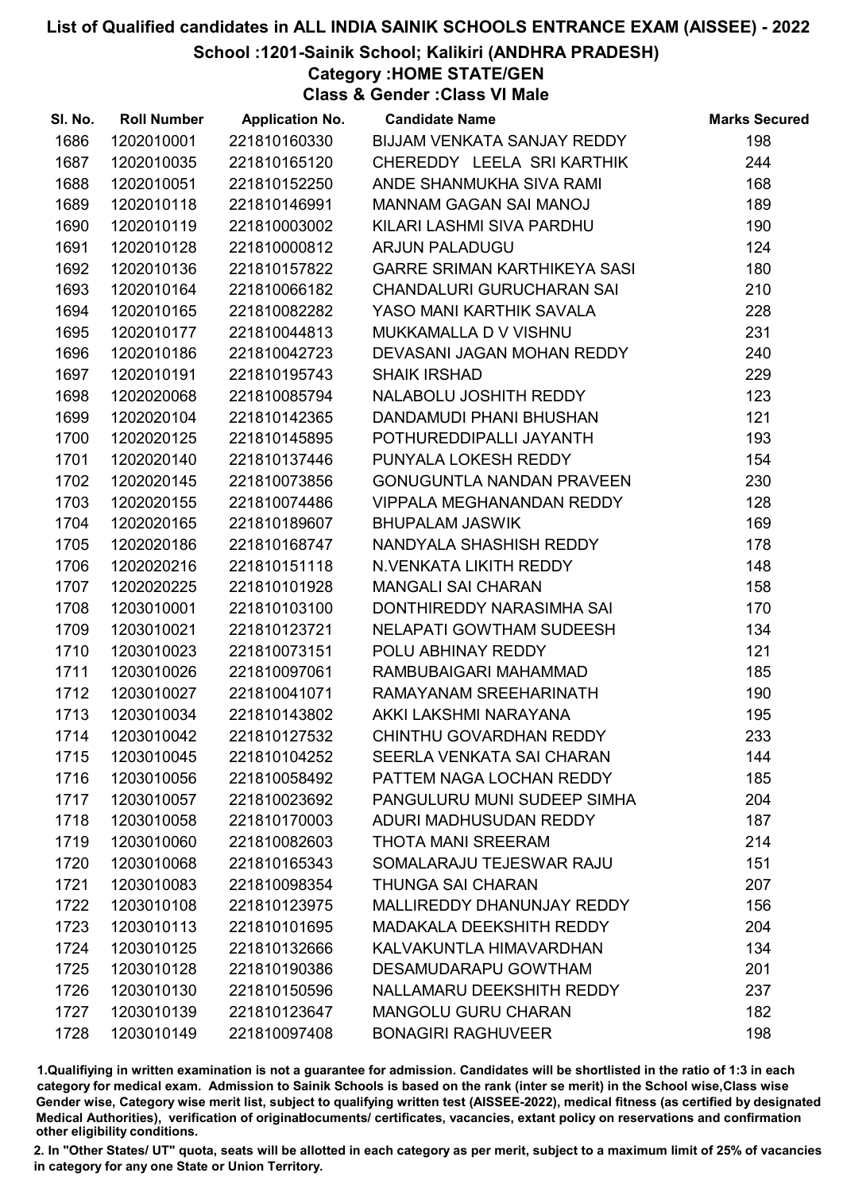# List of Qualified candidates in ALL INDIA SAINIK SCHOOLS ENTRANCE EXAM (AISSEE) - 2022

## School :1201-Sainik School; Kalikiri (ANDHRA PRADESH)

### Category :HOME STATE/GEN

### Class & Gender :Class VI Male

| Sl. No. | Roll Number | Application No. | Candidate Name | Marks Secured |
|---|---|---|---|---|
| 1686 | 1202010001 | 221810160330 | BIJJAM VENKATA SANJAY REDDY | 198 |
| 1687 | 1202010035 | 221810165120 | CHEREDDY LEELA SRI KARTHIK | 244 |
| 1688 | 1202010051 | 221810152250 | ANDE SHANMUKHA SIVA RAMI | 168 |
| 1689 | 1202010118 | 221810146991 | MANNAM GAGAN SAI MANOJ | 189 |
| 1690 | 1202010119 | 221810003002 | KILARI LASHMI SIVA PARDHU | 190 |
| 1691 | 1202010128 | 221810000812 | ARJUN PALADUGU | 124 |
| 1692 | 1202010136 | 221810157822 | GARRE SRIMAN KARTHIKEYA SASI | 180 |
| 1693 | 1202010164 | 221810066182 | CHANDALURI GURUCHARAN SAI | 210 |
| 1694 | 1202010165 | 221810082282 | YASO MANI KARTHIK SAVALA | 228 |
| 1695 | 1202010177 | 221810044813 | MUKKAMALLA D V VISHNU | 231 |
| 1696 | 1202010186 | 221810042723 | DEVASANI JAGAN MOHAN REDDY | 240 |
| 1697 | 1202010191 | 221810195743 | SHAIK IRSHAD | 229 |
| 1698 | 1202020068 | 221810085794 | NALABOLU JOSHITH REDDY | 123 |
| 1699 | 1202020104 | 221810142365 | DANDAMUDI PHANI BHUSHAN | 121 |
| 1700 | 1202020125 | 221810145895 | POTHUREDDIPALLI JAYANTH | 193 |
| 1701 | 1202020140 | 221810137446 | PUNYALA LOKESH REDDY | 154 |
| 1702 | 1202020145 | 221810073856 | GONUGUNTLA NANDAN PRAVEEN | 230 |
| 1703 | 1202020155 | 221810074486 | VIPPALA MEGHANANDAN REDDY | 128 |
| 1704 | 1202020165 | 221810189607 | BHUPALAM JASWIK | 169 |
| 1705 | 1202020186 | 221810168747 | NANDYALA SHASHISH REDDY | 178 |
| 1706 | 1202020216 | 221810151118 | N.VENKATA LIKITH REDDY | 148 |
| 1707 | 1202020225 | 221810101928 | MANGALI SAI CHARAN | 158 |
| 1708 | 1203010001 | 221810103100 | DONTHIREDDY NARASIMHA SAI | 170 |
| 1709 | 1203010021 | 221810123721 | NELAPATI GOWTHAM SUDEESH | 134 |
| 1710 | 1203010023 | 221810073151 | POLU ABHINAY REDDY | 121 |
| 1711 | 1203010026 | 221810097061 | RAMBUBAIGARI MAHAMMAD | 185 |
| 1712 | 1203010027 | 221810041071 | RAMAYANAM SREEHARINATH | 190 |
| 1713 | 1203010034 | 221810143802 | AKKI LAKSHMI NARAYANA | 195 |
| 1714 | 1203010042 | 221810127532 | CHINTHU GOVARDHAN REDDY | 233 |
| 1715 | 1203010045 | 221810104252 | SEERLA VENKATA SAI CHARAN | 144 |
| 1716 | 1203010056 | 221810058492 | PATTEM NAGA LOCHAN REDDY | 185 |
| 1717 | 1203010057 | 221810023692 | PANGULURU MUNI SUDEEP SIMHA | 204 |
| 1718 | 1203010058 | 221810170003 | ADURI MADHUSUDAN REDDY | 187 |
| 1719 | 1203010060 | 221810082603 | THOTA MANI SREERAM | 214 |
| 1720 | 1203010068 | 221810165343 | SOMALARAJU TEJESWAR RAJU | 151 |
| 1721 | 1203010083 | 221810098354 | THUNGA SAI CHARAN | 207 |
| 1722 | 1203010108 | 221810123975 | MALLIREDDY DHANUNJAY REDDY | 156 |
| 1723 | 1203010113 | 221810101695 | MADAKALA DEEKSHITH REDDY | 204 |
| 1724 | 1203010125 | 221810132666 | KALVAKUNTLA HIMAVARDHAN | 134 |
| 1725 | 1203010128 | 221810190386 | DESAMUDARAPU GOWTHAM | 201 |
| 1726 | 1203010130 | 221810150596 | NALLAMARU DEEKSHITH REDDY | 237 |
| 1727 | 1203010139 | 221810123647 | MANGOLU GURU CHARAN | 182 |
| 1728 | 1203010149 | 221810097408 | BONAGIRI RAGHUVEER | 198 |

1.Qualifiying in written examination is not a guarantee for admission. Candidates will be shortlisted in the ratio of 1:3 in each category for medical exam. Admission to Sainik Schools is based on the rank (inter se merit) in the School wise,Class wise Gender wise, Category wise merit list, subject to qualifying written test (AISSEE-2022), medical fitness (as certified by designated Medical Authorities), verification of originaldocuments/ certificates, vacancies, extant policy on reservations and confirmation other eligibility conditions.

2. In "Other States/ UT" quota, seats will be allotted in each category as per merit, subject to a maximum limit of 25% of vacancies in category for any one State or Union Territory.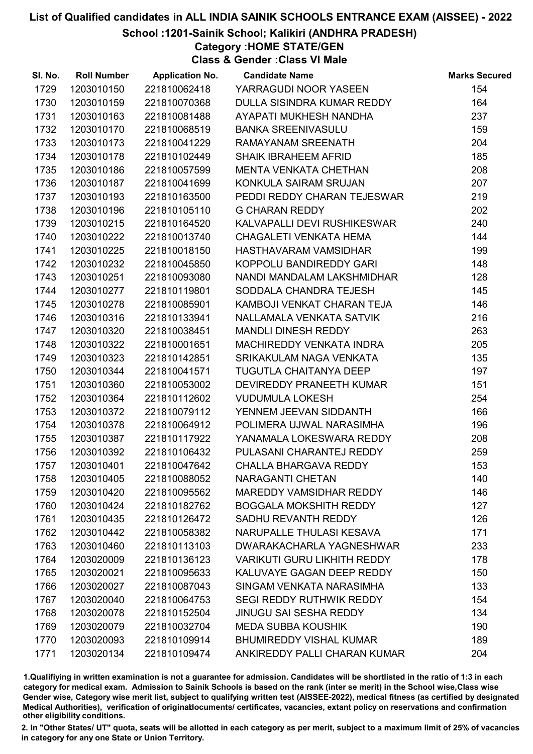# List of Qualified candidates in ALL INDIA SAINIK SCHOOLS ENTRANCE EXAM (AISSEE) - 2022

## School :1201-Sainik School; Kalikiri (ANDHRA PRADESH)

### Category :HOME STATE/GEN

### Class & Gender :Class VI Male

| Sl. No. | Roll Number | Application No. | Candidate Name | Marks Secured |
|---|---|---|---|---|
| 1729 | 1203010150 | 221810062418 | YARRAGUDI NOOR YASEEN | 154 |
| 1730 | 1203010159 | 221810070368 | DULLA SISINDRA KUMAR REDDY | 164 |
| 1731 | 1203010163 | 221810081488 | AYAPATI MUKHESH NANDHA | 237 |
| 1732 | 1203010170 | 221810068519 | BANKA SREENIVASULU | 159 |
| 1733 | 1203010173 | 221810041229 | RAMAYANAM SREENATH | 204 |
| 1734 | 1203010178 | 221810102449 | SHAIK IBRAHEEM AFRID | 185 |
| 1735 | 1203010186 | 221810057599 | MENTA VENKATA CHETHAN | 208 |
| 1736 | 1203010187 | 221810041699 | KONKULA SAIRAM SRUJAN | 207 |
| 1737 | 1203010193 | 221810163500 | PEDDI REDDY CHARAN TEJESWAR | 219 |
| 1738 | 1203010196 | 221810105110 | G CHARAN REDDY | 202 |
| 1739 | 1203010215 | 221810164520 | KALVAPALLI DEVI RUSHIKESWAR | 240 |
| 1740 | 1203010222 | 221810013740 | CHAGALETI VENKATA HEMA | 144 |
| 1741 | 1203010225 | 221810018150 | HASTHAVARAM VAMSIDHAR | 199 |
| 1742 | 1203010232 | 221810045850 | KOPPOLU BANDIREDDY GARI | 148 |
| 1743 | 1203010251 | 221810093080 | NANDI MANDALAM LAKSHMIDHAR | 128 |
| 1744 | 1203010277 | 221810119801 | SODDALA CHANDRA TEJESH | 145 |
| 1745 | 1203010278 | 221810085901 | KAMBOJI VENKAT CHARAN TEJA | 146 |
| 1746 | 1203010316 | 221810133941 | NALLAMALA VENKATA SATVIK | 216 |
| 1747 | 1203010320 | 221810038451 | MANDLI DINESH REDDY | 263 |
| 1748 | 1203010322 | 221810001651 | MACHIREDDY VENKATA INDRA | 205 |
| 1749 | 1203010323 | 221810142851 | SRIKAKULAM NAGA VENKATA | 135 |
| 1750 | 1203010344 | 221810041571 | TUGUTLA CHAITANYA DEEP | 197 |
| 1751 | 1203010360 | 221810053002 | DEVIREDDY PRANEETH KUMAR | 151 |
| 1752 | 1203010364 | 221810112602 | VUDUMULA LOKESH | 254 |
| 1753 | 1203010372 | 221810079112 | YENNEM JEEVAN SIDDANTH | 166 |
| 1754 | 1203010378 | 221810064912 | POLIMERA UJWAL NARASIMHA | 196 |
| 1755 | 1203010387 | 221810117922 | YANAMALA LOKESWARA REDDY | 208 |
| 1756 | 1203010392 | 221810106432 | PULASANI CHARANTEJ REDDY | 259 |
| 1757 | 1203010401 | 221810047642 | CHALLA BHARGAVA REDDY | 153 |
| 1758 | 1203010405 | 221810088052 | NARAGANTI CHETAN | 140 |
| 1759 | 1203010420 | 221810095562 | MAREDDY VAMSIDHAR REDDY | 146 |
| 1760 | 1203010424 | 221810182762 | BOGGALA MOKSHITH REDDY | 127 |
| 1761 | 1203010435 | 221810126472 | SADHU REVANTH REDDY | 126 |
| 1762 | 1203010442 | 221810058382 | NARUPALLE THULASI KESAVA | 171 |
| 1763 | 1203010460 | 221810113103 | DWARAKACHARLA YAGNESHWAR | 233 |
| 1764 | 1203020009 | 221810136123 | VARIKUTI GURU LIKHITH REDDY | 178 |
| 1765 | 1203020021 | 221810095633 | KALUVAYE GAGAN DEEP REDDY | 150 |
| 1766 | 1203020027 | 221810087043 | SINGAM VENKATA NARASIMHA | 133 |
| 1767 | 1203020040 | 221810064753 | SEGI REDDY RUTHWIK REDDY | 154 |
| 1768 | 1203020078 | 221810152504 | JINUGU SAI SESHA REDDY | 134 |
| 1769 | 1203020079 | 221810032704 | MEDA SUBBA KOUSHIK | 190 |
| 1770 | 1203020093 | 221810109914 | BHUMIREDDY VISHAL KUMAR | 189 |
| 1771 | 1203020134 | 221810109474 | ANKIREDDY PALLI CHARAN KUMAR | 204 |

1.Qualifiying in written examination is not a guarantee for admission. Candidates will be shortlisted in the ratio of 1:3 in each category for medical exam. Admission to Sainik Schools is based on the rank (inter se merit) in the School wise,Class wise Gender wise, Category wise merit list, subject to qualifying written test (AISSEE-2022), medical fitness (as certified by designated Medical Authorities), verification of originaldocuments/ certificates, vacancies, extant policy on reservations and confirmation other eligibility conditions.

2. In "Other States/ UT" quota, seats will be allotted in each category as per merit, subject to a maximum limit of 25% of vacancies in category for any one State or Union Territory.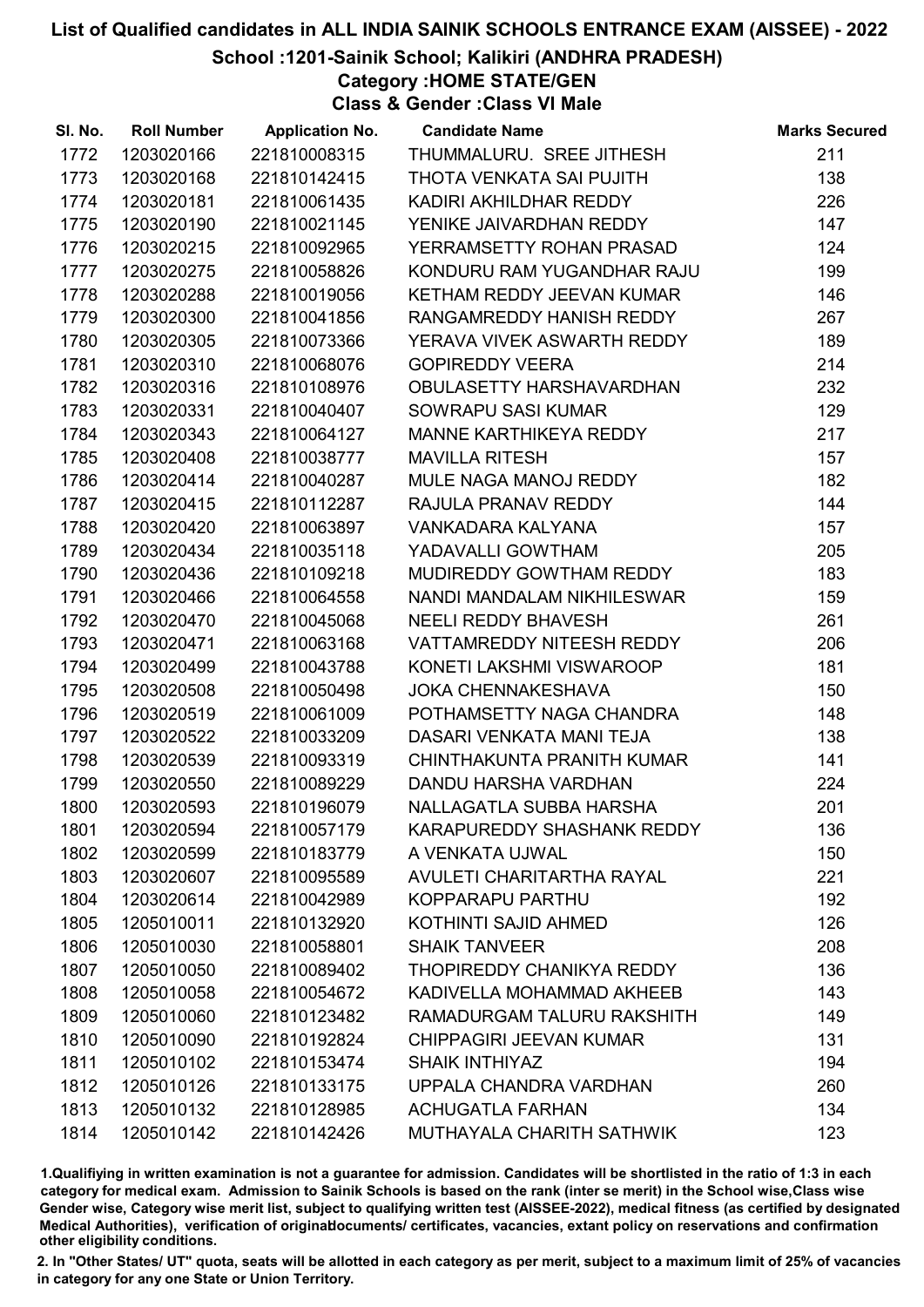# List of Qualified candidates in ALL INDIA SAINIK SCHOOLS ENTRANCE EXAM (AISSEE) - 2022

## School :1201-Sainik School; Kalikiri (ANDHRA PRADESH)

### Category :HOME STATE/GEN

### Class & Gender :Class VI Male

| Sl. No. | Roll Number | Application No. | Candidate Name | Marks Secured |
|---|---|---|---|---|
| 1772 | 1203020166 | 221810008315 | THUMMALURU. SREE JITHESH | 211 |
| 1773 | 1203020168 | 221810142415 | THOTA VENKATA SAI PUJITH | 138 |
| 1774 | 1203020181 | 221810061435 | KADIRI AKHILDHAR REDDY | 226 |
| 1775 | 1203020190 | 221810021145 | YENIKE JAIVARDHAN REDDY | 147 |
| 1776 | 1203020215 | 221810092965 | YERRAMSETTY ROHAN PRASAD | 124 |
| 1777 | 1203020275 | 221810058826 | KONDURU RAM YUGANDHAR RAJU | 199 |
| 1778 | 1203020288 | 221810019056 | KETHAM REDDY JEEVAN KUMAR | 146 |
| 1779 | 1203020300 | 221810041856 | RANGAMREDDY HANISH REDDY | 267 |
| 1780 | 1203020305 | 221810073366 | YERAVA VIVEK ASWARTH REDDY | 189 |
| 1781 | 1203020310 | 221810068076 | GOPIREDDY VEERA | 214 |
| 1782 | 1203020316 | 221810108976 | OBULASETTY HARSHAVARDHAN | 232 |
| 1783 | 1203020331 | 221810040407 | SOWRAPU SASI KUMAR | 129 |
| 1784 | 1203020343 | 221810064127 | MANNE KARTHIKEYA REDDY | 217 |
| 1785 | 1203020408 | 221810038777 | MAVILLA RITESH | 157 |
| 1786 | 1203020414 | 221810040287 | MULE NAGA MANOJ REDDY | 182 |
| 1787 | 1203020415 | 221810112287 | RAJULA PRANAV REDDY | 144 |
| 1788 | 1203020420 | 221810063897 | VANKADARA KALYANA | 157 |
| 1789 | 1203020434 | 221810035118 | YADAVALLI GOWTHAM | 205 |
| 1790 | 1203020436 | 221810109218 | MUDIREDDY GOWTHAM REDDY | 183 |
| 1791 | 1203020466 | 221810064558 | NANDI MANDALAM NIKHILESWAR | 159 |
| 1792 | 1203020470 | 221810045068 | NEELI REDDY BHAVESH | 261 |
| 1793 | 1203020471 | 221810063168 | VATTAMREDDY NITEESH REDDY | 206 |
| 1794 | 1203020499 | 221810043788 | KONETI LAKSHMI VISWAROOP | 181 |
| 1795 | 1203020508 | 221810050498 | JOKA CHENNAKESHAVA | 150 |
| 1796 | 1203020519 | 221810061009 | POTHAMSETTY NAGA CHANDRA | 148 |
| 1797 | 1203020522 | 221810033209 | DASARI VENKATA MANI TEJA | 138 |
| 1798 | 1203020539 | 221810093319 | CHINTHAKUNTA PRANITH KUMAR | 141 |
| 1799 | 1203020550 | 221810089229 | DANDU HARSHA VARDHAN | 224 |
| 1800 | 1203020593 | 221810196079 | NALLAGATLA SUBBA HARSHA | 201 |
| 1801 | 1203020594 | 221810057179 | KARAPUREDDY SHASHANK REDDY | 136 |
| 1802 | 1203020599 | 221810183779 | A VENKATA UJWAL | 150 |
| 1803 | 1203020607 | 221810095589 | AVULETI CHARITARTHA RAYAL | 221 |
| 1804 | 1203020614 | 221810042989 | KOPPARAPU PARTHU | 192 |
| 1805 | 1205010011 | 221810132920 | KOTHINTI SAJID AHMED | 126 |
| 1806 | 1205010030 | 221810058801 | SHAIK TANVEER | 208 |
| 1807 | 1205010050 | 221810089402 | THOPIREDDY CHANIKYA REDDY | 136 |
| 1808 | 1205010058 | 221810054672 | KADIVELLA MOHAMMAD AKHEEB | 143 |
| 1809 | 1205010060 | 221810123482 | RAMADURGAM TALURU RAKSHITH | 149 |
| 1810 | 1205010090 | 221810192824 | CHIPPAGIRI JEEVAN KUMAR | 131 |
| 1811 | 1205010102 | 221810153474 | SHAIK INTHIYAZ | 194 |
| 1812 | 1205010126 | 221810133175 | UPPALA CHANDRA VARDHAN | 260 |
| 1813 | 1205010132 | 221810128985 | ACHUGATLA FARHAN | 134 |
| 1814 | 1205010142 | 221810142426 | MUTHAYALA CHARITH SATHWIK | 123 |

1.Qualifiying in written examination is not a guarantee for admission. Candidates will be shortlisted in the ratio of 1:3 in each category for medical exam. Admission to Sainik Schools is based on the rank (inter se merit) in the School wise,Class wise Gender wise, Category wise merit list, subject to qualifying written test (AISSEE-2022), medical fitness (as certified by designated Medical Authorities), verification of originaldocuments/ certificates, vacancies, extant policy on reservations and confirmation other eligibility conditions.

2. In "Other States/ UT" quota, seats will be allotted in each category as per merit, subject to a maximum limit of 25% of vacancies in category for any one State or Union Territory.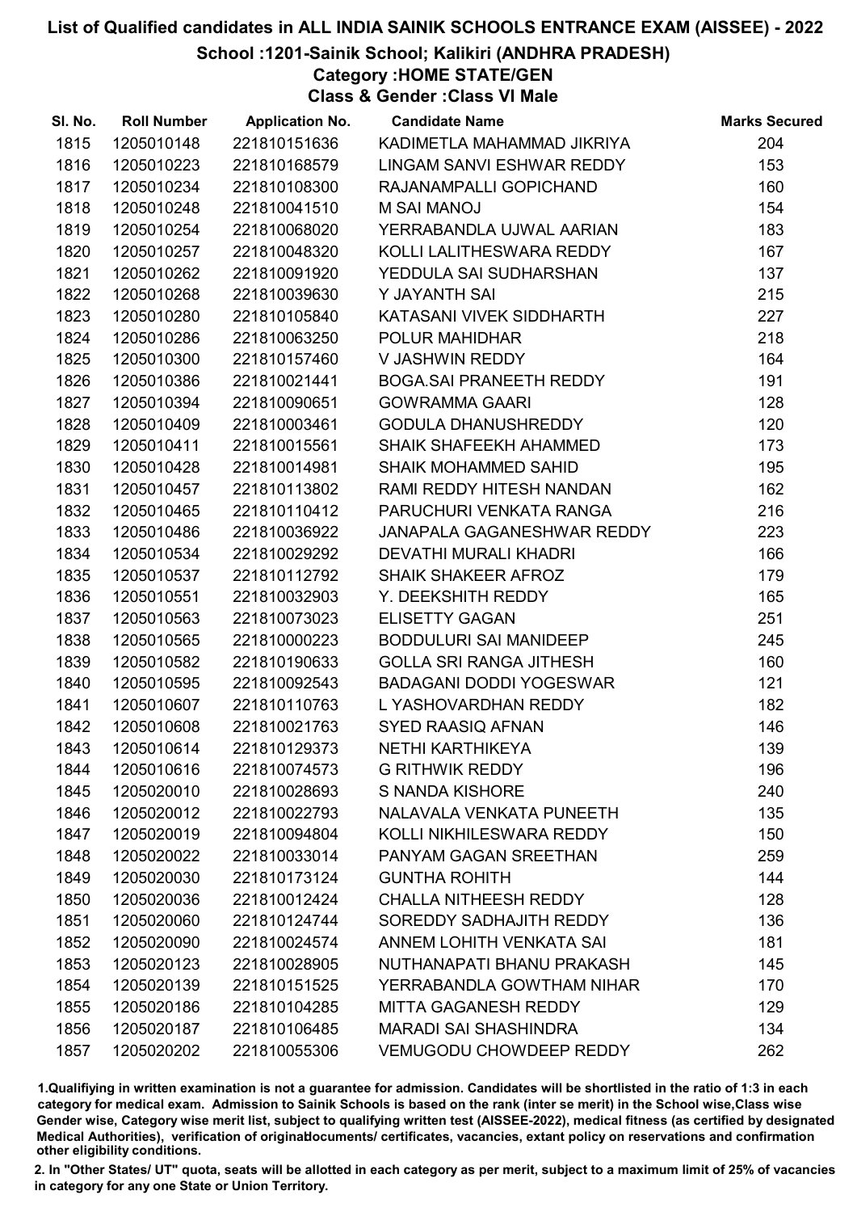# List of Qualified candidates in ALL INDIA SAINIK SCHOOLS ENTRANCE EXAM (AISSEE) - 2022

## School :1201-Sainik School; Kalikiri (ANDHRA PRADESH)

### Category :HOME STATE/GEN

### Class & Gender :Class VI Male

| Sl. No. | Roll Number | Application No. | Candidate Name | Marks Secured |
|---|---|---|---|---|
| 1815 | 1205010148 | 221810151636 | KADIMETLA MAHAMMAD JIKRIYA | 204 |
| 1816 | 1205010223 | 221810168579 | LINGAM SANVI ESHWAR REDDY | 153 |
| 1817 | 1205010234 | 221810108300 | RAJANAMPALLI GOPICHAND | 160 |
| 1818 | 1205010248 | 221810041510 | M SAI MANOJ | 154 |
| 1819 | 1205010254 | 221810068020 | YERRABANDLA UJWAL AARIAN | 183 |
| 1820 | 1205010257 | 221810048320 | KOLLI LALITHESWARA REDDY | 167 |
| 1821 | 1205010262 | 221810091920 | YEDDULA SAI SUDHARSHAN | 137 |
| 1822 | 1205010268 | 221810039630 | Y JAYANTH SAI | 215 |
| 1823 | 1205010280 | 221810105840 | KATASANI VIVEK SIDDHARTH | 227 |
| 1824 | 1205010286 | 221810063250 | POLUR MAHIDHAR | 218 |
| 1825 | 1205010300 | 221810157460 | V JASHWIN REDDY | 164 |
| 1826 | 1205010386 | 221810021441 | BOGA.SAI PRANEETH REDDY | 191 |
| 1827 | 1205010394 | 221810090651 | GOWRAMMA GAARI | 128 |
| 1828 | 1205010409 | 221810003461 | GODULA DHANUSHREDDY | 120 |
| 1829 | 1205010411 | 221810015561 | SHAIK SHAFEEKH AHAMMED | 173 |
| 1830 | 1205010428 | 221810014981 | SHAIK MOHAMMED SAHID | 195 |
| 1831 | 1205010457 | 221810113802 | RAMI REDDY HITESH NANDAN | 162 |
| 1832 | 1205010465 | 221810110412 | PARUCHURI VENKATA RANGA | 216 |
| 1833 | 1205010486 | 221810036922 | JANAPALA GAGANESHWAR REDDY | 223 |
| 1834 | 1205010534 | 221810029292 | DEVATHI MURALI KHADRI | 166 |
| 1835 | 1205010537 | 221810112792 | SHAIK SHAKEER AFROZ | 179 |
| 1836 | 1205010551 | 221810032903 | Y. DEEKSHITH REDDY | 165 |
| 1837 | 1205010563 | 221810073023 | ELISETTY GAGAN | 251 |
| 1838 | 1205010565 | 221810000223 | BODDULURI SAI MANIDEEP | 245 |
| 1839 | 1205010582 | 221810190633 | GOLLA SRI RANGA JITHESH | 160 |
| 1840 | 1205010595 | 221810092543 | BADAGANI DODDI YOGESWAR | 121 |
| 1841 | 1205010607 | 221810110763 | L YASHOVARDHAN REDDY | 182 |
| 1842 | 1205010608 | 221810021763 | SYED RAASIQ AFNAN | 146 |
| 1843 | 1205010614 | 221810129373 | NETHI KARTHIKEYA | 139 |
| 1844 | 1205010616 | 221810074573 | G RITHWIK REDDY | 196 |
| 1845 | 1205020010 | 221810028693 | S NANDA KISHORE | 240 |
| 1846 | 1205020012 | 221810022793 | NALAVALA VENKATA PUNEETH | 135 |
| 1847 | 1205020019 | 221810094804 | KOLLI NIKHILESWARA REDDY | 150 |
| 1848 | 1205020022 | 221810033014 | PANYAM GAGAN SREETHAN | 259 |
| 1849 | 1205020030 | 221810173124 | GUNTHA ROHITH | 144 |
| 1850 | 1205020036 | 221810012424 | CHALLA NITHEESH REDDY | 128 |
| 1851 | 1205020060 | 221810124744 | SOREDDY SADHAJITH REDDY | 136 |
| 1852 | 1205020090 | 221810024574 | ANNEM LOHITH VENKATA SAI | 181 |
| 1853 | 1205020123 | 221810028905 | NUTHANAPATI BHANU PRAKASH | 145 |
| 1854 | 1205020139 | 221810151525 | YERRABANDLA GOWTHAM NIHAR | 170 |
| 1855 | 1205020186 | 221810104285 | MITTA GAGANESH REDDY | 129 |
| 1856 | 1205020187 | 221810106485 | MARADI SAI SHASHINDRA | 134 |
| 1857 | 1205020202 | 221810055306 | VEMUGODU CHOWDEEP REDDY | 262 |

1.Qualifying in written examination is not a guarantee for admission. Candidates will be shortlisted in the ratio of 1:3 in each category for medical exam. Admission to Sainik Schools is based on the rank (inter se merit) in the School wise,Class wise Gender wise, Category wise merit list, subject to qualifying written test (AISSEE-2022), medical fitness (as certified by designated Medical Authorities), verification of originaldocuments/ certificates, vacancies, extant policy on reservations and confirmation other eligibility conditions.

2. In "Other States/ UT" quota, seats will be allotted in each category as per merit, subject to a maximum limit of 25% of vacancies in category for any one State or Union Territory.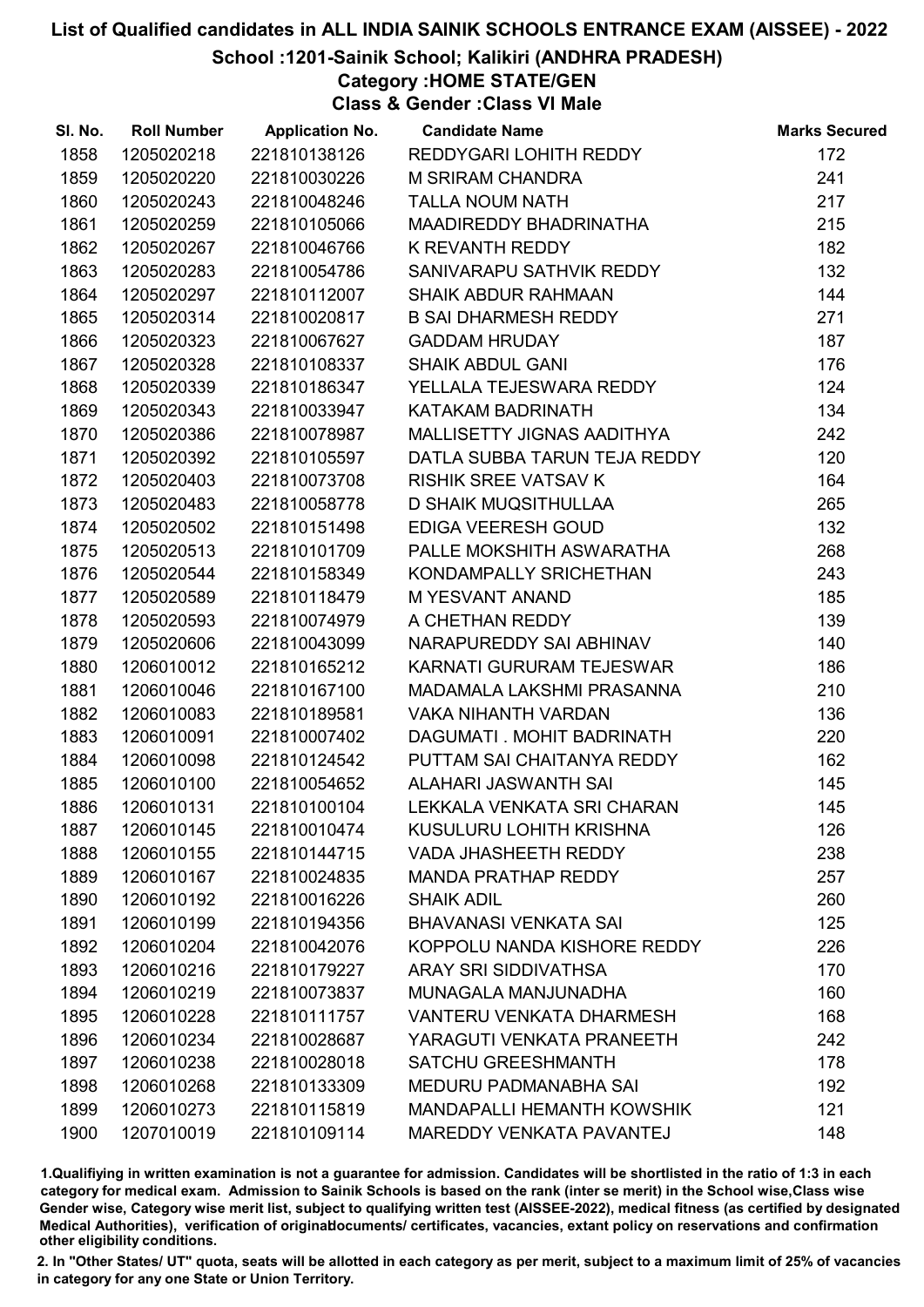# List of Qualified candidates in ALL INDIA SAINIK SCHOOLS ENTRANCE EXAM (AISSEE) - 2022

## School :1201-Sainik School; Kalikiri (ANDHRA PRADESH)

### Category :HOME STATE/GEN

### Class & Gender :Class VI Male

| Sl. No. | Roll Number | Application No. | Candidate Name | Marks Secured |
|---|---|---|---|---|
| 1858 | 1205020218 | 221810138126 | REDDYGARI LOHITH REDDY | 172 |
| 1859 | 1205020220 | 221810030226 | M SRIRAM CHANDRA | 241 |
| 1860 | 1205020243 | 221810048246 | TALLA NOUM NATH | 217 |
| 1861 | 1205020259 | 221810105066 | MAADIREDDY BHADRINATHA | 215 |
| 1862 | 1205020267 | 221810046766 | K REVANTH REDDY | 182 |
| 1863 | 1205020283 | 221810054786 | SANIVARAPU SATHVIK REDDY | 132 |
| 1864 | 1205020297 | 221810112007 | SHAIK ABDUR RAHMAAN | 144 |
| 1865 | 1205020314 | 221810020817 | B SAI DHARMESH REDDY | 271 |
| 1866 | 1205020323 | 221810067627 | GADDAM HRUDAY | 187 |
| 1867 | 1205020328 | 221810108337 | SHAIK ABDUL GANI | 176 |
| 1868 | 1205020339 | 221810186347 | YELLALA TEJESWARA REDDY | 124 |
| 1869 | 1205020343 | 221810033947 | KATAKAM BADRINATH | 134 |
| 1870 | 1205020386 | 221810078987 | MALLISETTY JIGNAS AADITHYA | 242 |
| 1871 | 1205020392 | 221810105597 | DATLA SUBBA TARUN TEJA REDDY | 120 |
| 1872 | 1205020403 | 221810073708 | RISHIK SREE VATSAV K | 164 |
| 1873 | 1205020483 | 221810058778 | D SHAIK MUQSITHULLAA | 265 |
| 1874 | 1205020502 | 221810151498 | EDIGA VEERESH GOUD | 132 |
| 1875 | 1205020513 | 221810101709 | PALLE MOKSHITH ASWARATHA | 268 |
| 1876 | 1205020544 | 221810158349 | KONDAMPALLY SRICHETHAN | 243 |
| 1877 | 1205020589 | 221810118479 | M YESVANT ANAND | 185 |
| 1878 | 1205020593 | 221810074979 | A CHETHAN REDDY | 139 |
| 1879 | 1205020606 | 221810043099 | NARAPUREDDY SAI ABHINAV | 140 |
| 1880 | 1206010012 | 221810165212 | KARNATI GURURAM TEJESWAR | 186 |
| 1881 | 1206010046 | 221810167100 | MADAMALA LAKSHMI PRASANNA | 210 |
| 1882 | 1206010083 | 221810189581 | VAKA NIHANTH VARDAN | 136 |
| 1883 | 1206010091 | 221810007402 | DAGUMATI . MOHIT BADRINATH | 220 |
| 1884 | 1206010098 | 221810124542 | PUTTAM SAI CHAITANYA REDDY | 162 |
| 1885 | 1206010100 | 221810054652 | ALAHARI JASWANTH SAI | 145 |
| 1886 | 1206010131 | 221810100104 | LEKKALA VENKATA SRI CHARAN | 145 |
| 1887 | 1206010145 | 221810010474 | KUSULURU LOHITH KRISHNA | 126 |
| 1888 | 1206010155 | 221810144715 | VADA JHASHEETH REDDY | 238 |
| 1889 | 1206010167 | 221810024835 | MANDA PRATHAP REDDY | 257 |
| 1890 | 1206010192 | 221810016226 | SHAIK ADIL | 260 |
| 1891 | 1206010199 | 221810194356 | BHAVANASI VENKATA SAI | 125 |
| 1892 | 1206010204 | 221810042076 | KOPPOLU NANDA KISHORE REDDY | 226 |
| 1893 | 1206010216 | 221810179227 | ARAY SRI SIDDIVATHSA | 170 |
| 1894 | 1206010219 | 221810073837 | MUNAGALA MANJUNADHA | 160 |
| 1895 | 1206010228 | 221810111757 | VANTERU VENKATA DHARMESH | 168 |
| 1896 | 1206010234 | 221810028687 | YARAGUTI VENKATA PRANEETH | 242 |
| 1897 | 1206010238 | 221810028018 | SATCHU GREESHMANTH | 178 |
| 1898 | 1206010268 | 221810133309 | MEDURU PADMANABHA SAI | 192 |
| 1899 | 1206010273 | 221810115819 | MANDAPALLI HEMANTH KOWSHIK | 121 |
| 1900 | 1207010019 | 221810109114 | MAREDDY VENKATA PAVANTEJ | 148 |

1.Qualifiying in written examination is not a guarantee for admission. Candidates will be shortlisted in the ratio of 1:3 in each category for medical exam. Admission to Sainik Schools is based on the rank (inter se merit) in the School wise,Class wise Gender wise, Category wise merit list, subject to qualifying written test (AISSEE-2022), medical fitness (as certified by designated Medical Authorities), verification of originaldocuments/ certificates, vacancies, extant policy on reservations and confirmation other eligibility conditions.

2. In "Other States/ UT" quota, seats will be allotted in each category as per merit, subject to a maximum limit of 25% of vacancies in category for any one State or Union Territory.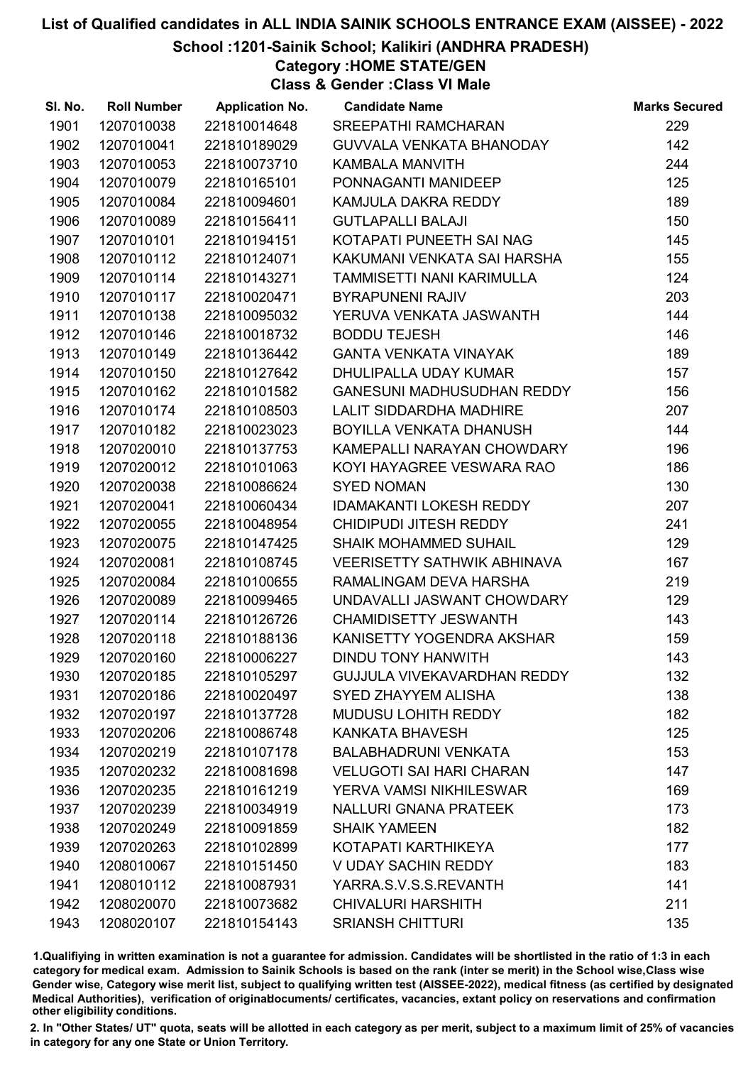# List of Qualified candidates in ALL INDIA SAINIK SCHOOLS ENTRANCE EXAM (AISSEE) - 2022

## School :1201-Sainik School; Kalikiri (ANDHRA PRADESH)

### Category :HOME STATE/GEN

### Class & Gender :Class VI Male

| Sl. No. | Roll Number | Application No. | Candidate Name | Marks Secured |
|---|---|---|---|---|
| 1901 | 1207010038 | 221810014648 | SREEPATHI RAMCHARAN | 229 |
| 1902 | 1207010041 | 221810189029 | GUVVALA VENKATA BHANODAY | 142 |
| 1903 | 1207010053 | 221810073710 | KAMBALA MANVITH | 244 |
| 1904 | 1207010079 | 221810165101 | PONNAGANTI MANIDEEP | 125 |
| 1905 | 1207010084 | 221810094601 | KAMJULA DAKRA REDDY | 189 |
| 1906 | 1207010089 | 221810156411 | GUTLAPALLI BALAJI | 150 |
| 1907 | 1207010101 | 221810194151 | KOTAPATI PUNEETH SAI NAG | 145 |
| 1908 | 1207010112 | 221810124071 | KAKUMANI VENKATA SAI HARSHA | 155 |
| 1909 | 1207010114 | 221810143271 | TAMMISETTI NANI KARIMULLA | 124 |
| 1910 | 1207010117 | 221810020471 | BYRAPUNENI RAJIV | 203 |
| 1911 | 1207010138 | 221810095032 | YERUVA VENKATA JASWANTH | 144 |
| 1912 | 1207010146 | 221810018732 | BODDU TEJESH | 146 |
| 1913 | 1207010149 | 221810136442 | GANTA VENKATA VINAYAK | 189 |
| 1914 | 1207010150 | 221810127642 | DHULIPALLA UDAY KUMAR | 157 |
| 1915 | 1207010162 | 221810101582 | GANESUNI MADHUSUDHAN REDDY | 156 |
| 1916 | 1207010174 | 221810108503 | LALIT SIDDARDHA MADHIRE | 207 |
| 1917 | 1207010182 | 221810023023 | BOYILLA VENKATA DHANUSH | 144 |
| 1918 | 1207020010 | 221810137753 | KAMEPALLI NARAYAN CHOWDARY | 196 |
| 1919 | 1207020012 | 221810101063 | KOYI HAYAGREE VESWARA RAO | 186 |
| 1920 | 1207020038 | 221810086624 | SYED NOMAN | 130 |
| 1921 | 1207020041 | 221810060434 | IDAMAKANTI LOKESH REDDY | 207 |
| 1922 | 1207020055 | 221810048954 | CHIDIPUDI JITESH REDDY | 241 |
| 1923 | 1207020075 | 221810147425 | SHAIK MOHAMMED SUHAIL | 129 |
| 1924 | 1207020081 | 221810108745 | VEERISETTY SATHWIK ABHINAVA | 167 |
| 1925 | 1207020084 | 221810100655 | RAMALINGAM DEVA HARSHA | 219 |
| 1926 | 1207020089 | 221810099465 | UNDAVALLI JASWANT CHOWDARY | 129 |
| 1927 | 1207020114 | 221810126726 | CHAMIDISETTY JESWANTH | 143 |
| 1928 | 1207020118 | 221810188136 | KANISETTY YOGENDRA AKSHAR | 159 |
| 1929 | 1207020160 | 221810006227 | DINDU TONY HANWITH | 143 |
| 1930 | 1207020185 | 221810105297 | GUJJULA VIVEKAVARDHAN REDDY | 132 |
| 1931 | 1207020186 | 221810020497 | SYED ZHAYYEM ALISHA | 138 |
| 1932 | 1207020197 | 221810137728 | MUDUSU LOHITH REDDY | 182 |
| 1933 | 1207020206 | 221810086748 | KANKATA BHAVESH | 125 |
| 1934 | 1207020219 | 221810107178 | BALABHADRUNI VENKATA | 153 |
| 1935 | 1207020232 | 221810081698 | VELUGOTI SAI HARI CHARAN | 147 |
| 1936 | 1207020235 | 221810161219 | YERVA VAMSI NIKHILESWAR | 169 |
| 1937 | 1207020239 | 221810034919 | NALLURI GNANA PRATEEK | 173 |
| 1938 | 1207020249 | 221810091859 | SHAIK YAMEEN | 182 |
| 1939 | 1207020263 | 221810102899 | KOTAPATI KARTHIKEYA | 177 |
| 1940 | 1208010067 | 221810151450 | V UDAY SACHIN REDDY | 183 |
| 1941 | 1208010112 | 221810087931 | YARRA.S.V.S.S.REVANTH | 141 |
| 1942 | 1208020070 | 221810073682 | CHIVALURI HARSHITH | 211 |
| 1943 | 1208020107 | 221810154143 | SRIANSH CHITTURI | 135 |

1.Qualifiying in written examination is not a guarantee for admission. Candidates will be shortlisted in the ratio of 1:3 in each category for medical exam. Admission to Sainik Schools is based on the rank (inter se merit) in the School wise,Class wise Gender wise, Category wise merit list, subject to qualifying written test (AISSEE-2022), medical fitness (as certified by designated Medical Authorities), verification of originaldocuments/ certificates, vacancies, extant policy on reservations and confirmation other eligibility conditions.

2. In "Other States/ UT" quota, seats will be allotted in each category as per merit, subject to a maximum limit of 25% of vacancies in category for any one State or Union Territory.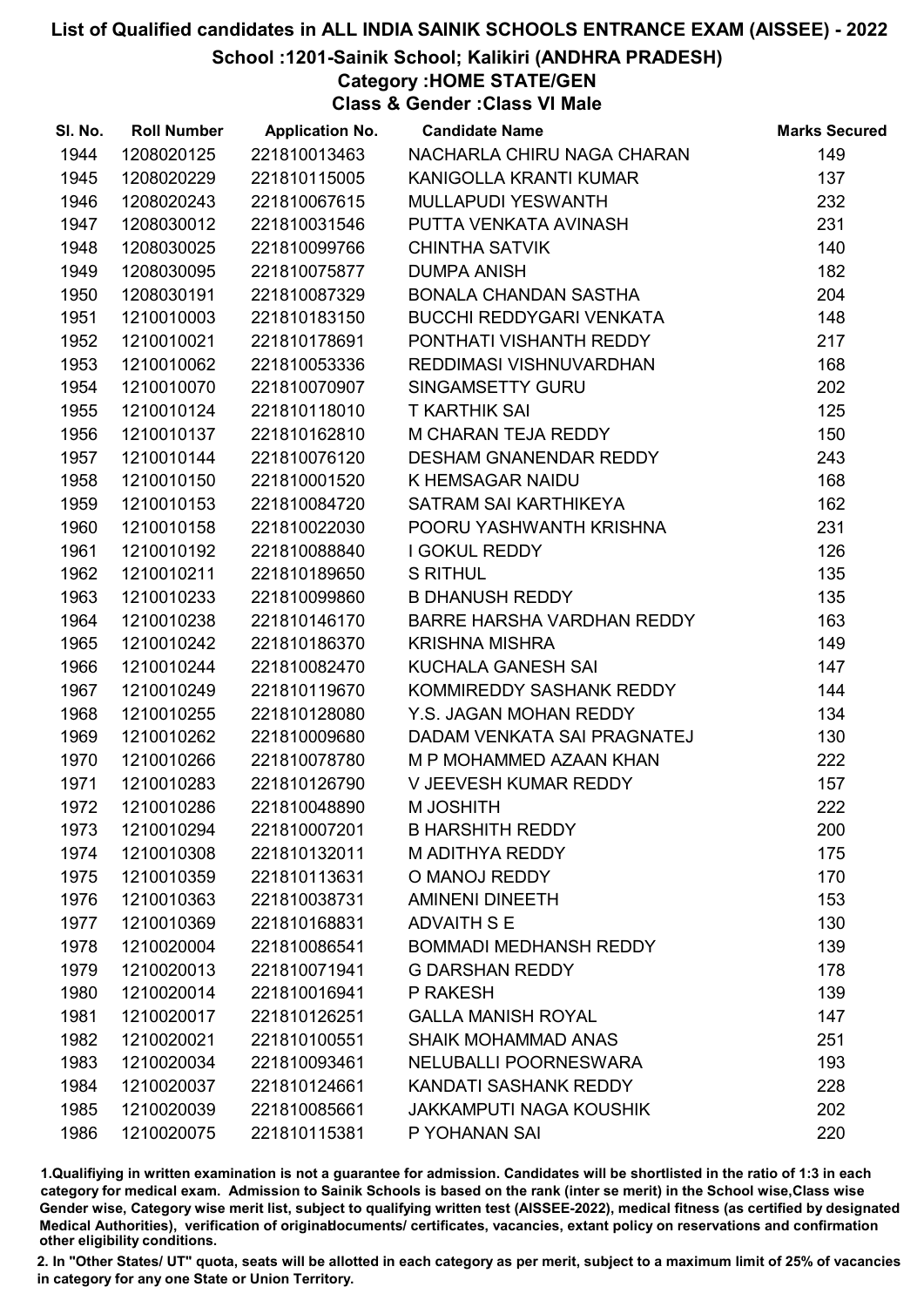# List of Qualified candidates in ALL INDIA SAINIK SCHOOLS ENTRANCE EXAM (AISSEE) - 2022

## School :1201-Sainik School; Kalikiri (ANDHRA PRADESH)

### Category :HOME STATE/GEN

### Class & Gender :Class VI Male

| Sl. No. | Roll Number | Application No. | Candidate Name | Marks Secured |
|---|---|---|---|---|
| 1944 | 1208020125 | 221810013463 | NACHARLA CHIRU NAGA CHARAN | 149 |
| 1945 | 1208020229 | 221810115005 | KANIGOLLA KRANTI KUMAR | 137 |
| 1946 | 1208020243 | 221810067615 | MULLAPUDI YESWANTH | 232 |
| 1947 | 1208030012 | 221810031546 | PUTTA VENKATA AVINASH | 231 |
| 1948 | 1208030025 | 221810099766 | CHINTHA SATVIK | 140 |
| 1949 | 1208030095 | 221810075877 | DUMPA ANISH | 182 |
| 1950 | 1208030191 | 221810087329 | BONALA CHANDAN SASTHA | 204 |
| 1951 | 1210010003 | 221810183150 | BUCCHI REDDYGARI VENKATA | 148 |
| 1952 | 1210010021 | 221810178691 | PONTHATI VISHANTH REDDY | 217 |
| 1953 | 1210010062 | 221810053336 | REDDIMASI VISHNUVARDHAN | 168 |
| 1954 | 1210010070 | 221810070907 | SINGAMSETTY GURU | 202 |
| 1955 | 1210010124 | 221810118010 | T KARTHIK SAI | 125 |
| 1956 | 1210010137 | 221810162810 | M CHARAN TEJA REDDY | 150 |
| 1957 | 1210010144 | 221810076120 | DESHAM GNANENDAR REDDY | 243 |
| 1958 | 1210010150 | 221810001520 | K HEMSAGAR NAIDU | 168 |
| 1959 | 1210010153 | 221810084720 | SATRAM SAI KARTHIKEYA | 162 |
| 1960 | 1210010158 | 221810022030 | POORU YASHWANTH KRISHNA | 231 |
| 1961 | 1210010192 | 221810088840 | I GOKUL REDDY | 126 |
| 1962 | 1210010211 | 221810189650 | S RITHUL | 135 |
| 1963 | 1210010233 | 221810099860 | B DHANUSH REDDY | 135 |
| 1964 | 1210010238 | 221810146170 | BARRE HARSHA VARDHAN REDDY | 163 |
| 1965 | 1210010242 | 221810186370 | KRISHNA MISHRA | 149 |
| 1966 | 1210010244 | 221810082470 | KUCHALA GANESH SAI | 147 |
| 1967 | 1210010249 | 221810119670 | KOMMIREDDY SASHANK REDDY | 144 |
| 1968 | 1210010255 | 221810128080 | Y.S. JAGAN MOHAN REDDY | 134 |
| 1969 | 1210010262 | 221810009680 | DADAM VENKATA SAI PRAGNATEJ | 130 |
| 1970 | 1210010266 | 221810078780 | M P MOHAMMED AZAAN KHAN | 222 |
| 1971 | 1210010283 | 221810126790 | V JEEVESH KUMAR REDDY | 157 |
| 1972 | 1210010286 | 221810048890 | M JOSHITH | 222 |
| 1973 | 1210010294 | 221810007201 | B HARSHITH REDDY | 200 |
| 1974 | 1210010308 | 221810132011 | M ADITHYA REDDY | 175 |
| 1975 | 1210010359 | 221810113631 | O MANOJ REDDY | 170 |
| 1976 | 1210010363 | 221810038731 | AMINENI DINEETH | 153 |
| 1977 | 1210010369 | 221810168831 | ADVAITH S E | 130 |
| 1978 | 1210020004 | 221810086541 | BOMMADI MEDHANSH REDDY | 139 |
| 1979 | 1210020013 | 221810071941 | G DARSHAN REDDY | 178 |
| 1980 | 1210020014 | 221810016941 | P RAKESH | 139 |
| 1981 | 1210020017 | 221810126251 | GALLA MANISH ROYAL | 147 |
| 1982 | 1210020021 | 221810100551 | SHAIK MOHAMMAD ANAS | 251 |
| 1983 | 1210020034 | 221810093461 | NELUBALLI POORNESWARA | 193 |
| 1984 | 1210020037 | 221810124661 | KANDATI SASHANK REDDY | 228 |
| 1985 | 1210020039 | 221810085661 | JAKKAMPUTI NAGA KOUSHIK | 202 |
| 1986 | 1210020075 | 221810115381 | P YOHANAN SAI | 220 |

1.Qualifying in written examination is not a guarantee for admission. Candidates will be shortlisted in the ratio of 1:3 in each category for medical exam. Admission to Sainik Schools is based on the rank (inter se merit) in the School wise,Class wise Gender wise, Category wise merit list, subject to qualifying written test (AISSEE-2022), medical fitness (as certified by designated Medical Authorities), verification of originaldocuments/ certificates, vacancies, extant policy on reservations and confirmation other eligibility conditions.

2. In "Other States/ UT" quota, seats will be allotted in each category as per merit, subject to a maximum limit of 25% of vacancies in category for any one State or Union Territory.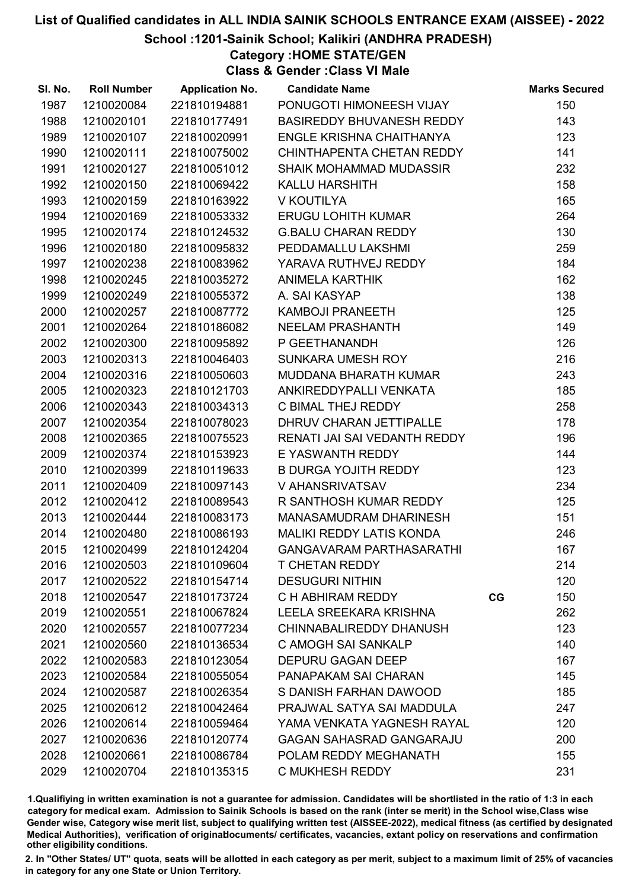# List of Qualified candidates in ALL INDIA SAINIK SCHOOLS ENTRANCE EXAM (AISSEE) - 2022

## School :1201-Sainik School; Kalikiri (ANDHRA PRADESH)

### Category :HOME STATE/GEN

### Class & Gender :Class VI Male

| Sl. No. | Roll Number | Application No. | Candidate Name | | Marks Secured |
|---|---|---|---|---|---|
| 1987 | 1210020084 | 221810194881 | PONUGOTI HIMONEESH VIJAY | | 150 |
| 1988 | 1210020101 | 221810177491 | BASIREDDY BHUVANESH REDDY | | 143 |
| 1989 | 1210020107 | 221810020991 | ENGLE KRISHNA CHAITHANYA | | 123 |
| 1990 | 1210020111 | 221810075002 | CHINTHAPENTA CHETAN REDDY | | 141 |
| 1991 | 1210020127 | 221810051012 | SHAIK MOHAMMAD MUDASSIR | | 232 |
| 1992 | 1210020150 | 221810069422 | KALLU HARSHITH | | 158 |
| 1993 | 1210020159 | 221810163922 | V KOUTILYA | | 165 |
| 1994 | 1210020169 | 221810053332 | ERUGU LOHITH KUMAR | | 264 |
| 1995 | 1210020174 | 221810124532 | G.BALU CHARAN REDDY | | 130 |
| 1996 | 1210020180 | 221810095832 | PEDDAMALLU LAKSHMI | | 259 |
| 1997 | 1210020238 | 221810083962 | YARAVA RUTHVEJ REDDY | | 184 |
| 1998 | 1210020245 | 221810035272 | ANIMELA KARTHIK | | 162 |
| 1999 | 1210020249 | 221810055372 | A. SAI KASYAP | | 138 |
| 2000 | 1210020257 | 221810087772 | KAMBOJI PRANEETH | | 125 |
| 2001 | 1210020264 | 221810186082 | NEELAM PRASHANTH | | 149 |
| 2002 | 1210020300 | 221810095892 | P GEETHANANDH | | 126 |
| 2003 | 1210020313 | 221810046403 | SUNKARA UMESH ROY | | 216 |
| 2004 | 1210020316 | 221810050603 | MUDDANA BHARATH KUMAR | | 243 |
| 2005 | 1210020323 | 221810121703 | ANKIREDDYPALLI VENKATA | | 185 |
| 2006 | 1210020343 | 221810034313 | C BIMAL THEJ REDDY | | 258 |
| 2007 | 1210020354 | 221810078023 | DHRUV CHARAN JETTIPALLE | | 178 |
| 2008 | 1210020365 | 221810075523 | RENATI JAI SAI VEDANTH REDDY | | 196 |
| 2009 | 1210020374 | 221810153923 | E YASWANTH REDDY | | 144 |
| 2010 | 1210020399 | 221810119633 | B DURGA YOJITH REDDY | | 123 |
| 2011 | 1210020409 | 221810097143 | V AHANSRIVATSAV | | 234 |
| 2012 | 1210020412 | 221810089543 | R SANTHOSH KUMAR REDDY | | 125 |
| 2013 | 1210020444 | 221810083173 | MANASAMUDRAM DHARINESH | | 151 |
| 2014 | 1210020480 | 221810086193 | MALIKI REDDY LATIS KONDA | | 246 |
| 2015 | 1210020499 | 221810124204 | GANGAVARAM PARTHASARATHI | | 167 |
| 2016 | 1210020503 | 221810109604 | T CHETAN REDDY | | 214 |
| 2017 | 1210020522 | 221810154714 | DESUGURI NITHIN | | 120 |
| 2018 | 1210020547 | 221810173724 | C H ABHIRAM REDDY | CG | 150 |
| 2019 | 1210020551 | 221810067824 | LEELA SREEKARA KRISHNA | | 262 |
| 2020 | 1210020557 | 221810077234 | CHINNABALIREDDY DHANUSH | | 123 |
| 2021 | 1210020560 | 221810136534 | C AMOGH SAI SANKALP | | 140 |
| 2022 | 1210020583 | 221810123054 | DEPURU GAGAN DEEP | | 167 |
| 2023 | 1210020584 | 221810055054 | PANAPAKAM SAI CHARAN | | 145 |
| 2024 | 1210020587 | 221810026354 | S DANISH FARHAN DAWOOD | | 185 |
| 2025 | 1210020612 | 221810042464 | PRAJWAL SATYA SAI MADDULA | | 247 |
| 2026 | 1210020614 | 221810059464 | YAMA VENKATA YAGNESH RAYAL | | 120 |
| 2027 | 1210020636 | 221810120774 | GAGAN SAHASRAD GANGARAJU | | 200 |
| 2028 | 1210020661 | 221810086784 | POLAM REDDY MEGHANATH | | 155 |
| 2029 | 1210020704 | 221810135315 | C MUKHESH REDDY | | 231 |

1.Qualifying in written examination is not a guarantee for admission. Candidates will be shortlisted in the ratio of 1:3 in each category for medical exam. Admission to Sainik Schools is based on the rank (inter se merit) in the School wise,Class wise Gender wise, Category wise merit list, subject to qualifying written test (AISSEE-2022), medical fitness (as certified by designated Medical Authorities), verification of originaldocuments/ certificates, vacancies, extant policy on reservations and confirmation other eligibility conditions.

2. In "Other States/ UT" quota, seats will be allotted in each category as per merit, subject to a maximum limit of 25% of vacancies in category for any one State or Union Territory.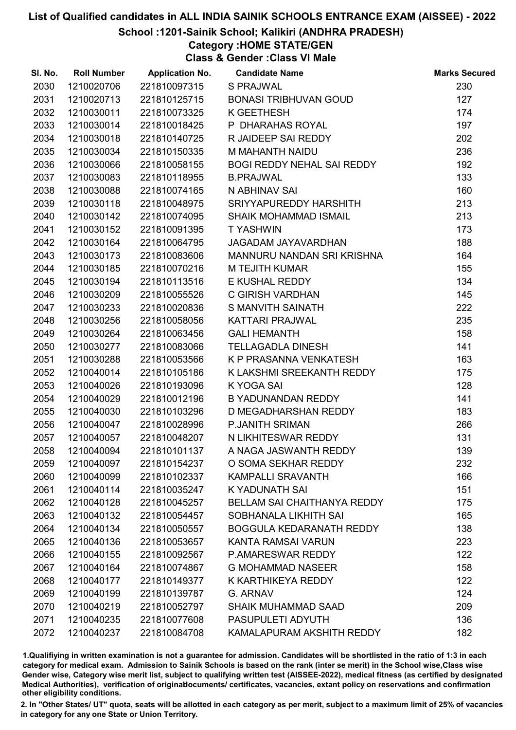# List of Qualified candidates in ALL INDIA SAINIK SCHOOLS ENTRANCE EXAM (AISSEE) - 2022

## School :1201-Sainik School; Kalikiri (ANDHRA PRADESH)

### Category :HOME STATE/GEN

### Class & Gender :Class VI Male

| Sl. No. | Roll Number | Application No. | Candidate Name | Marks Secured |
|---|---|---|---|---|
| 2030 | 1210020706 | 221810097315 | S PRAJWAL | 230 |
| 2031 | 1210020713 | 221810125715 | BONASI TRIBHUVAN GOUD | 127 |
| 2032 | 1210030011 | 221810073325 | K GEETHESH | 174 |
| 2033 | 1210030014 | 221810018425 | P DHARAHAS ROYAL | 197 |
| 2034 | 1210030018 | 221810140725 | R JAIDEEP SAI REDDY | 202 |
| 2035 | 1210030034 | 221810150335 | M MAHANTH NAIDU | 236 |
| 2036 | 1210030066 | 221810058155 | BOGI REDDY NEHAL SAI REDDY | 192 |
| 2037 | 1210030083 | 221810118955 | B.PRAJWAL | 133 |
| 2038 | 1210030088 | 221810074165 | N ABHINAV SAI | 160 |
| 2039 | 1210030118 | 221810048975 | SRIYYAPUREDDY HARSHITH | 213 |
| 2040 | 1210030142 | 221810074095 | SHAIK MOHAMMAD ISMAIL | 213 |
| 2041 | 1210030152 | 221810091395 | T YASHWIN | 173 |
| 2042 | 1210030164 | 221810064795 | JAGADAM JAYAVARDHAN | 188 |
| 2043 | 1210030173 | 221810083606 | MANNURU NANDAN SRI KRISHNA | 164 |
| 2044 | 1210030185 | 221810070216 | M TEJITH KUMAR | 155 |
| 2045 | 1210030194 | 221810113516 | E KUSHAL REDDY | 134 |
| 2046 | 1210030209 | 221810055526 | C GIRISH VARDHAN | 145 |
| 2047 | 1210030233 | 221810020836 | S MANVITH SAINATH | 222 |
| 2048 | 1210030256 | 221810058056 | KATTARI PRAJWAL | 235 |
| 2049 | 1210030264 | 221810063456 | GALI HEMANTH | 158 |
| 2050 | 1210030277 | 221810083066 | TELLAGADLA DINESH | 141 |
| 2051 | 1210030288 | 221810053566 | K P PRASANNA VENKATESH | 163 |
| 2052 | 1210040014 | 221810105186 | K LAKSHMI SREEKANTH REDDY | 175 |
| 2053 | 1210040026 | 221810193096 | K YOGA SAI | 128 |
| 2054 | 1210040029 | 221810012196 | B YADUNANDAN REDDY | 141 |
| 2055 | 1210040030 | 221810103296 | D MEGADHARSHAN REDDY | 183 |
| 2056 | 1210040047 | 221810028996 | P.JANITH SRIMAN | 266 |
| 2057 | 1210040057 | 221810048207 | N LIKHITESWAR REDDY | 131 |
| 2058 | 1210040094 | 221810101137 | A NAGA JASWANTH REDDY | 139 |
| 2059 | 1210040097 | 221810154237 | O SOMA SEKHAR REDDY | 232 |
| 2060 | 1210040099 | 221810102337 | KAMPALLI SRAVANTH | 166 |
| 2061 | 1210040114 | 221810035247 | K YADUNATH SAI | 151 |
| 2062 | 1210040128 | 221810045257 | BELLAM SAI CHAITHANYA REDDY | 175 |
| 2063 | 1210040132 | 221810054457 | SOBHANALA LIKHITH SAI | 165 |
| 2064 | 1210040134 | 221810050557 | BOGGULA KEDARANATH REDDY | 138 |
| 2065 | 1210040136 | 221810053657 | KANTA RAMSAI VARUN | 223 |
| 2066 | 1210040155 | 221810092567 | P.AMARESWAR REDDY | 122 |
| 2067 | 1210040164 | 221810074867 | G MOHAMMAD NASEER | 158 |
| 2068 | 1210040177 | 221810149377 | K KARTHIKEYA REDDY | 122 |
| 2069 | 1210040199 | 221810139787 | G. ARNAV | 124 |
| 2070 | 1210040219 | 221810052797 | SHAIK MUHAMMAD SAAD | 209 |
| 2071 | 1210040235 | 221810077608 | PASUPULETI ADYUTH | 136 |
| 2072 | 1210040237 | 221810084708 | KAMALAPURAM AKSHITH REDDY | 182 |

1.Qualifying in written examination is not a guarantee for admission. Candidates will be shortlisted in the ratio of 1:3 in each category for medical exam. Admission to Sainik Schools is based on the rank (inter se merit) in the School wise,Class wise Gender wise, Category wise merit list, subject to qualifying written test (AISSEE-2022), medical fitness (as certified by designated Medical Authorities), verification of originaldocuments/ certificates, vacancies, extant policy on reservations and confirmation other eligibility conditions.

2. In "Other States/ UT" quota, seats will be allotted in each category as per merit, subject to a maximum limit of 25% of vacancies in category for any one State or Union Territory.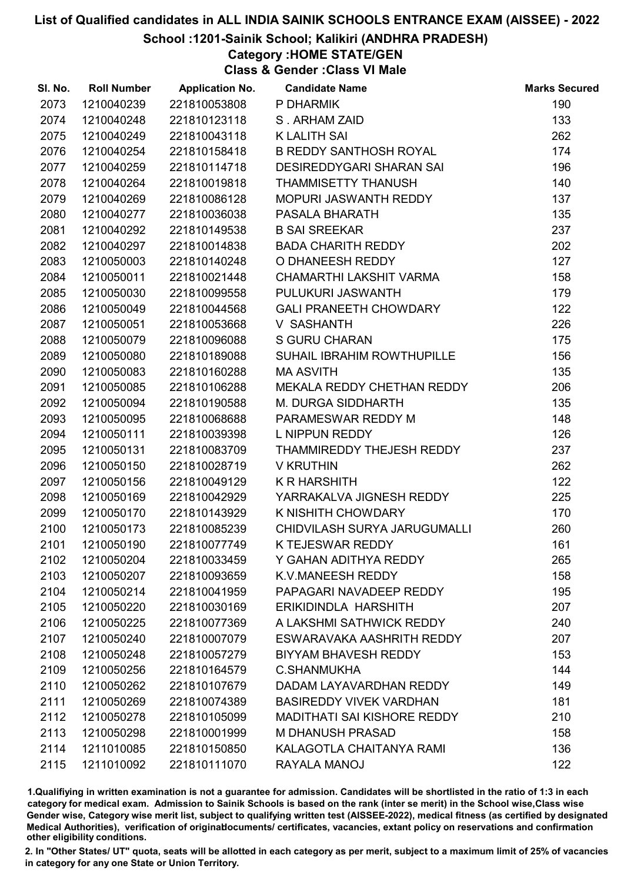# List of Qualified candidates in ALL INDIA SAINIK SCHOOLS ENTRANCE EXAM (AISSEE) - 2022

## School :1201-Sainik School; Kalikiri (ANDHRA PRADESH)

### Category :HOME STATE/GEN

### Class & Gender :Class VI Male

| Sl. No. | Roll Number | Application No. | Candidate Name | Marks Secured |
|---|---|---|---|---|
| 2073 | 1210040239 | 221810053808 | P DHARMIK | 190 |
| 2074 | 1210040248 | 221810123118 | S . ARHAM ZAID | 133 |
| 2075 | 1210040249 | 221810043118 | K LALITH SAI | 262 |
| 2076 | 1210040254 | 221810158418 | B REDDY SANTHOSH ROYAL | 174 |
| 2077 | 1210040259 | 221810114718 | DESIREDDYGARI SHARAN SAI | 196 |
| 2078 | 1210040264 | 221810019818 | THAMMISETTY THANUSH | 140 |
| 2079 | 1210040269 | 221810086128 | MOPURI JASWANTH REDDY | 137 |
| 2080 | 1210040277 | 221810036038 | PASALA BHARATH | 135 |
| 2081 | 1210040292 | 221810149538 | B SAI SREEKAR | 237 |
| 2082 | 1210040297 | 221810014838 | BADA CHARITH REDDY | 202 |
| 2083 | 1210050003 | 221810140248 | O DHANEESH REDDY | 127 |
| 2084 | 1210050011 | 221810021448 | CHAMARTHI LAKSHIT VARMA | 158 |
| 2085 | 1210050030 | 221810099558 | PULUKURI JASWANTH | 179 |
| 2086 | 1210050049 | 221810044568 | GALI PRANEETH CHOWDARY | 122 |
| 2087 | 1210050051 | 221810053668 | V SASHANTH | 226 |
| 2088 | 1210050079 | 221810096088 | S GURU CHARAN | 175 |
| 2089 | 1210050080 | 221810189088 | SUHAIL IBRAHIM ROWTHUPILLE | 156 |
| 2090 | 1210050083 | 221810160288 | MA ASVITH | 135 |
| 2091 | 1210050085 | 221810106288 | MEKALA REDDY CHETHAN REDDY | 206 |
| 2092 | 1210050094 | 221810190588 | M. DURGA SIDDHARTH | 135 |
| 2093 | 1210050095 | 221810068688 | PARAMESWAR REDDY M | 148 |
| 2094 | 1210050111 | 221810039398 | L NIPPUN REDDY | 126 |
| 2095 | 1210050131 | 221810083709 | THAMMIREDDY THEJESH REDDY | 237 |
| 2096 | 1210050150 | 221810028719 | V KRUTHIN | 262 |
| 2097 | 1210050156 | 221810049129 | K R HARSHITH | 122 |
| 2098 | 1210050169 | 221810042929 | YARRAKALVA JIGNESH REDDY | 225 |
| 2099 | 1210050170 | 221810143929 | K NISHITH CHOWDARY | 170 |
| 2100 | 1210050173 | 221810085239 | CHIDVILASH SURYA JARUGUMALLI | 260 |
| 2101 | 1210050190 | 221810077749 | K TEJESWAR REDDY | 161 |
| 2102 | 1210050204 | 221810033459 | Y GAHAN ADITHYA REDDY | 265 |
| 2103 | 1210050207 | 221810093659 | K.V.MANEESH REDDY | 158 |
| 2104 | 1210050214 | 221810041959 | PAPAGARI NAVADEEP REDDY | 195 |
| 2105 | 1210050220 | 221810030169 | ERIKIDINDLA HARSHITH | 207 |
| 2106 | 1210050225 | 221810077369 | A LAKSHMI SATHWICK REDDY | 240 |
| 2107 | 1210050240 | 221810007079 | ESWARAVAKA AASHRITH REDDY | 207 |
| 2108 | 1210050248 | 221810057279 | BIYYAM BHAVESH REDDY | 153 |
| 2109 | 1210050256 | 221810164579 | C.SHANMUKHA | 144 |
| 2110 | 1210050262 | 221810107679 | DADAM LAYAVARDHAN REDDY | 149 |
| 2111 | 1210050269 | 221810074389 | BASIREDDY VIVEK VARDHAN | 181 |
| 2112 | 1210050278 | 221810105099 | MADITHATI SAI KISHORE REDDY | 210 |
| 2113 | 1210050298 | 221810001999 | M DHANUSH PRASAD | 158 |
| 2114 | 1211010085 | 221810150850 | KALAGOTLA CHAITANYA RAMI | 136 |
| 2115 | 1211010092 | 221810111070 | RAYALA MANOJ | 122 |

1.Qualifiying in written examination is not a guarantee for admission. Candidates will be shortlisted in the ratio of 1:3 in each category for medical exam. Admission to Sainik Schools is based on the rank (inter se merit) in the School wise,Class wise Gender wise, Category wise merit list, subject to qualifying written test (AISSEE-2022), medical fitness (as certified by designated Medical Authorities), verification of originaldocuments/ certificates, vacancies, extant policy on reservations and confirmation other eligibility conditions.

2. In "Other States/ UT" quota, seats will be allotted in each category as per merit, subject to a maximum limit of 25% of vacancies in category for any one State or Union Territory.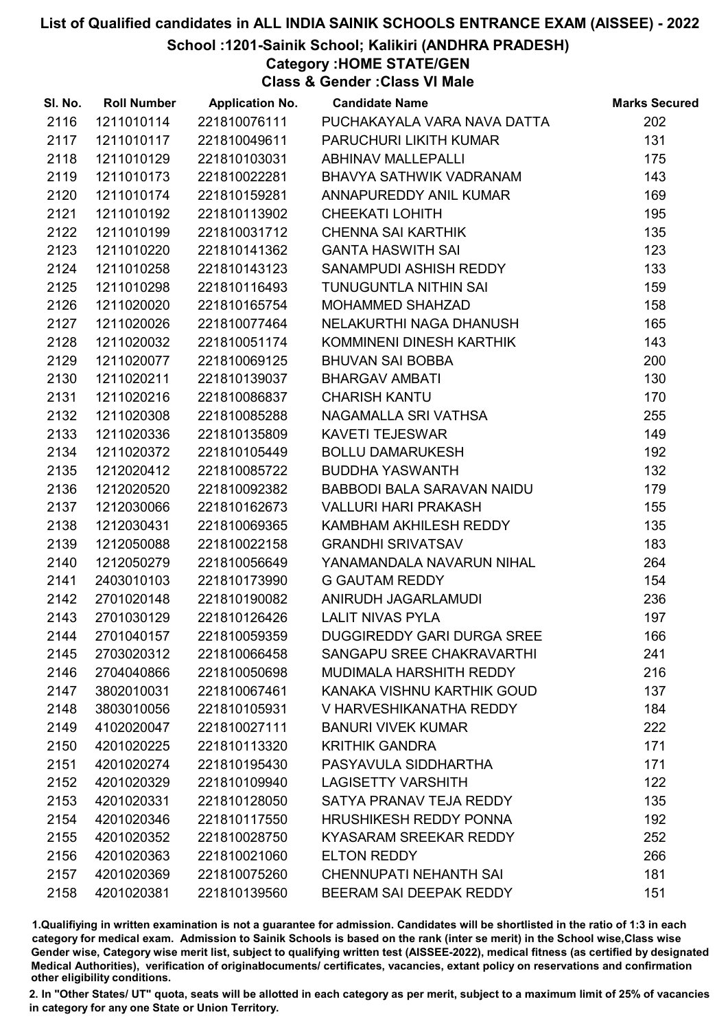# List of Qualified candidates in ALL INDIA SAINIK SCHOOLS ENTRANCE EXAM (AISSEE) - 2022

## School :1201-Sainik School; Kalikiri (ANDHRA PRADESH)

### Category :HOME STATE/GEN

### Class & Gender :Class VI Male

| Sl. No. | Roll Number | Application No. | Candidate Name | Marks Secured |
|---|---|---|---|---|
| 2116 | 1211010114 | 221810076111 | PUCHAKAYALA VARA NAVA DATTA | 202 |
| 2117 | 1211010117 | 221810049611 | PARUCHURI LIKITH KUMAR | 131 |
| 2118 | 1211010129 | 221810103031 | ABHINAV MALLEPALLI | 175 |
| 2119 | 1211010173 | 221810022281 | BHAVYA SATHWIK VADRANAM | 143 |
| 2120 | 1211010174 | 221810159281 | ANNAPUREDDY ANIL KUMAR | 169 |
| 2121 | 1211010192 | 221810113902 | CHEEKATI LOHITH | 195 |
| 2122 | 1211010199 | 221810031712 | CHENNA SAI KARTHIK | 135 |
| 2123 | 1211010220 | 221810141362 | GANTA HASWITH SAI | 123 |
| 2124 | 1211010258 | 221810143123 | SANAMPUDI ASHISH REDDY | 133 |
| 2125 | 1211010298 | 221810116493 | TUNUGUNTLA NITHIN SAI | 159 |
| 2126 | 1211020020 | 221810165754 | MOHAMMED SHAHZAD | 158 |
| 2127 | 1211020026 | 221810077464 | NELAKURTHI NAGA DHANUSH | 165 |
| 2128 | 1211020032 | 221810051174 | KOMMINENI DINESH KARTHIK | 143 |
| 2129 | 1211020077 | 221810069125 | BHUVAN SAI BOBBA | 200 |
| 2130 | 1211020211 | 221810139037 | BHARGAV AMBATI | 130 |
| 2131 | 1211020216 | 221810086837 | CHARISH KANTU | 170 |
| 2132 | 1211020308 | 221810085288 | NAGAMALLA SRI VATHSA | 255 |
| 2133 | 1211020336 | 221810135809 | KAVETI TEJESWAR | 149 |
| 2134 | 1211020372 | 221810105449 | BOLLU DAMARUKESH | 192 |
| 2135 | 1212020412 | 221810085722 | BUDDHA YASWANTH | 132 |
| 2136 | 1212020520 | 221810092382 | BABBODI BALA SARAVAN NAIDU | 179 |
| 2137 | 1212030066 | 221810162673 | VALLURI HARI PRAKASH | 155 |
| 2138 | 1212030431 | 221810069365 | KAMBHAM AKHILESH REDDY | 135 |
| 2139 | 1212050088 | 221810022158 | GRANDHI SRIVATSAV | 183 |
| 2140 | 1212050279 | 221810056649 | YANAMANDALA NAVARUN NIHAL | 264 |
| 2141 | 2403010103 | 221810173990 | G GAUTAM REDDY | 154 |
| 2142 | 2701020148 | 221810190082 | ANIRUDH JAGARLAMUDI | 236 |
| 2143 | 2701030129 | 221810126426 | LALIT NIVAS PYLA | 197 |
| 2144 | 2701040157 | 221810059359 | DUGGIREDDY GARI DURGA SREE | 166 |
| 2145 | 2703020312 | 221810066458 | SANGAPU SREE CHAKRAVARTHI | 241 |
| 2146 | 2704040866 | 221810050698 | MUDIMALA HARSHITH REDDY | 216 |
| 2147 | 3802010031 | 221810067461 | KANAKA VISHNU KARTHIK GOUD | 137 |
| 2148 | 3803010056 | 221810105931 | V HARVESHIKANATHA REDDY | 184 |
| 2149 | 4102020047 | 221810027111 | BANURI VIVEK KUMAR | 222 |
| 2150 | 4201020225 | 221810113320 | KRITHIK GANDRA | 171 |
| 2151 | 4201020274 | 221810195430 | PASYAVULA SIDDHARTHA | 171 |
| 2152 | 4201020329 | 221810109940 | LAGISETTY VARSHITH | 122 |
| 2153 | 4201020331 | 221810128050 | SATYA PRANAV TEJA REDDY | 135 |
| 2154 | 4201020346 | 221810117550 | HRUSHIKESH REDDY PONNA | 192 |
| 2155 | 4201020352 | 221810028750 | KYASARAM SREEKAR REDDY | 252 |
| 2156 | 4201020363 | 221810021060 | ELTON REDDY | 266 |
| 2157 | 4201020369 | 221810075260 | CHENNUPATI NEHANTH SAI | 181 |
| 2158 | 4201020381 | 221810139560 | BEERAM SAI DEEPAK REDDY | 151 |

1.Qualifying in written examination is not a guarantee for admission. Candidates will be shortlisted in the ratio of 1:3 in each category for medical exam. Admission to Sainik Schools is based on the rank (inter se merit) in the School wise,Class wise Gender wise, Category wise merit list, subject to qualifying written test (AISSEE-2022), medical fitness (as certified by designated Medical Authorities), verification of originaldocuments/ certificates, vacancies, extant policy on reservations and confirmation other eligibility conditions.

2. In "Other States/ UT" quota, seats will be allotted in each category as per merit, subject to a maximum limit of 25% of vacancies in category for any one State or Union Territory.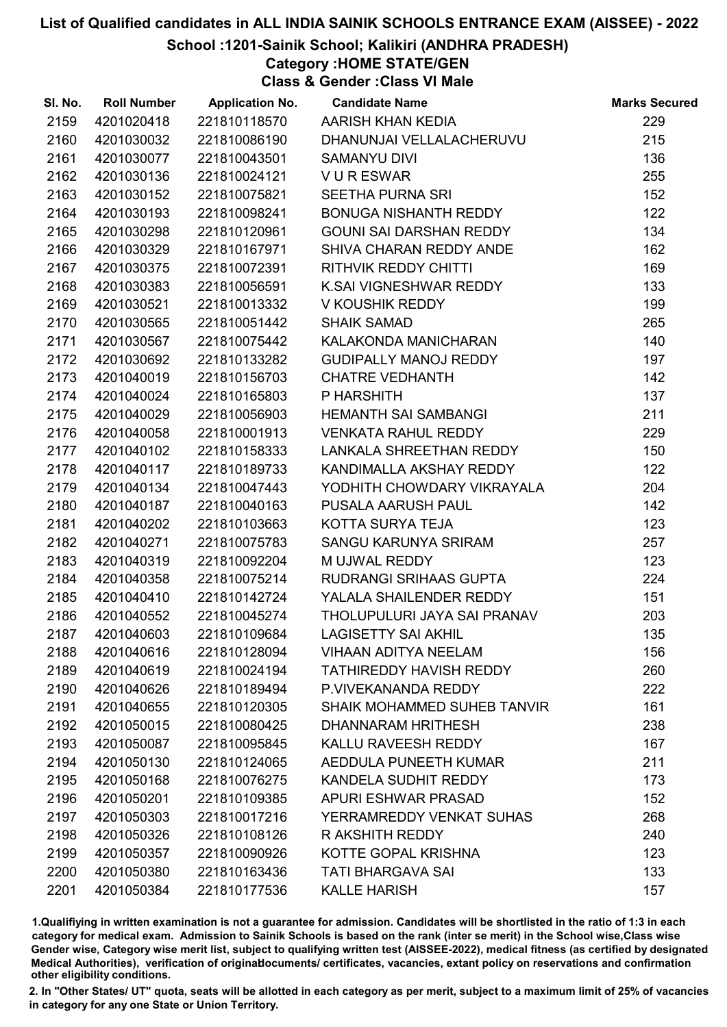# List of Qualified candidates in ALL INDIA SAINIK SCHOOLS ENTRANCE EXAM (AISSEE) - 2022

## School :1201-Sainik School; Kalikiri (ANDHRA PRADESH)

### Category :HOME STATE/GEN

### Class & Gender :Class VI Male

| Sl. No. | Roll Number | Application No. | Candidate Name | Marks Secured |
|---|---|---|---|---|
| 2159 | 4201020418 | 221810118570 | AARISH KHAN KEDIA | 229 |
| 2160 | 4201030032 | 221810086190 | DHANUNJAI VELLALACHERUVU | 215 |
| 2161 | 4201030077 | 221810043501 | SAMANYU DIVI | 136 |
| 2162 | 4201030136 | 221810024121 | V U R ESWAR | 255 |
| 2163 | 4201030152 | 221810075821 | SEETHA PURNA SRI | 152 |
| 2164 | 4201030193 | 221810098241 | BONUGA NISHANTH REDDY | 122 |
| 2165 | 4201030298 | 221810120961 | GOUNI SAI DARSHAN REDDY | 134 |
| 2166 | 4201030329 | 221810167971 | SHIVA CHARAN REDDY ANDE | 162 |
| 2167 | 4201030375 | 221810072391 | RITHVIK REDDY CHITTI | 169 |
| 2168 | 4201030383 | 221810056591 | K.SAI VIGNESHWAR REDDY | 133 |
| 2169 | 4201030521 | 221810013332 | V KOUSHIK REDDY | 199 |
| 2170 | 4201030565 | 221810051442 | SHAIK SAMAD | 265 |
| 2171 | 4201030567 | 221810075442 | KALAKONDA MANICHARAN | 140 |
| 2172 | 4201030692 | 221810133282 | GUDIPALLY MANOJ REDDY | 197 |
| 2173 | 4201040019 | 221810156703 | CHATRE VEDHANTH | 142 |
| 2174 | 4201040024 | 221810165803 | P HARSHITH | 137 |
| 2175 | 4201040029 | 221810056903 | HEMANTH SAI SAMBANGI | 211 |
| 2176 | 4201040058 | 221810001913 | VENKATA RAHUL REDDY | 229 |
| 2177 | 4201040102 | 221810158333 | LANKALA SHREETHAN REDDY | 150 |
| 2178 | 4201040117 | 221810189733 | KANDIMALLA AKSHAY REDDY | 122 |
| 2179 | 4201040134 | 221810047443 | YODHITH CHOWDARY VIKRAYALA | 204 |
| 2180 | 4201040187 | 221810040163 | PUSALA AARUSH PAUL | 142 |
| 2181 | 4201040202 | 221810103663 | KOTTA SURYA TEJA | 123 |
| 2182 | 4201040271 | 221810075783 | SANGU KARUNYA SRIRAM | 257 |
| 2183 | 4201040319 | 221810092204 | M UJWAL REDDY | 123 |
| 2184 | 4201040358 | 221810075214 | RUDRANGI SRIHAAS GUPTA | 224 |
| 2185 | 4201040410 | 221810142724 | YALALA SHAILENDER REDDY | 151 |
| 2186 | 4201040552 | 221810045274 | THOLUPULURI JAYA SAI PRANAV | 203 |
| 2187 | 4201040603 | 221810109684 | LAGISETTY SAI AKHIL | 135 |
| 2188 | 4201040616 | 221810128094 | VIHAAN ADITYA NEELAM | 156 |
| 2189 | 4201040619 | 221810024194 | TATHIREDDY HAVISH REDDY | 260 |
| 2190 | 4201040626 | 221810189494 | P.VIVEKANANDA REDDY | 222 |
| 2191 | 4201040655 | 221810120305 | SHAIK MOHAMMED SUHEB TANVIR | 161 |
| 2192 | 4201050015 | 221810080425 | DHANNARAM HRITHESH | 238 |
| 2193 | 4201050087 | 221810095845 | KALLU RAVEESH REDDY | 167 |
| 2194 | 4201050130 | 221810124065 | AEDDULA PUNEETH KUMAR | 211 |
| 2195 | 4201050168 | 221810076275 | KANDELA SUDHIT REDDY | 173 |
| 2196 | 4201050201 | 221810109385 | APURI ESHWAR PRASAD | 152 |
| 2197 | 4201050303 | 221810017216 | YERRAMREDDY VENKAT SUHAS | 268 |
| 2198 | 4201050326 | 221810108126 | R AKSHITH REDDY | 240 |
| 2199 | 4201050357 | 221810090926 | KOTTE GOPAL KRISHNA | 123 |
| 2200 | 4201050380 | 221810163436 | TATI BHARGAVA SAI | 133 |
| 2201 | 4201050384 | 221810177536 | KALLE HARISH | 157 |

1.Qualifiying in written examination is not a guarantee for admission. Candidates will be shortlisted in the ratio of 1:3 in each category for medical exam. Admission to Sainik Schools is based on the rank (inter se merit) in the School wise,Class wise Gender wise, Category wise merit list, subject to qualifying written test (AISSEE-2022), medical fitness (as certified by designated Medical Authorities), verification of originaldocuments/ certificates, vacancies, extant policy on reservations and confirmation other eligibility conditions.

2. In "Other States/ UT" quota, seats will be allotted in each category as per merit, subject to a maximum limit of 25% of vacancies in category for any one State or Union Territory.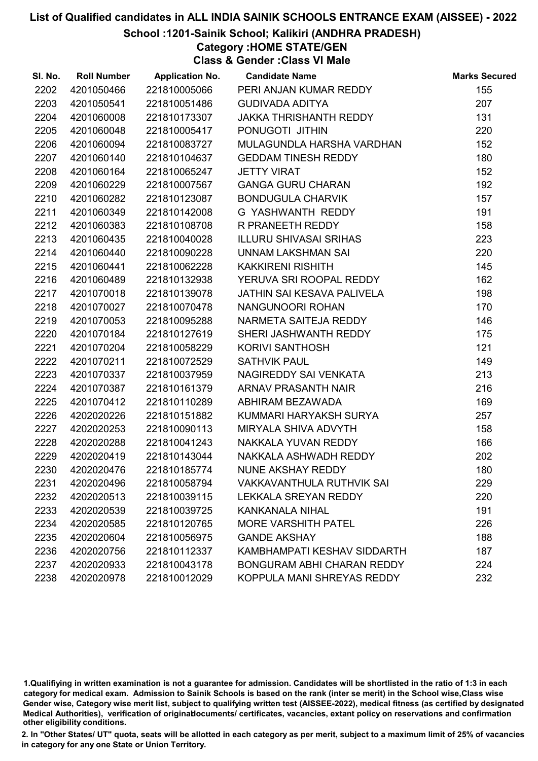# List of Qualified candidates in ALL INDIA SAINIK SCHOOLS ENTRANCE EXAM (AISSEE) - 2022

## School :1201-Sainik School; Kalikiri (ANDHRA PRADESH)

### Category :HOME STATE/GEN

### Class & Gender :Class VI Male

| Sl. No. | Roll Number | Application No. | Candidate Name | Marks Secured |
|---|---|---|---|---|
| 2202 | 4201050466 | 221810005066 | PERI ANJAN KUMAR REDDY | 155 |
| 2203 | 4201050541 | 221810051486 | GUDIVADA ADITYA | 207 |
| 2204 | 4201060008 | 221810173307 | JAKKA THRISHANTH REDDY | 131 |
| 2205 | 4201060048 | 221810005417 | PONUGOTI JITHIN | 220 |
| 2206 | 4201060094 | 221810083727 | MULAGUNDLA HARSHA VARDHAN | 152 |
| 2207 | 4201060140 | 221810104637 | GEDDAM TINESH REDDY | 180 |
| 2208 | 4201060164 | 221810065247 | JETTY VIRAT | 152 |
| 2209 | 4201060229 | 221810007567 | GANGA GURU CHARAN | 192 |
| 2210 | 4201060282 | 221810123087 | BONDUGULA CHARVIK | 157 |
| 2211 | 4201060349 | 221810142008 | G YASHWANTH REDDY | 191 |
| 2212 | 4201060383 | 221810108708 | R PRANEETH REDDY | 158 |
| 2213 | 4201060435 | 221810040028 | ILLURU SHIVASAI SRIHAS | 223 |
| 2214 | 4201060440 | 221810090228 | UNNAM LAKSHMAN SAI | 220 |
| 2215 | 4201060441 | 221810062228 | KAKKIRENI RISHITH | 145 |
| 2216 | 4201060489 | 221810132938 | YERUVA SRI ROOPAL REDDY | 162 |
| 2217 | 4201070018 | 221810139078 | JATHIN SAI KESAVA PALIVELA | 198 |
| 2218 | 4201070027 | 221810070478 | NANGUNOORI ROHAN | 170 |
| 2219 | 4201070053 | 221810095288 | NARMETA SAITEJA REDDY | 146 |
| 2220 | 4201070184 | 221810127619 | SHERI JASHWANTH REDDY | 175 |
| 2221 | 4201070204 | 221810058229 | KORIVI SANTHOSH | 121 |
| 2222 | 4201070211 | 221810072529 | SATHVIK PAUL | 149 |
| 2223 | 4201070337 | 221810037959 | NAGIREDDY SAI VENKATA | 213 |
| 2224 | 4201070387 | 221810161379 | ARNAV PRASANTH NAIR | 216 |
| 2225 | 4201070412 | 221810110289 | ABHIRAM BEZAWADA | 169 |
| 2226 | 4202020226 | 221810151882 | KUMMARI HARYAKSH SURYA | 257 |
| 2227 | 4202020253 | 221810090113 | MIRYALA SHIVA ADVYTH | 158 |
| 2228 | 4202020288 | 221810041243 | NAKKALA YUVAN REDDY | 166 |
| 2229 | 4202020419 | 221810143044 | NAKKALA ASHWADH REDDY | 202 |
| 2230 | 4202020476 | 221810185774 | NUNE AKSHAY REDDY | 180 |
| 2231 | 4202020496 | 221810058794 | VAKKAVANTHULA RUTHVIK SAI | 229 |
| 2232 | 4202020513 | 221810039115 | LEKKALA SREYAN REDDY | 220 |
| 2233 | 4202020539 | 221810039725 | KANKANALA NIHAL | 191 |
| 2234 | 4202020585 | 221810120765 | MORE VARSHITH PATEL | 226 |
| 2235 | 4202020604 | 221810056975 | GANDE AKSHAY | 188 |
| 2236 | 4202020756 | 221810112337 | KAMBHAMPATI KESHAV SIDDARTH | 187 |
| 2237 | 4202020933 | 221810043178 | BONGURAM ABHI CHARAN REDDY | 224 |
| 2238 | 4202020978 | 221810012029 | KOPPULA MANI SHREYAS REDDY | 232 |

1.Qualifiying in written examination is not a guarantee for admission. Candidates will be shortlisted in the ratio of 1:3 in each category for medical exam. Admission to Sainik Schools is based on the rank (inter se merit) in the School wise,Class wise Gender wise, Category wise merit list, subject to qualifying written test (AISSEE-2022), medical fitness (as certified by designated Medical Authorities), verification of originaldocuments/ certificates, vacancies, extant policy on reservations and confirmation other eligibility conditions.

2. In "Other States/ UT" quota, seats will be allotted in each category as per merit, subject to a maximum limit of 25% of vacancies in category for any one State or Union Territory.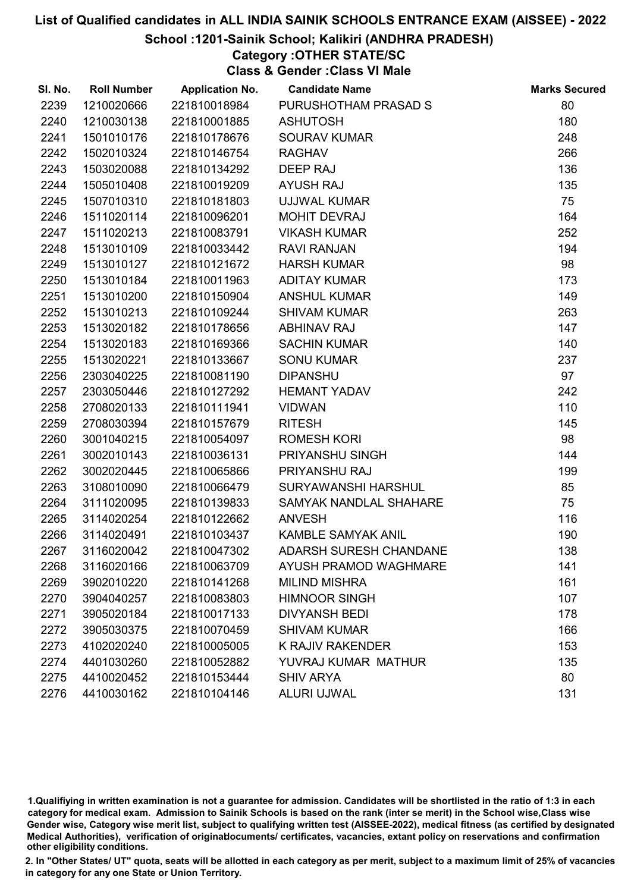# List of Qualified candidates in ALL INDIA SAINIK SCHOOLS ENTRANCE EXAM (AISSEE) - 2022

## School :1201-Sainik School; Kalikiri (ANDHRA PRADESH)

### Category :OTHER STATE/SC

### Class & Gender :Class VI Male

| Sl. No. | Roll Number | Application No. | Candidate Name | Marks Secured |
|---|---|---|---|---|
| 2239 | 1210020666 | 221810018984 | PURUSHOTHAM PRASAD S | 80 |
| 2240 | 1210030138 | 221810001885 | ASHUTOSH | 180 |
| 2241 | 1501010176 | 221810178676 | SOURAV KUMAR | 248 |
| 2242 | 1502010324 | 221810146754 | RAGHAV | 266 |
| 2243 | 1503020088 | 221810134292 | DEEP RAJ | 136 |
| 2244 | 1505010408 | 221810019209 | AYUSH RAJ | 135 |
| 2245 | 1507010310 | 221810181803 | UJJWAL KUMAR | 75 |
| 2246 | 1511020114 | 221810096201 | MOHIT DEVRAJ | 164 |
| 2247 | 1511020213 | 221810083791 | VIKASH KUMAR | 252 |
| 2248 | 1513010109 | 221810033442 | RAVI RANJAN | 194 |
| 2249 | 1513010127 | 221810121672 | HARSH KUMAR | 98 |
| 2250 | 1513010184 | 221810011963 | ADITAY KUMAR | 173 |
| 2251 | 1513010200 | 221810150904 | ANSHUL KUMAR | 149 |
| 2252 | 1513010213 | 221810109244 | SHIVAM KUMAR | 263 |
| 2253 | 1513020182 | 221810178656 | ABHINAV RAJ | 147 |
| 2254 | 1513020183 | 221810169366 | SACHIN KUMAR | 140 |
| 2255 | 1513020221 | 221810133667 | SONU KUMAR | 237 |
| 2256 | 2303040225 | 221810081190 | DIPANSHU | 97 |
| 2257 | 2303050446 | 221810127292 | HEMANT YADAV | 242 |
| 2258 | 2708020133 | 221810111941 | VIDWAN | 110 |
| 2259 | 2708030394 | 221810157679 | RITESH | 145 |
| 2260 | 3001040215 | 221810054097 | ROMESH KORI | 98 |
| 2261 | 3002010143 | 221810036131 | PRIYANSHU SINGH | 144 |
| 2262 | 3002020445 | 221810065866 | PRIYANSHU RAJ | 199 |
| 2263 | 3108010090 | 221810066479 | SURYAWANSHI HARSHUL | 85 |
| 2264 | 3111020095 | 221810139833 | SAMYAK NANDLAL SHAHARE | 75 |
| 2265 | 3114020254 | 221810122662 | ANVESH | 116 |
| 2266 | 3114020491 | 221810103437 | KAMBLE SAMYAK ANIL | 190 |
| 2267 | 3116020042 | 221810047302 | ADARSH SURESH CHANDANE | 138 |
| 2268 | 3116020166 | 221810063709 | AYUSH PRAMOD WAGHMARE | 141 |
| 2269 | 3902010220 | 221810141268 | MILIND MISHRA | 161 |
| 2270 | 3904040257 | 221810083803 | HIMNOOR SINGH | 107 |
| 2271 | 3905020184 | 221810017133 | DIVYANSH BEDI | 178 |
| 2272 | 3905030375 | 221810070459 | SHIVAM KUMAR | 166 |
| 2273 | 4102020240 | 221810005005 | K RAJIV RAKENDER | 153 |
| 2274 | 4401030260 | 221810052882 | YUVRAJ KUMAR MATHUR | 135 |
| 2275 | 4410020452 | 221810153444 | SHIV ARYA | 80 |
| 2276 | 4410030162 | 221810104146 | ALURI UJWAL | 131 |

1.Qualifiying in written examination is not a guarantee for admission. Candidates will be shortlisted in the ratio of 1:3 in each category for medical exam. Admission to Sainik Schools is based on the rank (inter se merit) in the School wise,Class wise Gender wise, Category wise merit list, subject to qualifying written test (AISSEE-2022), medical fitness (as certified by designated Medical Authorities), verification of originaldocuments/ certificates, vacancies, extant policy on reservations and confirmation other eligibility conditions.

2. In "Other States/ UT" quota, seats will be allotted in each category as per merit, subject to a maximum limit of 25% of vacancies in category for any one State or Union Territory.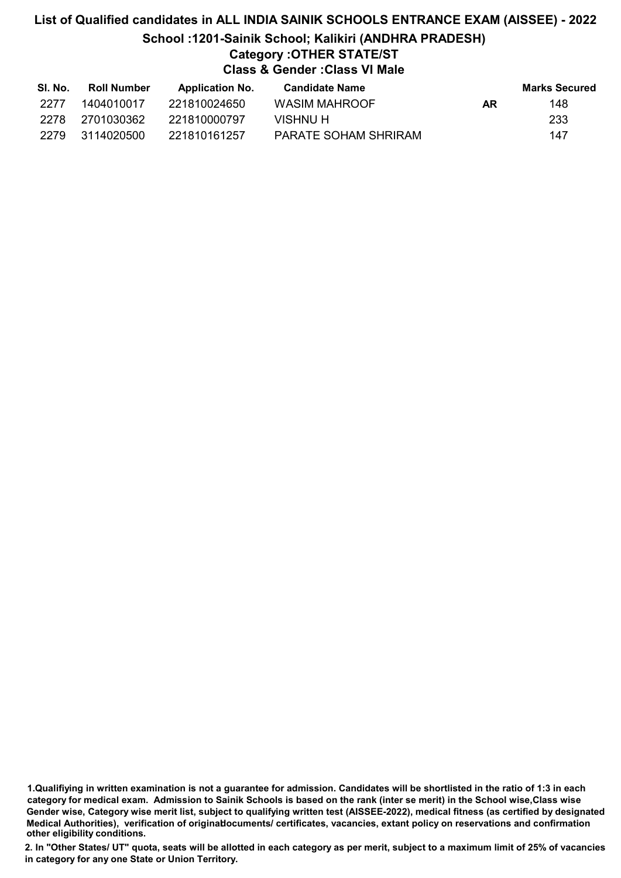# List of Qualified candidates in ALL INDIA SAINIK SCHOOLS ENTRANCE EXAM (AISSEE) - 2022

## School :1201-Sainik School; Kalikiri (ANDHRA PRADESH)

### Category :OTHER STATE/ST

### Class & Gender :Class VI Male

| Sl. No. | Roll Number | Application No. | Candidate Name | | Marks Secured |
|---|---|---|---|---|---|
| 2277 | 1404010017 | 221810024650 | WASIM MAHROOF | AR | 148 |
| 2278 | 2701030362 | 221810000797 | VISHNU H | | 233 |
| 2279 | 3114020500 | 221810161257 | PARATE SOHAM SHRIRAM | | 147 |

**1.Qualifiying in written examination is not a guarantee for admission. Candidates will be shortlisted in the ratio of 1:3 in each category for medical exam. Admission to Sainik Schools is based on the rank (inter se merit) in the School wise,Class wise Gender wise, Category wise merit list, subject to qualifying written test (AISSEE-2022), medical fitness (as certified by designated Medical Authorities), verification of originaldocuments/ certificates, vacancies, extant policy on reservations and confirmation other eligibility conditions.**

**2. In "Other States/ UT" quota, seats will be allotted in each category as per merit, subject to a maximum limit of 25% of vacancies in category for any one State or Union Territory.**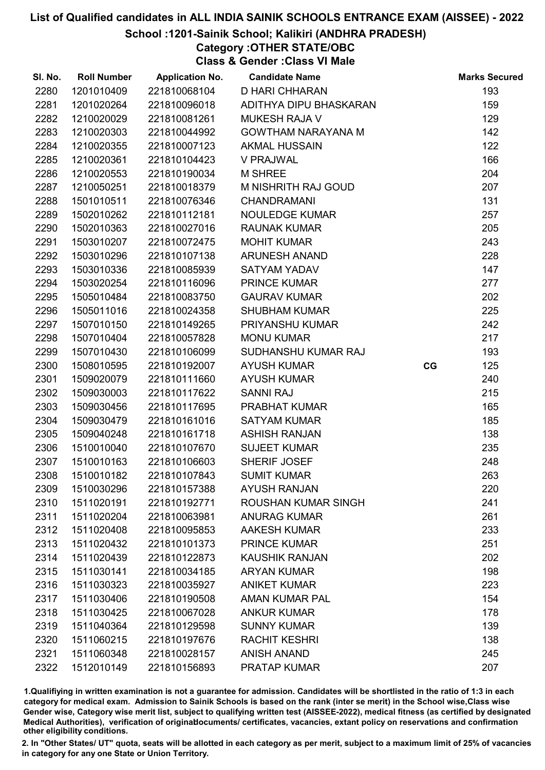# List of Qualified candidates in ALL INDIA SAINIK SCHOOLS ENTRANCE EXAM (AISSEE) - 2022

## School :1201-Sainik School; Kalikiri (ANDHRA PRADESH)

### Category :OTHER STATE/OBC

### Class & Gender :Class VI Male

| Sl. No. | Roll Number | Application No. | Candidate Name | | Marks Secured |
|---|---|---|---|---|---|
| 2280 | 1201010409 | 221810068104 | D HARI CHHARAN | | 193 |
| 2281 | 1201020264 | 221810096018 | ADITHYA DIPU BHASKARAN | | 159 |
| 2282 | 1210020029 | 221810081261 | MUKESH RAJA V | | 129 |
| 2283 | 1210020303 | 221810044992 | GOWTHAM NARAYANA M | | 142 |
| 2284 | 1210020355 | 221810007123 | AKMAL HUSSAIN | | 122 |
| 2285 | 1210020361 | 221810104423 | V PRAJWAL | | 166 |
| 2286 | 1210020553 | 221810190034 | M SHREE | | 204 |
| 2287 | 1210050251 | 221810018379 | M NISHRITH RAJ GOUD | | 207 |
| 2288 | 1501010511 | 221810076346 | CHANDRAMANI | | 131 |
| 2289 | 1502010262 | 221810112181 | NOULEDGE KUMAR | | 257 |
| 2290 | 1502010363 | 221810027016 | RAUNAK KUMAR | | 205 |
| 2291 | 1503010207 | 221810072475 | MOHIT KUMAR | | 243 |
| 2292 | 1503010296 | 221810107138 | ARUNESH ANAND | | 228 |
| 2293 | 1503010336 | 221810085939 | SATYAM YADAV | | 147 |
| 2294 | 1503020254 | 221810116096 | PRINCE KUMAR | | 277 |
| 2295 | 1505010484 | 221810083750 | GAURAV KUMAR | | 202 |
| 2296 | 1505011016 | 221810024358 | SHUBHAM KUMAR | | 225 |
| 2297 | 1507010150 | 221810149265 | PRIYANSHU KUMAR | | 242 |
| 2298 | 1507010404 | 221810057828 | MONU KUMAR | | 217 |
| 2299 | 1507010430 | 221810106099 | SUDHANSHU KUMAR RAJ | | 193 |
| 2300 | 1508010595 | 221810192007 | AYUSH KUMAR | CG | 125 |
| 2301 | 1509020079 | 221810111660 | AYUSH KUMAR | | 240 |
| 2302 | 1509030003 | 221810117622 | SANNI RAJ | | 215 |
| 2303 | 1509030456 | 221810117695 | PRABHAT KUMAR | | 165 |
| 2304 | 1509030479 | 221810161016 | SATYAM KUMAR | | 185 |
| 2305 | 1509040248 | 221810161718 | ASHISH RANJAN | | 138 |
| 2306 | 1510010040 | 221810107670 | SUJEET KUMAR | | 235 |
| 2307 | 1510010163 | 221810106603 | SHERIF JOSEF | | 248 |
| 2308 | 1510010182 | 221810107843 | SUMIT KUMAR | | 263 |
| 2309 | 1510030296 | 221810157388 | AYUSH RANJAN | | 220 |
| 2310 | 1511020191 | 221810192771 | ROUSHAN KUMAR SINGH | | 241 |
| 2311 | 1511020204 | 221810063981 | ANURAG KUMAR | | 261 |
| 2312 | 1511020408 | 221810095853 | AAKESH KUMAR | | 233 |
| 2313 | 1511020432 | 221810101373 | PRINCE KUMAR | | 251 |
| 2314 | 1511020439 | 221810122873 | KAUSHIK RANJAN | | 202 |
| 2315 | 1511030141 | 221810034185 | ARYAN KUMAR | | 198 |
| 2316 | 1511030323 | 221810035927 | ANIKET KUMAR | | 223 |
| 2317 | 1511030406 | 221810190508 | AMAN KUMAR PAL | | 154 |
| 2318 | 1511030425 | 221810067028 | ANKUR KUMAR | | 178 |
| 2319 | 1511040364 | 221810129598 | SUNNY KUMAR | | 139 |
| 2320 | 1511060215 | 221810197676 | RACHIT KESHRI | | 138 |
| 2321 | 1511060348 | 221810028157 | ANISH ANAND | | 245 |
| 2322 | 1512010149 | 221810156893 | PRATAP KUMAR | | 207 |

1.Qualifying in written examination is not a guarantee for admission. Candidates will be shortlisted in the ratio of 1:3 in each category for medical exam. Admission to Sainik Schools is based on the rank (inter se merit) in the School wise,Class wise Gender wise, Category wise merit list, subject to qualifying written test (AISSEE-2022), medical fitness (as certified by designated Medical Authorities), verification of originaldocuments/ certificates, vacancies, extant policy on reservations and confirmation other eligibility conditions.

2. In "Other States/ UT" quota, seats will be allotted in each category as per merit, subject to a maximum limit of 25% of vacancies in category for any one State or Union Territory.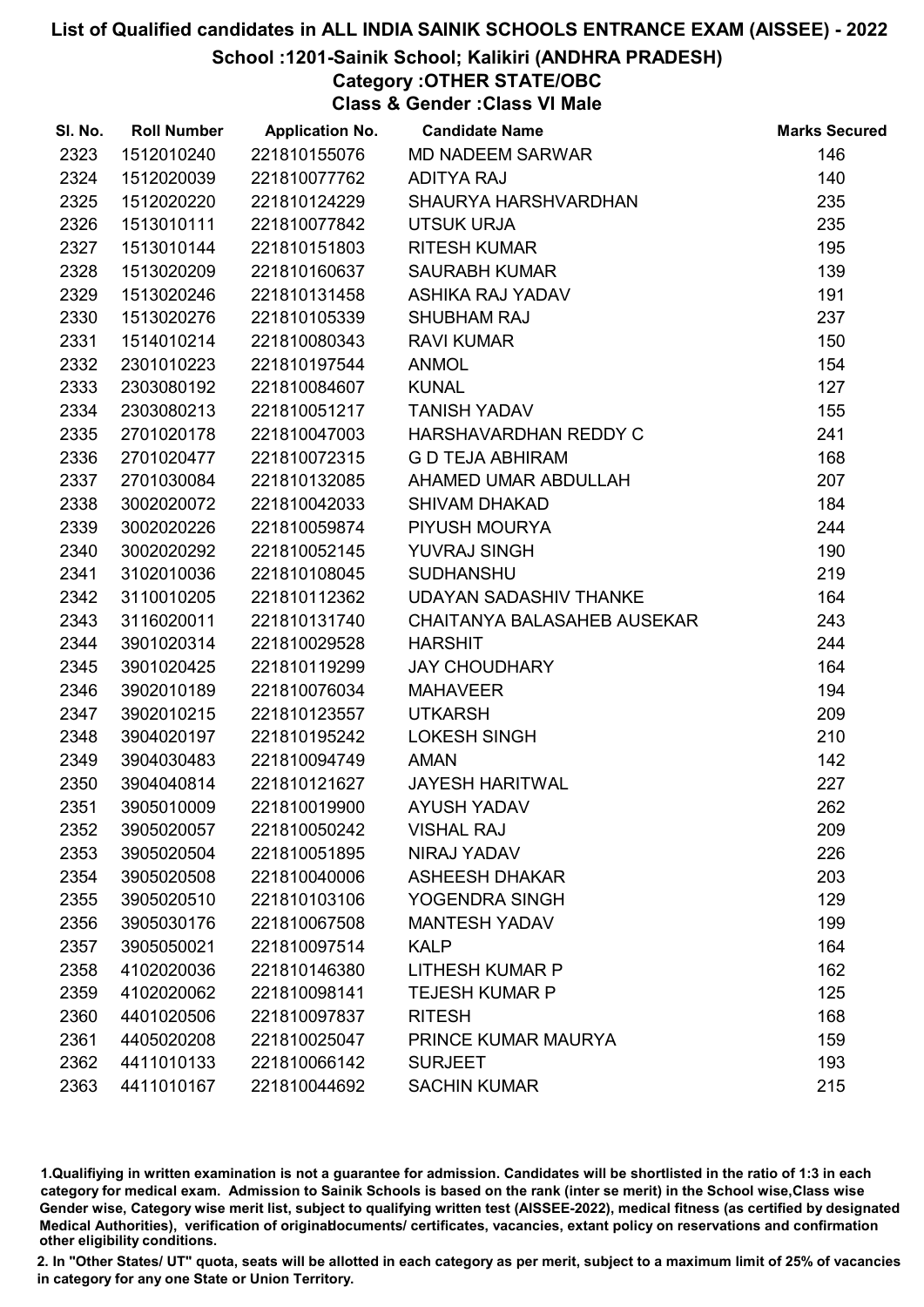# List of Qualified candidates in ALL INDIA SAINIK SCHOOLS ENTRANCE EXAM (AISSEE) - 2022

## School :1201-Sainik School; Kalikiri (ANDHRA PRADESH)

### Category :OTHER STATE/OBC

### Class & Gender :Class VI Male

| Sl. No. | Roll Number | Application No. | Candidate Name | Marks Secured |
|---|---|---|---|---|
| 2323 | 1512010240 | 221810155076 | MD NADEEM SARWAR | 146 |
| 2324 | 1512020039 | 221810077762 | ADITYA RAJ | 140 |
| 2325 | 1512020220 | 221810124229 | SHAURYA HARSHVARDHAN | 235 |
| 2326 | 1513010111 | 221810077842 | UTSUK URJA | 235 |
| 2327 | 1513010144 | 221810151803 | RITESH KUMAR | 195 |
| 2328 | 1513020209 | 221810160637 | SAURABH KUMAR | 139 |
| 2329 | 1513020246 | 221810131458 | ASHIKA RAJ YADAV | 191 |
| 2330 | 1513020276 | 221810105339 | SHUBHAM RAJ | 237 |
| 2331 | 1514010214 | 221810080343 | RAVI KUMAR | 150 |
| 2332 | 2301010223 | 221810197544 | ANMOL | 154 |
| 2333 | 2303080192 | 221810084607 | KUNAL | 127 |
| 2334 | 2303080213 | 221810051217 | TANISH YADAV | 155 |
| 2335 | 2701020178 | 221810047003 | HARSHAVARDHAN REDDY C | 241 |
| 2336 | 2701020477 | 221810072315 | G D TEJA ABHIRAM | 168 |
| 2337 | 2701030084 | 221810132085 | AHAMED UMAR ABDULLAH | 207 |
| 2338 | 3002020072 | 221810042033 | SHIVAM DHAKAD | 184 |
| 2339 | 3002020226 | 221810059874 | PIYUSH MOURYA | 244 |
| 2340 | 3002020292 | 221810052145 | YUVRAJ SINGH | 190 |
| 2341 | 3102010036 | 221810108045 | SUDHANSHU | 219 |
| 2342 | 3110010205 | 221810112362 | UDAYAN SADASHIV THANKE | 164 |
| 2343 | 3116020011 | 221810131740 | CHAITANYA BALASAHEB AUSEKAR | 243 |
| 2344 | 3901020314 | 221810029528 | HARSHIT | 244 |
| 2345 | 3901020425 | 221810119299 | JAY CHOUDHARY | 164 |
| 2346 | 3902010189 | 221810076034 | MAHAVEER | 194 |
| 2347 | 3902010215 | 221810123557 | UTKARSH | 209 |
| 2348 | 3904020197 | 221810195242 | LOKESH SINGH | 210 |
| 2349 | 3904030483 | 221810094749 | AMAN | 142 |
| 2350 | 3904040814 | 221810121627 | JAYESH HARITWAL | 227 |
| 2351 | 3905010009 | 221810019900 | AYUSH YADAV | 262 |
| 2352 | 3905020057 | 221810050242 | VISHAL RAJ | 209 |
| 2353 | 3905020504 | 221810051895 | NIRAJ YADAV | 226 |
| 2354 | 3905020508 | 221810040006 | ASHEESH DHAKAR | 203 |
| 2355 | 3905020510 | 221810103106 | YOGENDRA SINGH | 129 |
| 2356 | 3905030176 | 221810067508 | MANTESH YADAV | 199 |
| 2357 | 3905050021 | 221810097514 | KALP | 164 |
| 2358 | 4102020036 | 221810146380 | LITHESH KUMAR P | 162 |
| 2359 | 4102020062 | 221810098141 | TEJESH KUMAR P | 125 |
| 2360 | 4401020506 | 221810097837 | RITESH | 168 |
| 2361 | 4405020208 | 221810025047 | PRINCE KUMAR MAURYA | 159 |
| 2362 | 4411010133 | 221810066142 | SURJEET | 193 |
| 2363 | 4411010167 | 221810044692 | SACHIN KUMAR | 215 |

1.Qualifiying in written examination is not a guarantee for admission. Candidates will be shortlisted in the ratio of 1:3 in each category for medical exam. Admission to Sainik Schools is based on the rank (inter se merit) in the School wise,Class wise Gender wise, Category wise merit list, subject to qualifying written test (AISSEE-2022), medical fitness (as certified by designated Medical Authorities), verification of originaldocuments/ certificates, vacancies, extant policy on reservations and confirmation other eligibility conditions.

2. In "Other States/ UT" quota, seats will be allotted in each category as per merit, subject to a maximum limit of 25% of vacancies in category for any one State or Union Territory.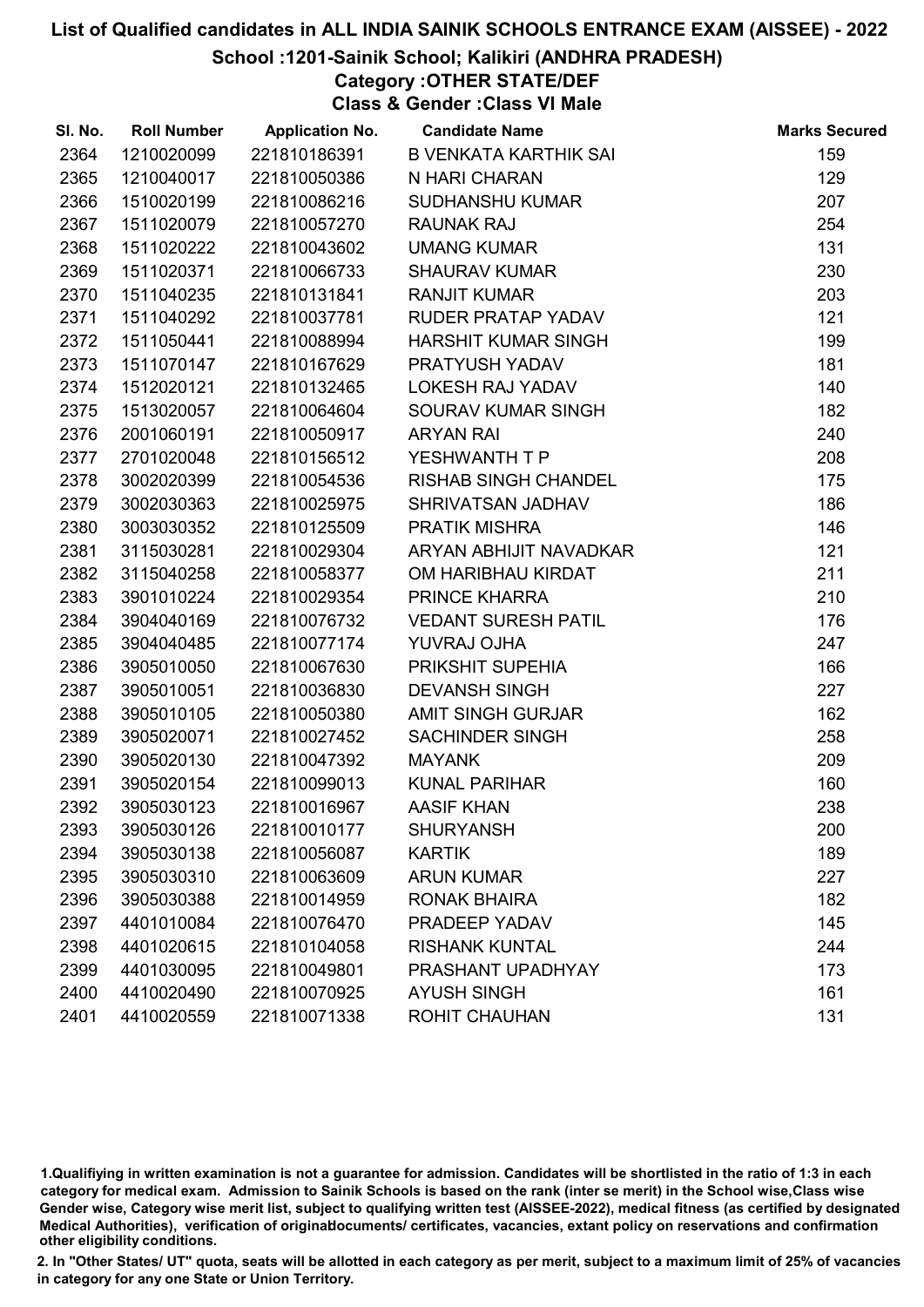# List of Qualified candidates in ALL INDIA SAINIK SCHOOLS ENTRANCE EXAM (AISSEE) - 2022

## School :1201-Sainik School; Kalikiri (ANDHRA PRADESH)

### Category :OTHER STATE/DEF

### Class & Gender :Class VI Male

| Sl. No. | Roll Number | Application No. | Candidate Name | Marks Secured |
|---|---|---|---|---|
| 2364 | 1210020099 | 221810186391 | B VENKATA KARTHIK SAI | 159 |
| 2365 | 1210040017 | 221810050386 | N HARI CHARAN | 129 |
| 2366 | 1510020199 | 221810086216 | SUDHANSHU KUMAR | 207 |
| 2367 | 1511020079 | 221810057270 | RAUNAK RAJ | 254 |
| 2368 | 1511020222 | 221810043602 | UMANG KUMAR | 131 |
| 2369 | 1511020371 | 221810066733 | SHAURAV KUMAR | 230 |
| 2370 | 1511040235 | 221810131841 | RANJIT KUMAR | 203 |
| 2371 | 1511040292 | 221810037781 | RUDER PRATAP YADAV | 121 |
| 2372 | 1511050441 | 221810088994 | HARSHIT KUMAR SINGH | 199 |
| 2373 | 1511070147 | 221810167629 | PRATYUSH YADAV | 181 |
| 2374 | 1512020121 | 221810132465 | LOKESH RAJ YADAV | 140 |
| 2375 | 1513020057 | 221810064604 | SOURAV KUMAR SINGH | 182 |
| 2376 | 2001060191 | 221810050917 | ARYAN RAI | 240 |
| 2377 | 2701020048 | 221810156512 | YESHWANTH T P | 208 |
| 2378 | 3002020399 | 221810054536 | RISHAB SINGH CHANDEL | 175 |
| 2379 | 3002030363 | 221810025975 | SHRIVATSAN JADHAV | 186 |
| 2380 | 3003030352 | 221810125509 | PRATIK MISHRA | 146 |
| 2381 | 3115030281 | 221810029304 | ARYAN ABHIJIT NAVADKAR | 121 |
| 2382 | 3115040258 | 221810058377 | OM HARIBHAU KIRDAT | 211 |
| 2383 | 3901010224 | 221810029354 | PRINCE KHARRA | 210 |
| 2384 | 3904040169 | 221810076732 | VEDANT SURESH PATIL | 176 |
| 2385 | 3904040485 | 221810077174 | YUVRAJ OJHA | 247 |
| 2386 | 3905010050 | 221810067630 | PRIKSHIT SUPEHIA | 166 |
| 2387 | 3905010051 | 221810036830 | DEVANSH SINGH | 227 |
| 2388 | 3905010105 | 221810050380 | AMIT SINGH GURJAR | 162 |
| 2389 | 3905020071 | 221810027452 | SACHINDER SINGH | 258 |
| 2390 | 3905020130 | 221810047392 | MAYANK | 209 |
| 2391 | 3905020154 | 221810099013 | KUNAL PARIHAR | 160 |
| 2392 | 3905030123 | 221810016967 | AASIF KHAN | 238 |
| 2393 | 3905030126 | 221810010177 | SHURYANSH | 200 |
| 2394 | 3905030138 | 221810056087 | KARTIK | 189 |
| 2395 | 3905030310 | 221810063609 | ARUN KUMAR | 227 |
| 2396 | 3905030388 | 221810014959 | RONAK BHAIRA | 182 |
| 2397 | 4401010084 | 221810076470 | PRADEEP YADAV | 145 |
| 2398 | 4401020615 | 221810104058 | RISHANK KUNTAL | 244 |
| 2399 | 4401030095 | 221810049801 | PRASHANT UPADHYAY | 173 |
| 2400 | 4410020490 | 221810070925 | AYUSH SINGH | 161 |
| 2401 | 4410020559 | 221810071338 | ROHIT CHAUHAN | 131 |

1.Qualifiying in written examination is not a guarantee for admission. Candidates will be shortlisted in the ratio of 1:3 in each category for medical exam. Admission to Sainik Schools is based on the rank (inter se merit) in the School wise,Class wise Gender wise, Category wise merit list, subject to qualifying written test (AISSEE-2022), medical fitness (as certified by designated Medical Authorities), verification of originaldocuments/ certificates, vacancies, extant policy on reservations and confirmation other eligibility conditions.

2. In "Other States/ UT" quota, seats will be allotted in each category as per merit, subject to a maximum limit of 25% of vacancies in category for any one State or Union Territory.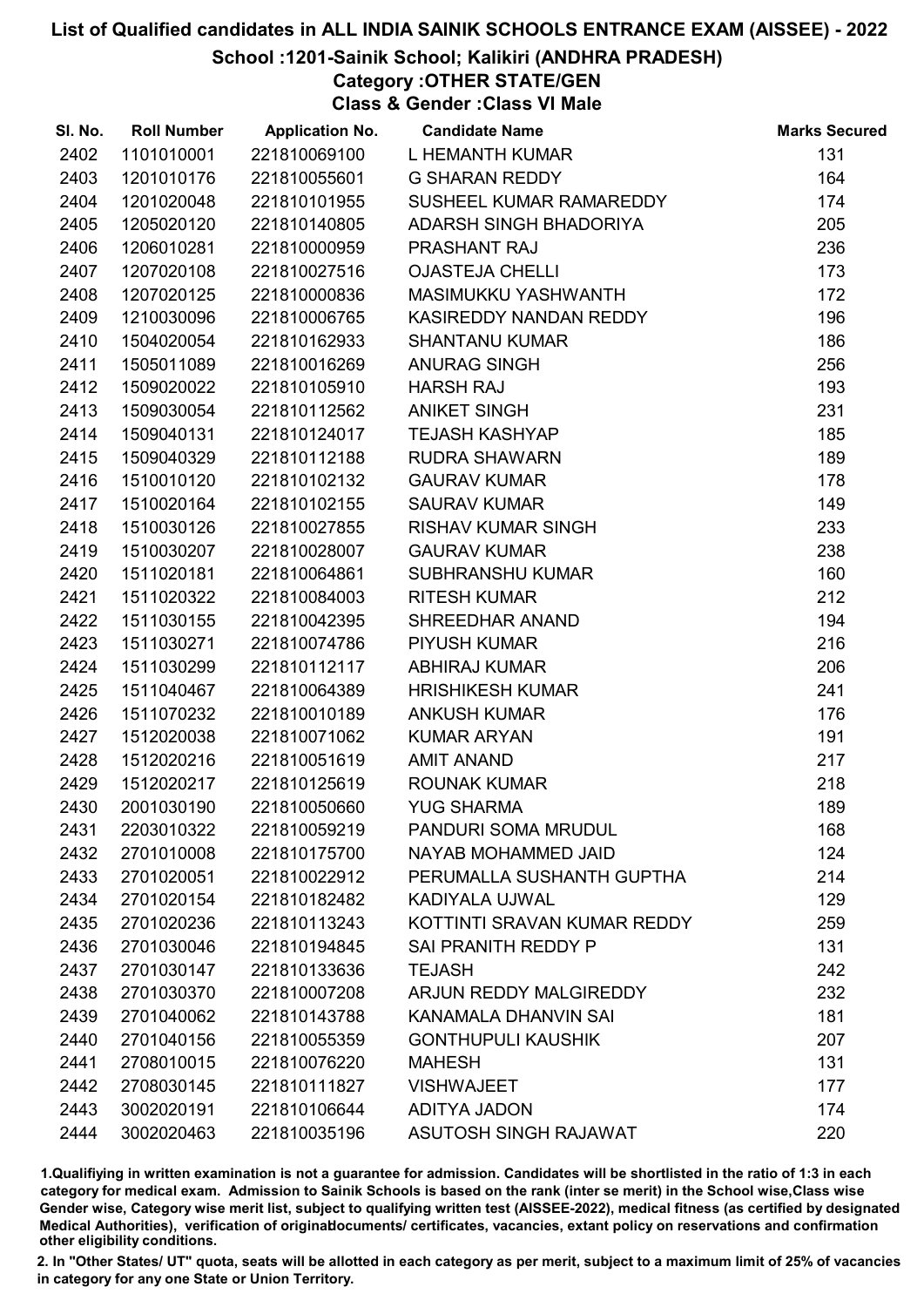# List of Qualified candidates in ALL INDIA SAINIK SCHOOLS ENTRANCE EXAM (AISSEE) - 2022

## School :1201-Sainik School; Kalikiri (ANDHRA PRADESH)

### Category :OTHER STATE/GEN

### Class & Gender :Class VI Male

| Sl. No. | Roll Number | Application No. | Candidate Name | Marks Secured |
|---|---|---|---|---|
| 2402 | 1101010001 | 221810069100 | L HEMANTH KUMAR | 131 |
| 2403 | 1201010176 | 221810055601 | G SHARAN REDDY | 164 |
| 2404 | 1201020048 | 221810101955 | SUSHEEL KUMAR RAMAREDDY | 174 |
| 2405 | 1205020120 | 221810140805 | ADARSH SINGH BHADORIYA | 205 |
| 2406 | 1206010281 | 221810000959 | PRASHANT RAJ | 236 |
| 2407 | 1207020108 | 221810027516 | OJASTEJA CHELLI | 173 |
| 2408 | 1207020125 | 221810000836 | MASIMUKKU YASHWANTH | 172 |
| 2409 | 1210030096 | 221810006765 | KASIREDDY NANDAN REDDY | 196 |
| 2410 | 1504020054 | 221810162933 | SHANTANU KUMAR | 186 |
| 2411 | 1505011089 | 221810016269 | ANURAG SINGH | 256 |
| 2412 | 1509020022 | 221810105910 | HARSH RAJ | 193 |
| 2413 | 1509030054 | 221810112562 | ANIKET SINGH | 231 |
| 2414 | 1509040131 | 221810124017 | TEJASH KASHYAP | 185 |
| 2415 | 1509040329 | 221810112188 | RUDRA SHAWARN | 189 |
| 2416 | 1510010120 | 221810102132 | GAURAV KUMAR | 178 |
| 2417 | 1510020164 | 221810102155 | SAURAV KUMAR | 149 |
| 2418 | 1510030126 | 221810027855 | RISHAV KUMAR SINGH | 233 |
| 2419 | 1510030207 | 221810028007 | GAURAV KUMAR | 238 |
| 2420 | 1511020181 | 221810064861 | SUBHRANSHU KUMAR | 160 |
| 2421 | 1511020322 | 221810084003 | RITESH KUMAR | 212 |
| 2422 | 1511030155 | 221810042395 | SHREEDHAR ANAND | 194 |
| 2423 | 1511030271 | 221810074786 | PIYUSH KUMAR | 216 |
| 2424 | 1511030299 | 221810112117 | ABHIRAJ KUMAR | 206 |
| 2425 | 1511040467 | 221810064389 | HRISHIKESH KUMAR | 241 |
| 2426 | 1511070232 | 221810010189 | ANKUSH KUMAR | 176 |
| 2427 | 1512020038 | 221810071062 | KUMAR ARYAN | 191 |
| 2428 | 1512020216 | 221810051619 | AMIT ANAND | 217 |
| 2429 | 1512020217 | 221810125619 | ROUNAK KUMAR | 218 |
| 2430 | 2001030190 | 221810050660 | YUG SHARMA | 189 |
| 2431 | 2203010322 | 221810059219 | PANDURI SOMA MRUDUL | 168 |
| 2432 | 2701010008 | 221810175700 | NAYAB MOHAMMED JAID | 124 |
| 2433 | 2701020051 | 221810022912 | PERUMALLA SUSHANTH GUPTHA | 214 |
| 2434 | 2701020154 | 221810182482 | KADIYALA UJWAL | 129 |
| 2435 | 2701020236 | 221810113243 | KOTTINTI SRAVAN KUMAR REDDY | 259 |
| 2436 | 2701030046 | 221810194845 | SAI PRANITH REDDY P | 131 |
| 2437 | 2701030147 | 221810133636 | TEJASH | 242 |
| 2438 | 2701030370 | 221810007208 | ARJUN REDDY MALGIREDDY | 232 |
| 2439 | 2701040062 | 221810143788 | KANAMALA DHANVIN SAI | 181 |
| 2440 | 2701040156 | 221810055359 | GONTHUPULI KAUSHIK | 207 |
| 2441 | 2708010015 | 221810076220 | MAHESH | 131 |
| 2442 | 2708030145 | 221810111827 | VISHWAJEET | 177 |
| 2443 | 3002020191 | 221810106644 | ADITYA JADON | 174 |
| 2444 | 3002020463 | 221810035196 | ASUTOSH SINGH RAJAWAT | 220 |

1.Qualifiying in written examination is not a guarantee for admission. Candidates will be shortlisted in the ratio of 1:3 in each category for medical exam. Admission to Sainik Schools is based on the rank (inter se merit) in the School wise,Class wise Gender wise, Category wise merit list, subject to qualifying written test (AISSEE-2022), medical fitness (as certified by designated Medical Authorities), verification of originaldocuments/ certificates, vacancies, extant policy on reservations and confirmation other eligibility conditions.

2. In "Other States/ UT" quota, seats will be allotted in each category as per merit, subject to a maximum limit of 25% of vacancies in category for any one State or Union Territory.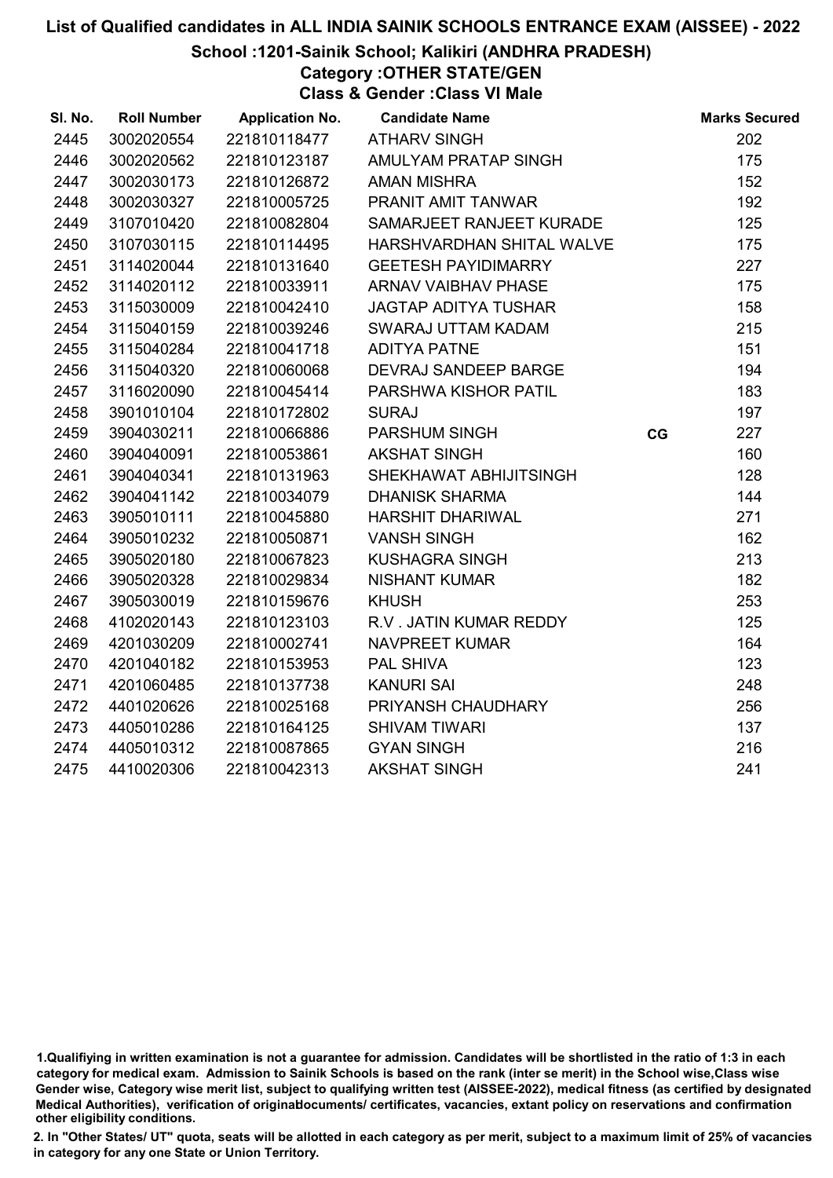# List of Qualified candidates in ALL INDIA SAINIK SCHOOLS ENTRANCE EXAM (AISSEE) - 2022

## School :1201-Sainik School; Kalikiri (ANDHRA PRADESH)

### Category :OTHER STATE/GEN

### Class & Gender :Class VI Male

| Sl. No. | Roll Number | Application No. | Candidate Name | | Marks Secured |
|---|---|---|---|---|---|
| 2445 | 3002020554 | 221810118477 | ATHARV SINGH | | 202 |
| 2446 | 3002020562 | 221810123187 | AMULYAM PRATAP SINGH | | 175 |
| 2447 | 3002030173 | 221810126872 | AMAN MISHRA | | 152 |
| 2448 | 3002030327 | 221810005725 | PRANIT AMIT TANWAR | | 192 |
| 2449 | 3107010420 | 221810082804 | SAMARJEET RANJEET KURADE | | 125 |
| 2450 | 3107030115 | 221810114495 | HARSHVARDHAN SHITAL WALVE | | 175 |
| 2451 | 3114020044 | 221810131640 | GEETESH PAYIDIMARRY | | 227 |
| 2452 | 3114020112 | 221810033911 | ARNAV VAIBHAV PHASE | | 175 |
| 2453 | 3115030009 | 221810042410 | JAGTAP ADITYA TUSHAR | | 158 |
| 2454 | 3115040159 | 221810039246 | SWARAJ UTTAM KADAM | | 215 |
| 2455 | 3115040284 | 221810041718 | ADITYA PATNE | | 151 |
| 2456 | 3115040320 | 221810060068 | DEVRAJ SANDEEP BARGE | | 194 |
| 2457 | 3116020090 | 221810045414 | PARSHWA KISHOR PATIL | | 183 |
| 2458 | 3901010104 | 221810172802 | SURAJ | | 197 |
| 2459 | 3904030211 | 221810066886 | PARSHUM SINGH | CG | 227 |
| 2460 | 3904040091 | 221810053861 | AKSHAT SINGH | | 160 |
| 2461 | 3904040341 | 221810131963 | SHEKHAWAT ABHIJITSINGH | | 128 |
| 2462 | 3904041142 | 221810034079 | DHANISK SHARMA | | 144 |
| 2463 | 3905010111 | 221810045880 | HARSHIT DHARIWAL | | 271 |
| 2464 | 3905010232 | 221810050871 | VANSH SINGH | | 162 |
| 2465 | 3905020180 | 221810067823 | KUSHAGRA SINGH | | 213 |
| 2466 | 3905020328 | 221810029834 | NISHANT KUMAR | | 182 |
| 2467 | 3905030019 | 221810159676 | KHUSH | | 253 |
| 2468 | 4102020143 | 221810123103 | R.V . JATIN KUMAR REDDY | | 125 |
| 2469 | 4201030209 | 221810002741 | NAVPREET KUMAR | | 164 |
| 2470 | 4201040182 | 221810153953 | PAL SHIVA | | 123 |
| 2471 | 4201060485 | 221810137738 | KANURI SAI | | 248 |
| 2472 | 4401020626 | 221810025168 | PRIYANSH CHAUDHARY | | 256 |
| 2473 | 4405010286 | 221810164125 | SHIVAM TIWARI | | 137 |
| 2474 | 4405010312 | 221810087865 | GYAN SINGH | | 216 |
| 2475 | 4410020306 | 221810042313 | AKSHAT SINGH | | 241 |

1.Qualifiying in written examination is not a guarantee for admission. Candidates will be shortlisted in the ratio of 1:3 in each category for medical exam. Admission to Sainik Schools is based on the rank (inter se merit) in the School wise,Class wise Gender wise, Category wise merit list, subject to qualifying written test (AISSEE-2022), medical fitness (as certified by designated Medical Authorities), verification of originaldocuments/ certificates, vacancies, extant policy on reservations and confirmation other eligibility conditions.

2. In "Other States/ UT" quota, seats will be allotted in each category as per merit, subject to a maximum limit of 25% of vacancies in category for any one State or Union Territory.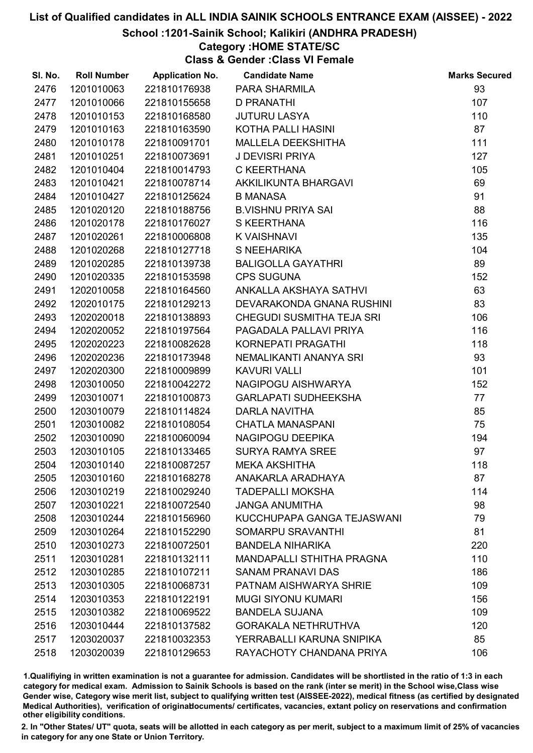# List of Qualified candidates in ALL INDIA SAINIK SCHOOLS ENTRANCE EXAM (AISSEE) - 2022

## School :1201-Sainik School; Kalikiri (ANDHRA PRADESH)

### Category :HOME STATE/SC

### Class & Gender :Class VI Female

| Sl. No. | Roll Number | Application No. | Candidate Name | Marks Secured |
|---|---|---|---|---|
| 2476 | 1201010063 | 221810176938 | PARA SHARMILA | 93 |
| 2477 | 1201010066 | 221810155658 | D PRANATHI | 107 |
| 2478 | 1201010153 | 221810168580 | JUTURU LASYA | 110 |
| 2479 | 1201010163 | 221810163590 | KOTHA PALLI HASINI | 87 |
| 2480 | 1201010178 | 221810091701 | MALLELA DEEKSHITHA | 111 |
| 2481 | 1201010251 | 221810073691 | J DEVISRI PRIYA | 127 |
| 2482 | 1201010404 | 221810014793 | C KEERTHANA | 105 |
| 2483 | 1201010421 | 221810078714 | AKKILIKUNTA BHARGAVI | 69 |
| 2484 | 1201010427 | 221810125624 | B MANASA | 91 |
| 2485 | 1201020120 | 221810188756 | B.VISHNU PRIYA SAI | 88 |
| 2486 | 1201020178 | 221810176027 | S KEERTHANA | 116 |
| 2487 | 1201020261 | 221810006808 | K VAISHNAVI | 135 |
| 2488 | 1201020268 | 221810127718 | S NEEHARIKA | 104 |
| 2489 | 1201020285 | 221810139738 | BALIGOLLA GAYATHRI | 89 |
| 2490 | 1201020335 | 221810153598 | CPS SUGUNA | 152 |
| 2491 | 1202010058 | 221810164560 | ANKALLA AKSHAYA SATHVI | 63 |
| 2492 | 1202010175 | 221810129213 | DEVARAKONDA GNANA RUSHINI | 83 |
| 2493 | 1202020018 | 221810138893 | CHEGUDI SUSMITHA TEJA SRI | 106 |
| 2494 | 1202020052 | 221810197564 | PAGADALA PALLAVI PRIYA | 116 |
| 2495 | 1202020223 | 221810082628 | KORNEPATI PRAGATHI | 118 |
| 2496 | 1202020236 | 221810173948 | NEMALIKANTI ANANYA SRI | 93 |
| 2497 | 1202020300 | 221810009899 | KAVURI VALLI | 101 |
| 2498 | 1203010050 | 221810042272 | NAGIPOGU AISHWARYA | 152 |
| 2499 | 1203010071 | 221810100873 | GARLAPATI SUDHEEKSHA | 77 |
| 2500 | 1203010079 | 221810114824 | DARLA NAVITHA | 85 |
| 2501 | 1203010082 | 221810108054 | CHATLA MANASPANI | 75 |
| 2502 | 1203010090 | 221810060094 | NAGIPOGU DEEPIKA | 194 |
| 2503 | 1203010105 | 221810133465 | SURYA RAMYA SREE | 97 |
| 2504 | 1203010140 | 221810087257 | MEKA AKSHITHA | 118 |
| 2505 | 1203010160 | 221810168278 | ANAKARLA ARADHAYA | 87 |
| 2506 | 1203010219 | 221810029240 | TADEPALLI MOKSHA | 114 |
| 2507 | 1203010221 | 221810072540 | JANGA ANUMITHA | 98 |
| 2508 | 1203010244 | 221810156960 | KUCCHUPAPA GANGA TEJASWANI | 79 |
| 2509 | 1203010264 | 221810152290 | SOMARPU SRAVANTHI | 81 |
| 2510 | 1203010273 | 221810072501 | BANDELA NIHARIKA | 220 |
| 2511 | 1203010281 | 221810132111 | MANDAPALLI STHITHA PRAGNA | 110 |
| 2512 | 1203010285 | 221810107211 | SANAM PRANAVI DAS | 186 |
| 2513 | 1203010305 | 221810068731 | PATNAM AISHWARYA SHRIE | 109 |
| 2514 | 1203010353 | 221810122191 | MUGI SIYONU KUMARI | 156 |
| 2515 | 1203010382 | 221810069522 | BANDELA SUJANA | 109 |
| 2516 | 1203010444 | 221810137582 | GORAKALA NETHRUTHVA | 120 |
| 2517 | 1203020037 | 221810032353 | YERRABALLI KARUNA SNIPIKA | 85 |
| 2518 | 1203020039 | 221810129653 | RAYACHOTY CHANDANA PRIYA | 106 |

1.Qualifying in written examination is not a guarantee for admission. Candidates will be shortlisted in the ratio of 1:3 in each category for medical exam. Admission to Sainik Schools is based on the rank (inter se merit) in the School wise,Class wise Gender wise, Category wise merit list, subject to qualifying written test (AISSEE-2022), medical fitness (as certified by designated Medical Authorities), verification of originaldocuments/ certificates, vacancies, extant policy on reservations and confirmation other eligibility conditions.

2. In "Other States/ UT" quota, seats will be allotted in each category as per merit, subject to a maximum limit of 25% of vacancies in category for any one State or Union Territory.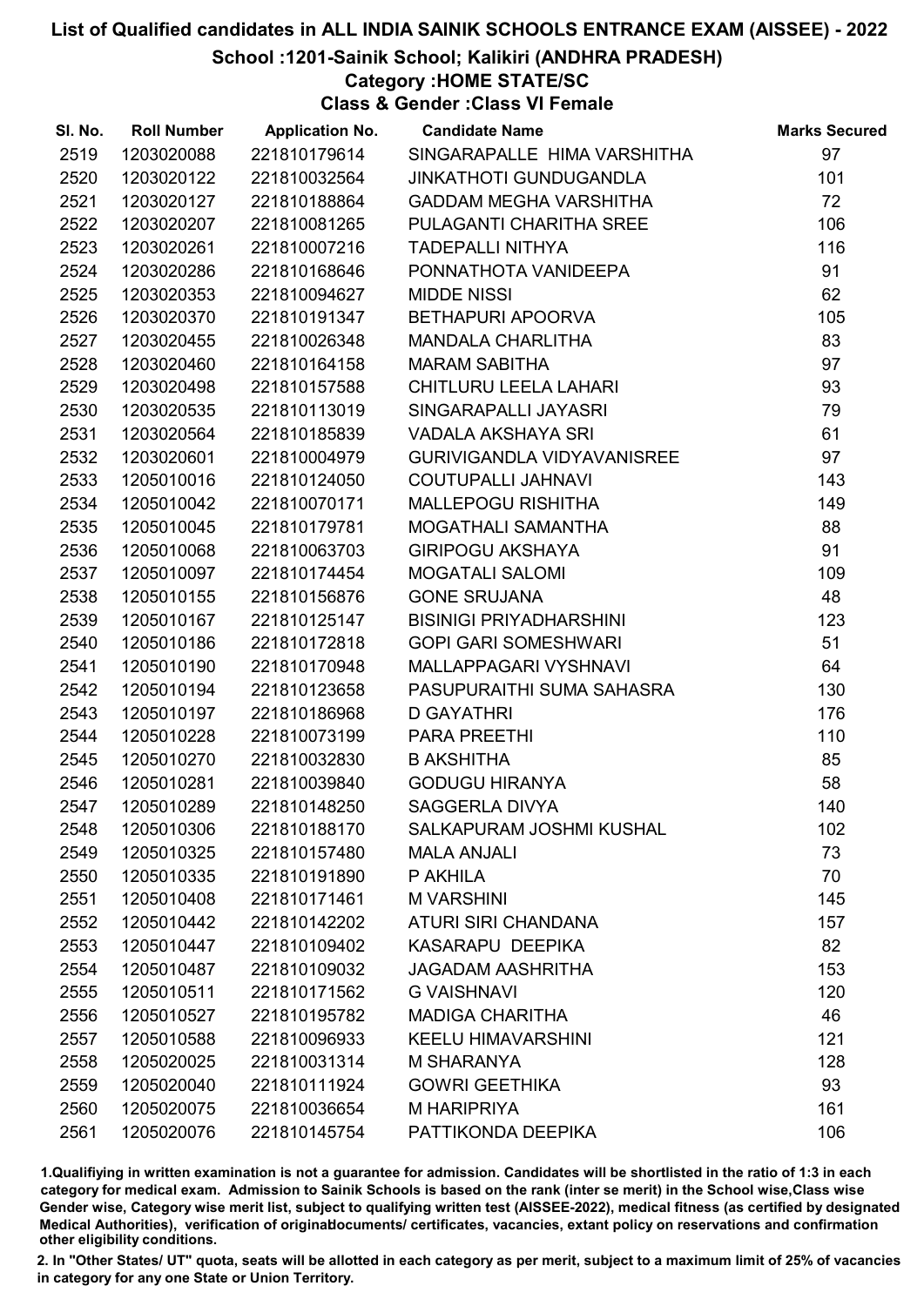# List of Qualified candidates in ALL INDIA SAINIK SCHOOLS ENTRANCE EXAM (AISSEE) - 2022

## School :1201-Sainik School; Kalikiri (ANDHRA PRADESH)

### Category :HOME STATE/SC

### Class & Gender :Class VI Female

| Sl. No. | Roll Number | Application No. | Candidate Name | Marks Secured |
|---|---|---|---|---|
| 2519 | 1203020088 | 221810179614 | SINGARAPALLE HIMA VARSHITHA | 97 |
| 2520 | 1203020122 | 221810032564 | JINKATHOTI GUNDUGANDLA | 101 |
| 2521 | 1203020127 | 221810188864 | GADDAM MEGHA VARSHITHA | 72 |
| 2522 | 1203020207 | 221810081265 | PULAGANTI CHARITHA SREE | 106 |
| 2523 | 1203020261 | 221810007216 | TADEPALLI NITHYA | 116 |
| 2524 | 1203020286 | 221810168646 | PONNATHOTA VANIDEEPA | 91 |
| 2525 | 1203020353 | 221810094627 | MIDDE NISSI | 62 |
| 2526 | 1203020370 | 221810191347 | BETHAPURI APOORVA | 105 |
| 2527 | 1203020455 | 221810026348 | MANDALA CHARLITHA | 83 |
| 2528 | 1203020460 | 221810164158 | MARAM SABITHA | 97 |
| 2529 | 1203020498 | 221810157588 | CHITLURU LEELA LAHARI | 93 |
| 2530 | 1203020535 | 221810113019 | SINGARAPALLI JAYASRI | 79 |
| 2531 | 1203020564 | 221810185839 | VADALA AKSHAYA SRI | 61 |
| 2532 | 1203020601 | 221810004979 | GURIVIGANDLA VIDYAVANISREE | 97 |
| 2533 | 1205010016 | 221810124050 | COUTUPALLI JAHNAVI | 143 |
| 2534 | 1205010042 | 221810070171 | MALLEPOGU RISHITHA | 149 |
| 2535 | 1205010045 | 221810179781 | MOGATHALI SAMANTHA | 88 |
| 2536 | 1205010068 | 221810063703 | GIRIPOGU AKSHAYA | 91 |
| 2537 | 1205010097 | 221810174454 | MOGATALI SALOMI | 109 |
| 2538 | 1205010155 | 221810156876 | GONE SRUJANA | 48 |
| 2539 | 1205010167 | 221810125147 | BISINIGI PRIYADHARSHINI | 123 |
| 2540 | 1205010186 | 221810172818 | GOPI GARI SOMESHWARI | 51 |
| 2541 | 1205010190 | 221810170948 | MALLAPPAGARI VYSHNAVI | 64 |
| 2542 | 1205010194 | 221810123658 | PASUPURAITHI SUMA SAHASRA | 130 |
| 2543 | 1205010197 | 221810186968 | D GAYATHRI | 176 |
| 2544 | 1205010228 | 221810073199 | PARA PREETHI | 110 |
| 2545 | 1205010270 | 221810032830 | B AKSHITHA | 85 |
| 2546 | 1205010281 | 221810039840 | GODUGU HIRANYA | 58 |
| 2547 | 1205010289 | 221810148250 | SAGGERLA DIVYA | 140 |
| 2548 | 1205010306 | 221810188170 | SALKAPURAM JOSHMI KUSHAL | 102 |
| 2549 | 1205010325 | 221810157480 | MALA ANJALI | 73 |
| 2550 | 1205010335 | 221810191890 | P AKHILA | 70 |
| 2551 | 1205010408 | 221810171461 | M VARSHINI | 145 |
| 2552 | 1205010442 | 221810142202 | ATURI SIRI CHANDANA | 157 |
| 2553 | 1205010447 | 221810109402 | KASARAPU DEEPIKA | 82 |
| 2554 | 1205010487 | 221810109032 | JAGADAM AASHRITHA | 153 |
| 2555 | 1205010511 | 221810171562 | G VAISHNAVI | 120 |
| 2556 | 1205010527 | 221810195782 | MADIGA CHARITHA | 46 |
| 2557 | 1205010588 | 221810096933 | KEELU HIMAVARSHINI | 121 |
| 2558 | 1205020025 | 221810031314 | M SHARANYA | 128 |
| 2559 | 1205020040 | 221810111924 | GOWRI GEETHIKA | 93 |
| 2560 | 1205020075 | 221810036654 | M HARIPRIYA | 161 |
| 2561 | 1205020076 | 221810145754 | PATTIKONDA DEEPIKA | 106 |

1.Qualifiying in written examination is not a guarantee for admission. Candidates will be shortlisted in the ratio of 1:3 in each category for medical exam. Admission to Sainik Schools is based on the rank (inter se merit) in the School wise,Class wise Gender wise, Category wise merit list, subject to qualifying written test (AISSEE-2022), medical fitness (as certified by designated Medical Authorities), verification of originaldocuments/ certificates, vacancies, extant policy on reservations and confirmation other eligibility conditions.

2. In "Other States/ UT" quota, seats will be allotted in each category as per merit, subject to a maximum limit of 25% of vacancies in category for any one State or Union Territory.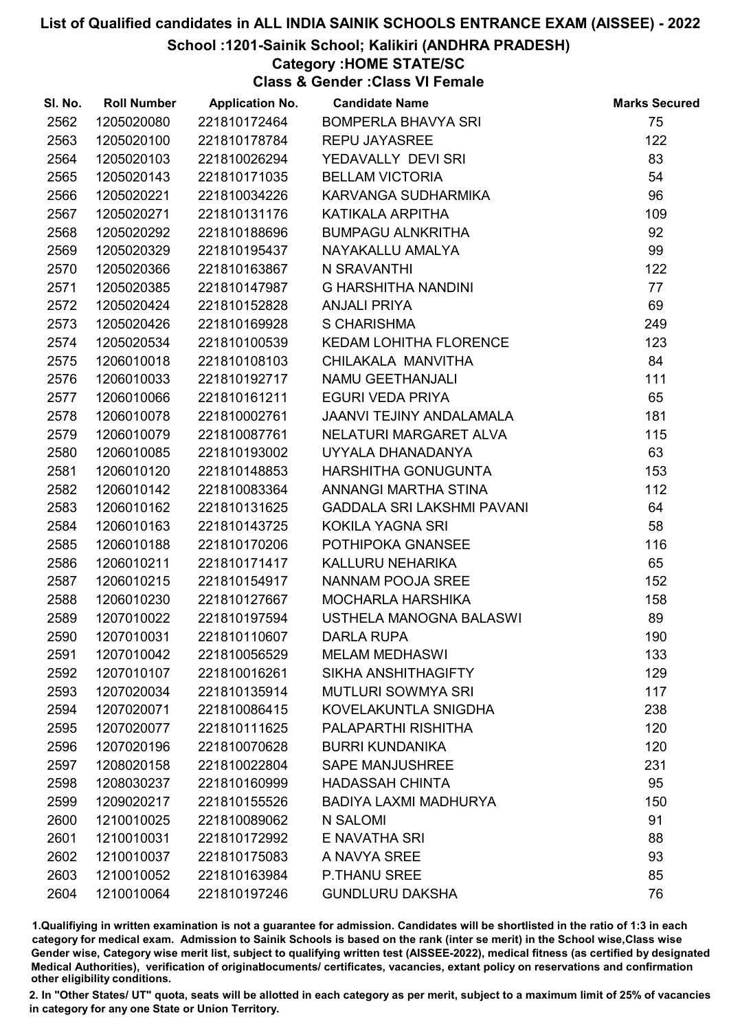# List of Qualified candidates in ALL INDIA SAINIK SCHOOLS ENTRANCE EXAM (AISSEE) - 2022

## School :1201-Sainik School; Kalikiri (ANDHRA PRADESH)

### Category :HOME STATE/SC

### Class & Gender :Class VI Female

| Sl. No. | Roll Number | Application No. | Candidate Name | Marks Secured |
|---|---|---|---|---|
| 2562 | 1205020080 | 221810172464 | BOMPERLA BHAVYA SRI | 75 |
| 2563 | 1205020100 | 221810178784 | REPU JAYASREE | 122 |
| 2564 | 1205020103 | 221810026294 | YEDAVALLY DEVI SRI | 83 |
| 2565 | 1205020143 | 221810171035 | BELLAM VICTORIA | 54 |
| 2566 | 1205020221 | 221810034226 | KARVANGA SUDHARMIKA | 96 |
| 2567 | 1205020271 | 221810131176 | KATIKALA ARPITHA | 109 |
| 2568 | 1205020292 | 221810188696 | BUMPAGU ALNKRITHA | 92 |
| 2569 | 1205020329 | 221810195437 | NAYAKALLU AMALYA | 99 |
| 2570 | 1205020366 | 221810163867 | N SRAVANTHI | 122 |
| 2571 | 1205020385 | 221810147987 | G HARSHITHA NANDINI | 77 |
| 2572 | 1205020424 | 221810152828 | ANJALI PRIYA | 69 |
| 2573 | 1205020426 | 221810169928 | S CHARISHMA | 249 |
| 2574 | 1205020534 | 221810100539 | KEDAM LOHITHA FLORENCE | 123 |
| 2575 | 1206010018 | 221810108103 | CHILAKALA MANVITHA | 84 |
| 2576 | 1206010033 | 221810192717 | NAMU GEETHANJALI | 111 |
| 2577 | 1206010066 | 221810161211 | EGURI VEDA PRIYA | 65 |
| 2578 | 1206010078 | 221810002761 | JAANVI TEJINY ANDALAMALA | 181 |
| 2579 | 1206010079 | 221810087761 | NELATURI MARGARET ALVA | 115 |
| 2580 | 1206010085 | 221810193002 | UYYALA DHANADANYA | 63 |
| 2581 | 1206010120 | 221810148853 | HARSHITHA GONUGUNTA | 153 |
| 2582 | 1206010142 | 221810083364 | ANNANGI MARTHA STINA | 112 |
| 2583 | 1206010162 | 221810131625 | GADDALA SRI LAKSHMI PAVANI | 64 |
| 2584 | 1206010163 | 221810143725 | KOKILA YAGNA SRI | 58 |
| 2585 | 1206010188 | 221810170206 | POTHIPOKA GNANSEE | 116 |
| 2586 | 1206010211 | 221810171417 | KALLURU NEHARIKA | 65 |
| 2587 | 1206010215 | 221810154917 | NANNAM POOJA SREE | 152 |
| 2588 | 1206010230 | 221810127667 | MOCHARLA HARSHIKA | 158 |
| 2589 | 1207010022 | 221810197594 | USTHELA MANOGNA BALASWI | 89 |
| 2590 | 1207010031 | 221810110607 | DARLA RUPA | 190 |
| 2591 | 1207010042 | 221810056529 | MELAM MEDHASWI | 133 |
| 2592 | 1207010107 | 221810016261 | SIKHA ANSHITHAGIFTY | 129 |
| 2593 | 1207020034 | 221810135914 | MUTLURI SOWMYA SRI | 117 |
| 2594 | 1207020071 | 221810086415 | KOVELAKUNTLA SNIGDHA | 238 |
| 2595 | 1207020077 | 221810111625 | PALAPARTHI RISHITHA | 120 |
| 2596 | 1207020196 | 221810070628 | BURRI KUNDANIKA | 120 |
| 2597 | 1208020158 | 221810022804 | SAPE MANJUSHREE | 231 |
| 2598 | 1208030237 | 221810160999 | HADASSAH CHINTA | 95 |
| 2599 | 1209020217 | 221810155526 | BADIYA LAXMI MADHURYA | 150 |
| 2600 | 1210010025 | 221810089062 | N SALOMI | 91 |
| 2601 | 1210010031 | 221810172992 | E NAVATHA SRI | 88 |
| 2602 | 1210010037 | 221810175083 | A NAVYA SREE | 93 |
| 2603 | 1210010052 | 221810163984 | P.THANU SREE | 85 |
| 2604 | 1210010064 | 221810197246 | GUNDLURU DAKSHA | 76 |

1.Qualifiying in written examination is not a guarantee for admission. Candidates will be shortlisted in the ratio of 1:3 in each category for medical exam. Admission to Sainik Schools is based on the rank (inter se merit) in the School wise,Class wise Gender wise, Category wise merit list, subject to qualifying written test (AISSEE-2022), medical fitness (as certified by designated Medical Authorities), verification of originaldocuments/ certificates, vacancies, extant policy on reservations and confirmation other eligibility conditions.

2. In "Other States/ UT" quota, seats will be allotted in each category as per merit, subject to a maximum limit of 25% of vacancies in category for any one State or Union Territory.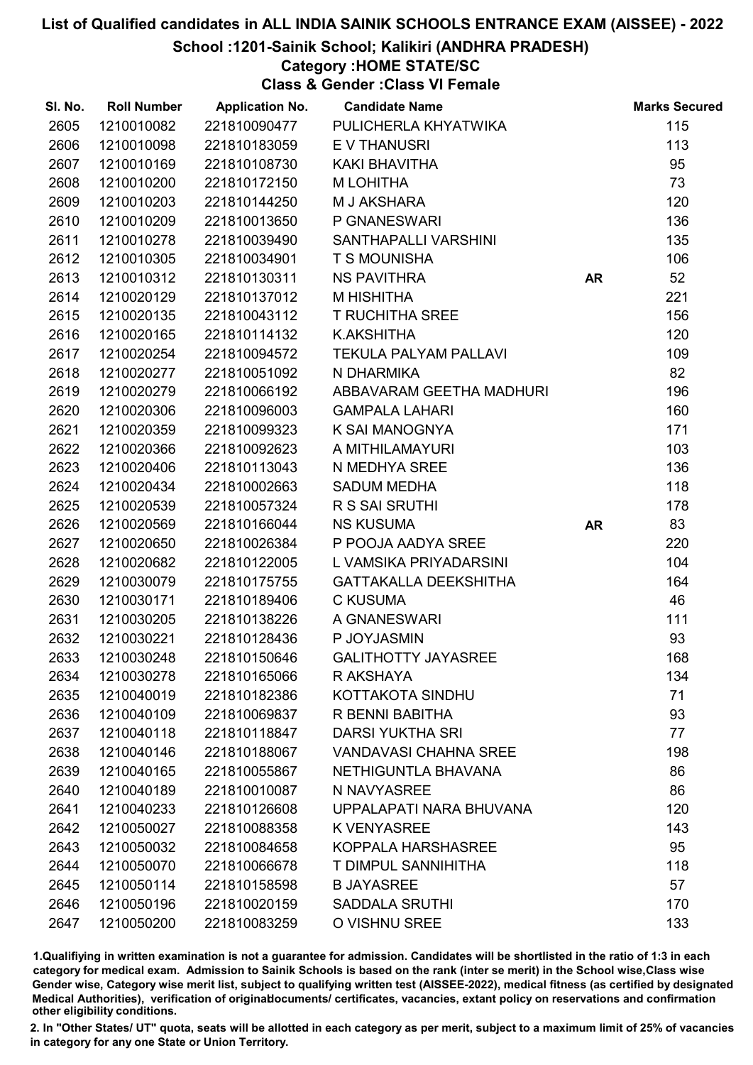# List of Qualified candidates in ALL INDIA SAINIK SCHOOLS ENTRANCE EXAM (AISSEE) - 2022

## School :1201-Sainik School; Kalikiri (ANDHRA PRADESH)

### Category :HOME STATE/SC

### Class & Gender :Class VI Female

| Sl. No. | Roll Number | Application No. | Candidate Name | | Marks Secured |
|---|---|---|---|---|---|
| 2605 | 1210010082 | 221810090477 | PULICHERLA KHYATWIKA | | 115 |
| 2606 | 1210010098 | 221810183059 | E V THANUSRI | | 113 |
| 2607 | 1210010169 | 221810108730 | KAKI BHAVITHA | | 95 |
| 2608 | 1210010200 | 221810172150 | M LOHITHA | | 73 |
| 2609 | 1210010203 | 221810144250 | M J AKSHARA | | 120 |
| 2610 | 1210010209 | 221810013650 | P GNANESWARI | | 136 |
| 2611 | 1210010278 | 221810039490 | SANTHAPALLI VARSHINI | | 135 |
| 2612 | 1210010305 | 221810034901 | T S MOUNISHA | | 106 |
| 2613 | 1210010312 | 221810130311 | NS PAVITHRA | AR | 52 |
| 2614 | 1210020129 | 221810137012 | M HISHITHA | | 221 |
| 2615 | 1210020135 | 221810043112 | T RUCHITHA SREE | | 156 |
| 2616 | 1210020165 | 221810114132 | K.AKSHITHA | | 120 |
| 2617 | 1210020254 | 221810094572 | TEKULA PALYAM PALLAVI | | 109 |
| 2618 | 1210020277 | 221810051092 | N DHARMIKA | | 82 |
| 2619 | 1210020279 | 221810066192 | ABBAVARAM GEETHA MADHURI | | 196 |
| 2620 | 1210020306 | 221810096003 | GAMPALA LAHARI | | 160 |
| 2621 | 1210020359 | 221810099323 | K SAI MANOGNYA | | 171 |
| 2622 | 1210020366 | 221810092623 | A MITHILAMAYURI | | 103 |
| 2623 | 1210020406 | 221810113043 | N MEDHYA SREE | | 136 |
| 2624 | 1210020434 | 221810002663 | SADUM MEDHA | | 118 |
| 2625 | 1210020539 | 221810057324 | R S SAI SRUTHI | | 178 |
| 2626 | 1210020569 | 221810166044 | NS KUSUMA | AR | 83 |
| 2627 | 1210020650 | 221810026384 | P POOJA AADYA SREE | | 220 |
| 2628 | 1210020682 | 221810122005 | L VAMSIKA PRIYADARSINI | | 104 |
| 2629 | 1210030079 | 221810175755 | GATTAKALLA DEEKSHITHA | | 164 |
| 2630 | 1210030171 | 221810189406 | C KUSUMA | | 46 |
| 2631 | 1210030205 | 221810138226 | A GNANESWARI | | 111 |
| 2632 | 1210030221 | 221810128436 | P JOYJASMIN | | 93 |
| 2633 | 1210030248 | 221810150646 | GALITHOTTY JAYASREE | | 168 |
| 2634 | 1210030278 | 221810165066 | R AKSHAYA | | 134 |
| 2635 | 1210040019 | 221810182386 | KOTTAKOTA SINDHU | | 71 |
| 2636 | 1210040109 | 221810069837 | R BENNI BABITHA | | 93 |
| 2637 | 1210040118 | 221810118847 | DARSI YUKTHA SRI | | 77 |
| 2638 | 1210040146 | 221810188067 | VANDAVASI CHAHNA SREE | | 198 |
| 2639 | 1210040165 | 221810055867 | NETHIGUNTLA BHAVANA | | 86 |
| 2640 | 1210040189 | 221810010087 | N NAVYASREE | | 86 |
| 2641 | 1210040233 | 221810126608 | UPPALAPATI NARA BHUVANA | | 120 |
| 2642 | 1210050027 | 221810088358 | K VENYASREE | | 143 |
| 2643 | 1210050032 | 221810084658 | KOPPALA HARSHASREE | | 95 |
| 2644 | 1210050070 | 221810066678 | T DIMPUL SANNIHITHA | | 118 |
| 2645 | 1210050114 | 221810158598 | B JAYASREE | | 57 |
| 2646 | 1210050196 | 221810020159 | SADDALA SRUTHI | | 170 |
| 2647 | 1210050200 | 221810083259 | O VISHNU SREE | | 133 |

1.Qualifying in written examination is not a guarantee for admission. Candidates will be shortlisted in the ratio of 1:3 in each category for medical exam. Admission to Sainik Schools is based on the rank (inter se merit) in the School wise,Class wise Gender wise, Category wise merit list, subject to qualifying written test (AISSEE-2022), medical fitness (as certified by designated Medical Authorities), verification of originaldocuments/ certificates, vacancies, extant policy on reservations and confirmation other eligibility conditions.

2. In "Other States/ UT" quota, seats will be allotted in each category as per merit, subject to a maximum limit of 25% of vacancies in category for any one State or Union Territory.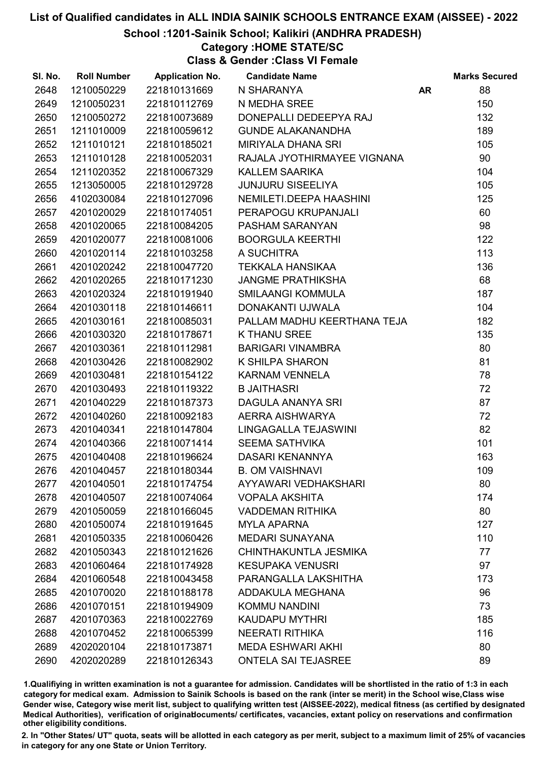# List of Qualified candidates in ALL INDIA SAINIK SCHOOLS ENTRANCE EXAM (AISSEE) - 2022

## School :1201-Sainik School; Kalikiri (ANDHRA PRADESH)

### Category :HOME STATE/SC

### Class & Gender :Class VI Female

| Sl. No. | Roll Number | Application No. | Candidate Name | | Marks Secured |
|---|---|---|---|---|---|
| 2648 | 1210050229 | 221810131669 | N SHARANYA | AR | 88 |
| 2649 | 1210050231 | 221810112769 | N MEDHA SREE | | 150 |
| 2650 | 1210050272 | 221810073689 | DONEPALLI DEDEEPYA RAJ | | 132 |
| 2651 | 1211010009 | 221810059612 | GUNDE ALAKANANDHA | | 189 |
| 2652 | 1211010121 | 221810185021 | MIRIYALA DHANA SRI | | 105 |
| 2653 | 1211010128 | 221810052031 | RAJALA JYOTHIRMAYEE VIGNANA | | 90 |
| 2654 | 1211020352 | 221810067329 | KALLEM SAARIKA | | 104 |
| 2655 | 1213050005 | 221810129728 | JUNJURU SISEELIYA | | 105 |
| 2656 | 4102030084 | 221810127096 | NEMILETI.DEEPA HAASHINI | | 125 |
| 2657 | 4201020029 | 221810174051 | PERAPOGU KRUPANJALI | | 60 |
| 2658 | 4201020065 | 221810084205 | PASHAM SARANYAN | | 98 |
| 2659 | 4201020077 | 221810081006 | BOORGULA KEERTHI | | 122 |
| 2660 | 4201020114 | 221810103258 | A SUCHITRA | | 113 |
| 2661 | 4201020242 | 221810047720 | TEKKALA HANSIKAA | | 136 |
| 2662 | 4201020265 | 221810171230 | JANGME PRATHIKSHA | | 68 |
| 2663 | 4201020324 | 221810191940 | SMILAANGI KOMMULA | | 187 |
| 2664 | 4201030118 | 221810146611 | DONAKANTI UJWALA | | 104 |
| 2665 | 4201030161 | 221810085031 | PALLAM MADHU KEERTHANA TEJA | | 182 |
| 2666 | 4201030320 | 221810178671 | K THANU SREE | | 135 |
| 2667 | 4201030361 | 221810112981 | BARIGARI VINAMBRA | | 80 |
| 2668 | 4201030426 | 221810082902 | K SHILPA SHARON | | 81 |
| 2669 | 4201030481 | 221810154122 | KARNAM VENNELA | | 78 |
| 2670 | 4201030493 | 221810119322 | B JAITHASRI | | 72 |
| 2671 | 4201040229 | 221810187373 | DAGULA ANANYA SRI | | 87 |
| 2672 | 4201040260 | 221810092183 | AERRA AISHWARYA | | 72 |
| 2673 | 4201040341 | 221810147804 | LINGAGALLA TEJASWINI | | 82 |
| 2674 | 4201040366 | 221810071414 | SEEMA SATHVIKA | | 101 |
| 2675 | 4201040408 | 221810196624 | DASARI KENANNYA | | 163 |
| 2676 | 4201040457 | 221810180344 | B. OM VAISHNAVI | | 109 |
| 2677 | 4201040501 | 221810174754 | AYYAWARI VEDHAKSHARI | | 80 |
| 2678 | 4201040507 | 221810074064 | VOPALA AKSHITA | | 174 |
| 2679 | 4201050059 | 221810166045 | VADDEMAN RITHIKA | | 80 |
| 2680 | 4201050074 | 221810191645 | MYLA APARNA | | 127 |
| 2681 | 4201050335 | 221810060426 | MEDARI SUNAYANA | | 110 |
| 2682 | 4201050343 | 221810121626 | CHINTHAKUNTLA JESMIKA | | 77 |
| 2683 | 4201060464 | 221810174928 | KESUPAKA VENUSRI | | 97 |
| 2684 | 4201060548 | 221810043458 | PARANGALLA LAKSHITHA | | 173 |
| 2685 | 4201070020 | 221810188178 | ADDAKULA MEGHANA | | 96 |
| 2686 | 4201070151 | 221810194909 | KOMMU NANDINI | | 73 |
| 2687 | 4201070363 | 221810022769 | KAUDAPU MYTHRI | | 185 |
| 2688 | 4201070452 | 221810065399 | NEERATI RITHIKA | | 116 |
| 2689 | 4202020104 | 221810173871 | MEDA ESHWARI AKHI | | 80 |
| 2690 | 4202020289 | 221810126343 | ONTELA SAI TEJASREE | | 89 |

1.Qualifying in written examination is not a guarantee for admission. Candidates will be shortlisted in the ratio of 1:3 in each category for medical exam. Admission to Sainik Schools is based on the rank (inter se merit) in the School wise,Class wise Gender wise, Category wise merit list, subject to qualifying written test (AISSEE-2022), medical fitness (as certified by designated Medical Authorities), verification of originaldocuments/ certificates, vacancies, extant policy on reservations and confirmation other eligibility conditions.

2. In "Other States/ UT" quota, seats will be allotted in each category as per merit, subject to a maximum limit of 25% of vacancies in category for any one State or Union Territory.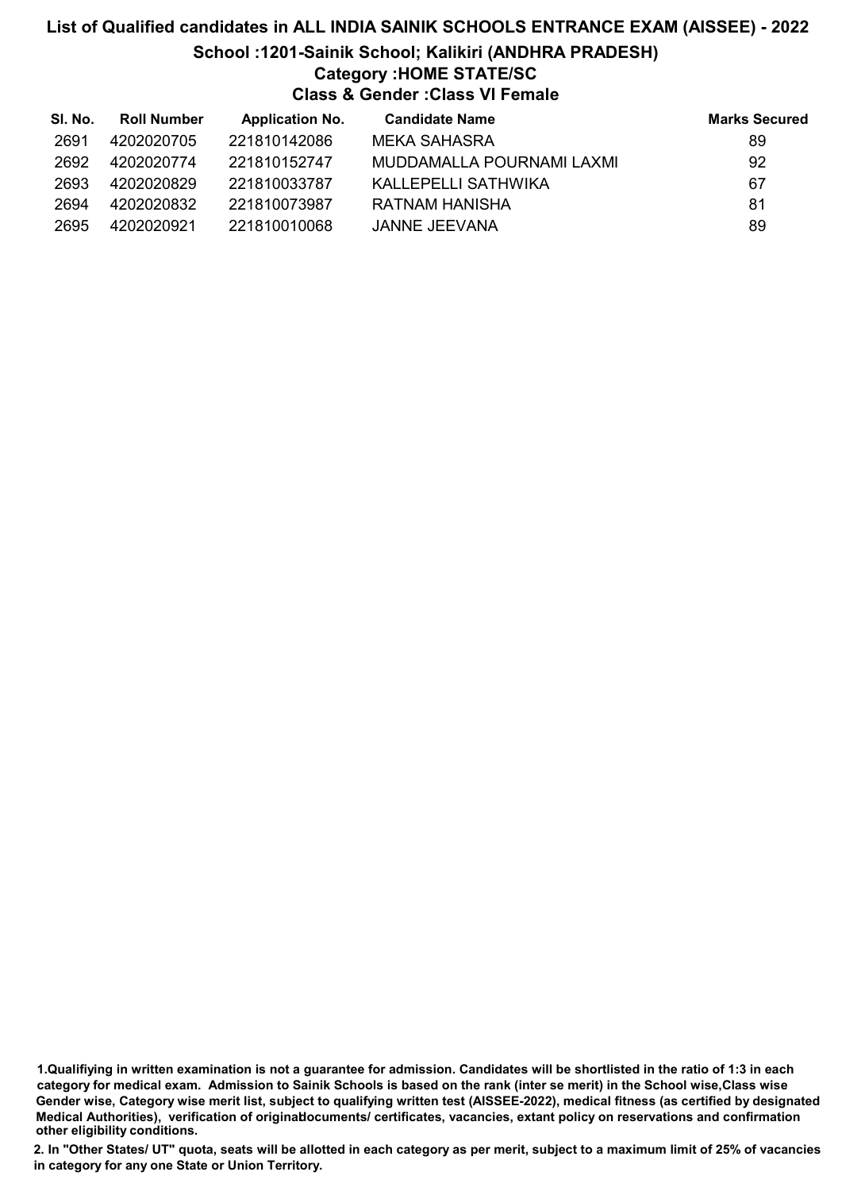# List of Qualified candidates in ALL INDIA SAINIK SCHOOLS ENTRANCE EXAM (AISSEE) - 2022

## School :1201-Sainik School; Kalikiri (ANDHRA PRADESH)

### Category :HOME STATE/SC

### Class & Gender :Class VI Female

| Sl. No. | Roll Number | Application No. | Candidate Name | Marks Secured |
|---|---|---|---|---|
| 2691 | 4202020705 | 221810142086 | MEKA SAHASRA | 89 |
| 2692 | 4202020774 | 221810152747 | MUDDAMALLA POURNAMI LAXMI | 92 |
| 2693 | 4202020829 | 221810033787 | KALLEPELLI SATHWIKA | 67 |
| 2694 | 4202020832 | 221810073987 | RATNAM HANISHA | 81 |
| 2695 | 4202020921 | 221810010068 | JANNE JEEVANA | 89 |

**1.Qualifiying in written examination is not a guarantee for admission. Candidates will be shortlisted in the ratio of 1:3 in each category for medical exam. Admission to Sainik Schools is based on the rank (inter se merit) in the School wise,Class wise Gender wise, Category wise merit list, subject to qualifying written test (AISSEE-2022), medical fitness (as certified by designated Medical Authorities), verification of originaldocuments/ certificates, vacancies, extant policy on reservations and confirmation other eligibility conditions.**

**2. In "Other States/ UT" quota, seats will be allotted in each category as per merit, subject to a maximum limit of 25% of vacancies in category for any one State or Union Territory.**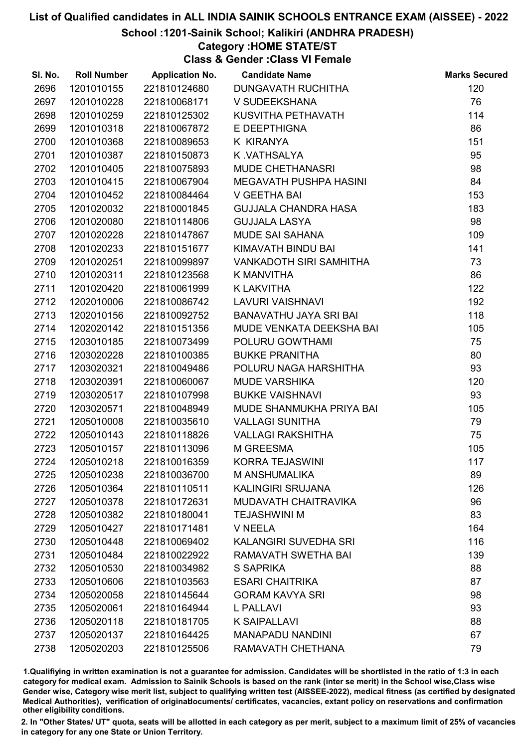# List of Qualified candidates in ALL INDIA SAINIK SCHOOLS ENTRANCE EXAM (AISSEE) - 2022

## School :1201-Sainik School; Kalikiri (ANDHRA PRADESH)

### Category :HOME STATE/ST

### Class & Gender :Class VI Female

| Sl. No. | Roll Number | Application No. | Candidate Name | Marks Secured |
|---|---|---|---|---|
| 2696 | 1201010155 | 221810124680 | DUNGAVATH RUCHITHA | 120 |
| 2697 | 1201010228 | 221810068171 | V SUDEEKSHANA | 76 |
| 2698 | 1201010259 | 221810125302 | KUSVITHA PETHAVATH | 114 |
| 2699 | 1201010318 | 221810067872 | E DEEPTHIGNA | 86 |
| 2700 | 1201010368 | 221810089653 | K KIRANYA | 151 |
| 2701 | 1201010387 | 221810150873 | K .VATHSALYA | 95 |
| 2702 | 1201010405 | 221810075893 | MUDE CHETHANASRI | 98 |
| 2703 | 1201010415 | 221810067904 | MEGAVATH PUSHPA HASINI | 84 |
| 2704 | 1201010452 | 221810084464 | V GEETHA BAI | 153 |
| 2705 | 1201020032 | 221810001845 | GUJJALA CHANDRA HASA | 183 |
| 2706 | 1201020080 | 221810114806 | GUJJALA LASYA | 98 |
| 2707 | 1201020228 | 221810147867 | MUDE SAI SAHANA | 109 |
| 2708 | 1201020233 | 221810151677 | KIMAVATH BINDU BAI | 141 |
| 2709 | 1201020251 | 221810099897 | VANKADOTH SIRI SAMHITHA | 73 |
| 2710 | 1201020311 | 221810123568 | K MANVITHA | 86 |
| 2711 | 1201020420 | 221810061999 | K LAKVITHA | 122 |
| 2712 | 1202010006 | 221810086742 | LAVURI VAISHNAVI | 192 |
| 2713 | 1202010156 | 221810092752 | BANAVATHU JAYA SRI BAI | 118 |
| 2714 | 1202020142 | 221810151356 | MUDE VENKATA DEEKSHA BAI | 105 |
| 2715 | 1203010185 | 221810073499 | POLURU GOWTHAMI | 75 |
| 2716 | 1203020228 | 221810100385 | BUKKE PRANITHA | 80 |
| 2717 | 1203020321 | 221810049486 | POLURU NAGA HARSHITHA | 93 |
| 2718 | 1203020391 | 221810060067 | MUDE VARSHIKA | 120 |
| 2719 | 1203020517 | 221810107998 | BUKKE VAISHNAVI | 93 |
| 2720 | 1203020571 | 221810048949 | MUDE SHANMUKHA PRIYA BAI | 105 |
| 2721 | 1205010008 | 221810035610 | VALLAGI SUNITHA | 79 |
| 2722 | 1205010143 | 221810118826 | VALLAGI RAKSHITHA | 75 |
| 2723 | 1205010157 | 221810113096 | M GREESMA | 105 |
| 2724 | 1205010218 | 221810016359 | KORRA TEJASWINI | 117 |
| 2725 | 1205010238 | 221810036700 | M ANSHUMALIKA | 89 |
| 2726 | 1205010364 | 221810110511 | KALINGIRI SRUJANA | 126 |
| 2727 | 1205010378 | 221810172631 | MUDAVATH CHAITRAVIKA | 96 |
| 2728 | 1205010382 | 221810180041 | TEJASHWINI M | 83 |
| 2729 | 1205010427 | 221810171481 | V NEELA | 164 |
| 2730 | 1205010448 | 221810069402 | KALANGIRI SUVEDHA SRI | 116 |
| 2731 | 1205010484 | 221810022922 | RAMAVATH SWETHA BAI | 139 |
| 2732 | 1205010530 | 221810034982 | S SAPRIKA | 88 |
| 2733 | 1205010606 | 221810103563 | ESARI CHAITRIKA | 87 |
| 2734 | 1205020058 | 221810145644 | GORAM KAVYA SRI | 98 |
| 2735 | 1205020061 | 221810164944 | L PALLAVI | 93 |
| 2736 | 1205020118 | 221810181705 | K SAIPALLAVI | 88 |
| 2737 | 1205020137 | 221810164425 | MANAPADU NANDINI | 67 |
| 2738 | 1205020203 | 221810125506 | RAMAVATH CHETHANA | 79 |

1.Qualifiying in written examination is not a guarantee for admission. Candidates will be shortlisted in the ratio of 1:3 in each category for medical exam. Admission to Sainik Schools is based on the rank (inter se merit) in the School wise,Class wise Gender wise, Category wise merit list, subject to qualifying written test (AISSEE-2022), medical fitness (as certified by designated Medical Authorities), verification of originaldocuments/ certificates, vacancies, extant policy on reservations and confirmation other eligibility conditions.

2. In "Other States/ UT" quota, seats will be allotted in each category as per merit, subject to a maximum limit of 25% of vacancies in category for any one State or Union Territory.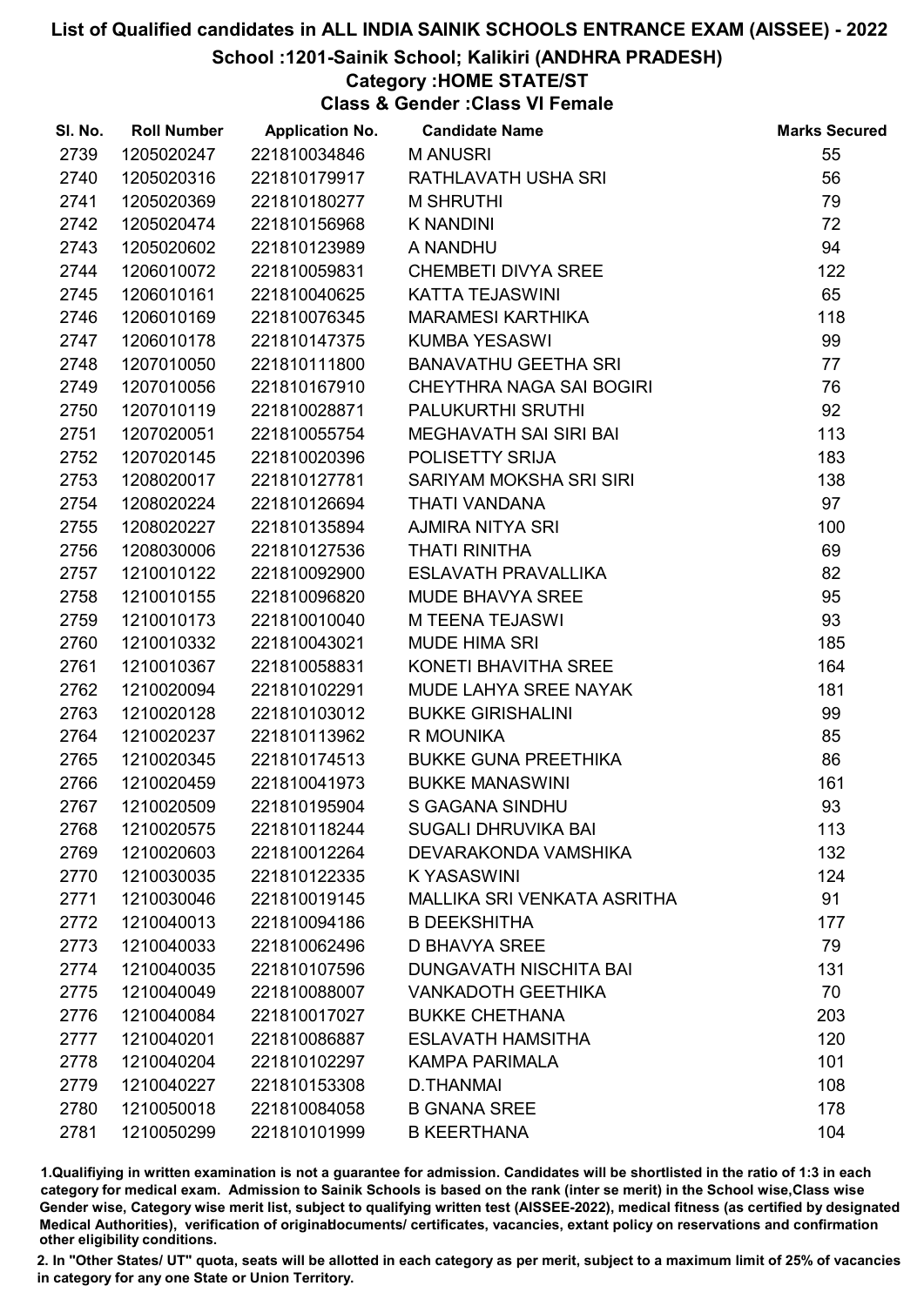# List of Qualified candidates in ALL INDIA SAINIK SCHOOLS ENTRANCE EXAM (AISSEE) - 2022

## School :1201-Sainik School; Kalikiri (ANDHRA PRADESH)

### Category :HOME STATE/ST

### Class & Gender :Class VI Female

| Sl. No. | Roll Number | Application No. | Candidate Name | Marks Secured |
|---|---|---|---|---|
| 2739 | 1205020247 | 221810034846 | M ANUSRI | 55 |
| 2740 | 1205020316 | 221810179917 | RATHLAVATH USHA SRI | 56 |
| 2741 | 1205020369 | 221810180277 | M SHRUTHI | 79 |
| 2742 | 1205020474 | 221810156968 | K NANDINI | 72 |
| 2743 | 1205020602 | 221810123989 | A NANDHU | 94 |
| 2744 | 1206010072 | 221810059831 | CHEMBETI DIVYA SREE | 122 |
| 2745 | 1206010161 | 221810040625 | KATTA TEJASWINI | 65 |
| 2746 | 1206010169 | 221810076345 | MARAMESI KARTHIKA | 118 |
| 2747 | 1206010178 | 221810147375 | KUMBA YESASWI | 99 |
| 2748 | 1207010050 | 221810111800 | BANAVATHU GEETHA SRI | 77 |
| 2749 | 1207010056 | 221810167910 | CHEYTHRA NAGA SAI BOGIRI | 76 |
| 2750 | 1207010119 | 221810028871 | PALUKURTHI SRUTHI | 92 |
| 2751 | 1207020051 | 221810055754 | MEGHAVATH SAI SIRI BAI | 113 |
| 2752 | 1207020145 | 221810020396 | POLISETTY SRIJA | 183 |
| 2753 | 1208020017 | 221810127781 | SARIYAM MOKSHA SRI SIRI | 138 |
| 2754 | 1208020224 | 221810126694 | THATI VANDANA | 97 |
| 2755 | 1208020227 | 221810135894 | AJMIRA NITYA SRI | 100 |
| 2756 | 1208030006 | 221810127536 | THATI RINITHA | 69 |
| 2757 | 1210010122 | 221810092900 | ESLAVATH PRAVALLIKA | 82 |
| 2758 | 1210010155 | 221810096820 | MUDE BHAVYA SREE | 95 |
| 2759 | 1210010173 | 221810010040 | M TEENA TEJASWI | 93 |
| 2760 | 1210010332 | 221810043021 | MUDE HIMA SRI | 185 |
| 2761 | 1210010367 | 221810058831 | KONETI BHAVITHA SREE | 164 |
| 2762 | 1210020094 | 221810102291 | MUDE LAHYA SREE NAYAK | 181 |
| 2763 | 1210020128 | 221810103012 | BUKKE GIRISHALINI | 99 |
| 2764 | 1210020237 | 221810113962 | R MOUNIKA | 85 |
| 2765 | 1210020345 | 221810174513 | BUKKE GUNA PREETHIKA | 86 |
| 2766 | 1210020459 | 221810041973 | BUKKE MANASWINI | 161 |
| 2767 | 1210020509 | 221810195904 | S GAGANA SINDHU | 93 |
| 2768 | 1210020575 | 221810118244 | SUGALI DHRUVIKA BAI | 113 |
| 2769 | 1210020603 | 221810012264 | DEVARAKONDA VAMSHIKA | 132 |
| 2770 | 1210030035 | 221810122335 | K YASASWINI | 124 |
| 2771 | 1210030046 | 221810019145 | MALLIKA SRI VENKATA ASRITHA | 91 |
| 2772 | 1210040013 | 221810094186 | B DEEKSHITHA | 177 |
| 2773 | 1210040033 | 221810062496 | D BHAVYA SREE | 79 |
| 2774 | 1210040035 | 221810107596 | DUNGAVATH NISCHITA BAI | 131 |
| 2775 | 1210040049 | 221810088007 | VANKADOTH GEETHIKA | 70 |
| 2776 | 1210040084 | 221810017027 | BUKKE CHETHANA | 203 |
| 2777 | 1210040201 | 221810086887 | ESLAVATH HAMSITHA | 120 |
| 2778 | 1210040204 | 221810102297 | KAMPA PARIMALA | 101 |
| 2779 | 1210040227 | 221810153308 | D.THANMAI | 108 |
| 2780 | 1210050018 | 221810084058 | B GNANA SREE | 178 |
| 2781 | 1210050299 | 221810101999 | B KEERTHANA | 104 |

1.Qualifiying in written examination is not a guarantee for admission. Candidates will be shortlisted in the ratio of 1:3 in each category for medical exam. Admission to Sainik Schools is based on the rank (inter se merit) in the School wise,Class wise Gender wise, Category wise merit list, subject to qualifying written test (AISSEE-2022), medical fitness (as certified by designated Medical Authorities), verification of originaldocuments/ certificates, vacancies, extant policy on reservations and confirmation other eligibility conditions.

2. In "Other States/ UT" quota, seats will be allotted in each category as per merit, subject to a maximum limit of 25% of vacancies in category for any one State or Union Territory.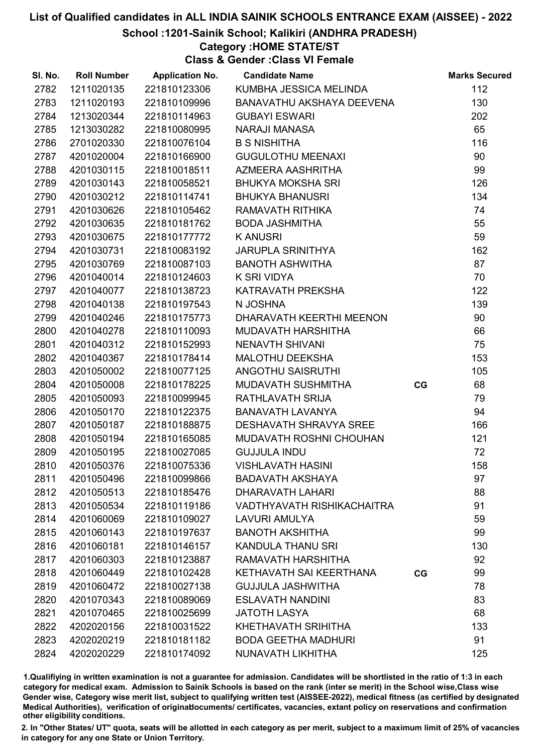# List of Qualified candidates in ALL INDIA SAINIK SCHOOLS ENTRANCE EXAM (AISSEE) - 2022

## School :1201-Sainik School; Kalikiri (ANDHRA PRADESH)

### Category :HOME STATE/ST

### Class & Gender :Class VI Female

| Sl. No. | Roll Number | Application No. | Candidate Name | | Marks Secured |
|---|---|---|---|---|---|
| 2782 | 1211020135 | 221810123306 | KUMBHA JESSICA MELINDA | | 112 |
| 2783 | 1211020193 | 221810109996 | BANAVATHU AKSHAYA DEEVENA | | 130 |
| 2784 | 1213020344 | 221810114963 | GUBAYI ESWARI | | 202 |
| 2785 | 1213030282 | 221810080995 | NARAJI MANASA | | 65 |
| 2786 | 2701020330 | 221810076104 | B S NISHITHA | | 116 |
| 2787 | 4201020004 | 221810166900 | GUGULOTHU MEENAXI | | 90 |
| 2788 | 4201030115 | 221810018511 | AZMEERA AASHRITHA | | 99 |
| 2789 | 4201030143 | 221810058521 | BHUKYA MOKSHA SRI | | 126 |
| 2790 | 4201030212 | 221810114741 | BHUKYA BHANUSRI | | 134 |
| 2791 | 4201030626 | 221810105462 | RAMAVATH RITHIKA | | 74 |
| 2792 | 4201030635 | 221810181762 | BODA JASHMITHA | | 55 |
| 2793 | 4201030675 | 221810177772 | K ANUSRI | | 59 |
| 2794 | 4201030731 | 221810083192 | JARUPLA SRINITHYA | | 162 |
| 2795 | 4201030769 | 221810087103 | BANOTH ASHWITHA | | 87 |
| 2796 | 4201040014 | 221810124603 | K SRI VIDYA | | 70 |
| 2797 | 4201040077 | 221810138723 | KATRAVATH PREKSHA | | 122 |
| 2798 | 4201040138 | 221810197543 | N JOSHNA | | 139 |
| 2799 | 4201040246 | 221810175773 | DHARAVATH KEERTHI MEENON | | 90 |
| 2800 | 4201040278 | 221810110093 | MUDAVATH HARSHITHA | | 66 |
| 2801 | 4201040312 | 221810152993 | NENAVTH SHIVANI | | 75 |
| 2802 | 4201040367 | 221810178414 | MALOTHU DEEKSHA | | 153 |
| 2803 | 4201050002 | 221810077125 | ANGOTHU SAISRUTHI | | 105 |
| 2804 | 4201050008 | 221810178225 | MUDAVATH SUSHMITHA | CG | 68 |
| 2805 | 4201050093 | 221810099945 | RATHLAVATH SRIJA | | 79 |
| 2806 | 4201050170 | 221810122375 | BANAVATH LAVANYA | | 94 |
| 2807 | 4201050187 | 221810188875 | DESHAVATH SHRAVYA SREE | | 166 |
| 2808 | 4201050194 | 221810165085 | MUDAVATH ROSHNI CHOUHAN | | 121 |
| 2809 | 4201050195 | 221810027085 | GUJJULA INDU | | 72 |
| 2810 | 4201050376 | 221810075336 | VISHLAVATH HASINI | | 158 |
| 2811 | 4201050496 | 221810099866 | BADAVATH AKSHAYA | | 97 |
| 2812 | 4201050513 | 221810185476 | DHARAVATH LAHARI | | 88 |
| 2813 | 4201050534 | 221810119186 | VADTHYAVATH RISHIKACHAITRA | | 91 |
| 2814 | 4201060069 | 221810109027 | LAVURI AMULYA | | 59 |
| 2815 | 4201060143 | 221810197637 | BANOTH AKSHITHA | | 99 |
| 2816 | 4201060181 | 221810146157 | KANDULA THANU SRI | | 130 |
| 2817 | 4201060303 | 221810123887 | RAMAVATH HARSHITHA | | 92 |
| 2818 | 4201060449 | 221810102428 | KETHAVATH SAI KEERTHANA | CG | 99 |
| 2819 | 4201060472 | 221810027138 | GUJJULA JASHWITHA | | 78 |
| 2820 | 4201070343 | 221810089069 | ESLAVATH NANDINI | | 83 |
| 2821 | 4201070465 | 221810025699 | JATOTH LASYA | | 68 |
| 2822 | 4202020156 | 221810031522 | KHETHAVATH SRIHITHA | | 133 |
| 2823 | 4202020219 | 221810181182 | BODA GEETHA MADHURI | | 91 |
| 2824 | 4202020229 | 221810174092 | NUNAVATH LIKHITHA | | 125 |

1.Qualifiying in written examination is not a guarantee for admission. Candidates will be shortlisted in the ratio of 1:3 in each category for medical exam. Admission to Sainik Schools is based on the rank (inter se merit) in the School wise,Class wise Gender wise, Category wise merit list, subject to qualifying written test (AISSEE-2022), medical fitness (as certified by designated Medical Authorities), verification of originaldocuments/ certificates, vacancies, extant policy on reservations and confirmation other eligibility conditions.

2. In "Other States/ UT" quota, seats will be allotted in each category as per merit, subject to a maximum limit of 25% of vacancies in category for any one State or Union Territory.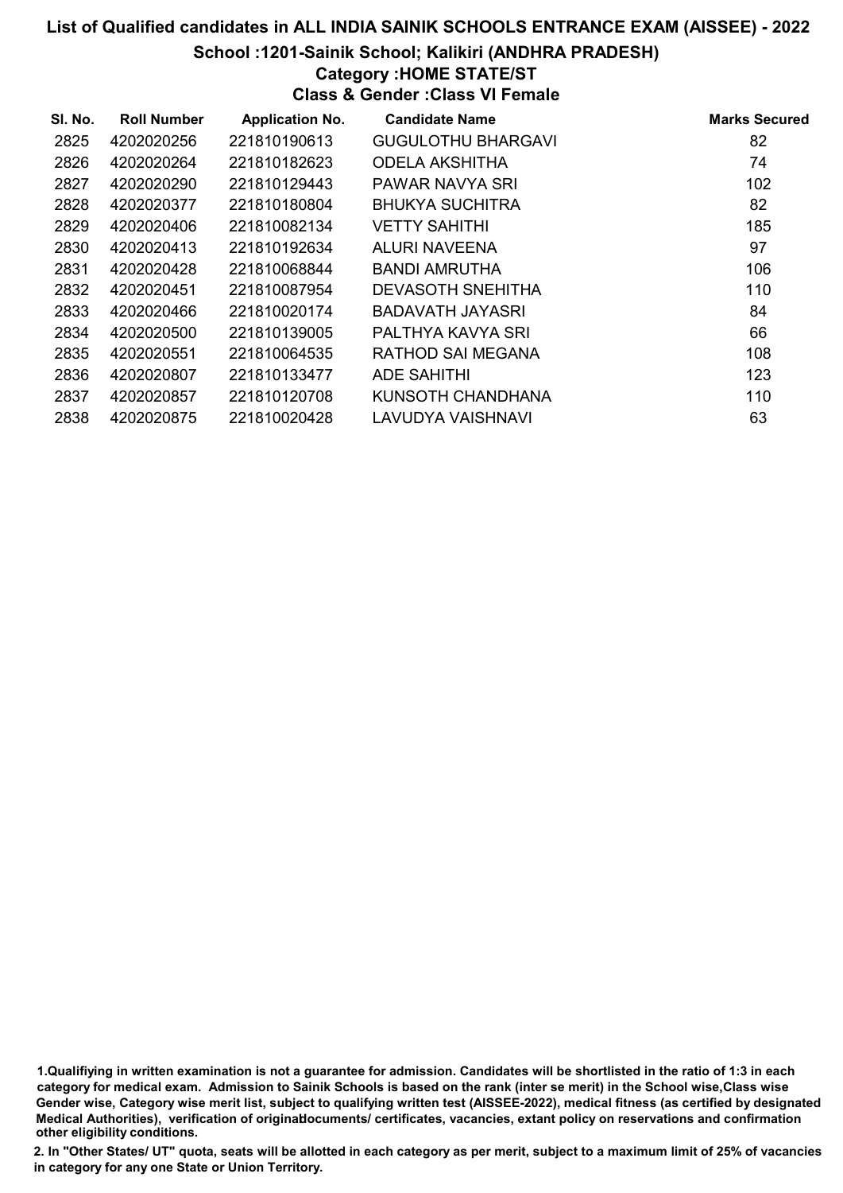# List of Qualified candidates in ALL INDIA SAINIK SCHOOLS ENTRANCE EXAM (AISSEE) - 2022

## School :1201-Sainik School; Kalikiri (ANDHRA PRADESH)

### Category :HOME STATE/ST

### Class & Gender :Class VI Female

| Sl. No. | Roll Number | Application No. | Candidate Name | Marks Secured |
|---|---|---|---|---|
| 2825 | 4202020256 | 221810190613 | GUGULOTHU BHARGAVI | 82 |
| 2826 | 4202020264 | 221810182623 | ODELA AKSHITHA | 74 |
| 2827 | 4202020290 | 221810129443 | PAWAR NAVYA SRI | 102 |
| 2828 | 4202020377 | 221810180804 | BHUKYA SUCHITRA | 82 |
| 2829 | 4202020406 | 221810082134 | VETTY SAHITHI | 185 |
| 2830 | 4202020413 | 221810192634 | ALURI NAVEENA | 97 |
| 2831 | 4202020428 | 221810068844 | BANDI AMRUTHA | 106 |
| 2832 | 4202020451 | 221810087954 | DEVASOTH SNEHITHA | 110 |
| 2833 | 4202020466 | 221810020174 | BADAVATH JAYASRI | 84 |
| 2834 | 4202020500 | 221810139005 | PALTHYA KAVYA SRI | 66 |
| 2835 | 4202020551 | 221810064535 | RATHOD SAI MEGANA | 108 |
| 2836 | 4202020807 | 221810133477 | ADE SAHITHI | 123 |
| 2837 | 4202020857 | 221810120708 | KUNSOTH CHANDHANA | 110 |
| 2838 | 4202020875 | 221810020428 | LAVUDYA VAISHNAVI | 63 |

1.Qualifiying in written examination is not a guarantee for admission. Candidates will be shortlisted in the ratio of 1:3 in each category for medical exam. Admission to Sainik Schools is based on the rank (inter se merit) in the School wise,Class wise Gender wise, Category wise merit list, subject to qualifying written test (AISSEE-2022), medical fitness (as certified by designated Medical Authorities), verification of originaldocuments/ certificates, vacancies, extant policy on reservations and confirmation other eligibility conditions.

2. In "Other States/ UT" quota, seats will be allotted in each category as per merit, subject to a maximum limit of 25% of vacancies in category for any one State or Union Territory.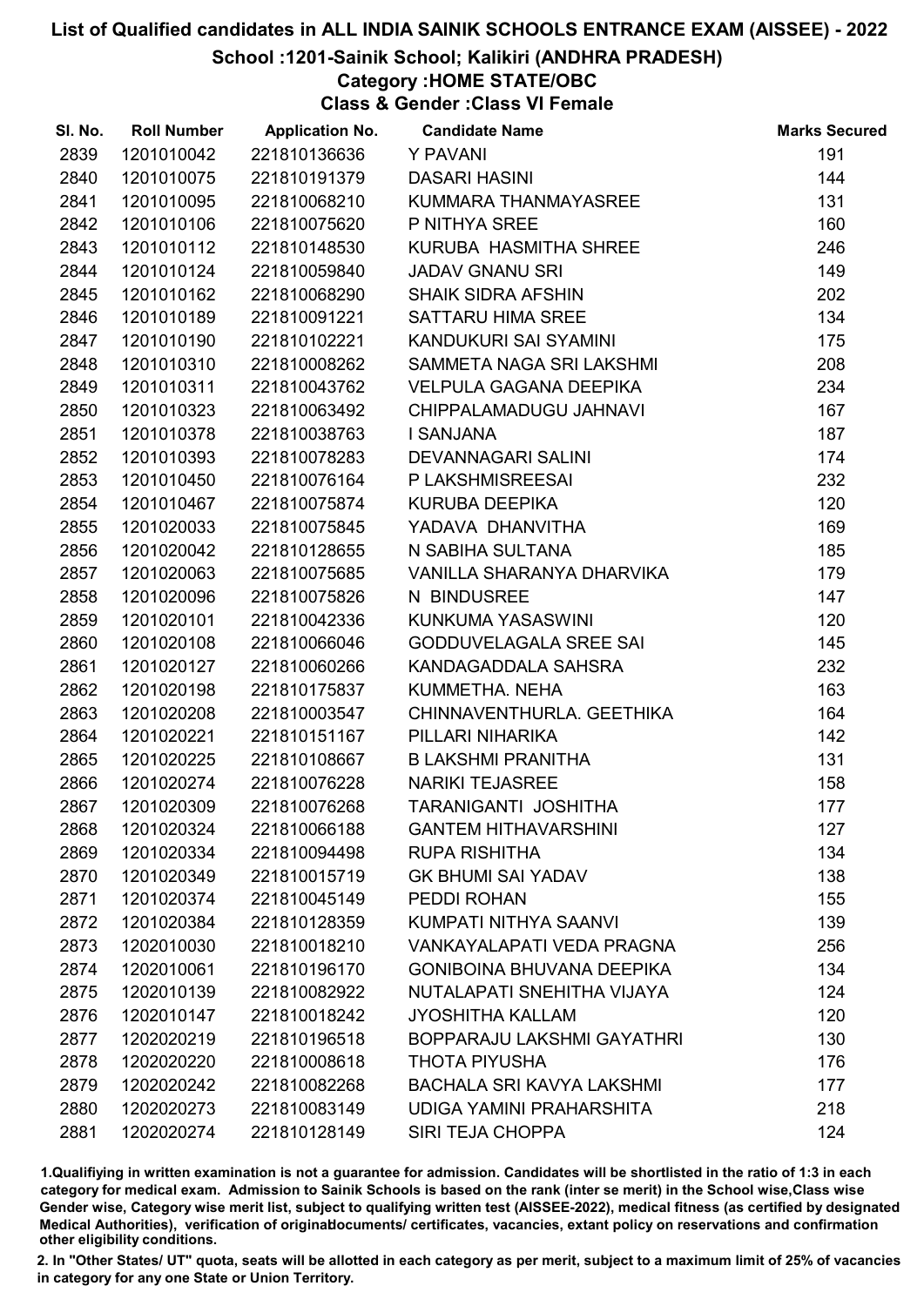# List of Qualified candidates in ALL INDIA SAINIK SCHOOLS ENTRANCE EXAM (AISSEE) - 2022

## School :1201-Sainik School; Kalikiri (ANDHRA PRADESH)

### Category :HOME STATE/OBC

### Class & Gender :Class VI Female

| Sl. No. | Roll Number | Application No. | Candidate Name | Marks Secured |
|---|---|---|---|---|
| 2839 | 1201010042 | 221810136636 | Y PAVANI | 191 |
| 2840 | 1201010075 | 221810191379 | DASARI HASINI | 144 |
| 2841 | 1201010095 | 221810068210 | KUMMARA THANMAYASREE | 131 |
| 2842 | 1201010106 | 221810075620 | P NITHYA SREE | 160 |
| 2843 | 1201010112 | 221810148530 | KURUBA HASMITHA SHREE | 246 |
| 2844 | 1201010124 | 221810059840 | JADAV GNANU SRI | 149 |
| 2845 | 1201010162 | 221810068290 | SHAIK SIDRA AFSHIN | 202 |
| 2846 | 1201010189 | 221810091221 | SATTARU HIMA SREE | 134 |
| 2847 | 1201010190 | 221810102221 | KANDUKURI SAI SYAMINI | 175 |
| 2848 | 1201010310 | 221810008262 | SAMMETA NAGA SRI LAKSHMI | 208 |
| 2849 | 1201010311 | 221810043762 | VELPULA GAGANA DEEPIKA | 234 |
| 2850 | 1201010323 | 221810063492 | CHIPPALAMADUGU JAHNAVI | 167 |
| 2851 | 1201010378 | 221810038763 | I SANJANA | 187 |
| 2852 | 1201010393 | 221810078283 | DEVANNAGARI SALINI | 174 |
| 2853 | 1201010450 | 221810076164 | P LAKSHMISREESAI | 232 |
| 2854 | 1201010467 | 221810075874 | KURUBA DEEPIKA | 120 |
| 2855 | 1201020033 | 221810075845 | YADAVA DHANVITHA | 169 |
| 2856 | 1201020042 | 221810128655 | N SABIHA SULTANA | 185 |
| 2857 | 1201020063 | 221810075685 | VANILLA SHARANYA DHARVIKA | 179 |
| 2858 | 1201020096 | 221810075826 | N BINDUSREE | 147 |
| 2859 | 1201020101 | 221810042336 | KUNKUMA YASASWINI | 120 |
| 2860 | 1201020108 | 221810066046 | GODDUVELAGALA SREE SAI | 145 |
| 2861 | 1201020127 | 221810060266 | KANDAGADDALA SAHSRA | 232 |
| 2862 | 1201020198 | 221810175837 | KUMMETHA. NEHA | 163 |
| 2863 | 1201020208 | 221810003547 | CHINNAVENTHURLA. GEETHIKA | 164 |
| 2864 | 1201020221 | 221810151167 | PILLARI NIHARIKA | 142 |
| 2865 | 1201020225 | 221810108667 | B LAKSHMI PRANITHA | 131 |
| 2866 | 1201020274 | 221810076228 | NARIKI TEJASREE | 158 |
| 2867 | 1201020309 | 221810076268 | TARANIGANTI JOSHITHA | 177 |
| 2868 | 1201020324 | 221810066188 | GANTEM HITHAVARSHINI | 127 |
| 2869 | 1201020334 | 221810094498 | RUPA RISHITHA | 134 |
| 2870 | 1201020349 | 221810015719 | GK BHUMI SAI YADAV | 138 |
| 2871 | 1201020374 | 221810045149 | PEDDI ROHAN | 155 |
| 2872 | 1201020384 | 221810128359 | KUMPATI NITHYA SAANVI | 139 |
| 2873 | 1202010030 | 221810018210 | VANKAYALAPATI VEDA PRAGNA | 256 |
| 2874 | 1202010061 | 221810196170 | GONIBOINA BHUVANA DEEPIKA | 134 |
| 2875 | 1202010139 | 221810082922 | NUTALAPATI SNEHITHA VIJAYA | 124 |
| 2876 | 1202010147 | 221810018242 | JYOSHITHA KALLAM | 120 |
| 2877 | 1202020219 | 221810196518 | BOPPARAJU LAKSHMI GAYATHRI | 130 |
| 2878 | 1202020220 | 221810008618 | THOTA PIYUSHA | 176 |
| 2879 | 1202020242 | 221810082268 | BACHALA SRI KAVYA LAKSHMI | 177 |
| 2880 | 1202020273 | 221810083149 | UDIGA YAMINI PRAHARSHITA | 218 |
| 2881 | 1202020274 | 221810128149 | SIRI TEJA CHOPPA | 124 |

1.Qualifiying in written examination is not a guarantee for admission. Candidates will be shortlisted in the ratio of 1:3 in each category for medical exam. Admission to Sainik Schools is based on the rank (inter se merit) in the School wise,Class wise Gender wise, Category wise merit list, subject to qualifying written test (AISSEE-2022), medical fitness (as certified by designated Medical Authorities), verification of originaldocuments/ certificates, vacancies, extant policy on reservations and confirmation other eligibility conditions.

2. In "Other States/ UT" quota, seats will be allotted in each category as per merit, subject to a maximum limit of 25% of vacancies in category for any one State or Union Territory.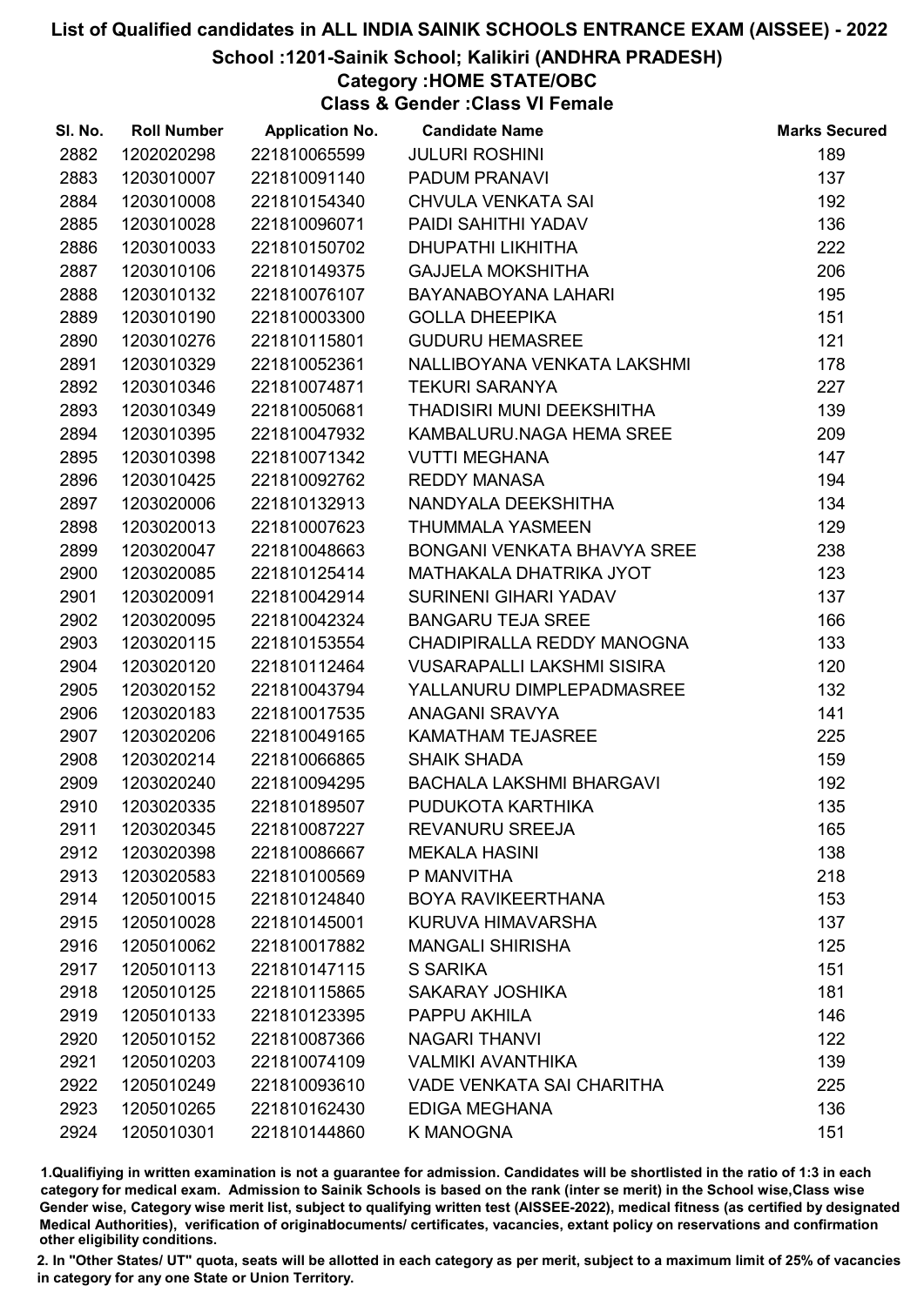# List of Qualified candidates in ALL INDIA SAINIK SCHOOLS ENTRANCE EXAM (AISSEE) - 2022

## School :1201-Sainik School; Kalikiri (ANDHRA PRADESH)

### Category :HOME STATE/OBC

### Class & Gender :Class VI Female

| Sl. No. | Roll Number | Application No. | Candidate Name | Marks Secured |
|---|---|---|---|---|
| 2882 | 1202020298 | 221810065599 | JULURI ROSHINI | 189 |
| 2883 | 1203010007 | 221810091140 | PADUM PRANAVI | 137 |
| 2884 | 1203010008 | 221810154340 | CHVULA VENKATA SAI | 192 |
| 2885 | 1203010028 | 221810096071 | PAIDI SAHITHI YADAV | 136 |
| 2886 | 1203010033 | 221810150702 | DHUPATHI LIKHITHA | 222 |
| 2887 | 1203010106 | 221810149375 | GAJJELA MOKSHITHA | 206 |
| 2888 | 1203010132 | 221810076107 | BAYANABOYANA LAHARI | 195 |
| 2889 | 1203010190 | 221810003300 | GOLLA DHEEPIKA | 151 |
| 2890 | 1203010276 | 221810115801 | GUDURU HEMASREE | 121 |
| 2891 | 1203010329 | 221810052361 | NALLIBOYANA VENKATA LAKSHMI | 178 |
| 2892 | 1203010346 | 221810074871 | TEKURI SARANYA | 227 |
| 2893 | 1203010349 | 221810050681 | THADISIRI MUNI DEEKSHITHA | 139 |
| 2894 | 1203010395 | 221810047932 | KAMBALURU.NAGA HEMA SREE | 209 |
| 2895 | 1203010398 | 221810071342 | VUTTI MEGHANA | 147 |
| 2896 | 1203010425 | 221810092762 | REDDY MANASA | 194 |
| 2897 | 1203020006 | 221810132913 | NANDYALA DEEKSHITHA | 134 |
| 2898 | 1203020013 | 221810007623 | THUMMALA YASMEEN | 129 |
| 2899 | 1203020047 | 221810048663 | BONGANI VENKATA BHAVYA SREE | 238 |
| 2900 | 1203020085 | 221810125414 | MATHAKALA DHATRIKA JYOT | 123 |
| 2901 | 1203020091 | 221810042914 | SURINENI GIHARI YADAV | 137 |
| 2902 | 1203020095 | 221810042324 | BANGARU TEJA SREE | 166 |
| 2903 | 1203020115 | 221810153554 | CHADIPIRALLA REDDY MANOGNA | 133 |
| 2904 | 1203020120 | 221810112464 | VUSARAPALLI LAKSHMI SISIRA | 120 |
| 2905 | 1203020152 | 221810043794 | YALLANURU DIMPLEPADMASREE | 132 |
| 2906 | 1203020183 | 221810017535 | ANAGANI SRAVYA | 141 |
| 2907 | 1203020206 | 221810049165 | KAMATHAM TEJASREE | 225 |
| 2908 | 1203020214 | 221810066865 | SHAIK SHADA | 159 |
| 2909 | 1203020240 | 221810094295 | BACHALA LAKSHMI BHARGAVI | 192 |
| 2910 | 1203020335 | 221810189507 | PUDUKOTA KARTHIKA | 135 |
| 2911 | 1203020345 | 221810087227 | REVANURU SREEJA | 165 |
| 2912 | 1203020398 | 221810086667 | MEKALA HASINI | 138 |
| 2913 | 1203020583 | 221810100569 | P MANVITHA | 218 |
| 2914 | 1205010015 | 221810124840 | BOYA RAVIKEERTHANA | 153 |
| 2915 | 1205010028 | 221810145001 | KURUVA HIMAVARSHA | 137 |
| 2916 | 1205010062 | 221810017882 | MANGALI SHIRISHA | 125 |
| 2917 | 1205010113 | 221810147115 | S SARIKA | 151 |
| 2918 | 1205010125 | 221810115865 | SAKARAY JOSHIKA | 181 |
| 2919 | 1205010133 | 221810123395 | PAPPU AKHILA | 146 |
| 2920 | 1205010152 | 221810087366 | NAGARI THANVI | 122 |
| 2921 | 1205010203 | 221810074109 | VALMIKI AVANTHIKA | 139 |
| 2922 | 1205010249 | 221810093610 | VADE VENKATA SAI CHARITHA | 225 |
| 2923 | 1205010265 | 221810162430 | EDIGA MEGHANA | 136 |
| 2924 | 1205010301 | 221810144860 | K MANOGNA | 151 |

1.Qualifiying in written examination is not a guarantee for admission. Candidates will be shortlisted in the ratio of 1:3 in each category for medical exam. Admission to Sainik Schools is based on the rank (inter se merit) in the School wise,Class wise Gender wise, Category wise merit list, subject to qualifying written test (AISSEE-2022), medical fitness (as certified by designated Medical Authorities), verification of originaldocuments/ certificates, vacancies, extant policy on reservations and confirmation other eligibility conditions.

2. In "Other States/ UT" quota, seats will be allotted in each category as per merit, subject to a maximum limit of 25% of vacancies in category for any one State or Union Territory.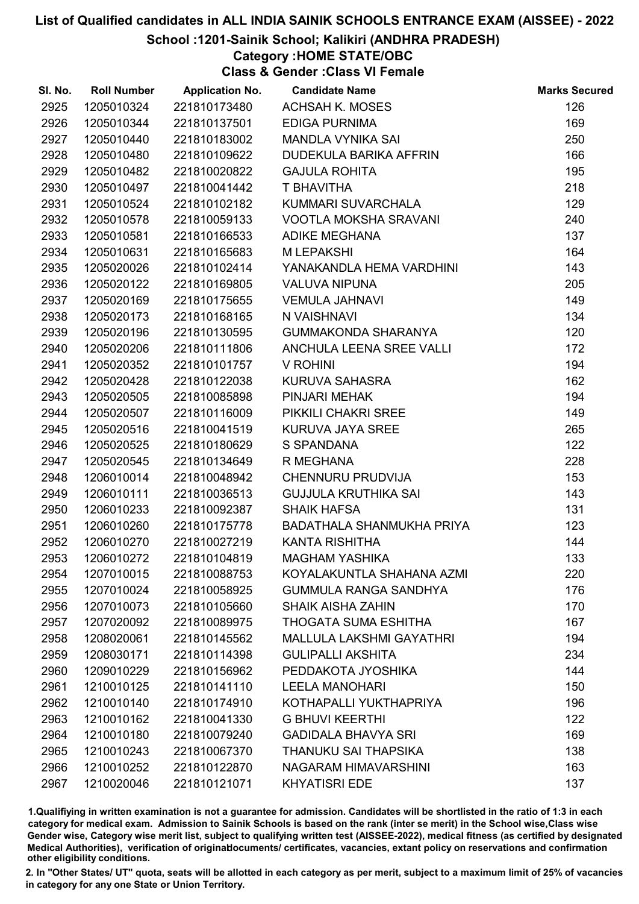# List of Qualified candidates in ALL INDIA SAINIK SCHOOLS ENTRANCE EXAM (AISSEE) - 2022

## School :1201-Sainik School; Kalikiri (ANDHRA PRADESH)

### Category :HOME STATE/OBC

### Class & Gender :Class VI Female

| Sl. No. | Roll Number | Application No. | Candidate Name | Marks Secured |
|---|---|---|---|---|
| 2925 | 1205010324 | 221810173480 | ACHSAH K. MOSES | 126 |
| 2926 | 1205010344 | 221810137501 | EDIGA PURNIMA | 169 |
| 2927 | 1205010440 | 221810183002 | MANDLA VYNIKA SAI | 250 |
| 2928 | 1205010480 | 221810109622 | DUDEKULA BARIKA AFFRIN | 166 |
| 2929 | 1205010482 | 221810020822 | GAJULA ROHITA | 195 |
| 2930 | 1205010497 | 221810041442 | T BHAVITHA | 218 |
| 2931 | 1205010524 | 221810102182 | KUMMARI SUVARCHALA | 129 |
| 2932 | 1205010578 | 221810059133 | VOOTLA MOKSHA SRAVANI | 240 |
| 2933 | 1205010581 | 221810166533 | ADIKE MEGHANA | 137 |
| 2934 | 1205010631 | 221810165683 | M LEPAKSHI | 164 |
| 2935 | 1205020026 | 221810102414 | YANAKANDLA HEMA VARDHINI | 143 |
| 2936 | 1205020122 | 221810169805 | VALUVA NIPUNA | 205 |
| 2937 | 1205020169 | 221810175655 | VEMULA JAHNAVI | 149 |
| 2938 | 1205020173 | 221810168165 | N VAISHNAVI | 134 |
| 2939 | 1205020196 | 221810130595 | GUMMAKONDA SHARANYA | 120 |
| 2940 | 1205020206 | 221810111806 | ANCHULA LEENA SREE VALLI | 172 |
| 2941 | 1205020352 | 221810101757 | V ROHINI | 194 |
| 2942 | 1205020428 | 221810122038 | KURUVA SAHASRA | 162 |
| 2943 | 1205020505 | 221810085898 | PINJARI MEHAK | 194 |
| 2944 | 1205020507 | 221810116009 | PIKKILI CHAKRI SREE | 149 |
| 2945 | 1205020516 | 221810041519 | KURUVA JAYA SREE | 265 |
| 2946 | 1205020525 | 221810180629 | S SPANDANA | 122 |
| 2947 | 1205020545 | 221810134649 | R MEGHANA | 228 |
| 2948 | 1206010014 | 221810048942 | CHENNURU PRUDVIJA | 153 |
| 2949 | 1206010111 | 221810036513 | GUJJULA KRUTHIKA SAI | 143 |
| 2950 | 1206010233 | 221810092387 | SHAIK HAFSA | 131 |
| 2951 | 1206010260 | 221810175778 | BADATHALA SHANMUKHA PRIYA | 123 |
| 2952 | 1206010270 | 221810027219 | KANTA RISHITHA | 144 |
| 2953 | 1206010272 | 221810104819 | MAGHAM YASHIKA | 133 |
| 2954 | 1207010015 | 221810088753 | KOYALAKUNTLA SHAHANA AZMI | 220 |
| 2955 | 1207010024 | 221810058925 | GUMMULA RANGA SANDHYA | 176 |
| 2956 | 1207010073 | 221810105660 | SHAIK AISHA ZAHIN | 170 |
| 2957 | 1207020092 | 221810089975 | THOGATA SUMA ESHITHA | 167 |
| 2958 | 1208020061 | 221810145562 | MALLULA LAKSHMI GAYATHRI | 194 |
| 2959 | 1208030171 | 221810114398 | GULIPALLI AKSHITA | 234 |
| 2960 | 1209010229 | 221810156962 | PEDDAKOTA JYOSHIKA | 144 |
| 2961 | 1210010125 | 221810141110 | LEELA MANOHARI | 150 |
| 2962 | 1210010140 | 221810174910 | KOTHAPALLI YUKTHAPRIYA | 196 |
| 2963 | 1210010162 | 221810041330 | G BHUVI KEERTHI | 122 |
| 2964 | 1210010180 | 221810079240 | GADIDALA BHAVYA SRI | 169 |
| 2965 | 1210010243 | 221810067370 | THANUKU SAI THAPSIKA | 138 |
| 2966 | 1210010252 | 221810122870 | NAGARAM HIMAVARSHINI | 163 |
| 2967 | 1210020046 | 221810121071 | KHYATISRI EDE | 137 |

1.Qualifiying in written examination is not a guarantee for admission. Candidates will be shortlisted in the ratio of 1:3 in each category for medical exam. Admission to Sainik Schools is based on the rank (inter se merit) in the School wise,Class wise Gender wise, Category wise merit list, subject to qualifying written test (AISSEE-2022), medical fitness (as certified by designated Medical Authorities), verification of originaldocuments/ certificates, vacancies, extant policy on reservations and confirmation other eligibility conditions.

2. In "Other States/ UT" quota, seats will be allotted in each category as per merit, subject to a maximum limit of 25% of vacancies in category for any one State or Union Territory.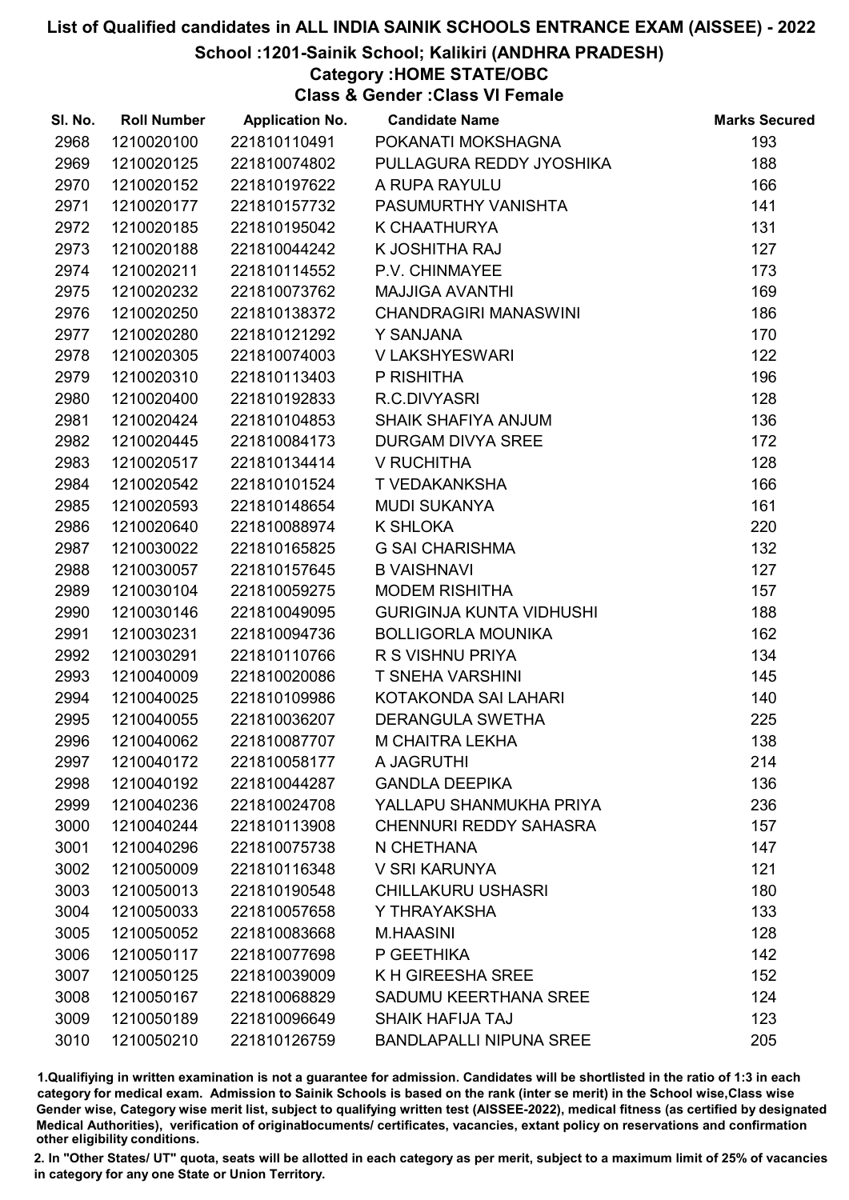# List of Qualified candidates in ALL INDIA SAINIK SCHOOLS ENTRANCE EXAM (AISSEE) - 2022

## School :1201-Sainik School; Kalikiri (ANDHRA PRADESH)

### Category :HOME STATE/OBC

### Class & Gender :Class VI Female

| Sl. No. | Roll Number | Application No. | Candidate Name | Marks Secured |
|---|---|---|---|---|
| 2968 | 1210020100 | 221810110491 | POKANATI MOKSHAGNA | 193 |
| 2969 | 1210020125 | 221810074802 | PULLAGURA REDDY JYOSHIKA | 188 |
| 2970 | 1210020152 | 221810197622 | A RUPA RAYULU | 166 |
| 2971 | 1210020177 | 221810157732 | PASUMURTHY VANISHTA | 141 |
| 2972 | 1210020185 | 221810195042 | K CHAATHURYA | 131 |
| 2973 | 1210020188 | 221810044242 | K JOSHITHA RAJ | 127 |
| 2974 | 1210020211 | 221810114552 | P.V. CHINMAYEE | 173 |
| 2975 | 1210020232 | 221810073762 | MAJJIGA AVANTHI | 169 |
| 2976 | 1210020250 | 221810138372 | CHANDRAGIRI MANASWINI | 186 |
| 2977 | 1210020280 | 221810121292 | Y SANJANA | 170 |
| 2978 | 1210020305 | 221810074003 | V LAKSHYESWARI | 122 |
| 2979 | 1210020310 | 221810113403 | P RISHITHA | 196 |
| 2980 | 1210020400 | 221810192833 | R.C.DIVYASRI | 128 |
| 2981 | 1210020424 | 221810104853 | SHAIK SHAFIYA ANJUM | 136 |
| 2982 | 1210020445 | 221810084173 | DURGAM DIVYA SREE | 172 |
| 2983 | 1210020517 | 221810134414 | V RUCHITHA | 128 |
| 2984 | 1210020542 | 221810101524 | T VEDAKANKSHA | 166 |
| 2985 | 1210020593 | 221810148654 | MUDI SUKANYA | 161 |
| 2986 | 1210020640 | 221810088974 | K SHLOKA | 220 |
| 2987 | 1210030022 | 221810165825 | G SAI CHARISHMA | 132 |
| 2988 | 1210030057 | 221810157645 | B VAISHNAVI | 127 |
| 2989 | 1210030104 | 221810059275 | MODEM RISHITHA | 157 |
| 2990 | 1210030146 | 221810049095 | GURIGINJA KUNTA VIDHUSHI | 188 |
| 2991 | 1210030231 | 221810094736 | BOLLIGORLA MOUNIKA | 162 |
| 2992 | 1210030291 | 221810110766 | R S VISHNU PRIYA | 134 |
| 2993 | 1210040009 | 221810020086 | T SNEHA VARSHINI | 145 |
| 2994 | 1210040025 | 221810109986 | KOTAKONDA SAI LAHARI | 140 |
| 2995 | 1210040055 | 221810036207 | DERANGULA SWETHA | 225 |
| 2996 | 1210040062 | 221810087707 | M CHAITRA LEKHA | 138 |
| 2997 | 1210040172 | 221810058177 | A JAGRUTHI | 214 |
| 2998 | 1210040192 | 221810044287 | GANDLA DEEPIKA | 136 |
| 2999 | 1210040236 | 221810024708 | YALLAPU SHANMUKHA PRIYA | 236 |
| 3000 | 1210040244 | 221810113908 | CHENNURI REDDY SAHASRA | 157 |
| 3001 | 1210040296 | 221810075738 | N CHETHANA | 147 |
| 3002 | 1210050009 | 221810116348 | V SRI KARUNYA | 121 |
| 3003 | 1210050013 | 221810190548 | CHILLAKURU USHASRI | 180 |
| 3004 | 1210050033 | 221810057658 | Y THRAYAKSHA | 133 |
| 3005 | 1210050052 | 221810083668 | M.HAASINI | 128 |
| 3006 | 1210050117 | 221810077698 | P GEETHIKA | 142 |
| 3007 | 1210050125 | 221810039009 | K H GIREESHA SREE | 152 |
| 3008 | 1210050167 | 221810068829 | SADUMU KEERTHANA SREE | 124 |
| 3009 | 1210050189 | 221810096649 | SHAIK HAFIJA TAJ | 123 |
| 3010 | 1210050210 | 221810126759 | BANDLAPALLI NIPUNA SREE | 205 |

1.Qualifiying in written examination is not a guarantee for admission. Candidates will be shortlisted in the ratio of 1:3 in each category for medical exam. Admission to Sainik Schools is based on the rank (inter se merit) in the School wise,Class wise Gender wise, Category wise merit list, subject to qualifying written test (AISSEE-2022), medical fitness (as certified by designated Medical Authorities), verification of originaldocuments/ certificates, vacancies, extant policy on reservations and confirmation other eligibility conditions.

2. In "Other States/ UT" quota, seats will be allotted in each category as per merit, subject to a maximum limit of 25% of vacancies in category for any one State or Union Territory.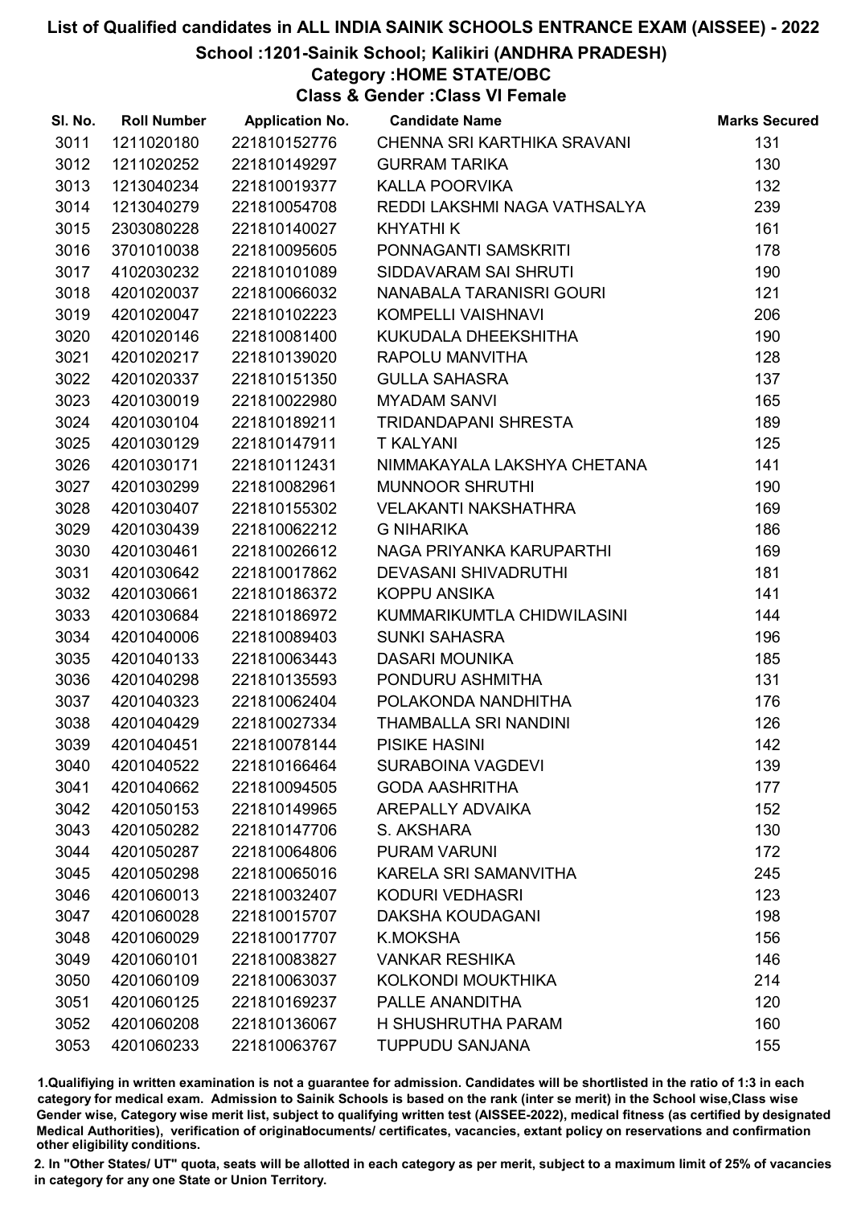# List of Qualified candidates in ALL INDIA SAINIK SCHOOLS ENTRANCE EXAM (AISSEE) - 2022

## School :1201-Sainik School; Kalikiri (ANDHRA PRADESH)

### Category :HOME STATE/OBC

### Class & Gender :Class VI Female

| Sl. No. | Roll Number | Application No. | Candidate Name | Marks Secured |
|---|---|---|---|---|
| 3011 | 1211020180 | 221810152776 | CHENNA SRI KARTHIKA SRAVANI | 131 |
| 3012 | 1211020252 | 221810149297 | GURRAM TARIKA | 130 |
| 3013 | 1213040234 | 221810019377 | KALLA POORVIKA | 132 |
| 3014 | 1213040279 | 221810054708 | REDDI LAKSHMI NAGA VATHSALYA | 239 |
| 3015 | 2303080228 | 221810140027 | KHYATHI K | 161 |
| 3016 | 3701010038 | 221810095605 | PONNAGANTI SAMSKRITI | 178 |
| 3017 | 4102030232 | 221810101089 | SIDDAVARAM SAI SHRUTI | 190 |
| 3018 | 4201020037 | 221810066032 | NANABALA TARANISRI GOURI | 121 |
| 3019 | 4201020047 | 221810102223 | KOMPELLI VAISHNAVI | 206 |
| 3020 | 4201020146 | 221810081400 | KUKUDALA DHEEKSHITHA | 190 |
| 3021 | 4201020217 | 221810139020 | RAPOLU MANVITHA | 128 |
| 3022 | 4201020337 | 221810151350 | GULLA SAHASRA | 137 |
| 3023 | 4201030019 | 221810022980 | MYADAM SANVI | 165 |
| 3024 | 4201030104 | 221810189211 | TRIDANDAPANI SHRESTA | 189 |
| 3025 | 4201030129 | 221810147911 | T KALYANI | 125 |
| 3026 | 4201030171 | 221810112431 | NIMMAKAYALA LAKSHYA CHETANA | 141 |
| 3027 | 4201030299 | 221810082961 | MUNNOOR SHRUTHI | 190 |
| 3028 | 4201030407 | 221810155302 | VELAKANTI NAKSHATHRA | 169 |
| 3029 | 4201030439 | 221810062212 | G NIHARIKA | 186 |
| 3030 | 4201030461 | 221810026612 | NAGA PRIYANKA KARUPARTHI | 169 |
| 3031 | 4201030642 | 221810017862 | DEVASANI SHIVADRUTHI | 181 |
| 3032 | 4201030661 | 221810186372 | KOPPU ANSIKA | 141 |
| 3033 | 4201030684 | 221810186972 | KUMMARIKUMTLA CHIDWILASINI | 144 |
| 3034 | 4201040006 | 221810089403 | SUNKI SAHASRA | 196 |
| 3035 | 4201040133 | 221810063443 | DASARI MOUNIKA | 185 |
| 3036 | 4201040298 | 221810135593 | PONDURU ASHMITHA | 131 |
| 3037 | 4201040323 | 221810062404 | POLAKONDA NANDHITHA | 176 |
| 3038 | 4201040429 | 221810027334 | THAMBALLA SRI NANDINI | 126 |
| 3039 | 4201040451 | 221810078144 | PISIKE HASINI | 142 |
| 3040 | 4201040522 | 221810166464 | SURABOINA VAGDEVI | 139 |
| 3041 | 4201040662 | 221810094505 | GODA AASHRITHA | 177 |
| 3042 | 4201050153 | 221810149965 | AREPALLY ADVAIKA | 152 |
| 3043 | 4201050282 | 221810147706 | S. AKSHARA | 130 |
| 3044 | 4201050287 | 221810064806 | PURAM VARUNI | 172 |
| 3045 | 4201050298 | 221810065016 | KARELA SRI SAMANVITHA | 245 |
| 3046 | 4201060013 | 221810032407 | KODURI VEDHASRI | 123 |
| 3047 | 4201060028 | 221810015707 | DAKSHA KOUDAGANI | 198 |
| 3048 | 4201060029 | 221810017707 | K.MOKSHA | 156 |
| 3049 | 4201060101 | 221810083827 | VANKAR RESHIKA | 146 |
| 3050 | 4201060109 | 221810063037 | KOLKONDI MOUKTHIKA | 214 |
| 3051 | 4201060125 | 221810169237 | PALLE ANANDITHA | 120 |
| 3052 | 4201060208 | 221810136067 | H SHUSHRUTHA PARAM | 160 |
| 3053 | 4201060233 | 221810063767 | TUPPUDU SANJANA | 155 |

1.Qualifiying in written examination is not a guarantee for admission. Candidates will be shortlisted in the ratio of 1:3 in each category for medical exam. Admission to Sainik Schools is based on the rank (inter se merit) in the School wise,Class wise Gender wise, Category wise merit list, subject to qualifying written test (AISSEE-2022), medical fitness (as certified by designated Medical Authorities), verification of originaldocuments/ certificates, vacancies, extant policy on reservations and confirmation other eligibility conditions.

2. In "Other States/ UT" quota, seats will be allotted in each category as per merit, subject to a maximum limit of 25% of vacancies in category for any one State or Union Territory.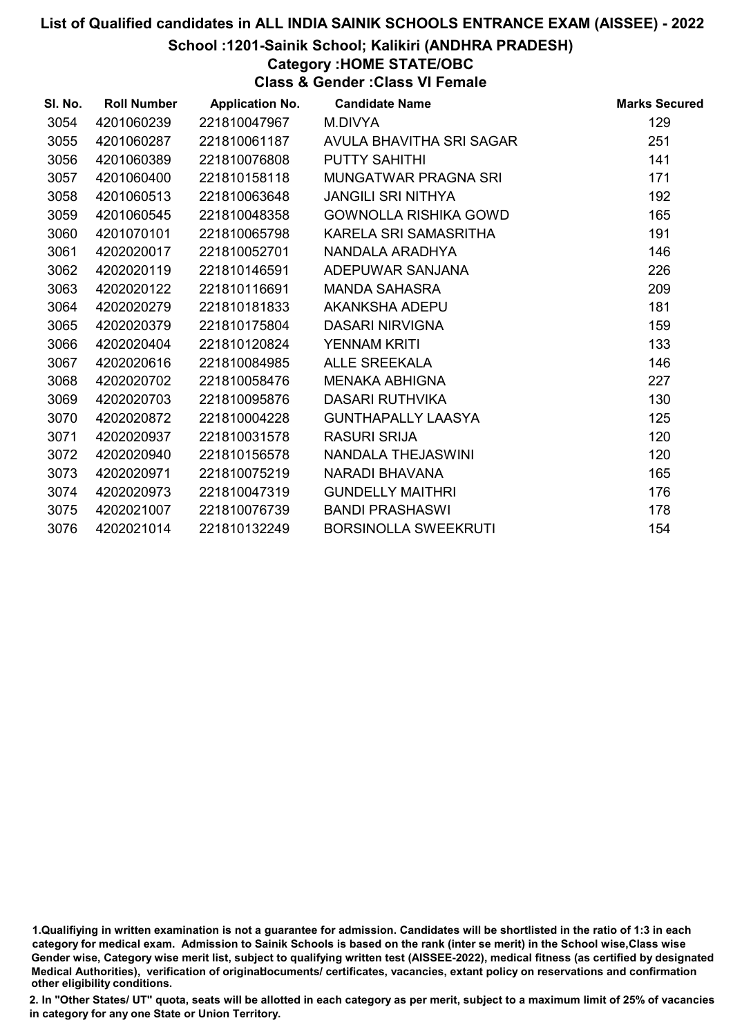# List of Qualified candidates in ALL INDIA SAINIK SCHOOLS ENTRANCE EXAM (AISSEE) - 2022

## School :1201-Sainik School; Kalikiri (ANDHRA PRADESH)

### Category :HOME STATE/OBC

### Class & Gender :Class VI Female

| Sl. No. | Roll Number | Application No. | Candidate Name | Marks Secured |
|---|---|---|---|---|
| 3054 | 4201060239 | 221810047967 | M.DIVYA | 129 |
| 3055 | 4201060287 | 221810061187 | AVULA BHAVITHA SRI SAGAR | 251 |
| 3056 | 4201060389 | 221810076808 | PUTTY SAHITHI | 141 |
| 3057 | 4201060400 | 221810158118 | MUNGATWAR PRAGNA SRI | 171 |
| 3058 | 4201060513 | 221810063648 | JANGILI SRI NITHYA | 192 |
| 3059 | 4201060545 | 221810048358 | GOWNOLLA RISHIKA GOWD | 165 |
| 3060 | 4201070101 | 221810065798 | KARELA SRI SAMASRITHA | 191 |
| 3061 | 4202020017 | 221810052701 | NANDALA ARADHYA | 146 |
| 3062 | 4202020119 | 221810146591 | ADEPUWAR SANJANA | 226 |
| 3063 | 4202020122 | 221810116691 | MANDA SAHASRA | 209 |
| 3064 | 4202020279 | 221810181833 | AKANKSHA ADEPU | 181 |
| 3065 | 4202020379 | 221810175804 | DASARI NIRVIGNA | 159 |
| 3066 | 4202020404 | 221810120824 | YENNAM KRITI | 133 |
| 3067 | 4202020616 | 221810084985 | ALLE SREEKALA | 146 |
| 3068 | 4202020702 | 221810058476 | MENAKA ABHIGNA | 227 |
| 3069 | 4202020703 | 221810095876 | DASARI RUTHVIKA | 130 |
| 3070 | 4202020872 | 221810004228 | GUNTHAPALLY LAASYA | 125 |
| 3071 | 4202020937 | 221810031578 | RASURI SRIJA | 120 |
| 3072 | 4202020940 | 221810156578 | NANDALA THEJASWINI | 120 |
| 3073 | 4202020971 | 221810075219 | NARADI BHAVANA | 165 |
| 3074 | 4202020973 | 221810047319 | GUNDELLY MAITHRI | 176 |
| 3075 | 4202021007 | 221810076739 | BANDI PRASHASWI | 178 |
| 3076 | 4202021014 | 221810132249 | BORSINOLLA SWEEKRUTI | 154 |

1.Qualifiying in written examination is not a guarantee for admission. Candidates will be shortlisted in the ratio of 1:3 in each category for medical exam. Admission to Sainik Schools is based on the rank (inter se merit) in the School wise,Class wise Gender wise, Category wise merit list, subject to qualifying written test (AISSEE-2022), medical fitness (as certified by designated Medical Authorities), verification of originaldocuments/ certificates, vacancies, extant policy on reservations and confirmation other eligibility conditions.

2. In "Other States/ UT" quota, seats will be allotted in each category as per merit, subject to a maximum limit of 25% of vacancies in category for any one State or Union Territory.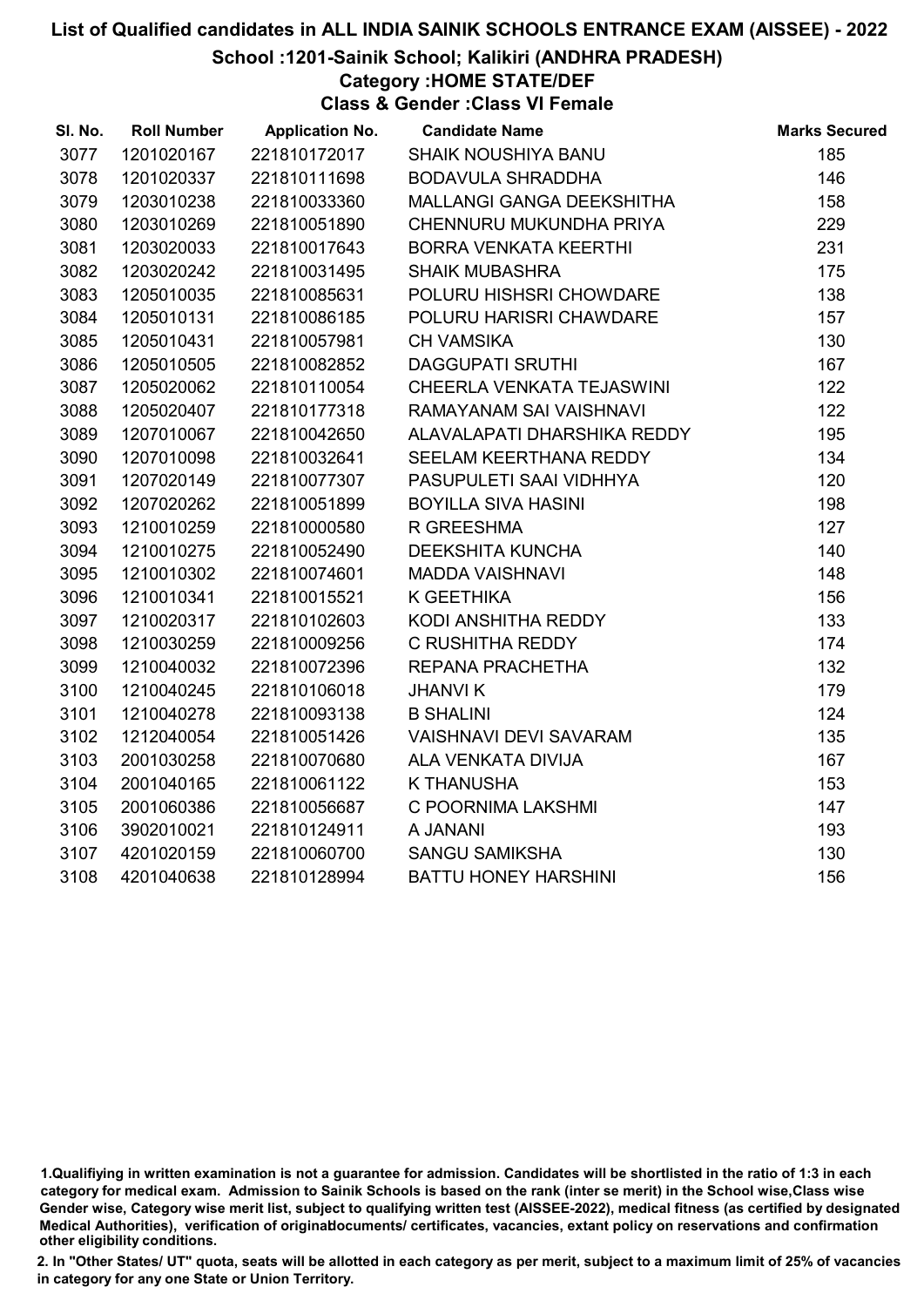# List of Qualified candidates in ALL INDIA SAINIK SCHOOLS ENTRANCE EXAM (AISSEE) - 2022

## School :1201-Sainik School; Kalikiri (ANDHRA PRADESH)

### Category :HOME STATE/DEF

### Class & Gender :Class VI Female

| Sl. No. | Roll Number | Application No. | Candidate Name | Marks Secured |
|---|---|---|---|---|
| 3077 | 1201020167 | 221810172017 | SHAIK NOUSHIYA BANU | 185 |
| 3078 | 1201020337 | 221810111698 | BODAVULA SHRADDHA | 146 |
| 3079 | 1203010238 | 221810033360 | MALLANGI GANGA DEEKSHITHA | 158 |
| 3080 | 1203010269 | 221810051890 | CHENNURU MUKUNDHA PRIYA | 229 |
| 3081 | 1203020033 | 221810017643 | BORRA VENKATA KEERTHI | 231 |
| 3082 | 1203020242 | 221810031495 | SHAIK MUBASHRA | 175 |
| 3083 | 1205010035 | 221810085631 | POLURU HISHSRI CHOWDARE | 138 |
| 3084 | 1205010131 | 221810086185 | POLURU HARISRI CHAWDARE | 157 |
| 3085 | 1205010431 | 221810057981 | CH VAMSIKA | 130 |
| 3086 | 1205010505 | 221810082852 | DAGGUPATI SRUTHI | 167 |
| 3087 | 1205020062 | 221810110054 | CHEERLA VENKATA TEJASWINI | 122 |
| 3088 | 1205020407 | 221810177318 | RAMAYANAM SAI VAISHNAVI | 122 |
| 3089 | 1207010067 | 221810042650 | ALAVALAPATI DHARSHIKA REDDY | 195 |
| 3090 | 1207010098 | 221810032641 | SEELAM KEERTHANA REDDY | 134 |
| 3091 | 1207020149 | 221810077307 | PASUPULETI SAAI VIDHHYA | 120 |
| 3092 | 1207020262 | 221810051899 | BOYILLA SIVA HASINI | 198 |
| 3093 | 1210010259 | 221810000580 | R GREESHMA | 127 |
| 3094 | 1210010275 | 221810052490 | DEEKSHITA KUNCHA | 140 |
| 3095 | 1210010302 | 221810074601 | MADDA VAISHNAVI | 148 |
| 3096 | 1210010341 | 221810015521 | K GEETHIKA | 156 |
| 3097 | 1210020317 | 221810102603 | KODI ANSHITHA REDDY | 133 |
| 3098 | 1210030259 | 221810009256 | C RUSHITHA REDDY | 174 |
| 3099 | 1210040032 | 221810072396 | REPANA PRACHETHA | 132 |
| 3100 | 1210040245 | 221810106018 | JHANVI K | 179 |
| 3101 | 1210040278 | 221810093138 | B SHALINI | 124 |
| 3102 | 1212040054 | 221810051426 | VAISHNAVI DEVI SAVARAM | 135 |
| 3103 | 2001030258 | 221810070680 | ALA VENKATA DIVIJA | 167 |
| 3104 | 2001040165 | 221810061122 | K THANUSHA | 153 |
| 3105 | 2001060386 | 221810056687 | C POORNIMA LAKSHMI | 147 |
| 3106 | 3902010021 | 221810124911 | A JANANI | 193 |
| 3107 | 4201020159 | 221810060700 | SANGU SAMIKSHA | 130 |
| 3108 | 4201040638 | 221810128994 | BATTU HONEY HARSHINI | 156 |

1.Qualifiying in written examination is not a guarantee for admission. Candidates will be shortlisted in the ratio of 1:3 in each category for medical exam. Admission to Sainik Schools is based on the rank (inter se merit) in the School wise,Class wise Gender wise, Category wise merit list, subject to qualifying written test (AISSEE-2022), medical fitness (as certified by designated Medical Authorities), verification of originaldocuments/ certificates, vacancies, extant policy on reservations and confirmation other eligibility conditions.

2. In "Other States/ UT" quota, seats will be allotted in each category as per merit, subject to a maximum limit of 25% of vacancies in category for any one State or Union Territory.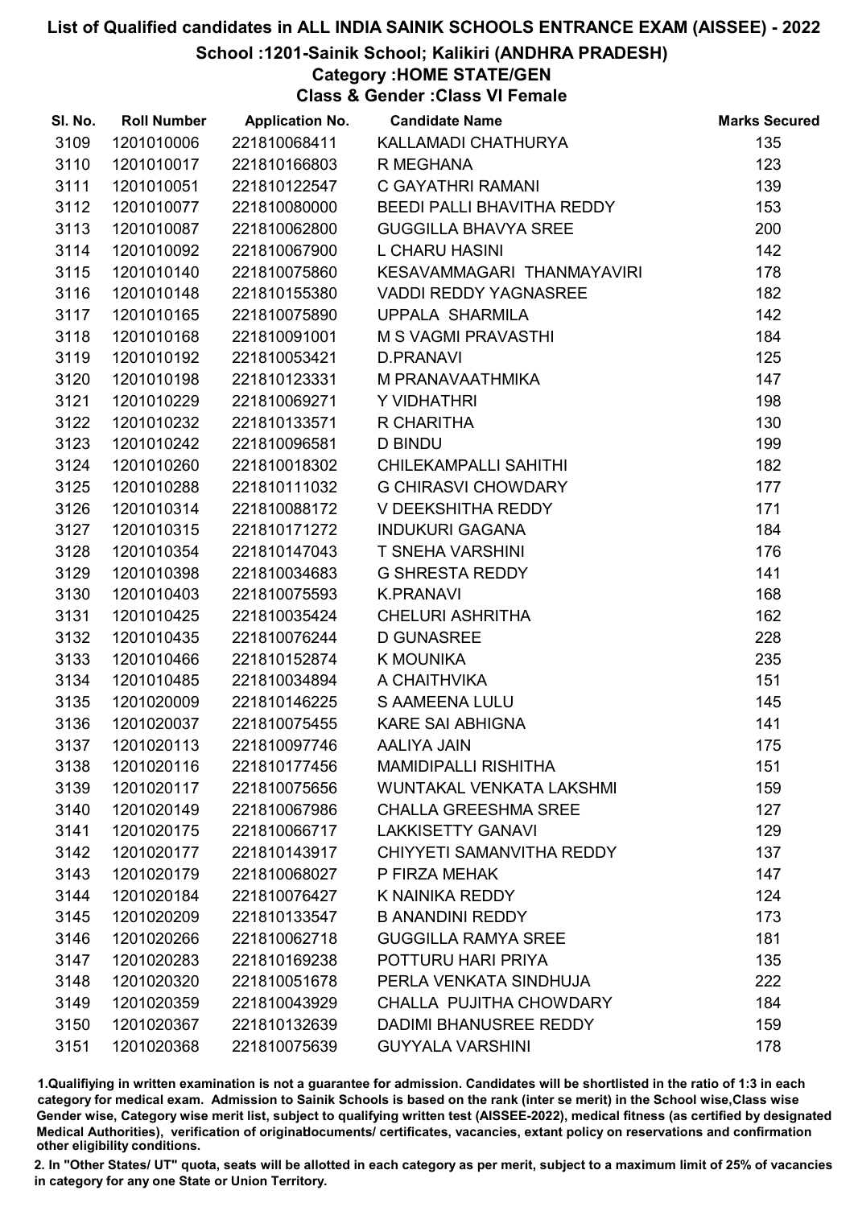# List of Qualified candidates in ALL INDIA SAINIK SCHOOLS ENTRANCE EXAM (AISSEE) - 2022

## School :1201-Sainik School; Kalikiri (ANDHRA PRADESH)

### Category :HOME STATE/GEN

### Class & Gender :Class VI Female

| Sl. No. | Roll Number | Application No. | Candidate Name | Marks Secured |
|---|---|---|---|---|
| 3109 | 1201010006 | 221810068411 | KALLAMADI CHATHURYA | 135 |
| 3110 | 1201010017 | 221810166803 | R MEGHANA | 123 |
| 3111 | 1201010051 | 221810122547 | C GAYATHRI RAMANI | 139 |
| 3112 | 1201010077 | 221810080000 | BEEDI PALLI BHAVITHA REDDY | 153 |
| 3113 | 1201010087 | 221810062800 | GUGGILLA BHAVYA SREE | 200 |
| 3114 | 1201010092 | 221810067900 | L CHARU HASINI | 142 |
| 3115 | 1201010140 | 221810075860 | KESAVAMMAGARI THANMAYAVIRI | 178 |
| 3116 | 1201010148 | 221810155380 | VADDI REDDY YAGNASREE | 182 |
| 3117 | 1201010165 | 221810075890 | UPPALA SHARMILA | 142 |
| 3118 | 1201010168 | 221810091001 | M S VAGMI PRAVASTHI | 184 |
| 3119 | 1201010192 | 221810053421 | D.PRANAVI | 125 |
| 3120 | 1201010198 | 221810123331 | M PRANAVAATHMIKA | 147 |
| 3121 | 1201010229 | 221810069271 | Y VIDHATHRI | 198 |
| 3122 | 1201010232 | 221810133571 | R CHARITHA | 130 |
| 3123 | 1201010242 | 221810096581 | D BINDU | 199 |
| 3124 | 1201010260 | 221810018302 | CHILEKAMPALLI SAHITHI | 182 |
| 3125 | 1201010288 | 221810111032 | G CHIRASVI CHOWDARY | 177 |
| 3126 | 1201010314 | 221810088172 | V DEEKSHITHA REDDY | 171 |
| 3127 | 1201010315 | 221810171272 | INDUKURI GAGANA | 184 |
| 3128 | 1201010354 | 221810147043 | T SNEHA VARSHINI | 176 |
| 3129 | 1201010398 | 221810034683 | G SHRESTA REDDY | 141 |
| 3130 | 1201010403 | 221810075593 | K.PRANAVI | 168 |
| 3131 | 1201010425 | 221810035424 | CHELURI ASHRITHA | 162 |
| 3132 | 1201010435 | 221810076244 | D GUNASREE | 228 |
| 3133 | 1201010466 | 221810152874 | K MOUNIKA | 235 |
| 3134 | 1201010485 | 221810034894 | A CHAITHVIKA | 151 |
| 3135 | 1201020009 | 221810146225 | S AAMEENA LULU | 145 |
| 3136 | 1201020037 | 221810075455 | KARE SAI ABHIGNA | 141 |
| 3137 | 1201020113 | 221810097746 | AALIYA JAIN | 175 |
| 3138 | 1201020116 | 221810177456 | MAMIDIPALLI RISHITHA | 151 |
| 3139 | 1201020117 | 221810075656 | WUNTAKAL VENKATA LAKSHMI | 159 |
| 3140 | 1201020149 | 221810067986 | CHALLA GREESHMA SREE | 127 |
| 3141 | 1201020175 | 221810066717 | LAKKISETTY GANAVI | 129 |
| 3142 | 1201020177 | 221810143917 | CHIYYETI SAMANVITHA REDDY | 137 |
| 3143 | 1201020179 | 221810068027 | P FIRZA MEHAK | 147 |
| 3144 | 1201020184 | 221810076427 | K NAINIKA REDDY | 124 |
| 3145 | 1201020209 | 221810133547 | B ANANDINI REDDY | 173 |
| 3146 | 1201020266 | 221810062718 | GUGGILLA RAMYA SREE | 181 |
| 3147 | 1201020283 | 221810169238 | POTTURU HARI PRIYA | 135 |
| 3148 | 1201020320 | 221810051678 | PERLA VENKATA SINDHUJA | 222 |
| 3149 | 1201020359 | 221810043929 | CHALLA PUJITHA CHOWDARY | 184 |
| 3150 | 1201020367 | 221810132639 | DADIMI BHANUSREE REDDY | 159 |
| 3151 | 1201020368 | 221810075639 | GUYYALA VARSHINI | 178 |

1.Qualifiying in written examination is not a guarantee for admission. Candidates will be shortlisted in the ratio of 1:3 in each category for medical exam. Admission to Sainik Schools is based on the rank (inter se merit) in the School wise,Class wise Gender wise, Category wise merit list, subject to qualifying written test (AISSEE-2022), medical fitness (as certified by designated Medical Authorities), verification of originaldocuments/ certificates, vacancies, extant policy on reservations and confirmation other eligibility conditions.

2. In "Other States/ UT" quota, seats will be allotted in each category as per merit, subject to a maximum limit of 25% of vacancies in category for any one State or Union Territory.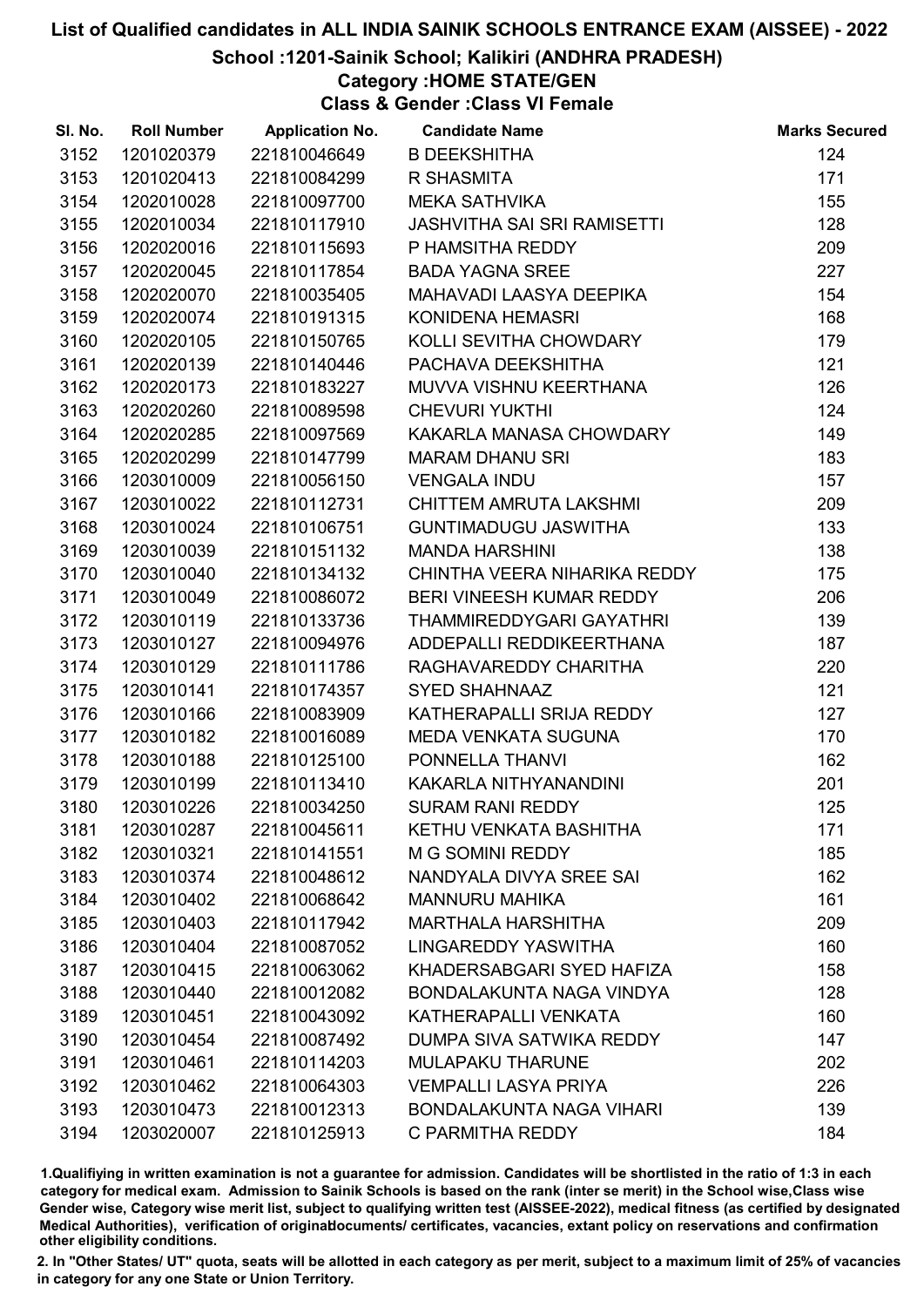# List of Qualified candidates in ALL INDIA SAINIK SCHOOLS ENTRANCE EXAM (AISSEE) - 2022

## School :1201-Sainik School; Kalikiri (ANDHRA PRADESH)

### Category :HOME STATE/GEN

### Class & Gender :Class VI Female

| Sl. No. | Roll Number | Application No. | Candidate Name | Marks Secured |
|---|---|---|---|---|
| 3152 | 1201020379 | 221810046649 | B DEEKSHITHA | 124 |
| 3153 | 1201020413 | 221810084299 | R SHASMITA | 171 |
| 3154 | 1202010028 | 221810097700 | MEKA SATHVIKA | 155 |
| 3155 | 1202010034 | 221810117910 | JASHVITHA SAI SRI RAMISETTI | 128 |
| 3156 | 1202020016 | 221810115693 | P HAMSITHA REDDY | 209 |
| 3157 | 1202020045 | 221810117854 | BADA YAGNA SREE | 227 |
| 3158 | 1202020070 | 221810035405 | MAHAVADI LAASYA DEEPIKA | 154 |
| 3159 | 1202020074 | 221810191315 | KONIDENA HEMASRI | 168 |
| 3160 | 1202020105 | 221810150765 | KOLLI SEVITHA CHOWDARY | 179 |
| 3161 | 1202020139 | 221810140446 | PACHAVA DEEKSHITHA | 121 |
| 3162 | 1202020173 | 221810183227 | MUVVA VISHNU KEERTHANA | 126 |
| 3163 | 1202020260 | 221810089598 | CHEVURI YUKTHI | 124 |
| 3164 | 1202020285 | 221810097569 | KAKARLA MANASA CHOWDARY | 149 |
| 3165 | 1202020299 | 221810147799 | MARAM DHANU SRI | 183 |
| 3166 | 1203010009 | 221810056150 | VENGALA INDU | 157 |
| 3167 | 1203010022 | 221810112731 | CHITTEM AMRUTA LAKSHMI | 209 |
| 3168 | 1203010024 | 221810106751 | GUNTIMADUGU JASWITHA | 133 |
| 3169 | 1203010039 | 221810151132 | MANDA HARSHINI | 138 |
| 3170 | 1203010040 | 221810134132 | CHINTHA VEERA NIHARIKA REDDY | 175 |
| 3171 | 1203010049 | 221810086072 | BERI VINEESH KUMAR REDDY | 206 |
| 3172 | 1203010119 | 221810133736 | THAMMIREDDYGARI GAYATHRI | 139 |
| 3173 | 1203010127 | 221810094976 | ADDEPALLI REDDIKEERTHANA | 187 |
| 3174 | 1203010129 | 221810111786 | RAGHAVAREDDY CHARITHA | 220 |
| 3175 | 1203010141 | 221810174357 | SYED SHAHNAAZ | 121 |
| 3176 | 1203010166 | 221810083909 | KATHERAPALLI SRIJA REDDY | 127 |
| 3177 | 1203010182 | 221810016089 | MEDA VENKATA SUGUNA | 170 |
| 3178 | 1203010188 | 221810125100 | PONNELLA THANVI | 162 |
| 3179 | 1203010199 | 221810113410 | KAKARLA NITHYANANDINI | 201 |
| 3180 | 1203010226 | 221810034250 | SURAM RANI REDDY | 125 |
| 3181 | 1203010287 | 221810045611 | KETHU VENKATA BASHITHA | 171 |
| 3182 | 1203010321 | 221810141551 | M G SOMINI REDDY | 185 |
| 3183 | 1203010374 | 221810048612 | NANDYALA DIVYA SREE SAI | 162 |
| 3184 | 1203010402 | 221810068642 | MANNURU MAHIKA | 161 |
| 3185 | 1203010403 | 221810117942 | MARTHALA HARSHITHA | 209 |
| 3186 | 1203010404 | 221810087052 | LINGAREDDY YASWITHA | 160 |
| 3187 | 1203010415 | 221810063062 | KHADERSABGARI SYED HAFIZA | 158 |
| 3188 | 1203010440 | 221810012082 | BONDALAKUNTA NAGA VINDYA | 128 |
| 3189 | 1203010451 | 221810043092 | KATHERAPALLI VENKATA | 160 |
| 3190 | 1203010454 | 221810087492 | DUMPA SIVA SATWIKA REDDY | 147 |
| 3191 | 1203010461 | 221810114203 | MULAPAKU THARUNE | 202 |
| 3192 | 1203010462 | 221810064303 | VEMPALLI LASYA PRIYA | 226 |
| 3193 | 1203010473 | 221810012313 | BONDALAKUNTA NAGA VIHARI | 139 |
| 3194 | 1203020007 | 221810125913 | C PARMITHA REDDY | 184 |

1.Qualifiying in written examination is not a guarantee for admission. Candidates will be shortlisted in the ratio of 1:3 in each category for medical exam. Admission to Sainik Schools is based on the rank (inter se merit) in the School wise,Class wise Gender wise, Category wise merit list, subject to qualifying written test (AISSEE-2022), medical fitness (as certified by designated Medical Authorities), verification of originaldocuments/ certificates, vacancies, extant policy on reservations and confirmation other eligibility conditions.

2. In "Other States/ UT" quota, seats will be allotted in each category as per merit, subject to a maximum limit of 25% of vacancies in category for any one State or Union Territory.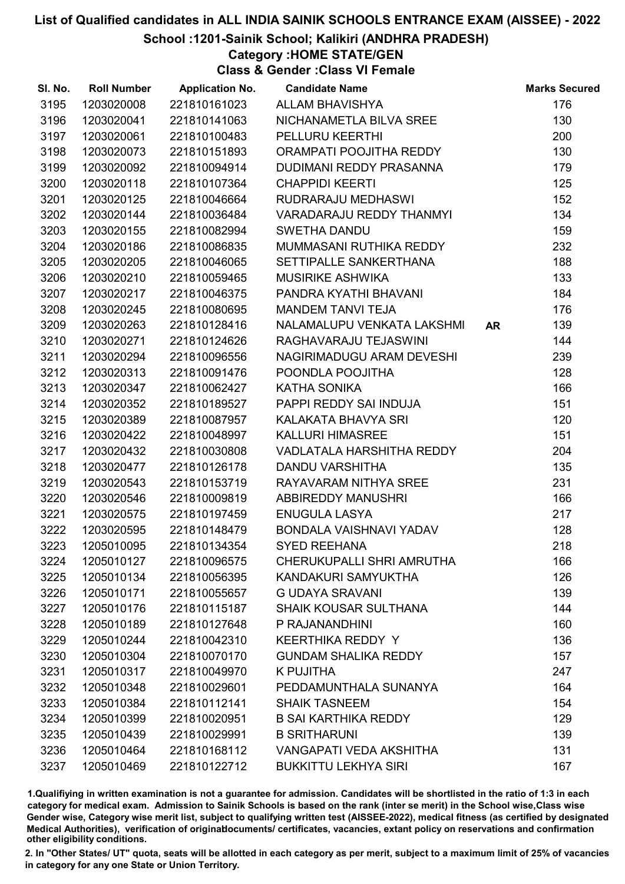# List of Qualified candidates in ALL INDIA SAINIK SCHOOLS ENTRANCE EXAM (AISSEE) - 2022

## School :1201-Sainik School; Kalikiri (ANDHRA PRADESH)

### Category :HOME STATE/GEN

### Class & Gender :Class VI Female

| Sl. No. | Roll Number | Application No. | Candidate Name | | Marks Secured |
|---|---|---|---|---|---|
| 3195 | 1203020008 | 221810161023 | ALLAM BHAVISHYA | | 176 |
| 3196 | 1203020041 | 221810141063 | NICHANAMETLA BILVA SREE | | 130 |
| 3197 | 1203020061 | 221810100483 | PELLURU KEERTHI | | 200 |
| 3198 | 1203020073 | 221810151893 | ORAMPATI POOJITHA REDDY | | 130 |
| 3199 | 1203020092 | 221810094914 | DUDIMANI REDDY PRASANNA | | 179 |
| 3200 | 1203020118 | 221810107364 | CHAPPIDI KEERTI | | 125 |
| 3201 | 1203020125 | 221810046664 | RUDRARAJU MEDHASWI | | 152 |
| 3202 | 1203020144 | 221810036484 | VARADARAJU REDDY THANMYI | | 134 |
| 3203 | 1203020155 | 221810082994 | SWETHA DANDU | | 159 |
| 3204 | 1203020186 | 221810086835 | MUMMASANI RUTHIKA REDDY | | 232 |
| 3205 | 1203020205 | 221810046065 | SETTIPALLE SANKERTHANA | | 188 |
| 3206 | 1203020210 | 221810059465 | MUSIRIKE ASHWIKA | | 133 |
| 3207 | 1203020217 | 221810046375 | PANDRA KYATHI BHAVANI | | 184 |
| 3208 | 1203020245 | 221810080695 | MANDEM TANVI TEJA | | 176 |
| 3209 | 1203020263 | 221810128416 | NALAMALUPU VENKATA LAKSHMI | AR | 139 |
| 3210 | 1203020271 | 221810124626 | RAGHAVARAJU TEJASWINI | | 144 |
| 3211 | 1203020294 | 221810096556 | NAGIRIMADUGU ARAM DEVESHI | | 239 |
| 3212 | 1203020313 | 221810091476 | POONDLA POOJITHA | | 128 |
| 3213 | 1203020347 | 221810062427 | KATHA SONIKA | | 166 |
| 3214 | 1203020352 | 221810189527 | PAPPI REDDY SAI INDUJA | | 151 |
| 3215 | 1203020389 | 221810087957 | KALAKATA BHAVYA SRI | | 120 |
| 3216 | 1203020422 | 221810048997 | KALLURI HIMASREE | | 151 |
| 3217 | 1203020432 | 221810030808 | VADLATALA HARSHITHA REDDY | | 204 |
| 3218 | 1203020477 | 221810126178 | DANDU VARSHITHA | | 135 |
| 3219 | 1203020543 | 221810153719 | RAYAVARAM NITHYA SREE | | 231 |
| 3220 | 1203020546 | 221810009819 | ABBIREDDY MANUSHRI | | 166 |
| 3221 | 1203020575 | 221810197459 | ENUGULA LASYA | | 217 |
| 3222 | 1203020595 | 221810148479 | BONDALA VAISHNAVI YADAV | | 128 |
| 3223 | 1205010095 | 221810134354 | SYED REEHANA | | 218 |
| 3224 | 1205010127 | 221810096575 | CHERUKUPALLI SHRI AMRUTHA | | 166 |
| 3225 | 1205010134 | 221810056395 | KANDAKURI SAMYUKTHA | | 126 |
| 3226 | 1205010171 | 221810055657 | G UDAYA SRAVANI | | 139 |
| 3227 | 1205010176 | 221810115187 | SHAIK KOUSAR SULTHANA | | 144 |
| 3228 | 1205010189 | 221810127648 | P RAJANANDHINI | | 160 |
| 3229 | 1205010244 | 221810042310 | KEERTHIKA REDDY Y | | 136 |
| 3230 | 1205010304 | 221810070170 | GUNDAM SHALIKA REDDY | | 157 |
| 3231 | 1205010317 | 221810049970 | K PUJITHA | | 247 |
| 3232 | 1205010348 | 221810029601 | PEDDAMUNTHALA SUNANYA | | 164 |
| 3233 | 1205010384 | 221810112141 | SHAIK TASNEEM | | 154 |
| 3234 | 1205010399 | 221810020951 | B SAI KARTHIKA REDDY | | 129 |
| 3235 | 1205010439 | 221810029991 | B SRITHARUNI | | 139 |
| 3236 | 1205010464 | 221810168112 | VANGAPATI VEDA AKSHITHA | | 131 |
| 3237 | 1205010469 | 221810122712 | BUKKITTU LEKHYA SIRI | | 167 |

1.Qualifiying in written examination is not a guarantee for admission. Candidates will be shortlisted in the ratio of 1:3 in each category for medical exam. Admission to Sainik Schools is based on the rank (inter se merit) in the School wise,Class wise Gender wise, Category wise merit list, subject to qualifying written test (AISSEE-2022), medical fitness (as certified by designated Medical Authorities), verification of originaldocuments/ certificates, vacancies, extant policy on reservations and confirmation other eligibility conditions.

2. In "Other States/ UT" quota, seats will be allotted in each category as per merit, subject to a maximum limit of 25% of vacancies in category for any one State or Union Territory.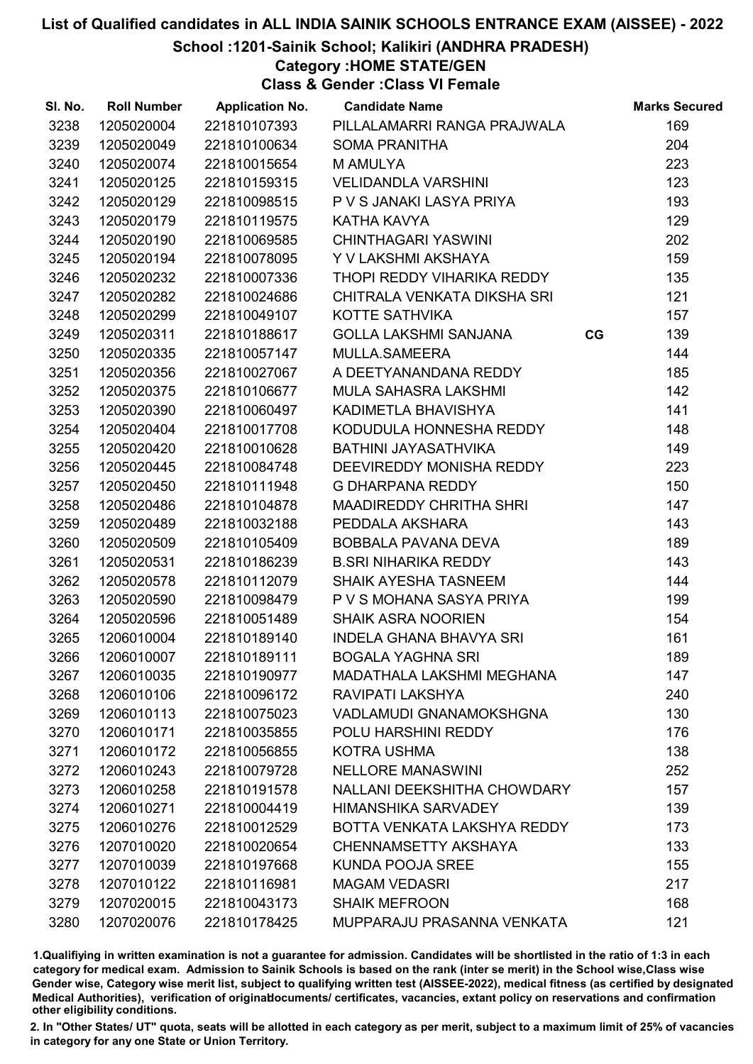# List of Qualified candidates in ALL INDIA SAINIK SCHOOLS ENTRANCE EXAM (AISSEE) - 2022

## School :1201-Sainik School; Kalikiri (ANDHRA PRADESH)

### Category :HOME STATE/GEN

### Class & Gender :Class VI Female

| Sl. No. | Roll Number | Application No. | Candidate Name | | Marks Secured |
|---|---|---|---|---|---|
| 3238 | 1205020004 | 221810107393 | PILLALAMARRI RANGA PRAJWALA | | 169 |
| 3239 | 1205020049 | 221810100634 | SOMA PRANITHA | | 204 |
| 3240 | 1205020074 | 221810015654 | M AMULYA | | 223 |
| 3241 | 1205020125 | 221810159315 | VELIDANDLA VARSHINI | | 123 |
| 3242 | 1205020129 | 221810098515 | P V S JANAKI LASYA PRIYA | | 193 |
| 3243 | 1205020179 | 221810119575 | KATHA KAVYA | | 129 |
| 3244 | 1205020190 | 221810069585 | CHINTHAGARI YASWINI | | 202 |
| 3245 | 1205020194 | 221810078095 | Y V LAKSHMI AKSHAYA | | 159 |
| 3246 | 1205020232 | 221810007336 | THOPI REDDY VIHARIKA REDDY | | 135 |
| 3247 | 1205020282 | 221810024686 | CHITRALA VENKATA DIKSHA SRI | | 121 |
| 3248 | 1205020299 | 221810049107 | KOTTE SATHVIKA | | 157 |
| 3249 | 1205020311 | 221810188617 | GOLLA LAKSHMI SANJANA | CG | 139 |
| 3250 | 1205020335 | 221810057147 | MULLA.SAMEERA | | 144 |
| 3251 | 1205020356 | 221810027067 | A DEETYANANDANA REDDY | | 185 |
| 3252 | 1205020375 | 221810106677 | MULA SAHASRA LAKSHMI | | 142 |
| 3253 | 1205020390 | 221810060497 | KADIMETLA BHAVISHYA | | 141 |
| 3254 | 1205020404 | 221810017708 | KODUDULA HONNESHA REDDY | | 148 |
| 3255 | 1205020420 | 221810010628 | BATHINI JAYASATHVIKA | | 149 |
| 3256 | 1205020445 | 221810084748 | DEEVIREDDY MONISHA REDDY | | 223 |
| 3257 | 1205020450 | 221810111948 | G DHARPANA REDDY | | 150 |
| 3258 | 1205020486 | 221810104878 | MAADIREDDY CHRITHA SHRI | | 147 |
| 3259 | 1205020489 | 221810032188 | PEDDALA AKSHARA | | 143 |
| 3260 | 1205020509 | 221810105409 | BOBBALA PAVANA DEVA | | 189 |
| 3261 | 1205020531 | 221810186239 | B.SRI NIHARIKA REDDY | | 143 |
| 3262 | 1205020578 | 221810112079 | SHAIK AYESHA TASNEEM | | 144 |
| 3263 | 1205020590 | 221810098479 | P V S MOHANA SASYA PRIYA | | 199 |
| 3264 | 1205020596 | 221810051489 | SHAIK ASRA NOORIEN | | 154 |
| 3265 | 1206010004 | 221810189140 | INDELA GHANA BHAVYA SRI | | 161 |
| 3266 | 1206010007 | 221810189111 | BOGALA YAGHNA SRI | | 189 |
| 3267 | 1206010035 | 221810190977 | MADATHALA LAKSHMI MEGHANA | | 147 |
| 3268 | 1206010106 | 221810096172 | RAVIPATI LAKSHYA | | 240 |
| 3269 | 1206010113 | 221810075023 | VADLAMUDI GNANAMOKSHGNA | | 130 |
| 3270 | 1206010171 | 221810035855 | POLU HARSHINI REDDY | | 176 |
| 3271 | 1206010172 | 221810056855 | KOTRA USHMA | | 138 |
| 3272 | 1206010243 | 221810079728 | NELLORE MANASWINI | | 252 |
| 3273 | 1206010258 | 221810191578 | NALLANI DEEKSHITHA CHOWDARY | | 157 |
| 3274 | 1206010271 | 221810004419 | HIMANSHIKA SARVADEY | | 139 |
| 3275 | 1206010276 | 221810012529 | BOTTA VENKATA LAKSHYA REDDY | | 173 |
| 3276 | 1207010020 | 221810020654 | CHENNAMSETTY AKSHAYA | | 133 |
| 3277 | 1207010039 | 221810197668 | KUNDA POOJA SREE | | 155 |
| 3278 | 1207010122 | 221810116981 | MAGAM VEDASRI | | 217 |
| 3279 | 1207020015 | 221810043173 | SHAIK MEFROON | | 168 |
| 3280 | 1207020076 | 221810178425 | MUPPARAJU PRASANNA VENKATA | | 121 |

1.Qualifiying in written examination is not a guarantee for admission. Candidates will be shortlisted in the ratio of 1:3 in each category for medical exam. Admission to Sainik Schools is based on the rank (inter se merit) in the School wise,Class wise Gender wise, Category wise merit list, subject to qualifying written test (AISSEE-2022), medical fitness (as certified by designated Medical Authorities), verification of originaldocuments/ certificates, vacancies, extant policy on reservations and confirmation other eligibility conditions.

2. In "Other States/ UT" quota, seats will be allotted in each category as per merit, subject to a maximum limit of 25% of vacancies in category for any one State or Union Territory.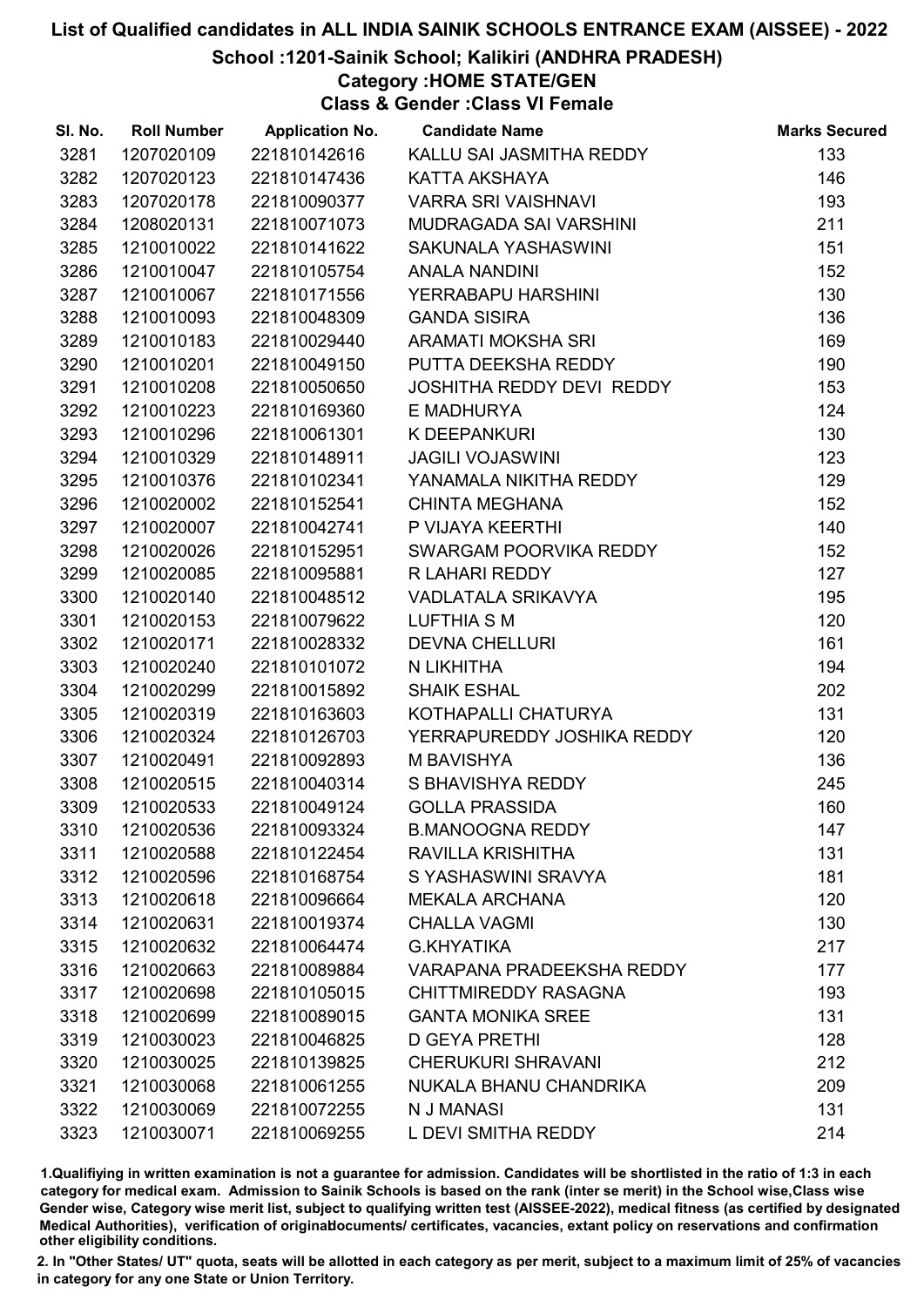# List of Qualified candidates in ALL INDIA SAINIK SCHOOLS ENTRANCE EXAM (AISSEE) - 2022

## School :1201-Sainik School; Kalikiri (ANDHRA PRADESH)

### Category :HOME STATE/GEN

### Class & Gender :Class VI Female

| Sl. No. | Roll Number | Application No. | Candidate Name | Marks Secured |
|---|---|---|---|---|
| 3281 | 1207020109 | 221810142616 | KALLU SAI JASMITHA REDDY | 133 |
| 3282 | 1207020123 | 221810147436 | KATTA AKSHAYA | 146 |
| 3283 | 1207020178 | 221810090377 | VARRA SRI VAISHNAVI | 193 |
| 3284 | 1208020131 | 221810071073 | MUDRAGADA SAI VARSHINI | 211 |
| 3285 | 1210010022 | 221810141622 | SAKUNALA YASHASWINI | 151 |
| 3286 | 1210010047 | 221810105754 | ANALA NANDINI | 152 |
| 3287 | 1210010067 | 221810171556 | YERRABAPU HARSHINI | 130 |
| 3288 | 1210010093 | 221810048309 | GANDA SISIRA | 136 |
| 3289 | 1210010183 | 221810029440 | ARAMATI MOKSHA SRI | 169 |
| 3290 | 1210010201 | 221810049150 | PUTTA DEEKSHA REDDY | 190 |
| 3291 | 1210010208 | 221810050650 | JOSHITHA REDDY DEVI REDDY | 153 |
| 3292 | 1210010223 | 221810169360 | E MADHURYA | 124 |
| 3293 | 1210010296 | 221810061301 | K DEEPANKURI | 130 |
| 3294 | 1210010329 | 221810148911 | JAGILI VOJASWINI | 123 |
| 3295 | 1210010376 | 221810102341 | YANAMALA NIKITHA REDDY | 129 |
| 3296 | 1210020002 | 221810152541 | CHINTA MEGHANA | 152 |
| 3297 | 1210020007 | 221810042741 | P VIJAYA KEERTHI | 140 |
| 3298 | 1210020026 | 221810152951 | SWARGAM POORVIKA REDDY | 152 |
| 3299 | 1210020085 | 221810095881 | R LAHARI REDDY | 127 |
| 3300 | 1210020140 | 221810048512 | VADLATALA SRIKAVYA | 195 |
| 3301 | 1210020153 | 221810079622 | LUFTHIA S M | 120 |
| 3302 | 1210020171 | 221810028332 | DEVNA CHELLURI | 161 |
| 3303 | 1210020240 | 221810101072 | N LIKHITHA | 194 |
| 3304 | 1210020299 | 221810015892 | SHAIK ESHAL | 202 |
| 3305 | 1210020319 | 221810163603 | KOTHAPALLI CHATURYA | 131 |
| 3306 | 1210020324 | 221810126703 | YERRAPUREDDY JOSHIKA REDDY | 120 |
| 3307 | 1210020491 | 221810092893 | M BAVISHYA | 136 |
| 3308 | 1210020515 | 221810040314 | S BHAVISHYA REDDY | 245 |
| 3309 | 1210020533 | 221810049124 | GOLLA PRASSIDA | 160 |
| 3310 | 1210020536 | 221810093324 | B.MANOOGNA REDDY | 147 |
| 3311 | 1210020588 | 221810122454 | RAVILLA KRISHITHA | 131 |
| 3312 | 1210020596 | 221810168754 | S YASHASWINI SRAVYA | 181 |
| 3313 | 1210020618 | 221810096664 | MEKALA ARCHANA | 120 |
| 3314 | 1210020631 | 221810019374 | CHALLA VAGMI | 130 |
| 3315 | 1210020632 | 221810064474 | G.KHYATIKA | 217 |
| 3316 | 1210020663 | 221810089884 | VARAPANA PRADEEKSHA REDDY | 177 |
| 3317 | 1210020698 | 221810105015 | CHITTMIREDDY RASAGNA | 193 |
| 3318 | 1210020699 | 221810089015 | GANTA MONIKA SREE | 131 |
| 3319 | 1210030023 | 221810046825 | D GEYA PRETHI | 128 |
| 3320 | 1210030025 | 221810139825 | CHERUKURI SHRAVANI | 212 |
| 3321 | 1210030068 | 221810061255 | NUKALA BHANU CHANDRIKA | 209 |
| 3322 | 1210030069 | 221810072255 | N J MANASI | 131 |
| 3323 | 1210030071 | 221810069255 | L DEVI SMITHA REDDY | 214 |

1.Qualifying in written examination is not a guarantee for admission. Candidates will be shortlisted in the ratio of 1:3 in each category for medical exam. Admission to Sainik Schools is based on the rank (inter se merit) in the School wise,Class wise Gender wise, Category wise merit list, subject to qualifying written test (AISSEE-2022), medical fitness (as certified by designated Medical Authorities), verification of originaldocuments/ certificates, vacancies, extant policy on reservations and confirmation other eligibility conditions.

2. In "Other States/ UT" quota, seats will be allotted in each category as per merit, subject to a maximum limit of 25% of vacancies in category for any one State or Union Territory.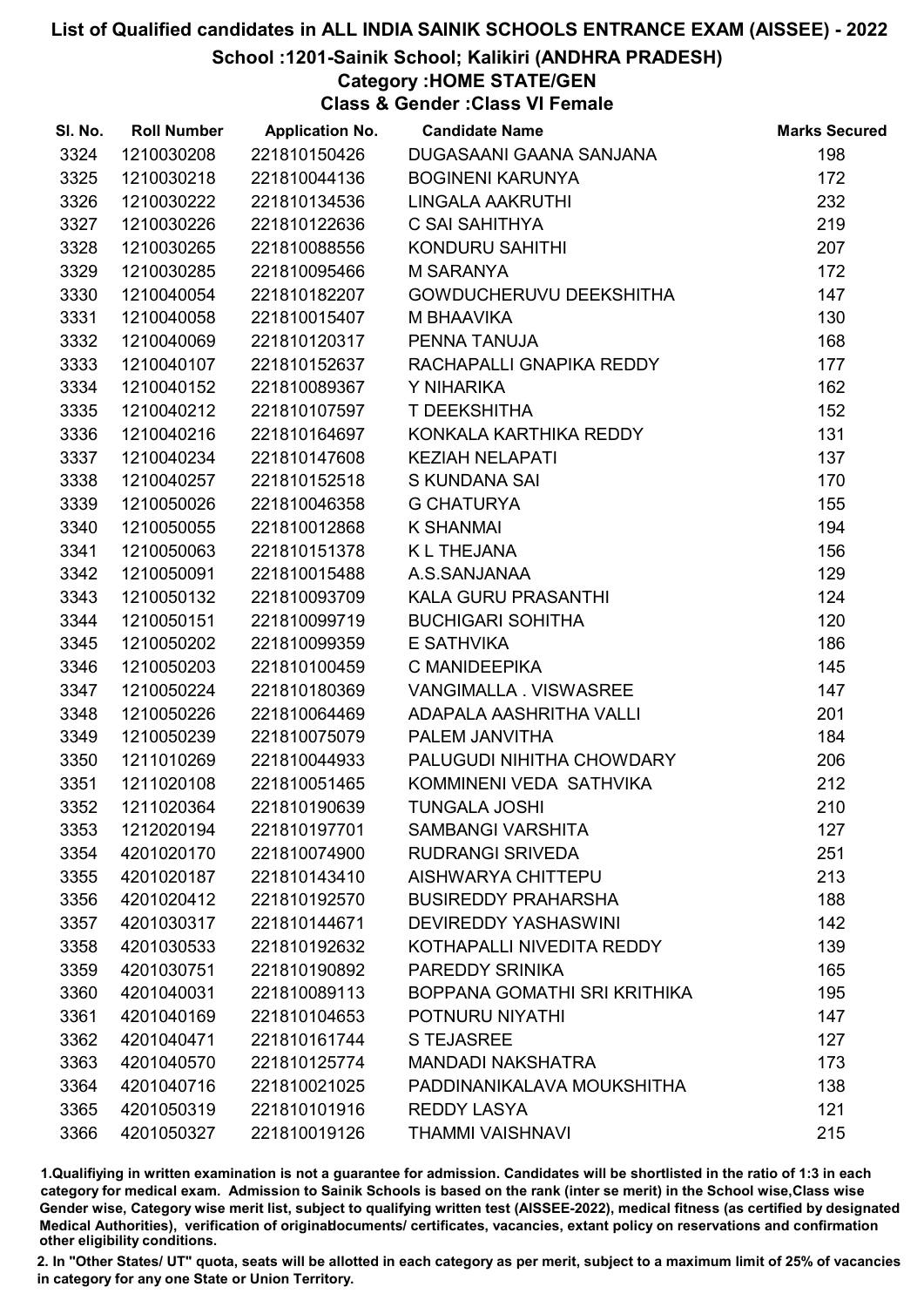# List of Qualified candidates in ALL INDIA SAINIK SCHOOLS ENTRANCE EXAM (AISSEE) - 2022

## School :1201-Sainik School; Kalikiri (ANDHRA PRADESH)

### Category :HOME STATE/GEN

### Class & Gender :Class VI Female

| Sl. No. | Roll Number | Application No. | Candidate Name | Marks Secured |
|---|---|---|---|---|
| 3324 | 1210030208 | 221810150426 | DUGASAANI GAANA SANJANA | 198 |
| 3325 | 1210030218 | 221810044136 | BOGINENI KARUNYA | 172 |
| 3326 | 1210030222 | 221810134536 | LINGALA AAKRUTHI | 232 |
| 3327 | 1210030226 | 221810122636 | C SAI SAHITHYA | 219 |
| 3328 | 1210030265 | 221810088556 | KONDURU SAHITHI | 207 |
| 3329 | 1210030285 | 221810095466 | M SARANYA | 172 |
| 3330 | 1210040054 | 221810182207 | GOWDUCHERUVU DEEKSHITHA | 147 |
| 3331 | 1210040058 | 221810015407 | M BHAAVIKA | 130 |
| 3332 | 1210040069 | 221810120317 | PENNA TANUJA | 168 |
| 3333 | 1210040107 | 221810152637 | RACHAPALLI GNAPIKA REDDY | 177 |
| 3334 | 1210040152 | 221810089367 | Y NIHARIKA | 162 |
| 3335 | 1210040212 | 221810107597 | T DEEKSHITHA | 152 |
| 3336 | 1210040216 | 221810164697 | KONKALA KARTHIKA REDDY | 131 |
| 3337 | 1210040234 | 221810147608 | KEZIAH NELAPATI | 137 |
| 3338 | 1210040257 | 221810152518 | S KUNDANA SAI | 170 |
| 3339 | 1210050026 | 221810046358 | G CHATURYA | 155 |
| 3340 | 1210050055 | 221810012868 | K SHANMAI | 194 |
| 3341 | 1210050063 | 221810151378 | K L THEJANA | 156 |
| 3342 | 1210050091 | 221810015488 | A.S.SANJANAA | 129 |
| 3343 | 1210050132 | 221810093709 | KALA GURU PRASANTHI | 124 |
| 3344 | 1210050151 | 221810099719 | BUCHIGARI SOHITHA | 120 |
| 3345 | 1210050202 | 221810099359 | E SATHVIKA | 186 |
| 3346 | 1210050203 | 221810100459 | C MANIDEEPIKA | 145 |
| 3347 | 1210050224 | 221810180369 | VANGIMALLA . VISWASREE | 147 |
| 3348 | 1210050226 | 221810064469 | ADAPALA AASHRITHA VALLI | 201 |
| 3349 | 1210050239 | 221810075079 | PALEM JANVITHA | 184 |
| 3350 | 1211010269 | 221810044933 | PALUGUDI NIHITHA CHOWDARY | 206 |
| 3351 | 1211020108 | 221810051465 | KOMMINENI VEDA SATHVIKA | 212 |
| 3352 | 1211020364 | 221810190639 | TUNGALA JOSHI | 210 |
| 3353 | 1212020194 | 221810197701 | SAMBANGI VARSHITA | 127 |
| 3354 | 4201020170 | 221810074900 | RUDRANGI SRIVEDA | 251 |
| 3355 | 4201020187 | 221810143410 | AISHWARYA CHITTEPU | 213 |
| 3356 | 4201020412 | 221810192570 | BUSIREDDY PRAHARSHA | 188 |
| 3357 | 4201030317 | 221810144671 | DEVIREDDY YASHASWINI | 142 |
| 3358 | 4201030533 | 221810192632 | KOTHAPALLI NIVEDITA REDDY | 139 |
| 3359 | 4201030751 | 221810190892 | PAREDDY SRINIKA | 165 |
| 3360 | 4201040031 | 221810089113 | BOPPANA GOMATHI SRI KRITHIKA | 195 |
| 3361 | 4201040169 | 221810104653 | POTNURU NIYATHI | 147 |
| 3362 | 4201040471 | 221810161744 | S TEJASREE | 127 |
| 3363 | 4201040570 | 221810125774 | MANDADI NAKSHATRA | 173 |
| 3364 | 4201040716 | 221810021025 | PADDINANIKALAVA MOUKSHITHA | 138 |
| 3365 | 4201050319 | 221810101916 | REDDY LASYA | 121 |
| 3366 | 4201050327 | 221810019126 | THAMMI VAISHNAVI | 215 |

1.Qualifiying in written examination is not a guarantee for admission. Candidates will be shortlisted in the ratio of 1:3 in each category for medical exam. Admission to Sainik Schools is based on the rank (inter se merit) in the School wise,Class wise Gender wise, Category wise merit list, subject to qualifying written test (AISSEE-2022), medical fitness (as certified by designated Medical Authorities), verification of originaldocuments/ certificates, vacancies, extant policy on reservations and confirmation other eligibility conditions.

2. In "Other States/ UT" quota, seats will be allotted in each category as per merit, subject to a maximum limit of 25% of vacancies in category for any one State or Union Territory.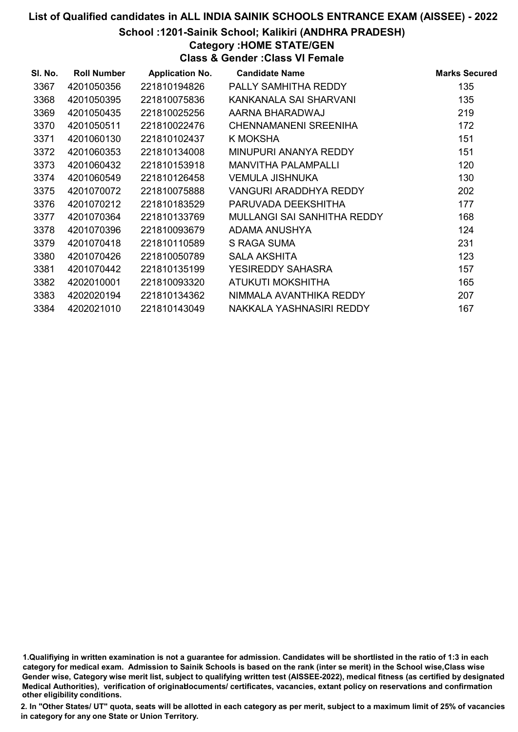# List of Qualified candidates in ALL INDIA SAINIK SCHOOLS ENTRANCE EXAM (AISSEE) - 2022

## School :1201-Sainik School; Kalikiri (ANDHRA PRADESH)

### Category :HOME STATE/GEN

### Class & Gender :Class VI Female

| Sl. No. | Roll Number | Application No. | Candidate Name | Marks Secured |
|---|---|---|---|---|
| 3367 | 4201050356 | 221810194826 | PALLY SAMHITHA REDDY | 135 |
| 3368 | 4201050395 | 221810075836 | KANKANALA SAI SHARVANI | 135 |
| 3369 | 4201050435 | 221810025256 | AARNA BHARADWAJ | 219 |
| 3370 | 4201050511 | 221810022476 | CHENNAMANENI SREENIHA | 172 |
| 3371 | 4201060130 | 221810102437 | K MOKSHA | 151 |
| 3372 | 4201060353 | 221810134008 | MINUPURI ANANYA REDDY | 151 |
| 3373 | 4201060432 | 221810153918 | MANVITHA PALAMPALLI | 120 |
| 3374 | 4201060549 | 221810126458 | VEMULA JISHNUKA | 130 |
| 3375 | 4201070072 | 221810075888 | VANGURI ARADDHYA REDDY | 202 |
| 3376 | 4201070212 | 221810183529 | PARUVADA DEEKSHITHA | 177 |
| 3377 | 4201070364 | 221810133769 | MULLANGI SAI SANHITHA REDDY | 168 |
| 3378 | 4201070396 | 221810093679 | ADAMA ANUSHYA | 124 |
| 3379 | 4201070418 | 221810110589 | S RAGA SUMA | 231 |
| 3380 | 4201070426 | 221810050789 | SALA AKSHITA | 123 |
| 3381 | 4201070442 | 221810135199 | YESIREDDY SAHASRA | 157 |
| 3382 | 4202010001 | 221810093320 | ATUKUTI MOKSHITHA | 165 |
| 3383 | 4202020194 | 221810134362 | NIMMALA AVANTHIKA REDDY | 207 |
| 3384 | 4202021010 | 221810143049 | NAKKALA YASHNASIRI REDDY | 167 |

1.Qualifiying in written examination is not a guarantee for admission. Candidates will be shortlisted in the ratio of 1:3 in each category for medical exam. Admission to Sainik Schools is based on the rank (inter se merit) in the School wise,Class wise Gender wise, Category wise merit list, subject to qualifying written test (AISSEE-2022), medical fitness (as certified by designated Medical Authorities), verification of originaldocuments/ certificates, vacancies, extant policy on reservations and confirmation other eligibility conditions.

2. In "Other States/ UT" quota, seats will be allotted in each category as per merit, subject to a maximum limit of 25% of vacancies in category for any one State or Union Territory.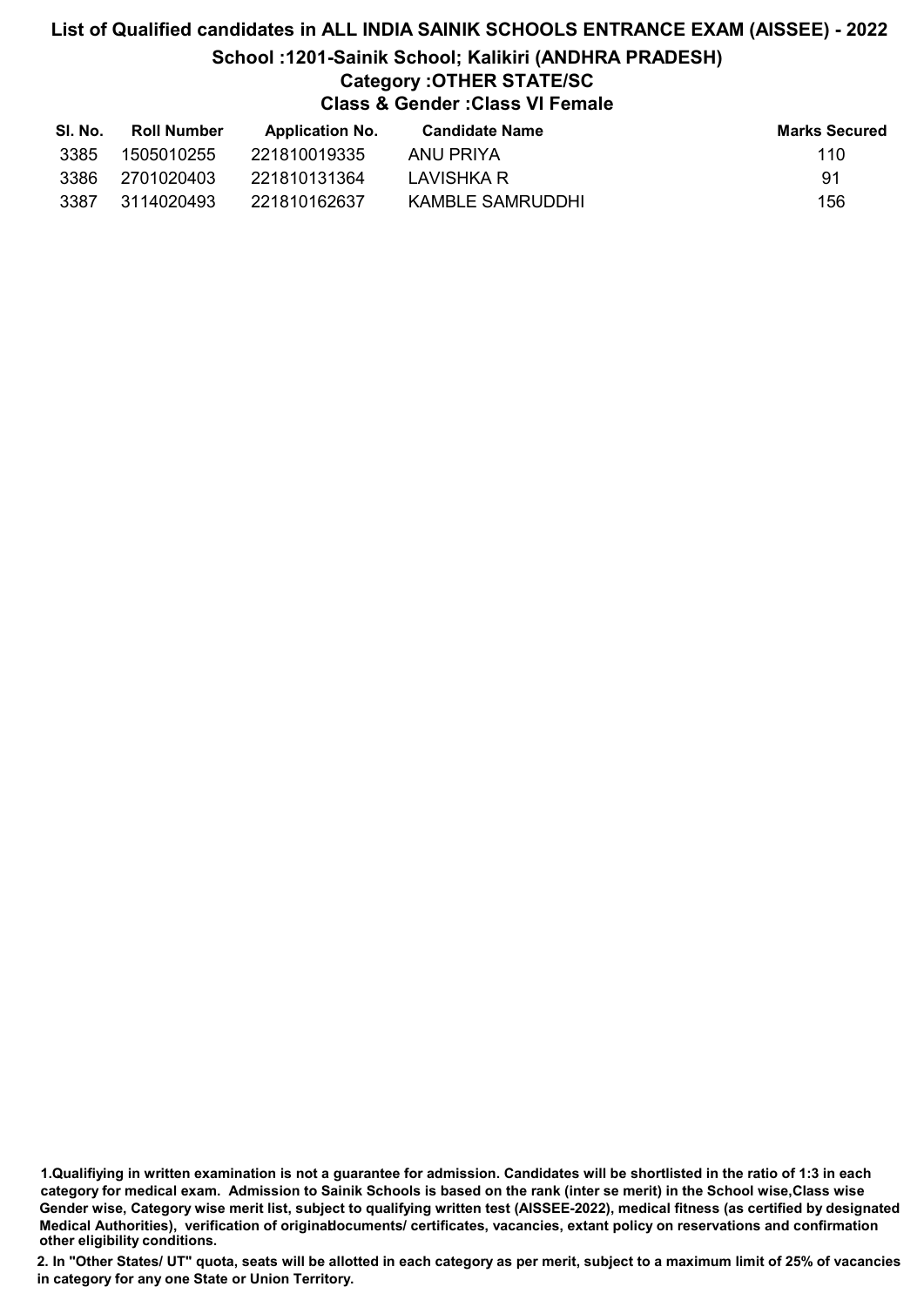# List of Qualified candidates in ALL INDIA SAINIK SCHOOLS ENTRANCE EXAM (AISSEE) - 2022

## School :1201-Sainik School; Kalikiri (ANDHRA PRADESH)

### Category :OTHER STATE/SC

### Class & Gender :Class VI Female

| Sl. No. | Roll Number | Application No. | Candidate Name | Marks Secured |
|---|---|---|---|---|
| 3385 | 1505010255 | 221810019335 | ANU PRIYA | 110 |
| 3386 | 2701020403 | 221810131364 | LAVISHKA R | 91 |
| 3387 | 3114020493 | 221810162637 | KAMBLE SAMRUDDHI | 156 |

**1.Qualifiying in written examination is not a guarantee for admission. Candidates will be shortlisted in the ratio of 1:3 in each category for medical exam. Admission to Sainik Schools is based on the rank (inter se merit) in the School wise,Class wise Gender wise, Category wise merit list, subject to qualifying written test (AISSEE-2022), medical fitness (as certified by designated Medical Authorities), verification of originaldocuments/ certificates, vacancies, extant policy on reservations and confirmation other eligibility conditions.**

**2. In "Other States/ UT" quota, seats will be allotted in each category as per merit, subject to a maximum limit of 25% of vacancies in category for any one State or Union Territory.**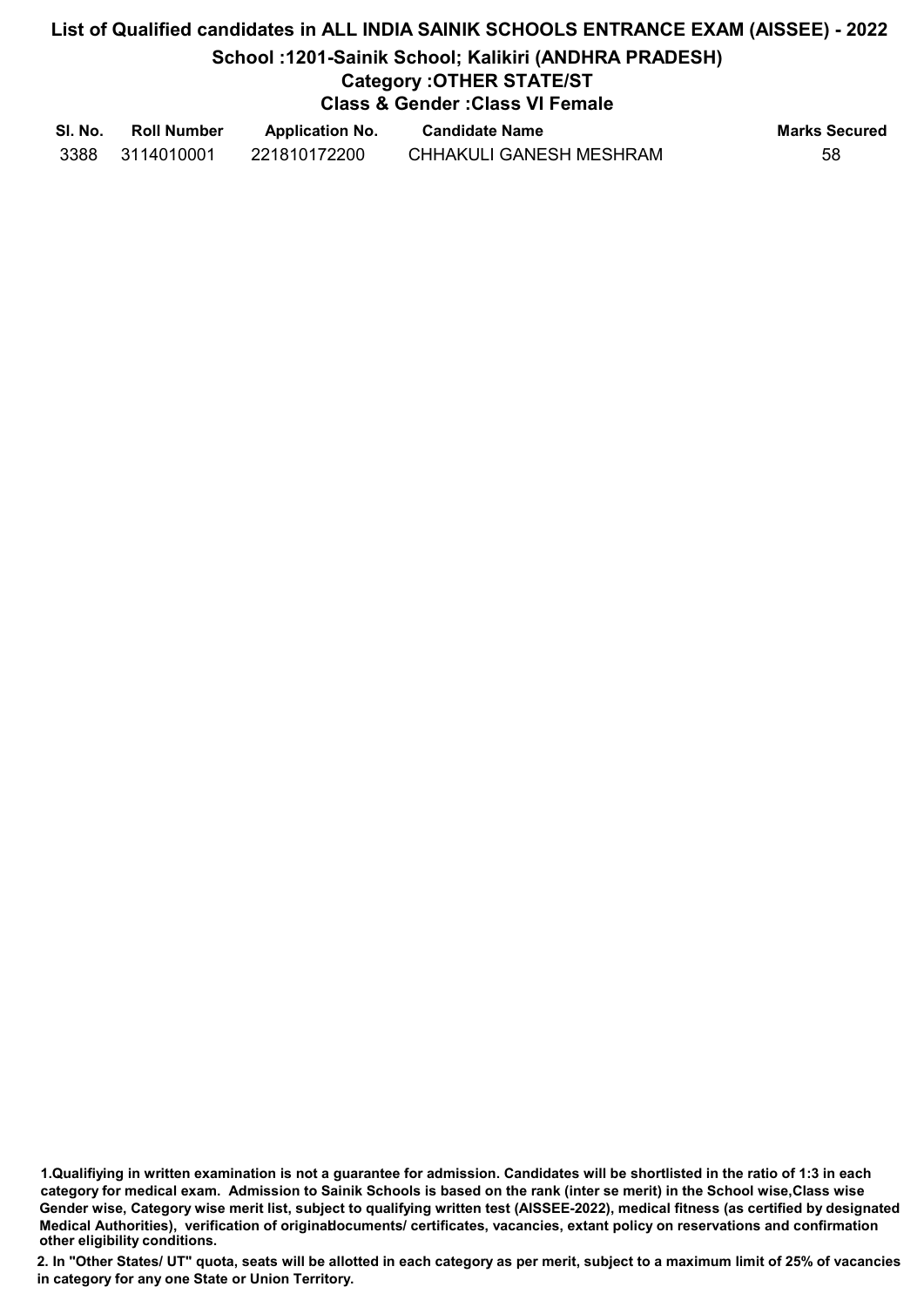# List of Qualified candidates in ALL INDIA SAINIK SCHOOLS ENTRANCE EXAM (AISSEE) - 2022

## School :1201-Sainik School; Kalikiri (ANDHRA PRADESH)

### Category :OTHER STATE/ST

### Class & Gender :Class VI Female

| Sl. No. | Roll Number | Application No. | Candidate Name | Marks Secured |
|---|---|---|---|---|
| 3388 | 3114010001 | 221810172200 | CHHAKULI GANESH MESHRAM | 58 |

1.Qualifiying in written examination is not a guarantee for admission. Candidates will be shortlisted in the ratio of 1:3 in each category for medical exam. Admission to Sainik Schools is based on the rank (inter se merit) in the School wise,Class wise Gender wise, Category wise merit list, subject to qualifying written test (AISSEE-2022), medical fitness (as certified by designated Medical Authorities), verification of originaldocuments/ certificates, vacancies, extant policy on reservations and confirmation other eligibility conditions.

2. In "Other States/ UT" quota, seats will be allotted in each category as per merit, subject to a maximum limit of 25% of vacancies in category for any one State or Union Territory.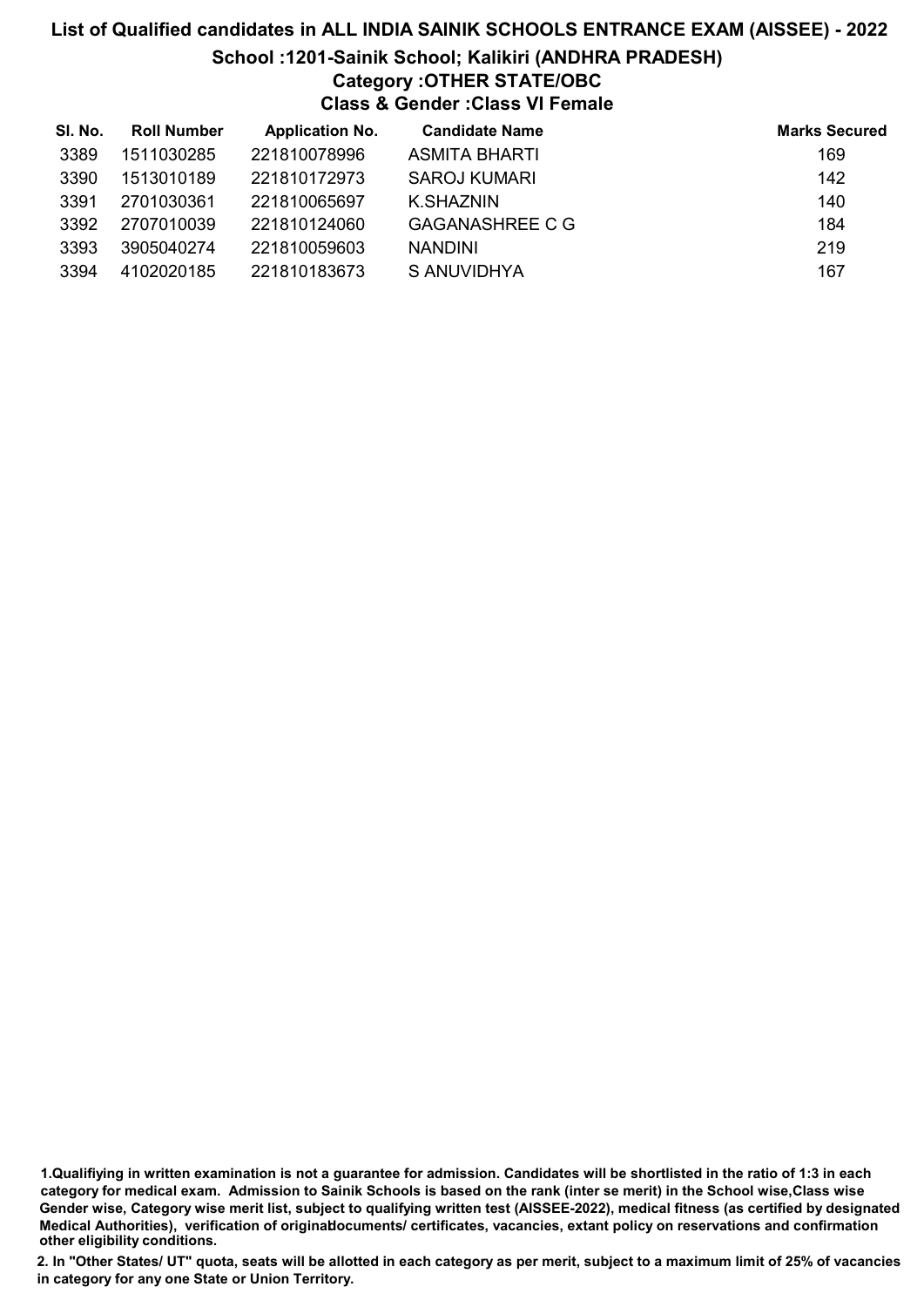# List of Qualified candidates in ALL INDIA SAINIK SCHOOLS ENTRANCE EXAM (AISSEE) - 2022

## School :1201-Sainik School; Kalikiri (ANDHRA PRADESH)

### Category :OTHER STATE/OBC

### Class & Gender :Class VI Female

| Sl. No. | Roll Number | Application No. | Candidate Name | Marks Secured |
|---|---|---|---|---|
| 3389 | 1511030285 | 221810078996 | ASMITA BHARTI | 169 |
| 3390 | 1513010189 | 221810172973 | SAROJ KUMARI | 142 |
| 3391 | 2701030361 | 221810065697 | K.SHAZNIN | 140 |
| 3392 | 2707010039 | 221810124060 | GAGANASHREE C G | 184 |
| 3393 | 3905040274 | 221810059603 | NANDINI | 219 |
| 3394 | 4102020185 | 221810183673 | S ANUVIDHYA | 167 |

**1.Qualifiying in written examination is not a guarantee for admission. Candidates will be shortlisted in the ratio of 1:3 in each category for medical exam. Admission to Sainik Schools is based on the rank (inter se merit) in the School wise,Class wise Gender wise, Category wise merit list, subject to qualifying written test (AISSEE-2022), medical fitness (as certified by designated Medical Authorities), verification of originaldocuments/ certificates, vacancies, extant policy on reservations and confirmation other eligibility conditions.**

**2. In "Other States/ UT" quota, seats will be allotted in each category as per merit, subject to a maximum limit of 25% of vacancies in category for any one State or Union Territory.**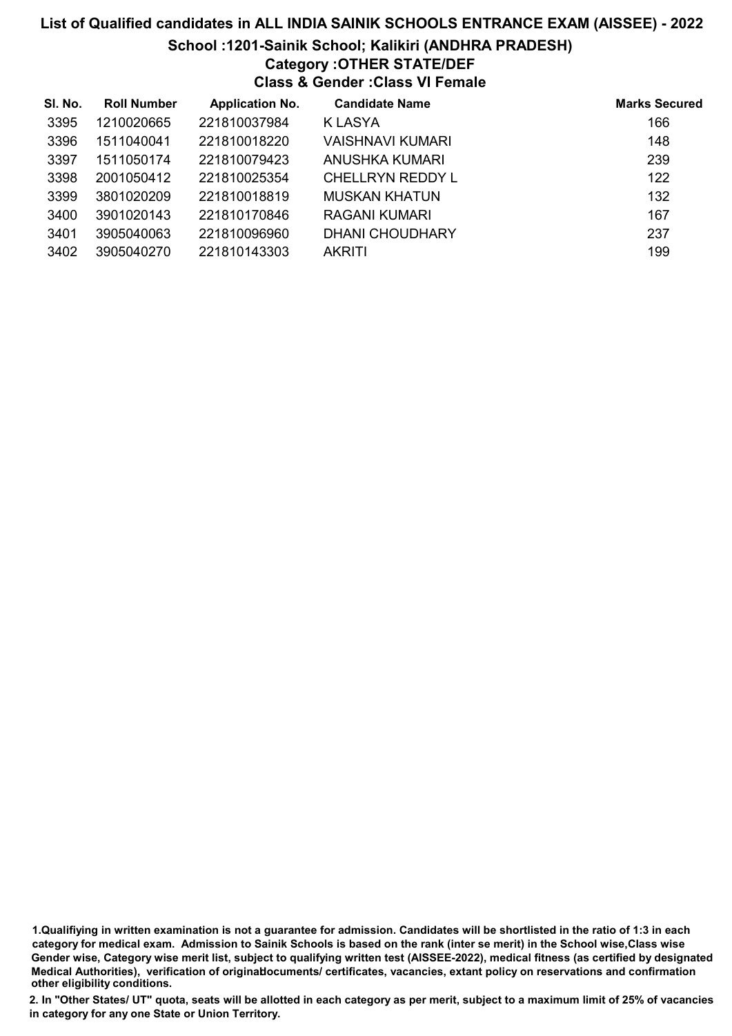## List of Qualified candidates in ALL INDIA SAINIK SCHOOLS ENTRANCE EXAM (AISSEE) - 2022

### School :1201-Sainik School; Kalikiri (ANDHRA PRADESH)

### Category :OTHER STATE/DEF

### Class & Gender :Class VI Female

| Sl. No. | Roll Number | Application No. | Candidate Name | Marks Secured |
|---|---|---|---|---|
| 3395 | 1210020665 | 221810037984 | K LASYA | 166 |
| 3396 | 1511040041 | 221810018220 | VAISHNAVI KUMARI | 148 |
| 3397 | 1511050174 | 221810079423 | ANUSHKA KUMARI | 239 |
| 3398 | 2001050412 | 221810025354 | CHELLRYN REDDY L | 122 |
| 3399 | 3801020209 | 221810018819 | MUSKAN KHATUN | 132 |
| 3400 | 3901020143 | 221810170846 | RAGANI KUMARI | 167 |
| 3401 | 3905040063 | 221810096960 | DHANI CHOUDHARY | 237 |
| 3402 | 3905040270 | 221810143303 | AKRITI | 199 |

1.Qualifiying in written examination is not a guarantee for admission. Candidates will be shortlisted in the ratio of 1:3 in each category for medical exam. Admission to Sainik Schools is based on the rank (inter se merit) in the School wise,Class wise Gender wise, Category wise merit list, subject to qualifying written test (AISSEE-2022), medical fitness (as certified by designated Medical Authorities), verification of originaldocuments/ certificates, vacancies, extant policy on reservations and confirmation other eligibility conditions.

2. In "Other States/ UT" quota, seats will be allotted in each category as per merit, subject to a maximum limit of 25% of vacancies in category for any one State or Union Territory.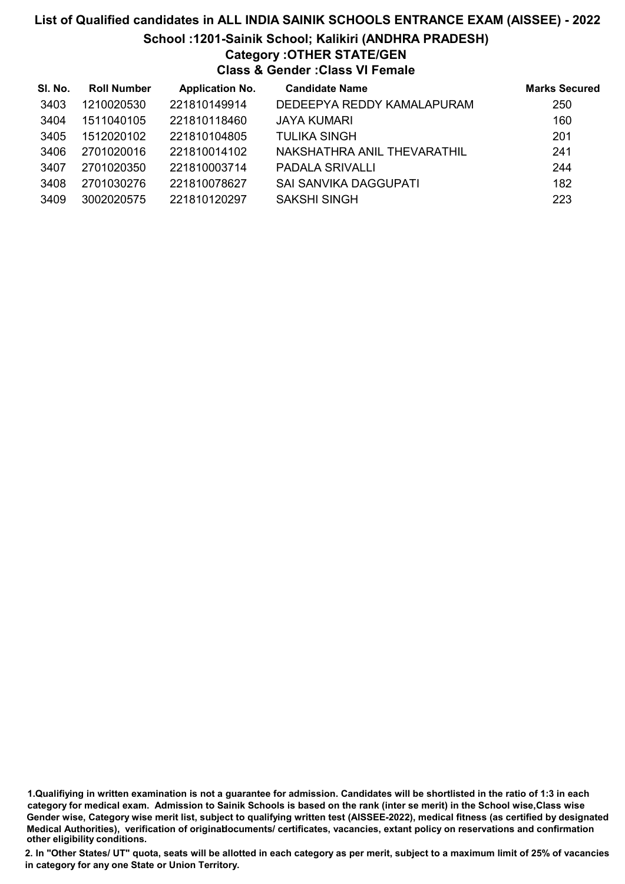# List of Qualified candidates in ALL INDIA SAINIK SCHOOLS ENTRANCE EXAM (AISSEE) - 2022

## School :1201-Sainik School; Kalikiri (ANDHRA PRADESH)

### Category :OTHER STATE/GEN

### Class & Gender :Class VI Female

| Sl. No. | Roll Number | Application No. | Candidate Name | Marks Secured |
|---|---|---|---|---|
| 3403 | 1210020530 | 221810149914 | DEDEEPYA REDDY KAMALAPURAM | 250 |
| 3404 | 1511040105 | 221810118460 | JAYA KUMARI | 160 |
| 3405 | 1512020102 | 221810104805 | TULIKA SINGH | 201 |
| 3406 | 2701020016 | 221810014102 | NAKSHATHRA ANIL THEVARATHIL | 241 |
| 3407 | 2701020350 | 221810003714 | PADALA SRIVALLI | 244 |
| 3408 | 2701030276 | 221810078627 | SAI SANVIKA DAGGUPATI | 182 |
| 3409 | 3002020575 | 221810120297 | SAKSHI SINGH | 223 |

**1.Qualifiying in written examination is not a guarantee for admission. Candidates will be shortlisted in the ratio of 1:3 in each category for medical exam. Admission to Sainik Schools is based on the rank (inter se merit) in the School wise,Class wise Gender wise, Category wise merit list, subject to qualifying written test (AISSEE-2022), medical fitness (as certified by designated Medical Authorities), verification of originaldocuments/ certificates, vacancies, extant policy on reservations and confirmation other eligibility conditions.**

**2. In "Other States/ UT" quota, seats will be allotted in each category as per merit, subject to a maximum limit of 25% of vacancies in category for any one State or Union Territory.**